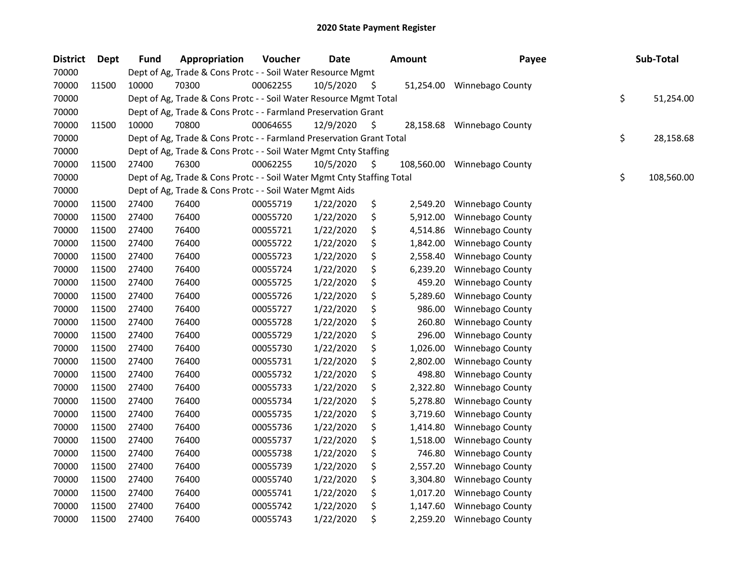# 2020 State Payment Register

| District | Dept | Fund | Appropriation | Voucher | Date | Amount | Payee | Sub-Total |
|---|---|---|---|---|---|---|---|---|
| 70000 | | Dept of Ag, Trade & Cons Protc - - Soil Water Resource Mgmt | | | | | | |
| 70000 | 11500 | 10000 | 70300 | 00062255 | 10/5/2020 | $ 51,254.00 | Winnebago County | |
| 70000 | | Dept of Ag, Trade & Cons Protc - - Soil Water Resource Mgmt Total | | | | | | $ 51,254.00 |
| 70000 | | Dept of Ag, Trade & Cons Protc - - Farmland Preservation Grant | | | | | | |
| 70000 | 11500 | 10000 | 70800 | 00064655 | 12/9/2020 | $ 28,158.68 | Winnebago County | |
| 70000 | | Dept of Ag, Trade & Cons Protc - - Farmland Preservation Grant Total | | | | | | $ 28,158.68 |
| 70000 | | Dept of Ag, Trade & Cons Protc - - Soil Water Mgmt Cnty Staffing | | | | | | |
| 70000 | 11500 | 27400 | 76300 | 00062255 | 10/5/2020 | $ 108,560.00 | Winnebago County | |
| 70000 | | Dept of Ag, Trade & Cons Protc - - Soil Water Mgmt Cnty Staffing Total | | | | | | $ 108,560.00 |
| 70000 | | Dept of Ag, Trade & Cons Protc - - Soil Water Mgmt Aids | | | | | | |
| 70000 | 11500 | 27400 | 76400 | 00055719 | 1/22/2020 | $ 2,549.20 | Winnebago County | |
| 70000 | 11500 | 27400 | 76400 | 00055720 | 1/22/2020 | $ 5,912.00 | Winnebago County | |
| 70000 | 11500 | 27400 | 76400 | 00055721 | 1/22/2020 | $ 4,514.86 | Winnebago County | |
| 70000 | 11500 | 27400 | 76400 | 00055722 | 1/22/2020 | $ 1,842.00 | Winnebago County | |
| 70000 | 11500 | 27400 | 76400 | 00055723 | 1/22/2020 | $ 2,558.40 | Winnebago County | |
| 70000 | 11500 | 27400 | 76400 | 00055724 | 1/22/2020 | $ 6,239.20 | Winnebago County | |
| 70000 | 11500 | 27400 | 76400 | 00055725 | 1/22/2020 | $ 459.20 | Winnebago County | |
| 70000 | 11500 | 27400 | 76400 | 00055726 | 1/22/2020 | $ 5,289.60 | Winnebago County | |
| 70000 | 11500 | 27400 | 76400 | 00055727 | 1/22/2020 | $ 986.00 | Winnebago County | |
| 70000 | 11500 | 27400 | 76400 | 00055728 | 1/22/2020 | $ 260.80 | Winnebago County | |
| 70000 | 11500 | 27400 | 76400 | 00055729 | 1/22/2020 | $ 296.00 | Winnebago County | |
| 70000 | 11500 | 27400 | 76400 | 00055730 | 1/22/2020 | $ 1,026.00 | Winnebago County | |
| 70000 | 11500 | 27400 | 76400 | 00055731 | 1/22/2020 | $ 2,802.00 | Winnebago County | |
| 70000 | 11500 | 27400 | 76400 | 00055732 | 1/22/2020 | $ 498.80 | Winnebago County | |
| 70000 | 11500 | 27400 | 76400 | 00055733 | 1/22/2020 | $ 2,322.80 | Winnebago County | |
| 70000 | 11500 | 27400 | 76400 | 00055734 | 1/22/2020 | $ 5,278.80 | Winnebago County | |
| 70000 | 11500 | 27400 | 76400 | 00055735 | 1/22/2020 | $ 3,719.60 | Winnebago County | |
| 70000 | 11500 | 27400 | 76400 | 00055736 | 1/22/2020 | $ 1,414.80 | Winnebago County | |
| 70000 | 11500 | 27400 | 76400 | 00055737 | 1/22/2020 | $ 1,518.00 | Winnebago County | |
| 70000 | 11500 | 27400 | 76400 | 00055738 | 1/22/2020 | $ 746.80 | Winnebago County | |
| 70000 | 11500 | 27400 | 76400 | 00055739 | 1/22/2020 | $ 2,557.20 | Winnebago County | |
| 70000 | 11500 | 27400 | 76400 | 00055740 | 1/22/2020 | $ 3,304.80 | Winnebago County | |
| 70000 | 11500 | 27400 | 76400 | 00055741 | 1/22/2020 | $ 1,017.20 | Winnebago County | |
| 70000 | 11500 | 27400 | 76400 | 00055742 | 1/22/2020 | $ 1,147.60 | Winnebago County | |
| 70000 | 11500 | 27400 | 76400 | 00055743 | 1/22/2020 | $ 2,259.20 | Winnebago County | |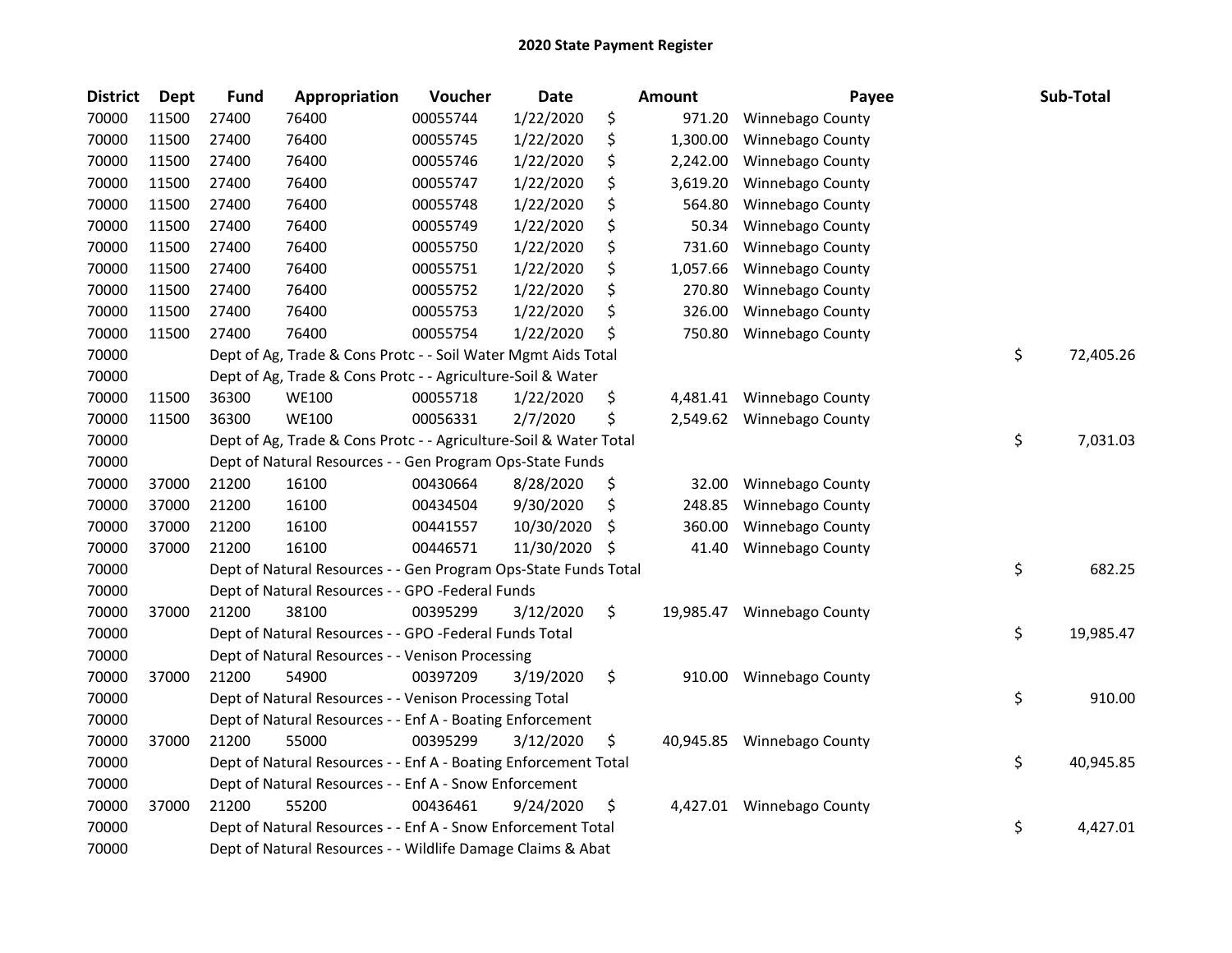## 2020 State Payment Register

| District | Dept | Fund | Appropriation | Voucher | Date | Amount | Payee | Sub-Total |
|---|---|---|---|---|---|---|---|---|
| 70000 | 11500 | 27400 | 76400 | 00055744 | 1/22/2020 | $ 971.20 | Winnebago County | |
| 70000 | 11500 | 27400 | 76400 | 00055745 | 1/22/2020 | $ 1,300.00 | Winnebago County | |
| 70000 | 11500 | 27400 | 76400 | 00055746 | 1/22/2020 | $ 2,242.00 | Winnebago County | |
| 70000 | 11500 | 27400 | 76400 | 00055747 | 1/22/2020 | $ 3,619.20 | Winnebago County | |
| 70000 | 11500 | 27400 | 76400 | 00055748 | 1/22/2020 | $ 564.80 | Winnebago County | |
| 70000 | 11500 | 27400 | 76400 | 00055749 | 1/22/2020 | $ 50.34 | Winnebago County | |
| 70000 | 11500 | 27400 | 76400 | 00055750 | 1/22/2020 | $ 731.60 | Winnebago County | |
| 70000 | 11500 | 27400 | 76400 | 00055751 | 1/22/2020 | $ 1,057.66 | Winnebago County | |
| 70000 | 11500 | 27400 | 76400 | 00055752 | 1/22/2020 | $ 270.80 | Winnebago County | |
| 70000 | 11500 | 27400 | 76400 | 00055753 | 1/22/2020 | $ 326.00 | Winnebago County | |
| 70000 | 11500 | 27400 | 76400 | 00055754 | 1/22/2020 | $ 750.80 | Winnebago County | |
| 70000 | | Dept of Ag, Trade & Cons Protc - - Soil Water Mgmt Aids Total | | | | | | $ 72,405.26 |
| 70000 | | Dept of Ag, Trade & Cons Protc - - Agriculture-Soil & Water | | | | | | |
| 70000 | 11500 | 36300 | WE100 | 00055718 | 1/22/2020 | $ 4,481.41 | Winnebago County | |
| 70000 | 11500 | 36300 | WE100 | 00056331 | 2/7/2020 | $ 2,549.62 | Winnebago County | |
| 70000 | | Dept of Ag, Trade & Cons Protc - - Agriculture-Soil & Water Total | | | | | | $ 7,031.03 |
| 70000 | | Dept of Natural Resources - - Gen Program Ops-State Funds | | | | | | |
| 70000 | 37000 | 21200 | 16100 | 00430664 | 8/28/2020 | $ 32.00 | Winnebago County | |
| 70000 | 37000 | 21200 | 16100 | 00434504 | 9/30/2020 | $ 248.85 | Winnebago County | |
| 70000 | 37000 | 21200 | 16100 | 00441557 | 10/30/2020 | $ 360.00 | Winnebago County | |
| 70000 | 37000 | 21200 | 16100 | 00446571 | 11/30/2020 | $ 41.40 | Winnebago County | |
| 70000 | | Dept of Natural Resources - - Gen Program Ops-State Funds Total | | | | | | $ 682.25 |
| 70000 | | Dept of Natural Resources - - GPO -Federal Funds | | | | | | |
| 70000 | 37000 | 21200 | 38100 | 00395299 | 3/12/2020 | $ 19,985.47 | Winnebago County | |
| 70000 | | Dept of Natural Resources - - GPO -Federal Funds Total | | | | | | $ 19,985.47 |
| 70000 | | Dept of Natural Resources - - Venison Processing | | | | | | |
| 70000 | 37000 | 21200 | 54900 | 00397209 | 3/19/2020 | $ 910.00 | Winnebago County | |
| 70000 | | Dept of Natural Resources - - Venison Processing Total | | | | | | $ 910.00 |
| 70000 | | Dept of Natural Resources - - Enf A - Boating Enforcement | | | | | | |
| 70000 | 37000 | 21200 | 55000 | 00395299 | 3/12/2020 | $ 40,945.85 | Winnebago County | |
| 70000 | | Dept of Natural Resources - - Enf A - Boating Enforcement Total | | | | | | $ 40,945.85 |
| 70000 | | Dept of Natural Resources - - Enf A - Snow Enforcement | | | | | | |
| 70000 | 37000 | 21200 | 55200 | 00436461 | 9/24/2020 | $ 4,427.01 | Winnebago County | |
| 70000 | | Dept of Natural Resources - - Enf A - Snow Enforcement Total | | | | | | $ 4,427.01 |
| 70000 | | Dept of Natural Resources - - Wildlife Damage Claims & Abat | | | | | | |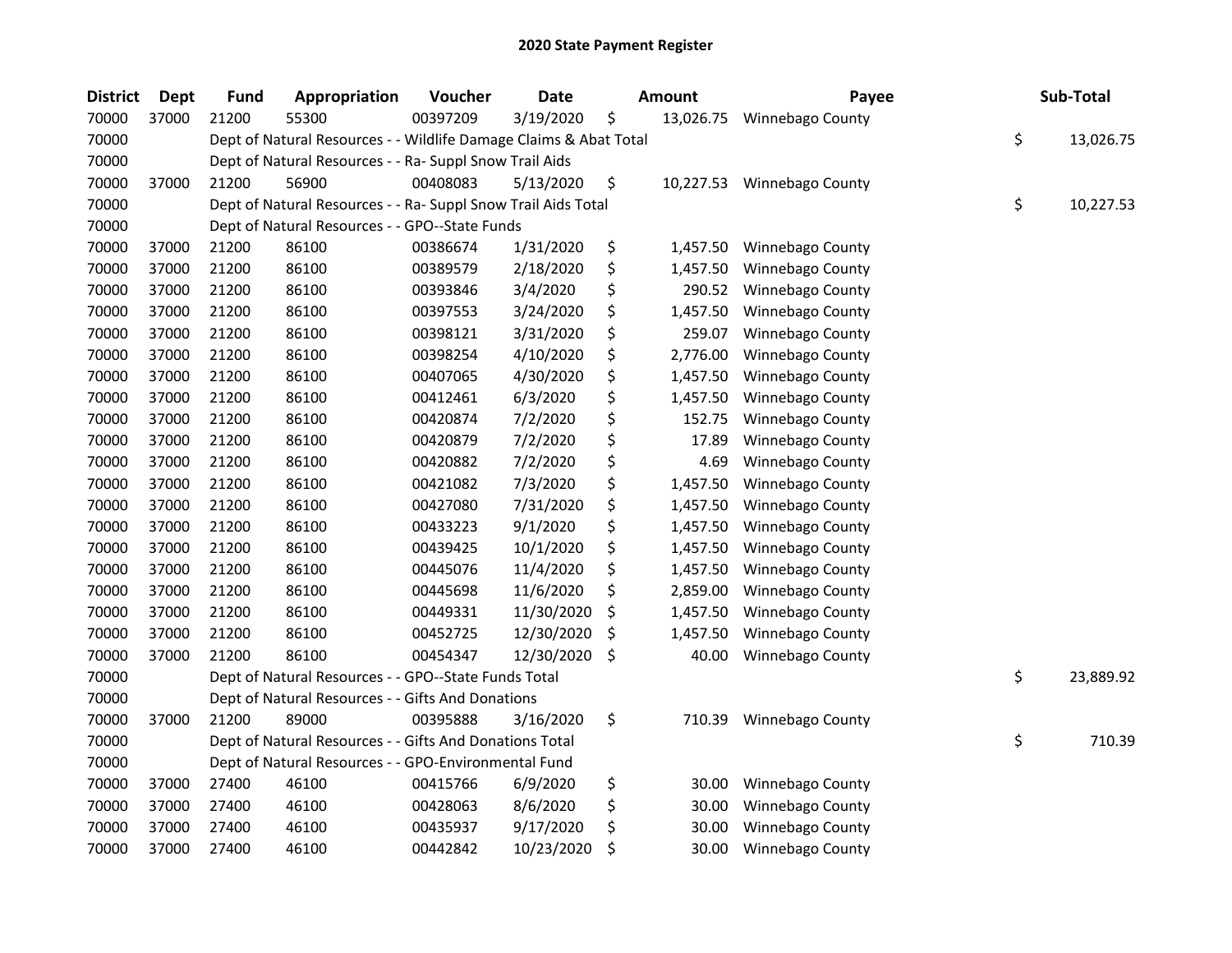# 2020 State Payment Register

| District | Dept | Fund | Appropriation | Voucher | Date | Amount | Payee | Sub-Total |
|---|---|---|---|---|---|---|---|---|
| 70000 | 37000 | 21200 | 55300 | 00397209 | 3/19/2020 | $ 13,026.75 | Winnebago County | |
| 70000 | | Dept of Natural Resources - - Wildlife Damage Claims & Abat Total | | | | | | $ 13,026.75 |
| 70000 | | Dept of Natural Resources - - Ra- Suppl Snow Trail Aids | | | | | | |
| 70000 | 37000 | 21200 | 56900 | 00408083 | 5/13/2020 | $ 10,227.53 | Winnebago County | |
| 70000 | | Dept of Natural Resources - - Ra- Suppl Snow Trail Aids Total | | | | | | $ 10,227.53 |
| 70000 | | Dept of Natural Resources - - GPO--State Funds | | | | | | |
| 70000 | 37000 | 21200 | 86100 | 00386674 | 1/31/2020 | $ 1,457.50 | Winnebago County | |
| 70000 | 37000 | 21200 | 86100 | 00389579 | 2/18/2020 | $ 1,457.50 | Winnebago County | |
| 70000 | 37000 | 21200 | 86100 | 00393846 | 3/4/2020 | $ 290.52 | Winnebago County | |
| 70000 | 37000 | 21200 | 86100 | 00397553 | 3/24/2020 | $ 1,457.50 | Winnebago County | |
| 70000 | 37000 | 21200 | 86100 | 00398121 | 3/31/2020 | $ 259.07 | Winnebago County | |
| 70000 | 37000 | 21200 | 86100 | 00398254 | 4/10/2020 | $ 2,776.00 | Winnebago County | |
| 70000 | 37000 | 21200 | 86100 | 00407065 | 4/30/2020 | $ 1,457.50 | Winnebago County | |
| 70000 | 37000 | 21200 | 86100 | 00412461 | 6/3/2020 | $ 1,457.50 | Winnebago County | |
| 70000 | 37000 | 21200 | 86100 | 00420874 | 7/2/2020 | $ 152.75 | Winnebago County | |
| 70000 | 37000 | 21200 | 86100 | 00420879 | 7/2/2020 | $ 17.89 | Winnebago County | |
| 70000 | 37000 | 21200 | 86100 | 00420882 | 7/2/2020 | $ 4.69 | Winnebago County | |
| 70000 | 37000 | 21200 | 86100 | 00421082 | 7/3/2020 | $ 1,457.50 | Winnebago County | |
| 70000 | 37000 | 21200 | 86100 | 00427080 | 7/31/2020 | $ 1,457.50 | Winnebago County | |
| 70000 | 37000 | 21200 | 86100 | 00433223 | 9/1/2020 | $ 1,457.50 | Winnebago County | |
| 70000 | 37000 | 21200 | 86100 | 00439425 | 10/1/2020 | $ 1,457.50 | Winnebago County | |
| 70000 | 37000 | 21200 | 86100 | 00445076 | 11/4/2020 | $ 1,457.50 | Winnebago County | |
| 70000 | 37000 | 21200 | 86100 | 00445698 | 11/6/2020 | $ 2,859.00 | Winnebago County | |
| 70000 | 37000 | 21200 | 86100 | 00449331 | 11/30/2020 | $ 1,457.50 | Winnebago County | |
| 70000 | 37000 | 21200 | 86100 | 00452725 | 12/30/2020 | $ 1,457.50 | Winnebago County | |
| 70000 | 37000 | 21200 | 86100 | 00454347 | 12/30/2020 | $ 40.00 | Winnebago County | |
| 70000 | | Dept of Natural Resources - - GPO--State Funds Total | | | | | | $ 23,889.92 |
| 70000 | | Dept of Natural Resources - - Gifts And Donations | | | | | | |
| 70000 | 37000 | 21200 | 89000 | 00395888 | 3/16/2020 | $ 710.39 | Winnebago County | |
| 70000 | | Dept of Natural Resources - - Gifts And Donations Total | | | | | | $ 710.39 |
| 70000 | | Dept of Natural Resources - - GPO-Environmental Fund | | | | | | |
| 70000 | 37000 | 27400 | 46100 | 00415766 | 6/9/2020 | $ 30.00 | Winnebago County | |
| 70000 | 37000 | 27400 | 46100 | 00428063 | 8/6/2020 | $ 30.00 | Winnebago County | |
| 70000 | 37000 | 27400 | 46100 | 00435937 | 9/17/2020 | $ 30.00 | Winnebago County | |
| 70000 | 37000 | 27400 | 46100 | 00442842 | 10/23/2020 | $ 30.00 | Winnebago County | |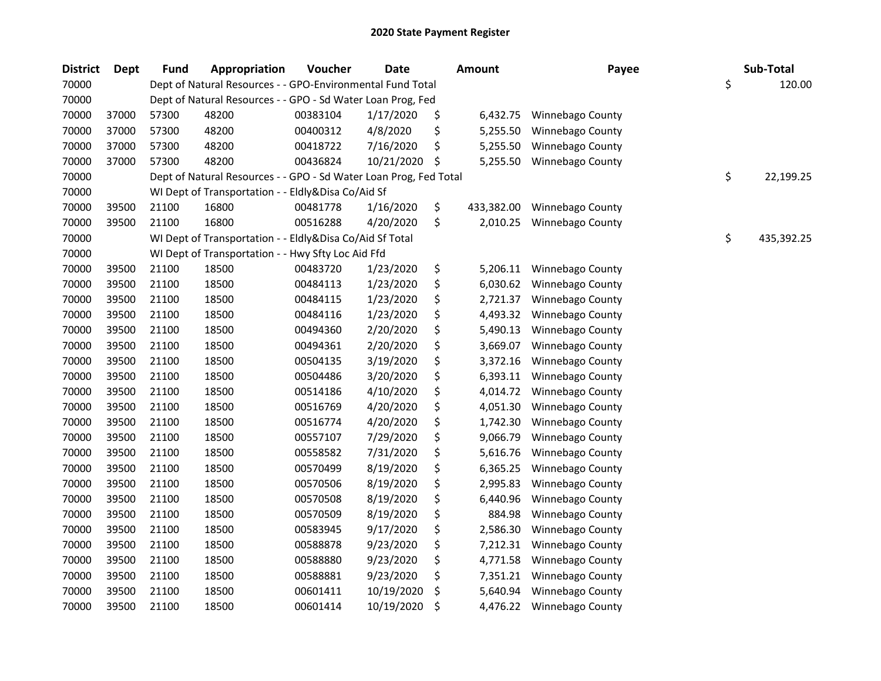# 2020 State Payment Register

| District | Dept | Fund | Appropriation | Voucher | Date | Amount | Payee | Sub-Total |
|---|---|---|---|---|---|---|---|---|
| 70000 | | Dept of Natural Resources - - GPO-Environmental Fund Total | | | | | | $ 120.00 |
| 70000 | | Dept of Natural Resources - - GPO - Sd Water Loan Prog, Fed | | | | | | |
| 70000 | 37000 | 57300 | 48200 | 00383104 | 1/17/2020 | $ 6,432.75 | Winnebago County | |
| 70000 | 37000 | 57300 | 48200 | 00400312 | 4/8/2020 | $ 5,255.50 | Winnebago County | |
| 70000 | 37000 | 57300 | 48200 | 00418722 | 7/16/2020 | $ 5,255.50 | Winnebago County | |
| 70000 | 37000 | 57300 | 48200 | 00436824 | 10/21/2020 | $ 5,255.50 | Winnebago County | |
| 70000 | | Dept of Natural Resources - - GPO - Sd Water Loan Prog, Fed Total | | | | | | $ 22,199.25 |
| 70000 | | WI Dept of Transportation - - Eldly&Disa Co/Aid Sf | | | | | | |
| 70000 | 39500 | 21100 | 16800 | 00481778 | 1/16/2020 | $ 433,382.00 | Winnebago County | |
| 70000 | 39500 | 21100 | 16800 | 00516288 | 4/20/2020 | $ 2,010.25 | Winnebago County | |
| 70000 | | WI Dept of Transportation - - Eldly&Disa Co/Aid Sf Total | | | | | | $ 435,392.25 |
| 70000 | | WI Dept of Transportation - - Hwy Sfty Loc Aid Ffd | | | | | | |
| 70000 | 39500 | 21100 | 18500 | 00483720 | 1/23/2020 | $ 5,206.11 | Winnebago County | |
| 70000 | 39500 | 21100 | 18500 | 00484113 | 1/23/2020 | $ 6,030.62 | Winnebago County | |
| 70000 | 39500 | 21100 | 18500 | 00484115 | 1/23/2020 | $ 2,721.37 | Winnebago County | |
| 70000 | 39500 | 21100 | 18500 | 00484116 | 1/23/2020 | $ 4,493.32 | Winnebago County | |
| 70000 | 39500 | 21100 | 18500 | 00494360 | 2/20/2020 | $ 5,490.13 | Winnebago County | |
| 70000 | 39500 | 21100 | 18500 | 00494361 | 2/20/2020 | $ 3,669.07 | Winnebago County | |
| 70000 | 39500 | 21100 | 18500 | 00504135 | 3/19/2020 | $ 3,372.16 | Winnebago County | |
| 70000 | 39500 | 21100 | 18500 | 00504486 | 3/20/2020 | $ 6,393.11 | Winnebago County | |
| 70000 | 39500 | 21100 | 18500 | 00514186 | 4/10/2020 | $ 4,014.72 | Winnebago County | |
| 70000 | 39500 | 21100 | 18500 | 00516769 | 4/20/2020 | $ 4,051.30 | Winnebago County | |
| 70000 | 39500 | 21100 | 18500 | 00516774 | 4/20/2020 | $ 1,742.30 | Winnebago County | |
| 70000 | 39500 | 21100 | 18500 | 00557107 | 7/29/2020 | $ 9,066.79 | Winnebago County | |
| 70000 | 39500 | 21100 | 18500 | 00558582 | 7/31/2020 | $ 5,616.76 | Winnebago County | |
| 70000 | 39500 | 21100 | 18500 | 00570499 | 8/19/2020 | $ 6,365.25 | Winnebago County | |
| 70000 | 39500 | 21100 | 18500 | 00570506 | 8/19/2020 | $ 2,995.83 | Winnebago County | |
| 70000 | 39500 | 21100 | 18500 | 00570508 | 8/19/2020 | $ 6,440.96 | Winnebago County | |
| 70000 | 39500 | 21100 | 18500 | 00570509 | 8/19/2020 | $ 884.98 | Winnebago County | |
| 70000 | 39500 | 21100 | 18500 | 00583945 | 9/17/2020 | $ 2,586.30 | Winnebago County | |
| 70000 | 39500 | 21100 | 18500 | 00588878 | 9/23/2020 | $ 7,212.31 | Winnebago County | |
| 70000 | 39500 | 21100 | 18500 | 00588880 | 9/23/2020 | $ 4,771.58 | Winnebago County | |
| 70000 | 39500 | 21100 | 18500 | 00588881 | 9/23/2020 | $ 7,351.21 | Winnebago County | |
| 70000 | 39500 | 21100 | 18500 | 00601411 | 10/19/2020 | $ 5,640.94 | Winnebago County | |
| 70000 | 39500 | 21100 | 18500 | 00601414 | 10/19/2020 | $ 4,476.22 | Winnebago County | |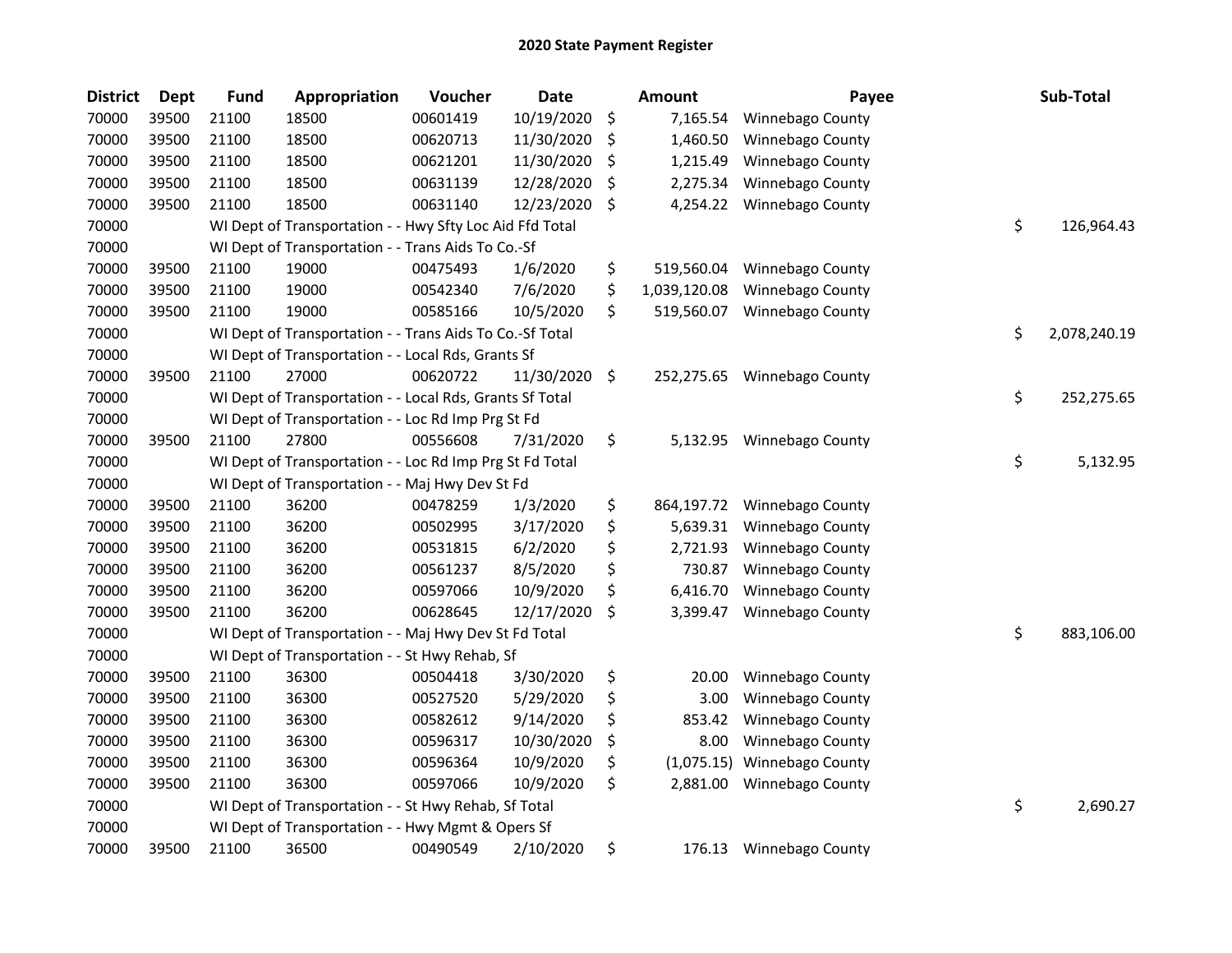## 2020 State Payment Register

| District | Dept | Fund | Appropriation | Voucher | Date | Amount | Payee | Sub-Total |
|---|---|---|---|---|---|---|---|---|
| 70000 | 39500 | 21100 | 18500 | 00601419 | 10/19/2020 | $ 7,165.54 | Winnebago County | |
| 70000 | 39500 | 21100 | 18500 | 00620713 | 11/30/2020 | $ 1,460.50 | Winnebago County | |
| 70000 | 39500 | 21100 | 18500 | 00621201 | 11/30/2020 | $ 1,215.49 | Winnebago County | |
| 70000 | 39500 | 21100 | 18500 | 00631139 | 12/28/2020 | $ 2,275.34 | Winnebago County | |
| 70000 | 39500 | 21100 | 18500 | 00631140 | 12/23/2020 | $ 4,254.22 | Winnebago County | |
| 70000 | | WI Dept of Transportation - - Hwy Sfty Loc Aid Ffd Total | | | | | | $ 126,964.43 |
| 70000 | | WI Dept of Transportation - - Trans Aids To Co.-Sf | | | | | | |
| 70000 | 39500 | 21100 | 19000 | 00475493 | 1/6/2020 | $ 519,560.04 | Winnebago County | |
| 70000 | 39500 | 21100 | 19000 | 00542340 | 7/6/2020 | $ 1,039,120.08 | Winnebago County | |
| 70000 | 39500 | 21100 | 19000 | 00585166 | 10/5/2020 | $ 519,560.07 | Winnebago County | |
| 70000 | | WI Dept of Transportation - - Trans Aids To Co.-Sf Total | | | | | | $ 2,078,240.19 |
| 70000 | | WI Dept of Transportation - - Local Rds, Grants Sf | | | | | | |
| 70000 | 39500 | 21100 | 27000 | 00620722 | 11/30/2020 | $ 252,275.65 | Winnebago County | |
| 70000 | | WI Dept of Transportation - - Local Rds, Grants Sf Total | | | | | | $ 252,275.65 |
| 70000 | | WI Dept of Transportation - - Loc Rd Imp Prg St Fd | | | | | | |
| 70000 | 39500 | 21100 | 27800 | 00556608 | 7/31/2020 | $ 5,132.95 | Winnebago County | |
| 70000 | | WI Dept of Transportation - - Loc Rd Imp Prg St Fd Total | | | | | | $ 5,132.95 |
| 70000 | | WI Dept of Transportation - - Maj Hwy Dev St Fd | | | | | | |
| 70000 | 39500 | 21100 | 36200 | 00478259 | 1/3/2020 | $ 864,197.72 | Winnebago County | |
| 70000 | 39500 | 21100 | 36200 | 00502995 | 3/17/2020 | $ 5,639.31 | Winnebago County | |
| 70000 | 39500 | 21100 | 36200 | 00531815 | 6/2/2020 | $ 2,721.93 | Winnebago County | |
| 70000 | 39500 | 21100 | 36200 | 00561237 | 8/5/2020 | $ 730.87 | Winnebago County | |
| 70000 | 39500 | 21100 | 36200 | 00597066 | 10/9/2020 | $ 6,416.70 | Winnebago County | |
| 70000 | 39500 | 21100 | 36200 | 00628645 | 12/17/2020 | $ 3,399.47 | Winnebago County | |
| 70000 | | WI Dept of Transportation - - Maj Hwy Dev St Fd Total | | | | | | $ 883,106.00 |
| 70000 | | WI Dept of Transportation - - St Hwy Rehab, Sf | | | | | | |
| 70000 | 39500 | 21100 | 36300 | 00504418 | 3/30/2020 | $ 20.00 | Winnebago County | |
| 70000 | 39500 | 21100 | 36300 | 00527520 | 5/29/2020 | $ 3.00 | Winnebago County | |
| 70000 | 39500 | 21100 | 36300 | 00582612 | 9/14/2020 | $ 853.42 | Winnebago County | |
| 70000 | 39500 | 21100 | 36300 | 00596317 | 10/30/2020 | $ 8.00 | Winnebago County | |
| 70000 | 39500 | 21100 | 36300 | 00596364 | 10/9/2020 | $ (1,075.15) | Winnebago County | |
| 70000 | 39500 | 21100 | 36300 | 00597066 | 10/9/2020 | $ 2,881.00 | Winnebago County | |
| 70000 | | WI Dept of Transportation - - St Hwy Rehab, Sf Total | | | | | | $ 2,690.27 |
| 70000 | | WI Dept of Transportation - - Hwy Mgmt & Opers Sf | | | | | | |
| 70000 | 39500 | 21100 | 36500 | 00490549 | 2/10/2020 | $ 176.13 | Winnebago County | |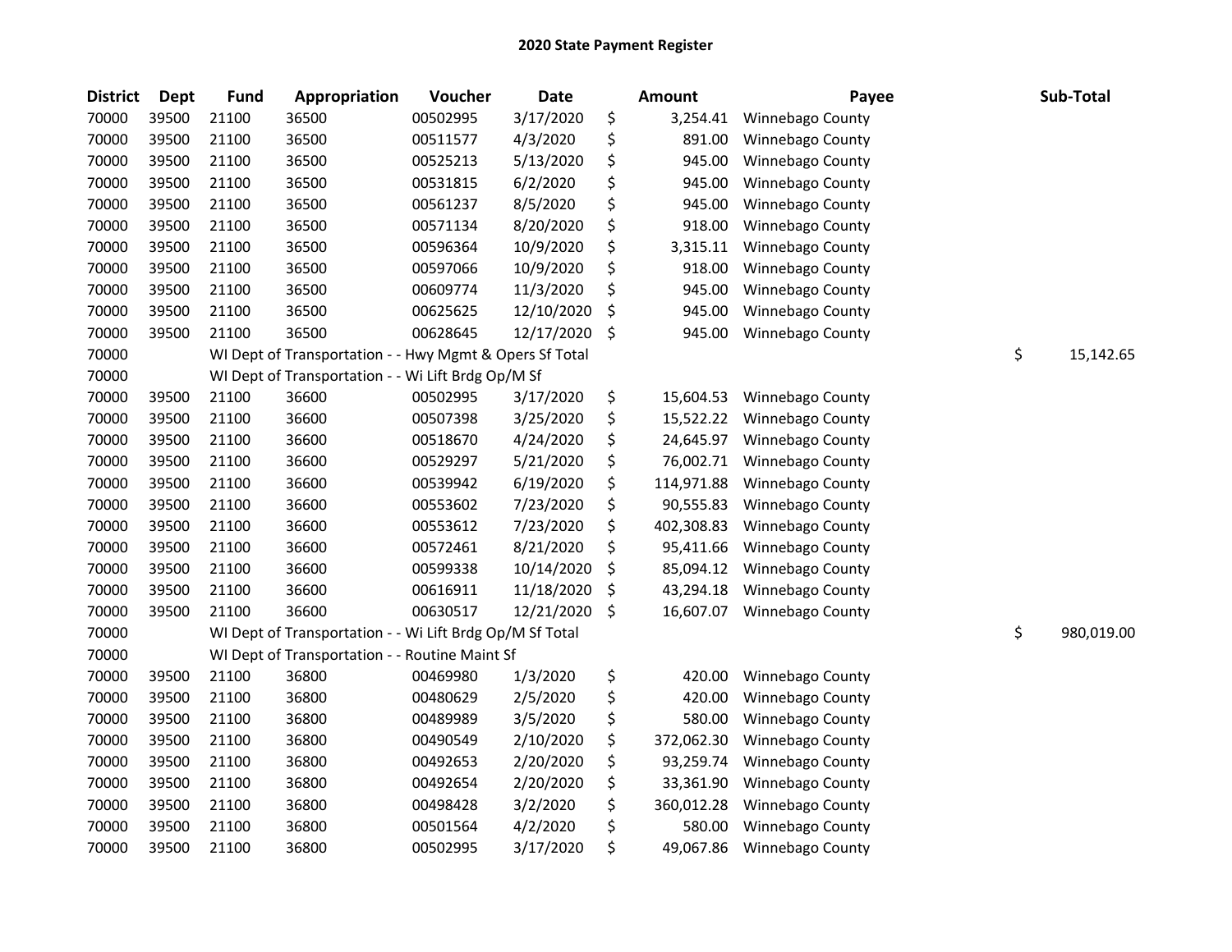## 2020 State Payment Register

| District | Dept | Fund | Appropriation | Voucher | Date | Amount | Payee | Sub-Total |
|---|---|---|---|---|---|---|---|---|
| 70000 | 39500 | 21100 | 36500 | 00502995 | 3/17/2020 | $ 3,254.41 | Winnebago County | |
| 70000 | 39500 | 21100 | 36500 | 00511577 | 4/3/2020 | $ 891.00 | Winnebago County | |
| 70000 | 39500 | 21100 | 36500 | 00525213 | 5/13/2020 | $ 945.00 | Winnebago County | |
| 70000 | 39500 | 21100 | 36500 | 00531815 | 6/2/2020 | $ 945.00 | Winnebago County | |
| 70000 | 39500 | 21100 | 36500 | 00561237 | 8/5/2020 | $ 945.00 | Winnebago County | |
| 70000 | 39500 | 21100 | 36500 | 00571134 | 8/20/2020 | $ 918.00 | Winnebago County | |
| 70000 | 39500 | 21100 | 36500 | 00596364 | 10/9/2020 | $ 3,315.11 | Winnebago County | |
| 70000 | 39500 | 21100 | 36500 | 00597066 | 10/9/2020 | $ 918.00 | Winnebago County | |
| 70000 | 39500 | 21100 | 36500 | 00609774 | 11/3/2020 | $ 945.00 | Winnebago County | |
| 70000 | 39500 | 21100 | 36500 | 00625625 | 12/10/2020 | $ 945.00 | Winnebago County | |
| 70000 | 39500 | 21100 | 36500 | 00628645 | 12/17/2020 | $ 945.00 | Winnebago County | |
| 70000 | | WI Dept of Transportation - - Hwy Mgmt & Opers Sf Total | | | | | | $ 15,142.65 |
| 70000 | | WI Dept of Transportation - - Wi Lift Brdg Op/M Sf | | | | | | |
| 70000 | 39500 | 21100 | 36600 | 00502995 | 3/17/2020 | $ 15,604.53 | Winnebago County | |
| 70000 | 39500 | 21100 | 36600 | 00507398 | 3/25/2020 | $ 15,522.22 | Winnebago County | |
| 70000 | 39500 | 21100 | 36600 | 00518670 | 4/24/2020 | $ 24,645.97 | Winnebago County | |
| 70000 | 39500 | 21100 | 36600 | 00529297 | 5/21/2020 | $ 76,002.71 | Winnebago County | |
| 70000 | 39500 | 21100 | 36600 | 00539942 | 6/19/2020 | $ 114,971.88 | Winnebago County | |
| 70000 | 39500 | 21100 | 36600 | 00553602 | 7/23/2020 | $ 90,555.83 | Winnebago County | |
| 70000 | 39500 | 21100 | 36600 | 00553612 | 7/23/2020 | $ 402,308.83 | Winnebago County | |
| 70000 | 39500 | 21100 | 36600 | 00572461 | 8/21/2020 | $ 95,411.66 | Winnebago County | |
| 70000 | 39500 | 21100 | 36600 | 00599338 | 10/14/2020 | $ 85,094.12 | Winnebago County | |
| 70000 | 39500 | 21100 | 36600 | 00616911 | 11/18/2020 | $ 43,294.18 | Winnebago County | |
| 70000 | 39500 | 21100 | 36600 | 00630517 | 12/21/2020 | $ 16,607.07 | Winnebago County | |
| 70000 | | WI Dept of Transportation - - Wi Lift Brdg Op/M Sf Total | | | | | | $ 980,019.00 |
| 70000 | | WI Dept of Transportation - - Routine Maint Sf | | | | | | |
| 70000 | 39500 | 21100 | 36800 | 00469980 | 1/3/2020 | $ 420.00 | Winnebago County | |
| 70000 | 39500 | 21100 | 36800 | 00480629 | 2/5/2020 | $ 420.00 | Winnebago County | |
| 70000 | 39500 | 21100 | 36800 | 00489989 | 3/5/2020 | $ 580.00 | Winnebago County | |
| 70000 | 39500 | 21100 | 36800 | 00490549 | 2/10/2020 | $ 372,062.30 | Winnebago County | |
| 70000 | 39500 | 21100 | 36800 | 00492653 | 2/20/2020 | $ 93,259.74 | Winnebago County | |
| 70000 | 39500 | 21100 | 36800 | 00492654 | 2/20/2020 | $ 33,361.90 | Winnebago County | |
| 70000 | 39500 | 21100 | 36800 | 00498428 | 3/2/2020 | $ 360,012.28 | Winnebago County | |
| 70000 | 39500 | 21100 | 36800 | 00501564 | 4/2/2020 | $ 580.00 | Winnebago County | |
| 70000 | 39500 | 21100 | 36800 | 00502995 | 3/17/2020 | $ 49,067.86 | Winnebago County | |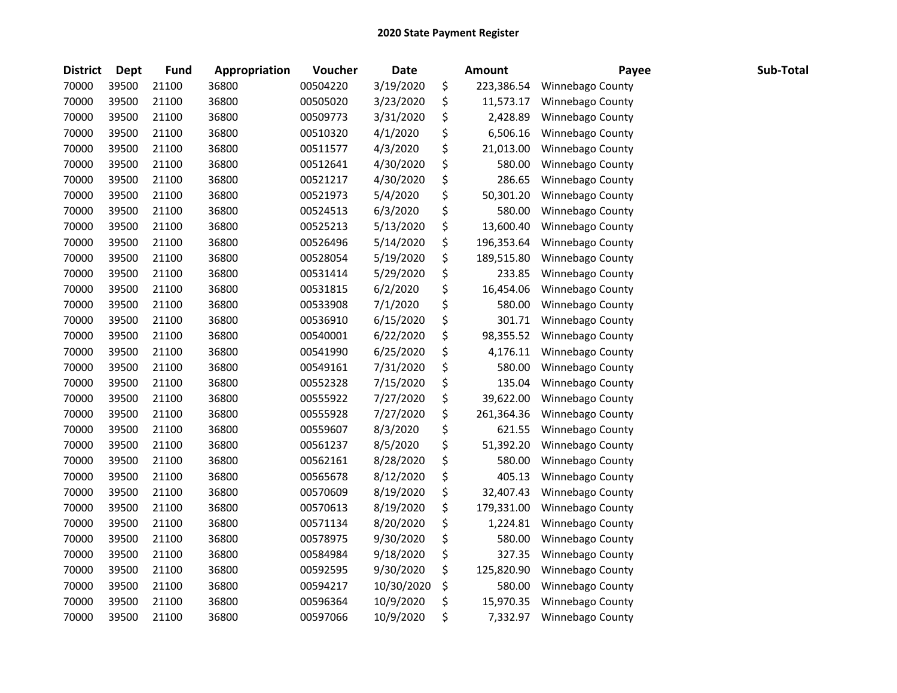# 2020 State Payment Register

| District | Dept | Fund | Appropriation | Voucher | Date | Amount | Payee | Sub-Total |
|---|---|---|---|---|---|---|---|---|
| 70000 | 39500 | 21100 | 36800 | 00504220 | 3/19/2020 | $ 223,386.54 | Winnebago County | |
| 70000 | 39500 | 21100 | 36800 | 00505020 | 3/23/2020 | $ 11,573.17 | Winnebago County | |
| 70000 | 39500 | 21100 | 36800 | 00509773 | 3/31/2020 | $ 2,428.89 | Winnebago County | |
| 70000 | 39500 | 21100 | 36800 | 00510320 | 4/1/2020 | $ 6,506.16 | Winnebago County | |
| 70000 | 39500 | 21100 | 36800 | 00511577 | 4/3/2020 | $ 21,013.00 | Winnebago County | |
| 70000 | 39500 | 21100 | 36800 | 00512641 | 4/30/2020 | $ 580.00 | Winnebago County | |
| 70000 | 39500 | 21100 | 36800 | 00521217 | 4/30/2020 | $ 286.65 | Winnebago County | |
| 70000 | 39500 | 21100 | 36800 | 00521973 | 5/4/2020 | $ 50,301.20 | Winnebago County | |
| 70000 | 39500 | 21100 | 36800 | 00524513 | 6/3/2020 | $ 580.00 | Winnebago County | |
| 70000 | 39500 | 21100 | 36800 | 00525213 | 5/13/2020 | $ 13,600.40 | Winnebago County | |
| 70000 | 39500 | 21100 | 36800 | 00526496 | 5/14/2020 | $ 196,353.64 | Winnebago County | |
| 70000 | 39500 | 21100 | 36800 | 00528054 | 5/19/2020 | $ 189,515.80 | Winnebago County | |
| 70000 | 39500 | 21100 | 36800 | 00531414 | 5/29/2020 | $ 233.85 | Winnebago County | |
| 70000 | 39500 | 21100 | 36800 | 00531815 | 6/2/2020 | $ 16,454.06 | Winnebago County | |
| 70000 | 39500 | 21100 | 36800 | 00533908 | 7/1/2020 | $ 580.00 | Winnebago County | |
| 70000 | 39500 | 21100 | 36800 | 00536910 | 6/15/2020 | $ 301.71 | Winnebago County | |
| 70000 | 39500 | 21100 | 36800 | 00540001 | 6/22/2020 | $ 98,355.52 | Winnebago County | |
| 70000 | 39500 | 21100 | 36800 | 00541990 | 6/25/2020 | $ 4,176.11 | Winnebago County | |
| 70000 | 39500 | 21100 | 36800 | 00549161 | 7/31/2020 | $ 580.00 | Winnebago County | |
| 70000 | 39500 | 21100 | 36800 | 00552328 | 7/15/2020 | $ 135.04 | Winnebago County | |
| 70000 | 39500 | 21100 | 36800 | 00555922 | 7/27/2020 | $ 39,622.00 | Winnebago County | |
| 70000 | 39500 | 21100 | 36800 | 00555928 | 7/27/2020 | $ 261,364.36 | Winnebago County | |
| 70000 | 39500 | 21100 | 36800 | 00559607 | 8/3/2020 | $ 621.55 | Winnebago County | |
| 70000 | 39500 | 21100 | 36800 | 00561237 | 8/5/2020 | $ 51,392.20 | Winnebago County | |
| 70000 | 39500 | 21100 | 36800 | 00562161 | 8/28/2020 | $ 580.00 | Winnebago County | |
| 70000 | 39500 | 21100 | 36800 | 00565678 | 8/12/2020 | $ 405.13 | Winnebago County | |
| 70000 | 39500 | 21100 | 36800 | 00570609 | 8/19/2020 | $ 32,407.43 | Winnebago County | |
| 70000 | 39500 | 21100 | 36800 | 00570613 | 8/19/2020 | $ 179,331.00 | Winnebago County | |
| 70000 | 39500 | 21100 | 36800 | 00571134 | 8/20/2020 | $ 1,224.81 | Winnebago County | |
| 70000 | 39500 | 21100 | 36800 | 00578975 | 9/30/2020 | $ 580.00 | Winnebago County | |
| 70000 | 39500 | 21100 | 36800 | 00584984 | 9/18/2020 | $ 327.35 | Winnebago County | |
| 70000 | 39500 | 21100 | 36800 | 00592595 | 9/30/2020 | $ 125,820.90 | Winnebago County | |
| 70000 | 39500 | 21100 | 36800 | 00594217 | 10/30/2020 | $ 580.00 | Winnebago County | |
| 70000 | 39500 | 21100 | 36800 | 00596364 | 10/9/2020 | $ 15,970.35 | Winnebago County | |
| 70000 | 39500 | 21100 | 36800 | 00597066 | 10/9/2020 | $ 7,332.97 | Winnebago County | |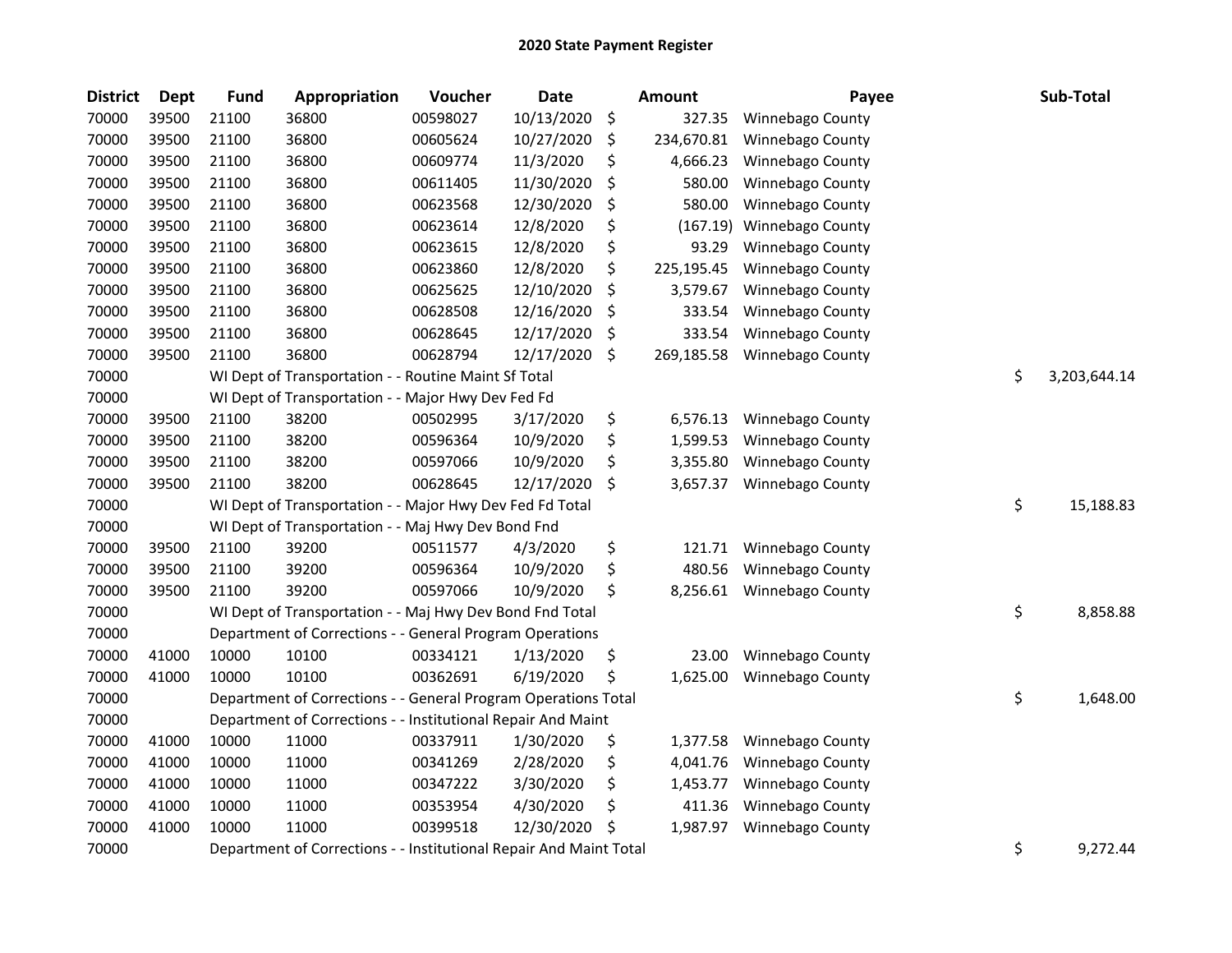## 2020 State Payment Register

| District | Dept | Fund | Appropriation | Voucher | Date | Amount | Payee | Sub-Total |
|---|---|---|---|---|---|---|---|---|
| 70000 | 39500 | 21100 | 36800 | 00598027 | 10/13/2020 | $ 327.35 | Winnebago County | |
| 70000 | 39500 | 21100 | 36800 | 00605624 | 10/27/2020 | $ 234,670.81 | Winnebago County | |
| 70000 | 39500 | 21100 | 36800 | 00609774 | 11/3/2020 | $ 4,666.23 | Winnebago County | |
| 70000 | 39500 | 21100 | 36800 | 00611405 | 11/30/2020 | $ 580.00 | Winnebago County | |
| 70000 | 39500 | 21100 | 36800 | 00623568 | 12/30/2020 | $ 580.00 | Winnebago County | |
| 70000 | 39500 | 21100 | 36800 | 00623614 | 12/8/2020 | $ (167.19) | Winnebago County | |
| 70000 | 39500 | 21100 | 36800 | 00623615 | 12/8/2020 | $ 93.29 | Winnebago County | |
| 70000 | 39500 | 21100 | 36800 | 00623860 | 12/8/2020 | $ 225,195.45 | Winnebago County | |
| 70000 | 39500 | 21100 | 36800 | 00625625 | 12/10/2020 | $ 3,579.67 | Winnebago County | |
| 70000 | 39500 | 21100 | 36800 | 00628508 | 12/16/2020 | $ 333.54 | Winnebago County | |
| 70000 | 39500 | 21100 | 36800 | 00628645 | 12/17/2020 | $ 333.54 | Winnebago County | |
| 70000 | 39500 | 21100 | 36800 | 00628794 | 12/17/2020 | $ 269,185.58 | Winnebago County | |
| 70000 | | WI Dept of Transportation - - Routine Maint Sf Total | | | | | | $ 3,203,644.14 |
| 70000 | | WI Dept of Transportation - - Major Hwy Dev Fed Fd | | | | | | |
| 70000 | 39500 | 21100 | 38200 | 00502995 | 3/17/2020 | $ 6,576.13 | Winnebago County | |
| 70000 | 39500 | 21100 | 38200 | 00596364 | 10/9/2020 | $ 1,599.53 | Winnebago County | |
| 70000 | 39500 | 21100 | 38200 | 00597066 | 10/9/2020 | $ 3,355.80 | Winnebago County | |
| 70000 | 39500 | 21100 | 38200 | 00628645 | 12/17/2020 | $ 3,657.37 | Winnebago County | |
| 70000 | | WI Dept of Transportation - - Major Hwy Dev Fed Fd Total | | | | | | $ 15,188.83 |
| 70000 | | WI Dept of Transportation - - Maj Hwy Dev Bond Fnd | | | | | | |
| 70000 | 39500 | 21100 | 39200 | 00511577 | 4/3/2020 | $ 121.71 | Winnebago County | |
| 70000 | 39500 | 21100 | 39200 | 00596364 | 10/9/2020 | $ 480.56 | Winnebago County | |
| 70000 | 39500 | 21100 | 39200 | 00597066 | 10/9/2020 | $ 8,256.61 | Winnebago County | |
| 70000 | | WI Dept of Transportation - - Maj Hwy Dev Bond Fnd Total | | | | | | $ 8,858.88 |
| 70000 | | Department of Corrections - - General Program Operations | | | | | | |
| 70000 | 41000 | 10000 | 10100 | 00334121 | 1/13/2020 | $ 23.00 | Winnebago County | |
| 70000 | 41000 | 10000 | 10100 | 00362691 | 6/19/2020 | $ 1,625.00 | Winnebago County | |
| 70000 | | Department of Corrections - - General Program Operations Total | | | | | | $ 1,648.00 |
| 70000 | | Department of Corrections - - Institutional Repair And Maint | | | | | | |
| 70000 | 41000 | 10000 | 11000 | 00337911 | 1/30/2020 | $ 1,377.58 | Winnebago County | |
| 70000 | 41000 | 10000 | 11000 | 00341269 | 2/28/2020 | $ 4,041.76 | Winnebago County | |
| 70000 | 41000 | 10000 | 11000 | 00347222 | 3/30/2020 | $ 1,453.77 | Winnebago County | |
| 70000 | 41000 | 10000 | 11000 | 00353954 | 4/30/2020 | $ 411.36 | Winnebago County | |
| 70000 | 41000 | 10000 | 11000 | 00399518 | 12/30/2020 | $ 1,987.97 | Winnebago County | |
| 70000 | | Department of Corrections - - Institutional Repair And Maint Total | | | | | | $ 9,272.44 |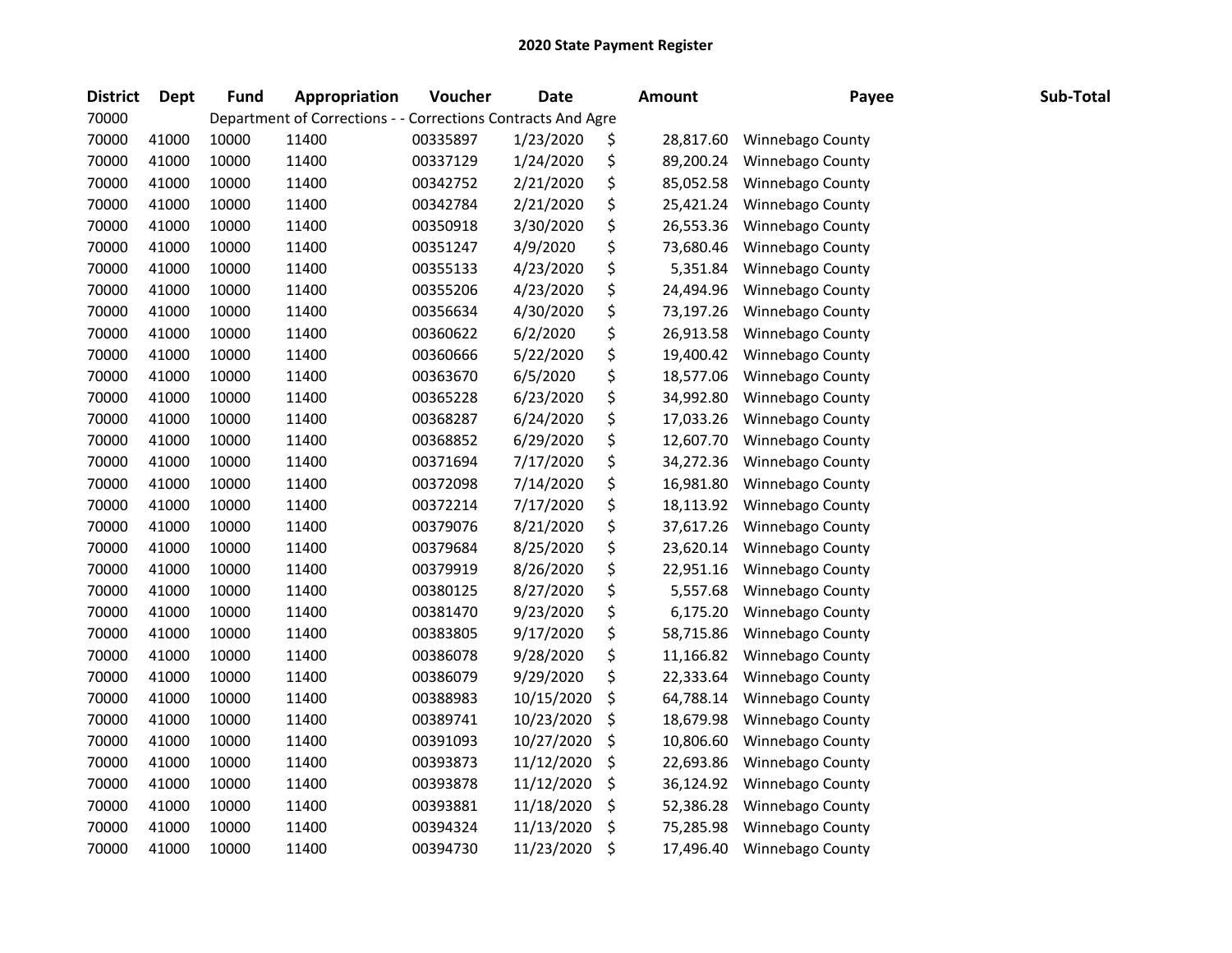# 2020 State Payment Register

| District | Dept | Fund | Appropriation | Voucher | Date | Amount | Payee | Sub-Total |
|---|---|---|---|---|---|---|---|---|
| 70000 | | Department of Corrections - - Corrections Contracts And Agre | | | | | | |
| 70000 | 41000 | 10000 | 11400 | 00335897 | 1/23/2020 | $ 28,817.60 | Winnebago County | |
| 70000 | 41000 | 10000 | 11400 | 00337129 | 1/24/2020 | $ 89,200.24 | Winnebago County | |
| 70000 | 41000 | 10000 | 11400 | 00342752 | 2/21/2020 | $ 85,052.58 | Winnebago County | |
| 70000 | 41000 | 10000 | 11400 | 00342784 | 2/21/2020 | $ 25,421.24 | Winnebago County | |
| 70000 | 41000 | 10000 | 11400 | 00350918 | 3/30/2020 | $ 26,553.36 | Winnebago County | |
| 70000 | 41000 | 10000 | 11400 | 00351247 | 4/9/2020 | $ 73,680.46 | Winnebago County | |
| 70000 | 41000 | 10000 | 11400 | 00355133 | 4/23/2020 | $ 5,351.84 | Winnebago County | |
| 70000 | 41000 | 10000 | 11400 | 00355206 | 4/23/2020 | $ 24,494.96 | Winnebago County | |
| 70000 | 41000 | 10000 | 11400 | 00356634 | 4/30/2020 | $ 73,197.26 | Winnebago County | |
| 70000 | 41000 | 10000 | 11400 | 00360622 | 6/2/2020 | $ 26,913.58 | Winnebago County | |
| 70000 | 41000 | 10000 | 11400 | 00360666 | 5/22/2020 | $ 19,400.42 | Winnebago County | |
| 70000 | 41000 | 10000 | 11400 | 00363670 | 6/5/2020 | $ 18,577.06 | Winnebago County | |
| 70000 | 41000 | 10000 | 11400 | 00365228 | 6/23/2020 | $ 34,992.80 | Winnebago County | |
| 70000 | 41000 | 10000 | 11400 | 00368287 | 6/24/2020 | $ 17,033.26 | Winnebago County | |
| 70000 | 41000 | 10000 | 11400 | 00368852 | 6/29/2020 | $ 12,607.70 | Winnebago County | |
| 70000 | 41000 | 10000 | 11400 | 00371694 | 7/17/2020 | $ 34,272.36 | Winnebago County | |
| 70000 | 41000 | 10000 | 11400 | 00372098 | 7/14/2020 | $ 16,981.80 | Winnebago County | |
| 70000 | 41000 | 10000 | 11400 | 00372214 | 7/17/2020 | $ 18,113.92 | Winnebago County | |
| 70000 | 41000 | 10000 | 11400 | 00379076 | 8/21/2020 | $ 37,617.26 | Winnebago County | |
| 70000 | 41000 | 10000 | 11400 | 00379684 | 8/25/2020 | $ 23,620.14 | Winnebago County | |
| 70000 | 41000 | 10000 | 11400 | 00379919 | 8/26/2020 | $ 22,951.16 | Winnebago County | |
| 70000 | 41000 | 10000 | 11400 | 00380125 | 8/27/2020 | $ 5,557.68 | Winnebago County | |
| 70000 | 41000 | 10000 | 11400 | 00381470 | 9/23/2020 | $ 6,175.20 | Winnebago County | |
| 70000 | 41000 | 10000 | 11400 | 00383805 | 9/17/2020 | $ 58,715.86 | Winnebago County | |
| 70000 | 41000 | 10000 | 11400 | 00386078 | 9/28/2020 | $ 11,166.82 | Winnebago County | |
| 70000 | 41000 | 10000 | 11400 | 00386079 | 9/29/2020 | $ 22,333.64 | Winnebago County | |
| 70000 | 41000 | 10000 | 11400 | 00388983 | 10/15/2020 | $ 64,788.14 | Winnebago County | |
| 70000 | 41000 | 10000 | 11400 | 00389741 | 10/23/2020 | $ 18,679.98 | Winnebago County | |
| 70000 | 41000 | 10000 | 11400 | 00391093 | 10/27/2020 | $ 10,806.60 | Winnebago County | |
| 70000 | 41000 | 10000 | 11400 | 00393873 | 11/12/2020 | $ 22,693.86 | Winnebago County | |
| 70000 | 41000 | 10000 | 11400 | 00393878 | 11/12/2020 | $ 36,124.92 | Winnebago County | |
| 70000 | 41000 | 10000 | 11400 | 00393881 | 11/18/2020 | $ 52,386.28 | Winnebago County | |
| 70000 | 41000 | 10000 | 11400 | 00394324 | 11/13/2020 | $ 75,285.98 | Winnebago County | |
| 70000 | 41000 | 10000 | 11400 | 00394730 | 11/23/2020 | $ 17,496.40 | Winnebago County | |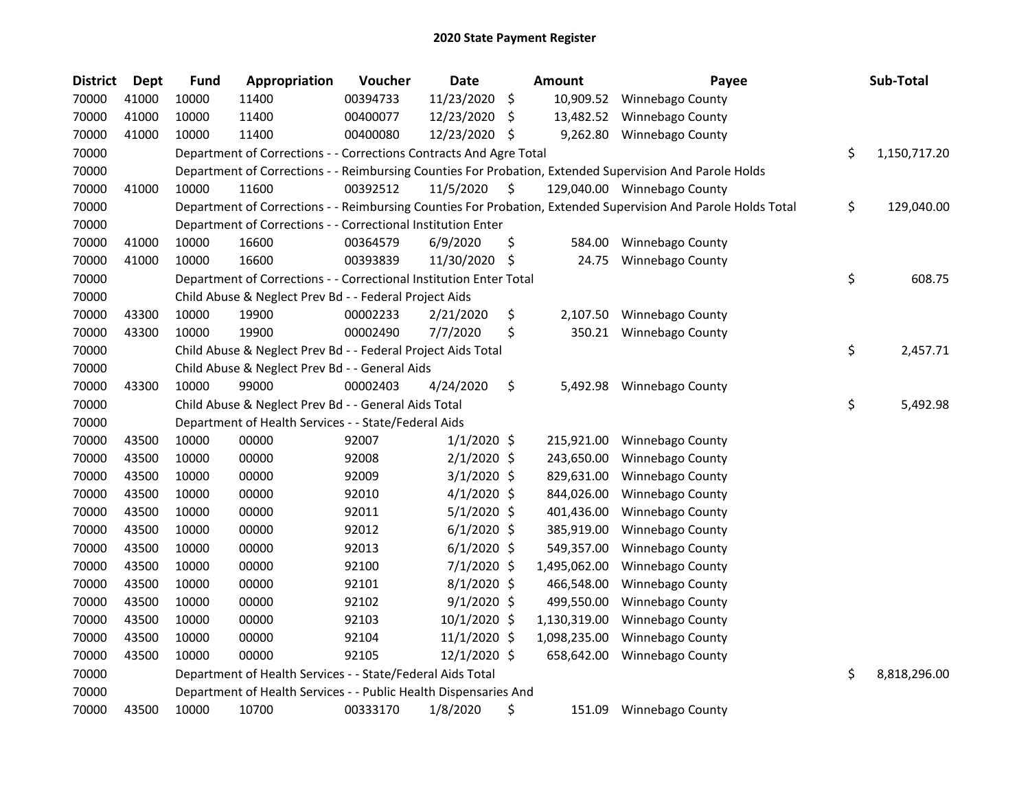# 2020 State Payment Register

| District | Dept | Fund | Appropriation | Voucher | Date | Amount | Payee | Sub-Total |
|---|---|---|---|---|---|---|---|---|
| 70000 | 41000 | 10000 | 11400 | 00394733 | 11/23/2020 | $ 10,909.52 | Winnebago County | |
| 70000 | 41000 | 10000 | 11400 | 00400077 | 12/23/2020 | $ 13,482.52 | Winnebago County | |
| 70000 | 41000 | 10000 | 11400 | 00400080 | 12/23/2020 | $ 9,262.80 | Winnebago County | |
| 70000 | | Department of Corrections - - Corrections Contracts And Agre Total | | | | | | $ 1,150,717.20 |
| 70000 | | Department of Corrections - - Reimbursing Counties For Probation, Extended Supervision And Parole Holds | | | | | | |
| 70000 | 41000 | 10000 | 11600 | 00392512 | 11/5/2020 | $ 129,040.00 | Winnebago County | |
| 70000 | | Department of Corrections - - Reimbursing Counties For Probation, Extended Supervision And Parole Holds Total | | | | | | $ 129,040.00 |
| 70000 | | Department of Corrections - - Correctional Institution Enter | | | | | | |
| 70000 | 41000 | 10000 | 16600 | 00364579 | 6/9/2020 | $ 584.00 | Winnebago County | |
| 70000 | 41000 | 10000 | 16600 | 00393839 | 11/30/2020 | $ 24.75 | Winnebago County | |
| 70000 | | Department of Corrections - - Correctional Institution Enter Total | | | | | | $ 608.75 |
| 70000 | | Child Abuse & Neglect Prev Bd - - Federal Project Aids | | | | | | |
| 70000 | 43300 | 10000 | 19900 | 00002233 | 2/21/2020 | $ 2,107.50 | Winnebago County | |
| 70000 | 43300 | 10000 | 19900 | 00002490 | 7/7/2020 | $ 350.21 | Winnebago County | |
| 70000 | | Child Abuse & Neglect Prev Bd - - Federal Project Aids Total | | | | | | $ 2,457.71 |
| 70000 | | Child Abuse & Neglect Prev Bd - - General Aids | | | | | | |
| 70000 | 43300 | 10000 | 99000 | 00002403 | 4/24/2020 | $ 5,492.98 | Winnebago County | |
| 70000 | | Child Abuse & Neglect Prev Bd - - General Aids Total | | | | | | $ 5,492.98 |
| 70000 | | Department of Health Services - - State/Federal Aids | | | | | | |
| 70000 | 43500 | 10000 | 00000 | 92007 | 1/1/2020 | $ 215,921.00 | Winnebago County | |
| 70000 | 43500 | 10000 | 00000 | 92008 | 2/1/2020 | $ 243,650.00 | Winnebago County | |
| 70000 | 43500 | 10000 | 00000 | 92009 | 3/1/2020 | $ 829,631.00 | Winnebago County | |
| 70000 | 43500 | 10000 | 00000 | 92010 | 4/1/2020 | $ 844,026.00 | Winnebago County | |
| 70000 | 43500 | 10000 | 00000 | 92011 | 5/1/2020 | $ 401,436.00 | Winnebago County | |
| 70000 | 43500 | 10000 | 00000 | 92012 | 6/1/2020 | $ 385,919.00 | Winnebago County | |
| 70000 | 43500 | 10000 | 00000 | 92013 | 6/1/2020 | $ 549,357.00 | Winnebago County | |
| 70000 | 43500 | 10000 | 00000 | 92100 | 7/1/2020 | $ 1,495,062.00 | Winnebago County | |
| 70000 | 43500 | 10000 | 00000 | 92101 | 8/1/2020 | $ 466,548.00 | Winnebago County | |
| 70000 | 43500 | 10000 | 00000 | 92102 | 9/1/2020 | $ 499,550.00 | Winnebago County | |
| 70000 | 43500 | 10000 | 00000 | 92103 | 10/1/2020 | $ 1,130,319.00 | Winnebago County | |
| 70000 | 43500 | 10000 | 00000 | 92104 | 11/1/2020 | $ 1,098,235.00 | Winnebago County | |
| 70000 | 43500 | 10000 | 00000 | 92105 | 12/1/2020 | $ 658,642.00 | Winnebago County | |
| 70000 | | Department of Health Services - - State/Federal Aids Total | | | | | | $ 8,818,296.00 |
| 70000 | | Department of Health Services - - Public Health Dispensaries And | | | | | | |
| 70000 | 43500 | 10000 | 10700 | 00333170 | 1/8/2020 | $ 151.09 | Winnebago County | |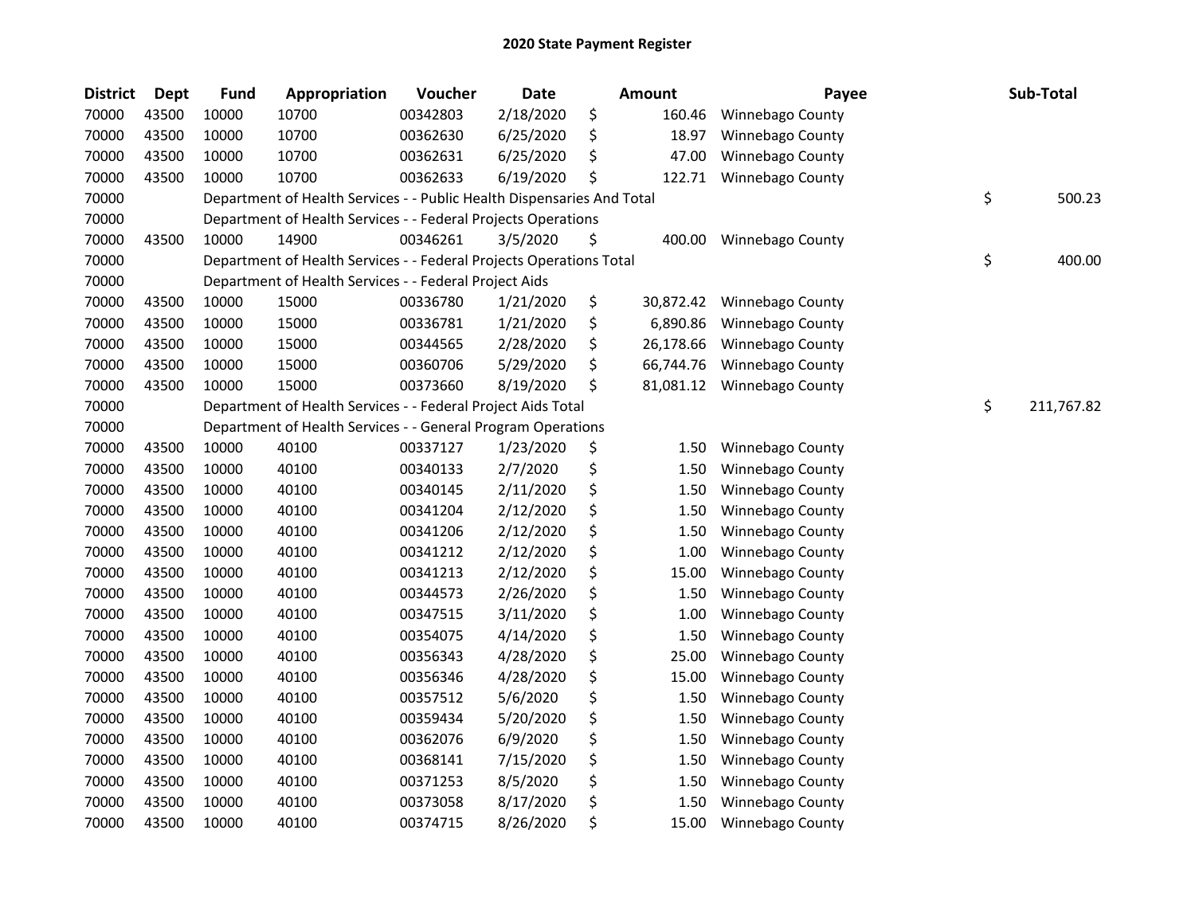# 2020 State Payment Register

| District | Dept | Fund | Appropriation | Voucher | Date | Amount | Payee | Sub-Total |
|---|---|---|---|---|---|---|---|---|
| 70000 | 43500 | 10000 | 10700 | 00342803 | 2/18/2020 | $ 160.46 | Winnebago County | |
| 70000 | 43500 | 10000 | 10700 | 00362630 | 6/25/2020 | $ 18.97 | Winnebago County | |
| 70000 | 43500 | 10000 | 10700 | 00362631 | 6/25/2020 | $ 47.00 | Winnebago County | |
| 70000 | 43500 | 10000 | 10700 | 00362633 | 6/19/2020 | $ 122.71 | Winnebago County | |
| 70000 | | Department of Health Services - - Public Health Dispensaries And Total | | | | | | $ 500.23 |
| 70000 | | Department of Health Services - - Federal Projects Operations | | | | | | |
| 70000 | 43500 | 10000 | 14900 | 00346261 | 3/5/2020 | $ 400.00 | Winnebago County | |
| 70000 | | Department of Health Services - - Federal Projects Operations Total | | | | | | $ 400.00 |
| 70000 | | Department of Health Services - - Federal Project Aids | | | | | | |
| 70000 | 43500 | 10000 | 15000 | 00336780 | 1/21/2020 | $ 30,872.42 | Winnebago County | |
| 70000 | 43500 | 10000 | 15000 | 00336781 | 1/21/2020 | $ 6,890.86 | Winnebago County | |
| 70000 | 43500 | 10000 | 15000 | 00344565 | 2/28/2020 | $ 26,178.66 | Winnebago County | |
| 70000 | 43500 | 10000 | 15000 | 00360706 | 5/29/2020 | $ 66,744.76 | Winnebago County | |
| 70000 | 43500 | 10000 | 15000 | 00373660 | 8/19/2020 | $ 81,081.12 | Winnebago County | |
| 70000 | | Department of Health Services - - Federal Project Aids Total | | | | | | $ 211,767.82 |
| 70000 | | Department of Health Services - - General Program Operations | | | | | | |
| 70000 | 43500 | 10000 | 40100 | 00337127 | 1/23/2020 | $ 1.50 | Winnebago County | |
| 70000 | 43500 | 10000 | 40100 | 00340133 | 2/7/2020 | $ 1.50 | Winnebago County | |
| 70000 | 43500 | 10000 | 40100 | 00340145 | 2/11/2020 | $ 1.50 | Winnebago County | |
| 70000 | 43500 | 10000 | 40100 | 00341204 | 2/12/2020 | $ 1.50 | Winnebago County | |
| 70000 | 43500 | 10000 | 40100 | 00341206 | 2/12/2020 | $ 1.50 | Winnebago County | |
| 70000 | 43500 | 10000 | 40100 | 00341212 | 2/12/2020 | $ 1.00 | Winnebago County | |
| 70000 | 43500 | 10000 | 40100 | 00341213 | 2/12/2020 | $ 15.00 | Winnebago County | |
| 70000 | 43500 | 10000 | 40100 | 00344573 | 2/26/2020 | $ 1.50 | Winnebago County | |
| 70000 | 43500 | 10000 | 40100 | 00347515 | 3/11/2020 | $ 1.00 | Winnebago County | |
| 70000 | 43500 | 10000 | 40100 | 00354075 | 4/14/2020 | $ 1.50 | Winnebago County | |
| 70000 | 43500 | 10000 | 40100 | 00356343 | 4/28/2020 | $ 25.00 | Winnebago County | |
| 70000 | 43500 | 10000 | 40100 | 00356346 | 4/28/2020 | $ 15.00 | Winnebago County | |
| 70000 | 43500 | 10000 | 40100 | 00357512 | 5/6/2020 | $ 1.50 | Winnebago County | |
| 70000 | 43500 | 10000 | 40100 | 00359434 | 5/20/2020 | $ 1.50 | Winnebago County | |
| 70000 | 43500 | 10000 | 40100 | 00362076 | 6/9/2020 | $ 1.50 | Winnebago County | |
| 70000 | 43500 | 10000 | 40100 | 00368141 | 7/15/2020 | $ 1.50 | Winnebago County | |
| 70000 | 43500 | 10000 | 40100 | 00371253 | 8/5/2020 | $ 1.50 | Winnebago County | |
| 70000 | 43500 | 10000 | 40100 | 00373058 | 8/17/2020 | $ 1.50 | Winnebago County | |
| 70000 | 43500 | 10000 | 40100 | 00374715 | 8/26/2020 | $ 15.00 | Winnebago County | |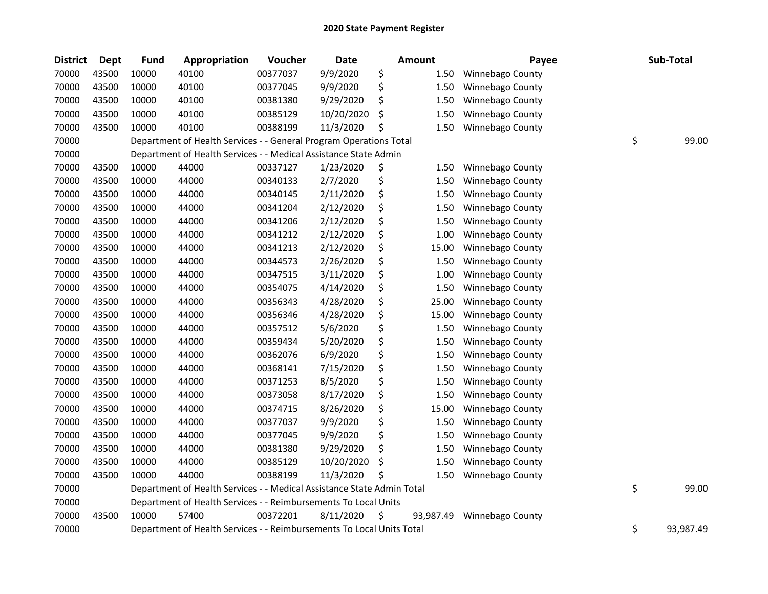# 2020 State Payment Register

| District | Dept | Fund | Appropriation | Voucher | Date | Amount | Payee | Sub-Total |
|---|---|---|---|---|---|---|---|---|
| 70000 | 43500 | 10000 | 40100 | 00377037 | 9/9/2020 | $ 1.50 | Winnebago County | |
| 70000 | 43500 | 10000 | 40100 | 00377045 | 9/9/2020 | $ 1.50 | Winnebago County | |
| 70000 | 43500 | 10000 | 40100 | 00381380 | 9/29/2020 | $ 1.50 | Winnebago County | |
| 70000 | 43500 | 10000 | 40100 | 00385129 | 10/20/2020 | $ 1.50 | Winnebago County | |
| 70000 | 43500 | 10000 | 40100 | 00388199 | 11/3/2020 | $ 1.50 | Winnebago County | |
| 70000 | | Department of Health Services - - General Program Operations Total | | | | | | $ 99.00 |
| 70000 | | Department of Health Services - - Medical Assistance State Admin | | | | | | |
| 70000 | 43500 | 10000 | 44000 | 00337127 | 1/23/2020 | $ 1.50 | Winnebago County | |
| 70000 | 43500 | 10000 | 44000 | 00340133 | 2/7/2020 | $ 1.50 | Winnebago County | |
| 70000 | 43500 | 10000 | 44000 | 00340145 | 2/11/2020 | $ 1.50 | Winnebago County | |
| 70000 | 43500 | 10000 | 44000 | 00341204 | 2/12/2020 | $ 1.50 | Winnebago County | |
| 70000 | 43500 | 10000 | 44000 | 00341206 | 2/12/2020 | $ 1.50 | Winnebago County | |
| 70000 | 43500 | 10000 | 44000 | 00341212 | 2/12/2020 | $ 1.00 | Winnebago County | |
| 70000 | 43500 | 10000 | 44000 | 00341213 | 2/12/2020 | $ 15.00 | Winnebago County | |
| 70000 | 43500 | 10000 | 44000 | 00344573 | 2/26/2020 | $ 1.50 | Winnebago County | |
| 70000 | 43500 | 10000 | 44000 | 00347515 | 3/11/2020 | $ 1.00 | Winnebago County | |
| 70000 | 43500 | 10000 | 44000 | 00354075 | 4/14/2020 | $ 1.50 | Winnebago County | |
| 70000 | 43500 | 10000 | 44000 | 00356343 | 4/28/2020 | $ 25.00 | Winnebago County | |
| 70000 | 43500 | 10000 | 44000 | 00356346 | 4/28/2020 | $ 15.00 | Winnebago County | |
| 70000 | 43500 | 10000 | 44000 | 00357512 | 5/6/2020 | $ 1.50 | Winnebago County | |
| 70000 | 43500 | 10000 | 44000 | 00359434 | 5/20/2020 | $ 1.50 | Winnebago County | |
| 70000 | 43500 | 10000 | 44000 | 00362076 | 6/9/2020 | $ 1.50 | Winnebago County | |
| 70000 | 43500 | 10000 | 44000 | 00368141 | 7/15/2020 | $ 1.50 | Winnebago County | |
| 70000 | 43500 | 10000 | 44000 | 00371253 | 8/5/2020 | $ 1.50 | Winnebago County | |
| 70000 | 43500 | 10000 | 44000 | 00373058 | 8/17/2020 | $ 1.50 | Winnebago County | |
| 70000 | 43500 | 10000 | 44000 | 00374715 | 8/26/2020 | $ 15.00 | Winnebago County | |
| 70000 | 43500 | 10000 | 44000 | 00377037 | 9/9/2020 | $ 1.50 | Winnebago County | |
| 70000 | 43500 | 10000 | 44000 | 00377045 | 9/9/2020 | $ 1.50 | Winnebago County | |
| 70000 | 43500 | 10000 | 44000 | 00381380 | 9/29/2020 | $ 1.50 | Winnebago County | |
| 70000 | 43500 | 10000 | 44000 | 00385129 | 10/20/2020 | $ 1.50 | Winnebago County | |
| 70000 | 43500 | 10000 | 44000 | 00388199 | 11/3/2020 | $ 1.50 | Winnebago County | |
| 70000 | | Department of Health Services - - Medical Assistance State Admin Total | | | | | | $ 99.00 |
| 70000 | | Department of Health Services - - Reimbursements To Local Units | | | | | | |
| 70000 | 43500 | 10000 | 57400 | 00372201 | 8/11/2020 | $ 93,987.49 | Winnebago County | |
| 70000 | | Department of Health Services - - Reimbursements To Local Units Total | | | | | | $ 93,987.49 |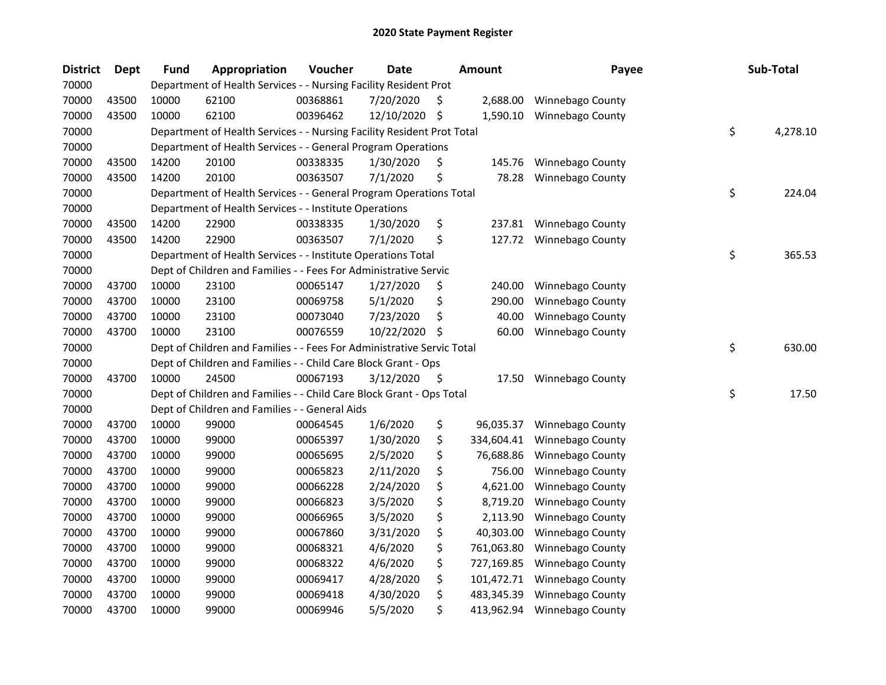# 2020 State Payment Register

| District | Dept | Fund | Appropriation | Voucher | Date | Amount | Payee | Sub-Total |
|---|---|---|---|---|---|---|---|---|
| 70000 | | Department of Health Services - - Nursing Facility Resident Prot | | | | | | |
| 70000 | 43500 | 10000 | 62100 | 00368861 | 7/20/2020 | $ 2,688.00 | Winnebago County | |
| 70000 | 43500 | 10000 | 62100 | 00396462 | 12/10/2020 | $ 1,590.10 | Winnebago County | |
| 70000 | | Department of Health Services - - Nursing Facility Resident Prot Total | | | | | | $ 4,278.10 |
| 70000 | | Department of Health Services - - General Program Operations | | | | | | |
| 70000 | 43500 | 14200 | 20100 | 00338335 | 1/30/2020 | $ 145.76 | Winnebago County | |
| 70000 | 43500 | 14200 | 20100 | 00363507 | 7/1/2020 | $ 78.28 | Winnebago County | |
| 70000 | | Department of Health Services - - General Program Operations Total | | | | | | $ 224.04 |
| 70000 | | Department of Health Services - - Institute Operations | | | | | | |
| 70000 | 43500 | 14200 | 22900 | 00338335 | 1/30/2020 | $ 237.81 | Winnebago County | |
| 70000 | 43500 | 14200 | 22900 | 00363507 | 7/1/2020 | $ 127.72 | Winnebago County | |
| 70000 | | Department of Health Services - - Institute Operations Total | | | | | | $ 365.53 |
| 70000 | | Dept of Children and Families - - Fees For Administrative Servic | | | | | | |
| 70000 | 43700 | 10000 | 23100 | 00065147 | 1/27/2020 | $ 240.00 | Winnebago County | |
| 70000 | 43700 | 10000 | 23100 | 00069758 | 5/1/2020 | $ 290.00 | Winnebago County | |
| 70000 | 43700 | 10000 | 23100 | 00073040 | 7/23/2020 | $ 40.00 | Winnebago County | |
| 70000 | 43700 | 10000 | 23100 | 00076559 | 10/22/2020 | $ 60.00 | Winnebago County | |
| 70000 | | Dept of Children and Families - - Fees For Administrative Servic Total | | | | | | $ 630.00 |
| 70000 | | Dept of Children and Families - - Child Care Block Grant - Ops | | | | | | |
| 70000 | 43700 | 10000 | 24500 | 00067193 | 3/12/2020 | $ 17.50 | Winnebago County | |
| 70000 | | Dept of Children and Families - - Child Care Block Grant - Ops Total | | | | | | $ 17.50 |
| 70000 | | Dept of Children and Families - - General Aids | | | | | | |
| 70000 | 43700 | 10000 | 99000 | 00064545 | 1/6/2020 | $ 96,035.37 | Winnebago County | |
| 70000 | 43700 | 10000 | 99000 | 00065397 | 1/30/2020 | $ 334,604.41 | Winnebago County | |
| 70000 | 43700 | 10000 | 99000 | 00065695 | 2/5/2020 | $ 76,688.86 | Winnebago County | |
| 70000 | 43700 | 10000 | 99000 | 00065823 | 2/11/2020 | $ 756.00 | Winnebago County | |
| 70000 | 43700 | 10000 | 99000 | 00066228 | 2/24/2020 | $ 4,621.00 | Winnebago County | |
| 70000 | 43700 | 10000 | 99000 | 00066823 | 3/5/2020 | $ 8,719.20 | Winnebago County | |
| 70000 | 43700 | 10000 | 99000 | 00066965 | 3/5/2020 | $ 2,113.90 | Winnebago County | |
| 70000 | 43700 | 10000 | 99000 | 00067860 | 3/31/2020 | $ 40,303.00 | Winnebago County | |
| 70000 | 43700 | 10000 | 99000 | 00068321 | 4/6/2020 | $ 761,063.80 | Winnebago County | |
| 70000 | 43700 | 10000 | 99000 | 00068322 | 4/6/2020 | $ 727,169.85 | Winnebago County | |
| 70000 | 43700 | 10000 | 99000 | 00069417 | 4/28/2020 | $ 101,472.71 | Winnebago County | |
| 70000 | 43700 | 10000 | 99000 | 00069418 | 4/30/2020 | $ 483,345.39 | Winnebago County | |
| 70000 | 43700 | 10000 | 99000 | 00069946 | 5/5/2020 | $ 413,962.94 | Winnebago County | |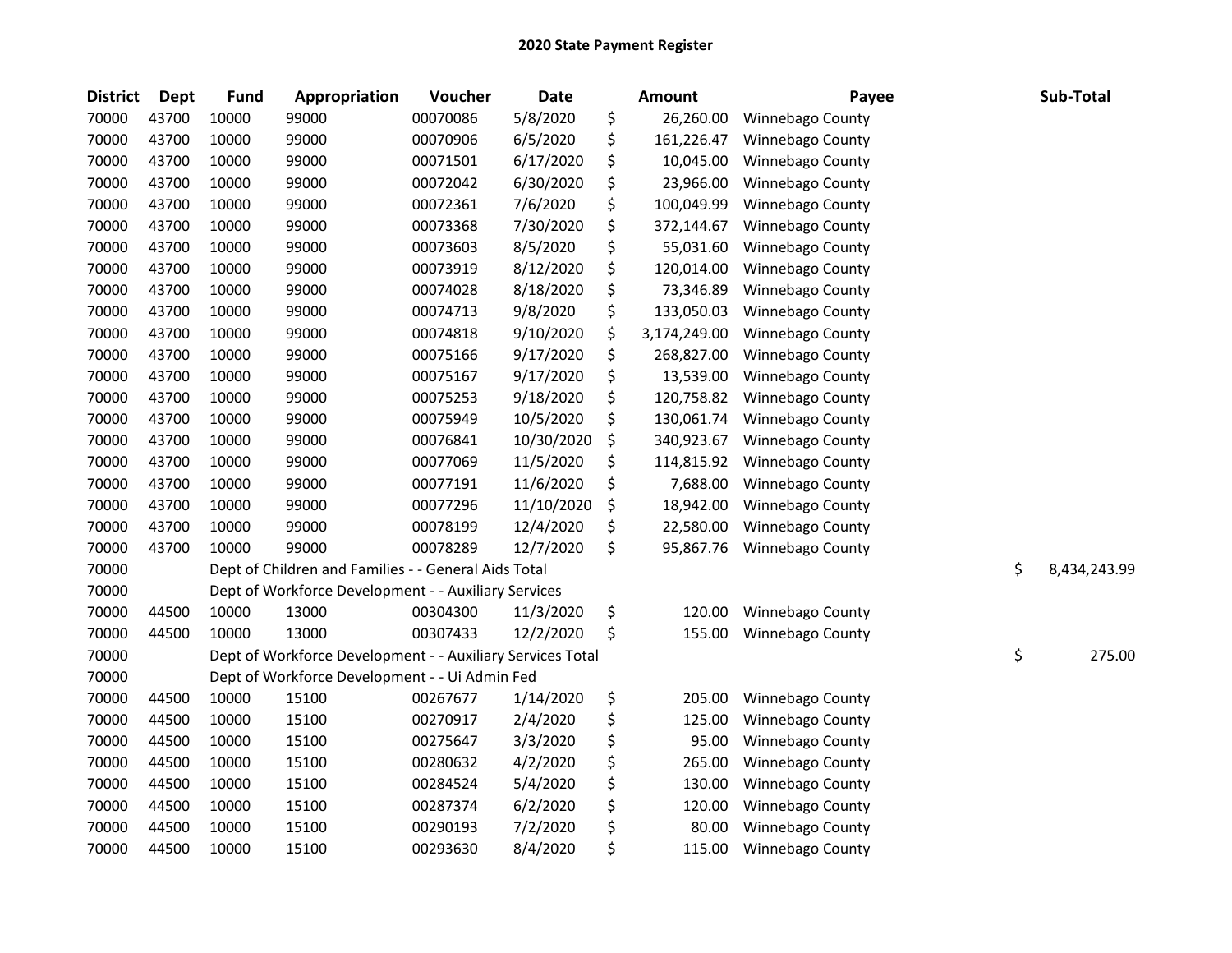# 2020 State Payment Register

| District | Dept | Fund | Appropriation | Voucher | Date | Amount | Payee | Sub-Total |
|---|---|---|---|---|---|---|---|---|
| 70000 | 43700 | 10000 | 99000 | 00070086 | 5/8/2020 | $ 26,260.00 | Winnebago County | |
| 70000 | 43700 | 10000 | 99000 | 00070906 | 6/5/2020 | $ 161,226.47 | Winnebago County | |
| 70000 | 43700 | 10000 | 99000 | 00071501 | 6/17/2020 | $ 10,045.00 | Winnebago County | |
| 70000 | 43700 | 10000 | 99000 | 00072042 | 6/30/2020 | $ 23,966.00 | Winnebago County | |
| 70000 | 43700 | 10000 | 99000 | 00072361 | 7/6/2020 | $ 100,049.99 | Winnebago County | |
| 70000 | 43700 | 10000 | 99000 | 00073368 | 7/30/2020 | $ 372,144.67 | Winnebago County | |
| 70000 | 43700 | 10000 | 99000 | 00073603 | 8/5/2020 | $ 55,031.60 | Winnebago County | |
| 70000 | 43700 | 10000 | 99000 | 00073919 | 8/12/2020 | $ 120,014.00 | Winnebago County | |
| 70000 | 43700 | 10000 | 99000 | 00074028 | 8/18/2020 | $ 73,346.89 | Winnebago County | |
| 70000 | 43700 | 10000 | 99000 | 00074713 | 9/8/2020 | $ 133,050.03 | Winnebago County | |
| 70000 | 43700 | 10000 | 99000 | 00074818 | 9/10/2020 | $ 3,174,249.00 | Winnebago County | |
| 70000 | 43700 | 10000 | 99000 | 00075166 | 9/17/2020 | $ 268,827.00 | Winnebago County | |
| 70000 | 43700 | 10000 | 99000 | 00075167 | 9/17/2020 | $ 13,539.00 | Winnebago County | |
| 70000 | 43700 | 10000 | 99000 | 00075253 | 9/18/2020 | $ 120,758.82 | Winnebago County | |
| 70000 | 43700 | 10000 | 99000 | 00075949 | 10/5/2020 | $ 130,061.74 | Winnebago County | |
| 70000 | 43700 | 10000 | 99000 | 00076841 | 10/30/2020 | $ 340,923.67 | Winnebago County | |
| 70000 | 43700 | 10000 | 99000 | 00077069 | 11/5/2020 | $ 114,815.92 | Winnebago County | |
| 70000 | 43700 | 10000 | 99000 | 00077191 | 11/6/2020 | $ 7,688.00 | Winnebago County | |
| 70000 | 43700 | 10000 | 99000 | 00077296 | 11/10/2020 | $ 18,942.00 | Winnebago County | |
| 70000 | 43700 | 10000 | 99000 | 00078199 | 12/4/2020 | $ 22,580.00 | Winnebago County | |
| 70000 | 43700 | 10000 | 99000 | 00078289 | 12/7/2020 | $ 95,867.76 | Winnebago County | |
| 70000 | | Dept of Children and Families - - General Aids Total | | | | | | $ 8,434,243.99 |
| 70000 | | Dept of Workforce Development - - Auxiliary Services | | | | | | |
| 70000 | 44500 | 10000 | 13000 | 00304300 | 11/3/2020 | $ 120.00 | Winnebago County | |
| 70000 | 44500 | 10000 | 13000 | 00307433 | 12/2/2020 | $ 155.00 | Winnebago County | |
| 70000 | | Dept of Workforce Development - - Auxiliary Services Total | | | | | | $ 275.00 |
| 70000 | | Dept of Workforce Development - - Ui Admin Fed | | | | | | |
| 70000 | 44500 | 10000 | 15100 | 00267677 | 1/14/2020 | $ 205.00 | Winnebago County | |
| 70000 | 44500 | 10000 | 15100 | 00270917 | 2/4/2020 | $ 125.00 | Winnebago County | |
| 70000 | 44500 | 10000 | 15100 | 00275647 | 3/3/2020 | $ 95.00 | Winnebago County | |
| 70000 | 44500 | 10000 | 15100 | 00280632 | 4/2/2020 | $ 265.00 | Winnebago County | |
| 70000 | 44500 | 10000 | 15100 | 00284524 | 5/4/2020 | $ 130.00 | Winnebago County | |
| 70000 | 44500 | 10000 | 15100 | 00287374 | 6/2/2020 | $ 120.00 | Winnebago County | |
| 70000 | 44500 | 10000 | 15100 | 00290193 | 7/2/2020 | $ 80.00 | Winnebago County | |
| 70000 | 44500 | 10000 | 15100 | 00293630 | 8/4/2020 | $ 115.00 | Winnebago County | |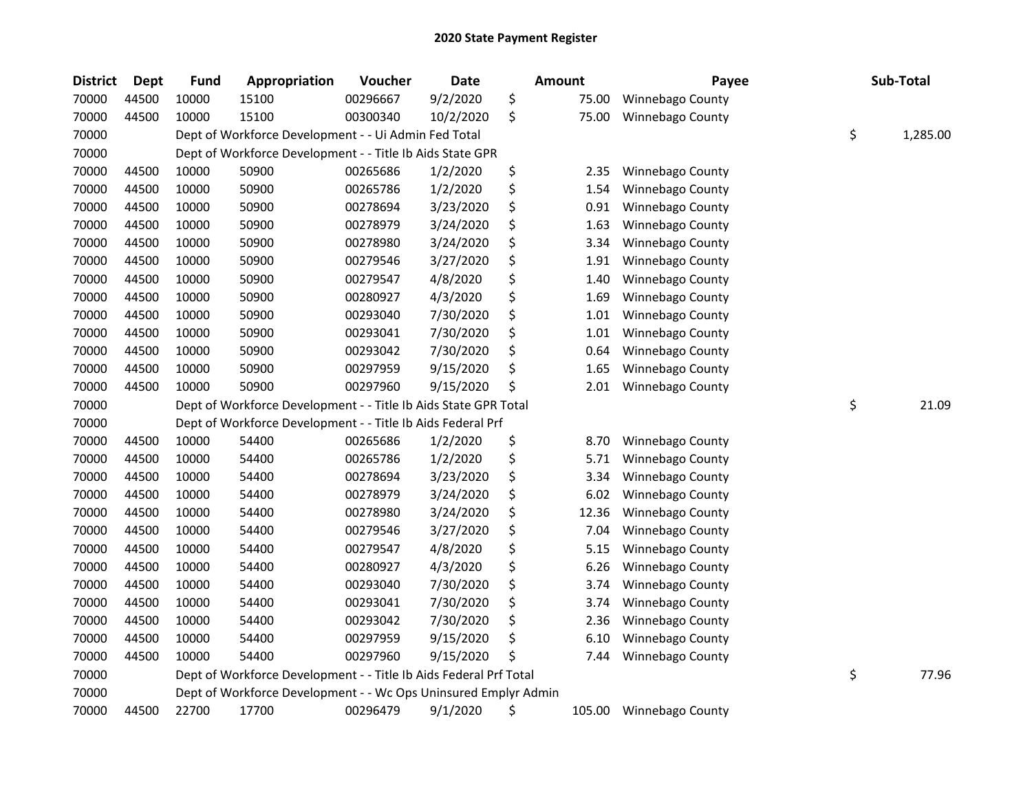# 2020 State Payment Register

| District | Dept | Fund | Appropriation | Voucher | Date | Amount | Payee | Sub-Total |
|---|---|---|---|---|---|---|---|---|
| 70000 | 44500 | 10000 | 15100 | 00296667 | 9/2/2020 | $ 75.00 | Winnebago County | |
| 70000 | 44500 | 10000 | 15100 | 00300340 | 10/2/2020 | $ 75.00 | Winnebago County | |
| 70000 | | Dept of Workforce Development - - Ui Admin Fed Total | | | | | | $ 1,285.00 |
| 70000 | | Dept of Workforce Development - - Title Ib Aids State GPR | | | | | | |
| 70000 | 44500 | 10000 | 50900 | 00265686 | 1/2/2020 | $ 2.35 | Winnebago County | |
| 70000 | 44500 | 10000 | 50900 | 00265786 | 1/2/2020 | $ 1.54 | Winnebago County | |
| 70000 | 44500 | 10000 | 50900 | 00278694 | 3/23/2020 | $ 0.91 | Winnebago County | |
| 70000 | 44500 | 10000 | 50900 | 00278979 | 3/24/2020 | $ 1.63 | Winnebago County | |
| 70000 | 44500 | 10000 | 50900 | 00278980 | 3/24/2020 | $ 3.34 | Winnebago County | |
| 70000 | 44500 | 10000 | 50900 | 00279546 | 3/27/2020 | $ 1.91 | Winnebago County | |
| 70000 | 44500 | 10000 | 50900 | 00279547 | 4/8/2020 | $ 1.40 | Winnebago County | |
| 70000 | 44500 | 10000 | 50900 | 00280927 | 4/3/2020 | $ 1.69 | Winnebago County | |
| 70000 | 44500 | 10000 | 50900 | 00293040 | 7/30/2020 | $ 1.01 | Winnebago County | |
| 70000 | 44500 | 10000 | 50900 | 00293041 | 7/30/2020 | $ 1.01 | Winnebago County | |
| 70000 | 44500 | 10000 | 50900 | 00293042 | 7/30/2020 | $ 0.64 | Winnebago County | |
| 70000 | 44500 | 10000 | 50900 | 00297959 | 9/15/2020 | $ 1.65 | Winnebago County | |
| 70000 | 44500 | 10000 | 50900 | 00297960 | 9/15/2020 | $ 2.01 | Winnebago County | |
| 70000 | | Dept of Workforce Development - - Title Ib Aids State GPR Total | | | | | | $ 21.09 |
| 70000 | | Dept of Workforce Development - - Title Ib Aids Federal Prf | | | | | | |
| 70000 | 44500 | 10000 | 54400 | 00265686 | 1/2/2020 | $ 8.70 | Winnebago County | |
| 70000 | 44500 | 10000 | 54400 | 00265786 | 1/2/2020 | $ 5.71 | Winnebago County | |
| 70000 | 44500 | 10000 | 54400 | 00278694 | 3/23/2020 | $ 3.34 | Winnebago County | |
| 70000 | 44500 | 10000 | 54400 | 00278979 | 3/24/2020 | $ 6.02 | Winnebago County | |
| 70000 | 44500 | 10000 | 54400 | 00278980 | 3/24/2020 | $ 12.36 | Winnebago County | |
| 70000 | 44500 | 10000 | 54400 | 00279546 | 3/27/2020 | $ 7.04 | Winnebago County | |
| 70000 | 44500 | 10000 | 54400 | 00279547 | 4/8/2020 | $ 5.15 | Winnebago County | |
| 70000 | 44500 | 10000 | 54400 | 00280927 | 4/3/2020 | $ 6.26 | Winnebago County | |
| 70000 | 44500 | 10000 | 54400 | 00293040 | 7/30/2020 | $ 3.74 | Winnebago County | |
| 70000 | 44500 | 10000 | 54400 | 00293041 | 7/30/2020 | $ 3.74 | Winnebago County | |
| 70000 | 44500 | 10000 | 54400 | 00293042 | 7/30/2020 | $ 2.36 | Winnebago County | |
| 70000 | 44500 | 10000 | 54400 | 00297959 | 9/15/2020 | $ 6.10 | Winnebago County | |
| 70000 | 44500 | 10000 | 54400 | 00297960 | 9/15/2020 | $ 7.44 | Winnebago County | |
| 70000 | | Dept of Workforce Development - - Title Ib Aids Federal Prf Total | | | | | | $ 77.96 |
| 70000 | | Dept of Workforce Development - - Wc Ops Uninsured Emplyr Admin | | | | | | |
| 70000 | 44500 | 22700 | 17700 | 00296479 | 9/1/2020 | $ 105.00 | Winnebago County | |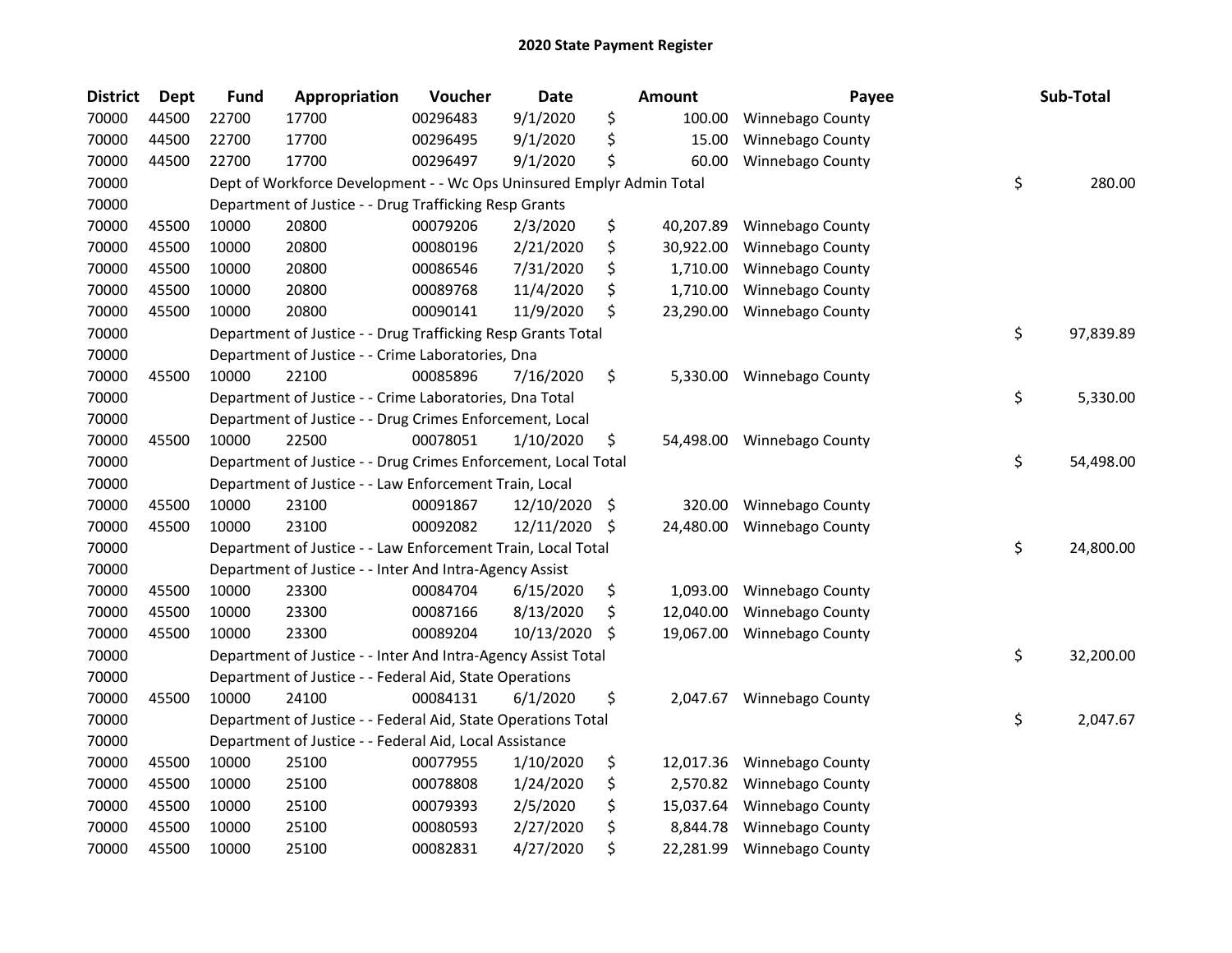## 2020 State Payment Register

| District | Dept | Fund | Appropriation | Voucher | Date | Amount | Payee | Sub-Total |
|---|---|---|---|---|---|---|---|---|
| 70000 | 44500 | 22700 | 17700 | 00296483 | 9/1/2020 | $ 100.00 | Winnebago County | |
| 70000 | 44500 | 22700 | 17700 | 00296495 | 9/1/2020 | $ 15.00 | Winnebago County | |
| 70000 | 44500 | 22700 | 17700 | 00296497 | 9/1/2020 | $ 60.00 | Winnebago County | |
| 70000 | | Dept of Workforce Development - - Wc Ops Uninsured Emplyr Admin Total | | | | | | $ 280.00 |
| 70000 | | Department of Justice - - Drug Trafficking Resp Grants | | | | | | |
| 70000 | 45500 | 10000 | 20800 | 00079206 | 2/3/2020 | $ 40,207.89 | Winnebago County | |
| 70000 | 45500 | 10000 | 20800 | 00080196 | 2/21/2020 | $ 30,922.00 | Winnebago County | |
| 70000 | 45500 | 10000 | 20800 | 00086546 | 7/31/2020 | $ 1,710.00 | Winnebago County | |
| 70000 | 45500 | 10000 | 20800 | 00089768 | 11/4/2020 | $ 1,710.00 | Winnebago County | |
| 70000 | 45500 | 10000 | 20800 | 00090141 | 11/9/2020 | $ 23,290.00 | Winnebago County | |
| 70000 | | Department of Justice - - Drug Trafficking Resp Grants Total | | | | | | $ 97,839.89 |
| 70000 | | Department of Justice - - Crime Laboratories, Dna | | | | | | |
| 70000 | 45500 | 10000 | 22100 | 00085896 | 7/16/2020 | $ 5,330.00 | Winnebago County | |
| 70000 | | Department of Justice - - Crime Laboratories, Dna Total | | | | | | $ 5,330.00 |
| 70000 | | Department of Justice - - Drug Crimes Enforcement, Local | | | | | | |
| 70000 | 45500 | 10000 | 22500 | 00078051 | 1/10/2020 | $ 54,498.00 | Winnebago County | |
| 70000 | | Department of Justice - - Drug Crimes Enforcement, Local Total | | | | | | $ 54,498.00 |
| 70000 | | Department of Justice - - Law Enforcement Train, Local | | | | | | |
| 70000 | 45500 | 10000 | 23100 | 00091867 | 12/10/2020 | $ 320.00 | Winnebago County | |
| 70000 | 45500 | 10000 | 23100 | 00092082 | 12/11/2020 | $ 24,480.00 | Winnebago County | |
| 70000 | | Department of Justice - - Law Enforcement Train, Local Total | | | | | | $ 24,800.00 |
| 70000 | | Department of Justice - - Inter And Intra-Agency Assist | | | | | | |
| 70000 | 45500 | 10000 | 23300 | 00084704 | 6/15/2020 | $ 1,093.00 | Winnebago County | |
| 70000 | 45500 | 10000 | 23300 | 00087166 | 8/13/2020 | $ 12,040.00 | Winnebago County | |
| 70000 | 45500 | 10000 | 23300 | 00089204 | 10/13/2020 | $ 19,067.00 | Winnebago County | |
| 70000 | | Department of Justice - - Inter And Intra-Agency Assist Total | | | | | | $ 32,200.00 |
| 70000 | | Department of Justice - - Federal Aid, State Operations | | | | | | |
| 70000 | 45500 | 10000 | 24100 | 00084131 | 6/1/2020 | $ 2,047.67 | Winnebago County | |
| 70000 | | Department of Justice - - Federal Aid, State Operations Total | | | | | | $ 2,047.67 |
| 70000 | | Department of Justice - - Federal Aid, Local Assistance | | | | | | |
| 70000 | 45500 | 10000 | 25100 | 00077955 | 1/10/2020 | $ 12,017.36 | Winnebago County | |
| 70000 | 45500 | 10000 | 25100 | 00078808 | 1/24/2020 | $ 2,570.82 | Winnebago County | |
| 70000 | 45500 | 10000 | 25100 | 00079393 | 2/5/2020 | $ 15,037.64 | Winnebago County | |
| 70000 | 45500 | 10000 | 25100 | 00080593 | 2/27/2020 | $ 8,844.78 | Winnebago County | |
| 70000 | 45500 | 10000 | 25100 | 00082831 | 4/27/2020 | $ 22,281.99 | Winnebago County | |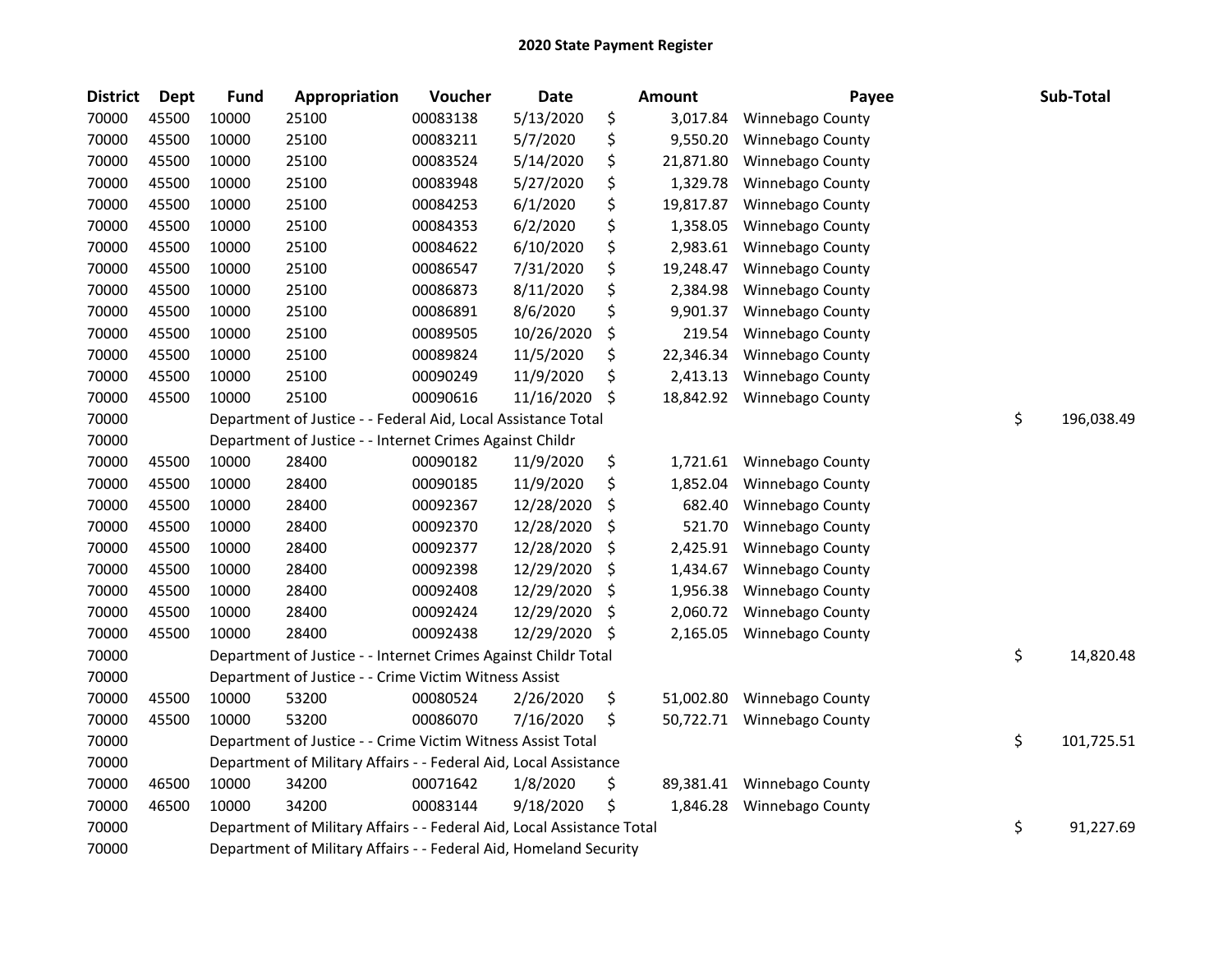# 2020 State Payment Register

| District | Dept | Fund | Appropriation | Voucher | Date | Amount | Payee | Sub-Total |
|---|---|---|---|---|---|---|---|---|
| 70000 | 45500 | 10000 | 25100 | 00083138 | 5/13/2020 | $ 3,017.84 | Winnebago County | |
| 70000 | 45500 | 10000 | 25100 | 00083211 | 5/7/2020 | $ 9,550.20 | Winnebago County | |
| 70000 | 45500 | 10000 | 25100 | 00083524 | 5/14/2020 | $ 21,871.80 | Winnebago County | |
| 70000 | 45500 | 10000 | 25100 | 00083948 | 5/27/2020 | $ 1,329.78 | Winnebago County | |
| 70000 | 45500 | 10000 | 25100 | 00084253 | 6/1/2020 | $ 19,817.87 | Winnebago County | |
| 70000 | 45500 | 10000 | 25100 | 00084353 | 6/2/2020 | $ 1,358.05 | Winnebago County | |
| 70000 | 45500 | 10000 | 25100 | 00084622 | 6/10/2020 | $ 2,983.61 | Winnebago County | |
| 70000 | 45500 | 10000 | 25100 | 00086547 | 7/31/2020 | $ 19,248.47 | Winnebago County | |
| 70000 | 45500 | 10000 | 25100 | 00086873 | 8/11/2020 | $ 2,384.98 | Winnebago County | |
| 70000 | 45500 | 10000 | 25100 | 00086891 | 8/6/2020 | $ 9,901.37 | Winnebago County | |
| 70000 | 45500 | 10000 | 25100 | 00089505 | 10/26/2020 | $ 219.54 | Winnebago County | |
| 70000 | 45500 | 10000 | 25100 | 00089824 | 11/5/2020 | $ 22,346.34 | Winnebago County | |
| 70000 | 45500 | 10000 | 25100 | 00090249 | 11/9/2020 | $ 2,413.13 | Winnebago County | |
| 70000 | 45500 | 10000 | 25100 | 00090616 | 11/16/2020 | $ 18,842.92 | Winnebago County | |
| 70000 | | Department of Justice - - Federal Aid, Local Assistance Total | | | | | | $ 196,038.49 |
| 70000 | | Department of Justice - - Internet Crimes Against Childr | | | | | | |
| 70000 | 45500 | 10000 | 28400 | 00090182 | 11/9/2020 | $ 1,721.61 | Winnebago County | |
| 70000 | 45500 | 10000 | 28400 | 00090185 | 11/9/2020 | $ 1,852.04 | Winnebago County | |
| 70000 | 45500 | 10000 | 28400 | 00092367 | 12/28/2020 | $ 682.40 | Winnebago County | |
| 70000 | 45500 | 10000 | 28400 | 00092370 | 12/28/2020 | $ 521.70 | Winnebago County | |
| 70000 | 45500 | 10000 | 28400 | 00092377 | 12/28/2020 | $ 2,425.91 | Winnebago County | |
| 70000 | 45500 | 10000 | 28400 | 00092398 | 12/29/2020 | $ 1,434.67 | Winnebago County | |
| 70000 | 45500 | 10000 | 28400 | 00092408 | 12/29/2020 | $ 1,956.38 | Winnebago County | |
| 70000 | 45500 | 10000 | 28400 | 00092424 | 12/29/2020 | $ 2,060.72 | Winnebago County | |
| 70000 | 45500 | 10000 | 28400 | 00092438 | 12/29/2020 | $ 2,165.05 | Winnebago County | |
| 70000 | | Department of Justice - - Internet Crimes Against Childr Total | | | | | | $ 14,820.48 |
| 70000 | | Department of Justice - - Crime Victim Witness Assist | | | | | | |
| 70000 | 45500 | 10000 | 53200 | 00080524 | 2/26/2020 | $ 51,002.80 | Winnebago County | |
| 70000 | 45500 | 10000 | 53200 | 00086070 | 7/16/2020 | $ 50,722.71 | Winnebago County | |
| 70000 | | Department of Justice - - Crime Victim Witness Assist Total | | | | | | $ 101,725.51 |
| 70000 | | Department of Military Affairs - - Federal Aid, Local Assistance | | | | | | |
| 70000 | 46500 | 10000 | 34200 | 00071642 | 1/8/2020 | $ 89,381.41 | Winnebago County | |
| 70000 | 46500 | 10000 | 34200 | 00083144 | 9/18/2020 | $ 1,846.28 | Winnebago County | |
| 70000 | | Department of Military Affairs - - Federal Aid, Local Assistance Total | | | | | | $ 91,227.69 |
| 70000 | | Department of Military Affairs - - Federal Aid, Homeland Security | | | | | | |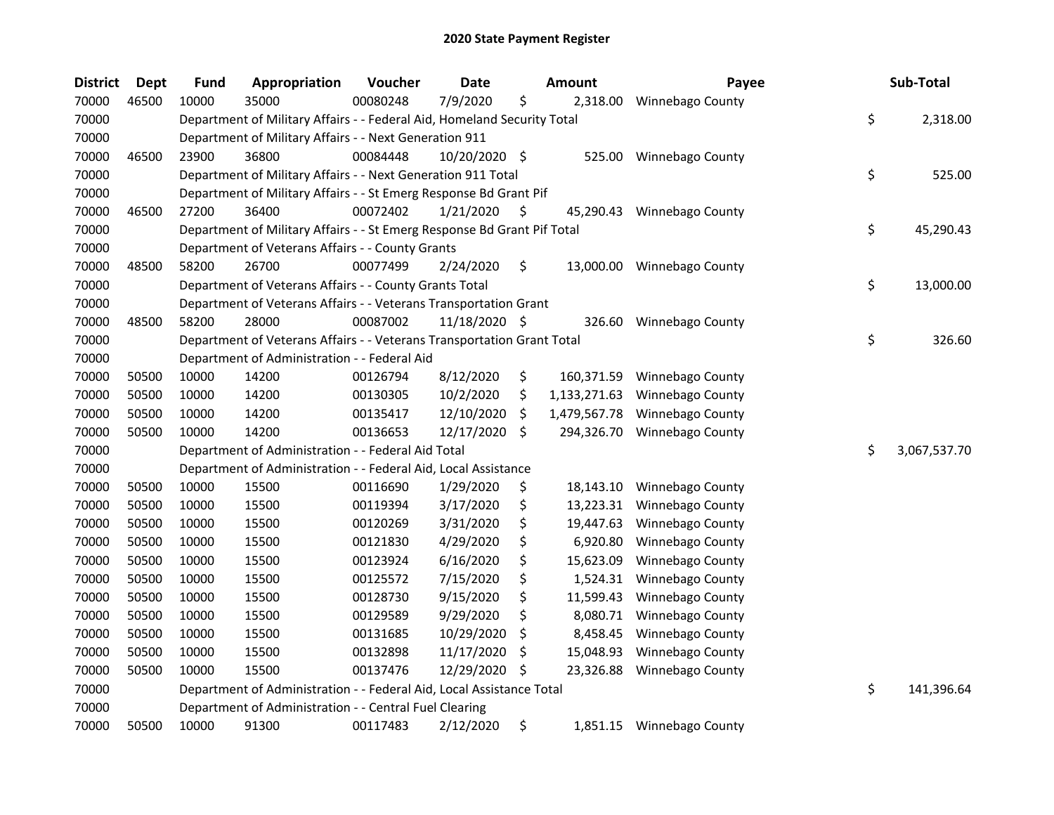## 2020 State Payment Register

| District | Dept | Fund | Appropriation | Voucher | Date | Amount | Payee | Sub-Total |
|---|---|---|---|---|---|---|---|---|
| 70000 | 46500 | 10000 | 35000 | 00080248 | 7/9/2020 | $ 2,318.00 | Winnebago County | |
| 70000 | | Department of Military Affairs - - Federal Aid, Homeland Security Total | | | | | | $ 2,318.00 |
| 70000 | | Department of Military Affairs - - Next Generation 911 | | | | | | |
| 70000 | 46500 | 23900 | 36800 | 00084448 | 10/20/2020 | $ 525.00 | Winnebago County | |
| 70000 | | Department of Military Affairs - - Next Generation 911 Total | | | | | | $ 525.00 |
| 70000 | | Department of Military Affairs - - St Emerg Response Bd Grant Pif | | | | | | |
| 70000 | 46500 | 27200 | 36400 | 00072402 | 1/21/2020 | $ 45,290.43 | Winnebago County | |
| 70000 | | Department of Military Affairs - - St Emerg Response Bd Grant Pif Total | | | | | | $ 45,290.43 |
| 70000 | | Department of Veterans Affairs - - County Grants | | | | | | |
| 70000 | 48500 | 58200 | 26700 | 00077499 | 2/24/2020 | $ 13,000.00 | Winnebago County | |
| 70000 | | Department of Veterans Affairs - - County Grants Total | | | | | | $ 13,000.00 |
| 70000 | | Department of Veterans Affairs - - Veterans Transportation Grant | | | | | | |
| 70000 | 48500 | 58200 | 28000 | 00087002 | 11/18/2020 | $ 326.60 | Winnebago County | |
| 70000 | | Department of Veterans Affairs - - Veterans Transportation Grant Total | | | | | | $ 326.60 |
| 70000 | | Department of Administration - - Federal Aid | | | | | | |
| 70000 | 50500 | 10000 | 14200 | 00126794 | 8/12/2020 | $ 160,371.59 | Winnebago County | |
| 70000 | 50500 | 10000 | 14200 | 00130305 | 10/2/2020 | $ 1,133,271.63 | Winnebago County | |
| 70000 | 50500 | 10000 | 14200 | 00135417 | 12/10/2020 | $ 1,479,567.78 | Winnebago County | |
| 70000 | 50500 | 10000 | 14200 | 00136653 | 12/17/2020 | $ 294,326.70 | Winnebago County | |
| 70000 | | Department of Administration - - Federal Aid Total | | | | | | $ 3,067,537.70 |
| 70000 | | Department of Administration - - Federal Aid, Local Assistance | | | | | | |
| 70000 | 50500 | 10000 | 15500 | 00116690 | 1/29/2020 | $ 18,143.10 | Winnebago County | |
| 70000 | 50500 | 10000 | 15500 | 00119394 | 3/17/2020 | $ 13,223.31 | Winnebago County | |
| 70000 | 50500 | 10000 | 15500 | 00120269 | 3/31/2020 | $ 19,447.63 | Winnebago County | |
| 70000 | 50500 | 10000 | 15500 | 00121830 | 4/29/2020 | $ 6,920.80 | Winnebago County | |
| 70000 | 50500 | 10000 | 15500 | 00123924 | 6/16/2020 | $ 15,623.09 | Winnebago County | |
| 70000 | 50500 | 10000 | 15500 | 00125572 | 7/15/2020 | $ 1,524.31 | Winnebago County | |
| 70000 | 50500 | 10000 | 15500 | 00128730 | 9/15/2020 | $ 11,599.43 | Winnebago County | |
| 70000 | 50500 | 10000 | 15500 | 00129589 | 9/29/2020 | $ 8,080.71 | Winnebago County | |
| 70000 | 50500 | 10000 | 15500 | 00131685 | 10/29/2020 | $ 8,458.45 | Winnebago County | |
| 70000 | 50500 | 10000 | 15500 | 00132898 | 11/17/2020 | $ 15,048.93 | Winnebago County | |
| 70000 | 50500 | 10000 | 15500 | 00137476 | 12/29/2020 | $ 23,326.88 | Winnebago County | |
| 70000 | | Department of Administration - - Federal Aid, Local Assistance Total | | | | | | $ 141,396.64 |
| 70000 | | Department of Administration - - Central Fuel Clearing | | | | | | |
| 70000 | 50500 | 10000 | 91300 | 00117483 | 2/12/2020 | $ 1,851.15 | Winnebago County | |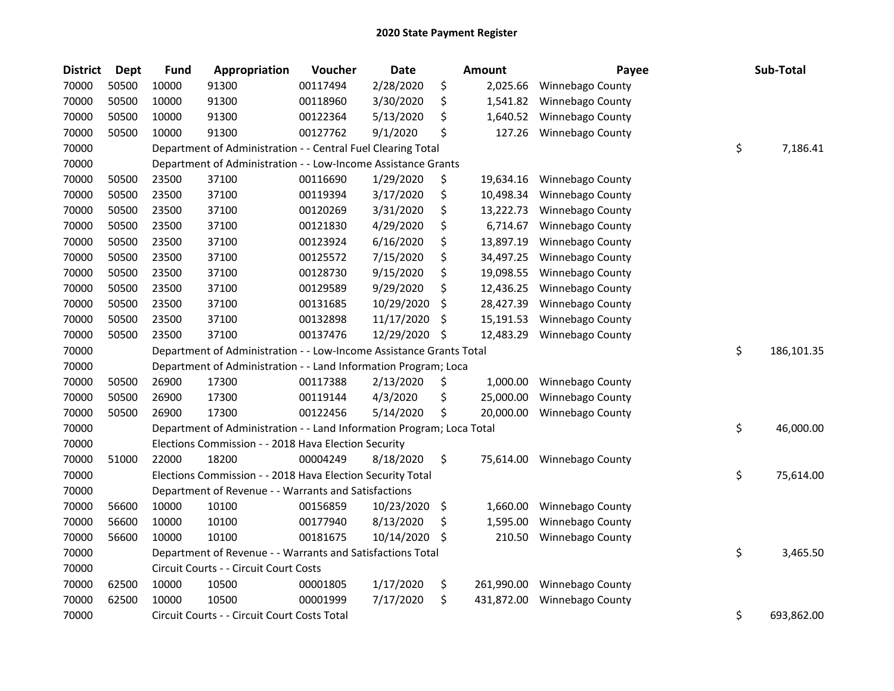# 2020 State Payment Register

| District | Dept | Fund | Appropriation | Voucher | Date | Amount | Payee | Sub-Total |
|---|---|---|---|---|---|---|---|---|
| 70000 | 50500 | 10000 | 91300 | 00117494 | 2/28/2020 | $ 2,025.66 | Winnebago County | |
| 70000 | 50500 | 10000 | 91300 | 00118960 | 3/30/2020 | $ 1,541.82 | Winnebago County | |
| 70000 | 50500 | 10000 | 91300 | 00122364 | 5/13/2020 | $ 1,640.52 | Winnebago County | |
| 70000 | 50500 | 10000 | 91300 | 00127762 | 9/1/2020 | $ 127.26 | Winnebago County | |
| 70000 | | Department of Administration - - Central Fuel Clearing Total | | | | | | $ 7,186.41 |
| 70000 | | Department of Administration - - Low-Income Assistance Grants | | | | | | |
| 70000 | 50500 | 23500 | 37100 | 00116690 | 1/29/2020 | $ 19,634.16 | Winnebago County | |
| 70000 | 50500 | 23500 | 37100 | 00119394 | 3/17/2020 | $ 10,498.34 | Winnebago County | |
| 70000 | 50500 | 23500 | 37100 | 00120269 | 3/31/2020 | $ 13,222.73 | Winnebago County | |
| 70000 | 50500 | 23500 | 37100 | 00121830 | 4/29/2020 | $ 6,714.67 | Winnebago County | |
| 70000 | 50500 | 23500 | 37100 | 00123924 | 6/16/2020 | $ 13,897.19 | Winnebago County | |
| 70000 | 50500 | 23500 | 37100 | 00125572 | 7/15/2020 | $ 34,497.25 | Winnebago County | |
| 70000 | 50500 | 23500 | 37100 | 00128730 | 9/15/2020 | $ 19,098.55 | Winnebago County | |
| 70000 | 50500 | 23500 | 37100 | 00129589 | 9/29/2020 | $ 12,436.25 | Winnebago County | |
| 70000 | 50500 | 23500 | 37100 | 00131685 | 10/29/2020 | $ 28,427.39 | Winnebago County | |
| 70000 | 50500 | 23500 | 37100 | 00132898 | 11/17/2020 | $ 15,191.53 | Winnebago County | |
| 70000 | 50500 | 23500 | 37100 | 00137476 | 12/29/2020 | $ 12,483.29 | Winnebago County | |
| 70000 | | Department of Administration - - Low-Income Assistance Grants Total | | | | | | $ 186,101.35 |
| 70000 | | Department of Administration - - Land Information Program; Loca | | | | | | |
| 70000 | 50500 | 26900 | 17300 | 00117388 | 2/13/2020 | $ 1,000.00 | Winnebago County | |
| 70000 | 50500 | 26900 | 17300 | 00119144 | 4/3/2020 | $ 25,000.00 | Winnebago County | |
| 70000 | 50500 | 26900 | 17300 | 00122456 | 5/14/2020 | $ 20,000.00 | Winnebago County | |
| 70000 | | Department of Administration - - Land Information Program; Loca Total | | | | | | $ 46,000.00 |
| 70000 | | Elections Commission - - 2018 Hava Election Security | | | | | | |
| 70000 | 51000 | 22000 | 18200 | 00004249 | 8/18/2020 | $ 75,614.00 | Winnebago County | |
| 70000 | | Elections Commission - - 2018 Hava Election Security Total | | | | | | $ 75,614.00 |
| 70000 | | Department of Revenue - - Warrants and Satisfactions | | | | | | |
| 70000 | 56600 | 10000 | 10100 | 00156859 | 10/23/2020 | $ 1,660.00 | Winnebago County | |
| 70000 | 56600 | 10000 | 10100 | 00177940 | 8/13/2020 | $ 1,595.00 | Winnebago County | |
| 70000 | 56600 | 10000 | 10100 | 00181675 | 10/14/2020 | $ 210.50 | Winnebago County | |
| 70000 | | Department of Revenue - - Warrants and Satisfactions Total | | | | | | $ 3,465.50 |
| 70000 | | Circuit Courts - - Circuit Court Costs | | | | | | |
| 70000 | 62500 | 10000 | 10500 | 00001805 | 1/17/2020 | $ 261,990.00 | Winnebago County | |
| 70000 | 62500 | 10000 | 10500 | 00001999 | 7/17/2020 | $ 431,872.00 | Winnebago County | |
| 70000 | | Circuit Courts - - Circuit Court Costs Total | | | | | | $ 693,862.00 |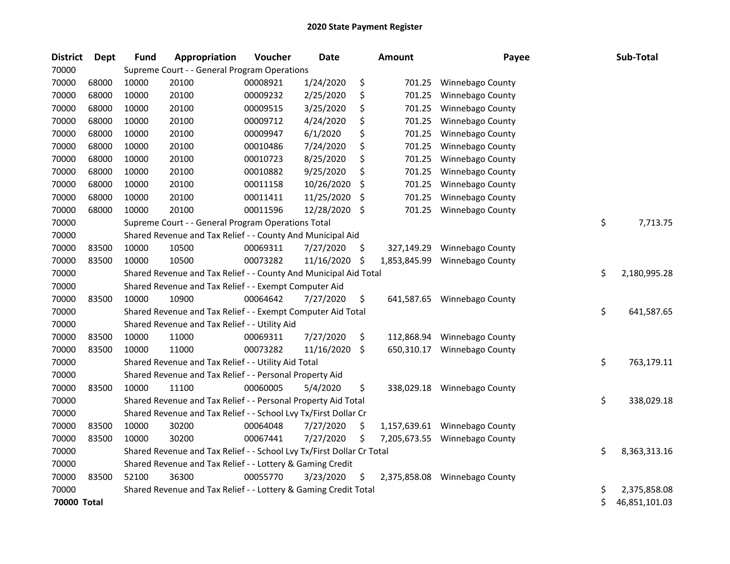# 2020 State Payment Register

| District | Dept | Fund | Appropriation | Voucher | Date | Amount | Payee | Sub-Total |
|---|---|---|---|---|---|---|---|---|
| 70000 | | Supreme Court - - General Program Operations | | | | | | |
| 70000 | 68000 | 10000 | 20100 | 00008921 | 1/24/2020 | $ 701.25 | Winnebago County | |
| 70000 | 68000 | 10000 | 20100 | 00009232 | 2/25/2020 | $ 701.25 | Winnebago County | |
| 70000 | 68000 | 10000 | 20100 | 00009515 | 3/25/2020 | $ 701.25 | Winnebago County | |
| 70000 | 68000 | 10000 | 20100 | 00009712 | 4/24/2020 | $ 701.25 | Winnebago County | |
| 70000 | 68000 | 10000 | 20100 | 00009947 | 6/1/2020 | $ 701.25 | Winnebago County | |
| 70000 | 68000 | 10000 | 20100 | 00010486 | 7/24/2020 | $ 701.25 | Winnebago County | |
| 70000 | 68000 | 10000 | 20100 | 00010723 | 8/25/2020 | $ 701.25 | Winnebago County | |
| 70000 | 68000 | 10000 | 20100 | 00010882 | 9/25/2020 | $ 701.25 | Winnebago County | |
| 70000 | 68000 | 10000 | 20100 | 00011158 | 10/26/2020 | $ 701.25 | Winnebago County | |
| 70000 | 68000 | 10000 | 20100 | 00011411 | 11/25/2020 | $ 701.25 | Winnebago County | |
| 70000 | 68000 | 10000 | 20100 | 00011596 | 12/28/2020 | $ 701.25 | Winnebago County | |
| 70000 | | Supreme Court - - General Program Operations Total | | | | | | $ 7,713.75 |
| 70000 | | Shared Revenue and Tax Relief - - County And Municipal Aid | | | | | | |
| 70000 | 83500 | 10000 | 10500 | 00069311 | 7/27/2020 | $ 327,149.29 | Winnebago County | |
| 70000 | 83500 | 10000 | 10500 | 00073282 | 11/16/2020 | $ 1,853,845.99 | Winnebago County | |
| 70000 | | Shared Revenue and Tax Relief - - County And Municipal Aid Total | | | | | | $ 2,180,995.28 |
| 70000 | | Shared Revenue and Tax Relief - - Exempt Computer Aid | | | | | | |
| 70000 | 83500 | 10000 | 10900 | 00064642 | 7/27/2020 | $ 641,587.65 | Winnebago County | |
| 70000 | | Shared Revenue and Tax Relief - - Exempt Computer Aid Total | | | | | | $ 641,587.65 |
| 70000 | | Shared Revenue and Tax Relief - - Utility Aid | | | | | | |
| 70000 | 83500 | 10000 | 11000 | 00069311 | 7/27/2020 | $ 112,868.94 | Winnebago County | |
| 70000 | 83500 | 10000 | 11000 | 00073282 | 11/16/2020 | $ 650,310.17 | Winnebago County | |
| 70000 | | Shared Revenue and Tax Relief - - Utility Aid Total | | | | | | $ 763,179.11 |
| 70000 | | Shared Revenue and Tax Relief - - Personal Property Aid | | | | | | |
| 70000 | 83500 | 10000 | 11100 | 00060005 | 5/4/2020 | $ 338,029.18 | Winnebago County | |
| 70000 | | Shared Revenue and Tax Relief - - Personal Property Aid Total | | | | | | $ 338,029.18 |
| 70000 | | Shared Revenue and Tax Relief - - School Lvy Tx/First Dollar Cr | | | | | | |
| 70000 | 83500 | 10000 | 30200 | 00064048 | 7/27/2020 | $ 1,157,639.61 | Winnebago County | |
| 70000 | 83500 | 10000 | 30200 | 00067441 | 7/27/2020 | $ 7,205,673.55 | Winnebago County | |
| 70000 | | Shared Revenue and Tax Relief - - School Lvy Tx/First Dollar Cr Total | | | | | | $ 8,363,313.16 |
| 70000 | | Shared Revenue and Tax Relief - - Lottery & Gaming Credit | | | | | | |
| 70000 | 83500 | 52100 | 36300 | 00055770 | 3/23/2020 | $ 2,375,858.08 | Winnebago County | |
| 70000 | | Shared Revenue and Tax Relief - - Lottery & Gaming Credit Total | | | | | | $ 2,375,858.08 |
| **70000 Total** | | | | | | | | $ 46,851,101.03 |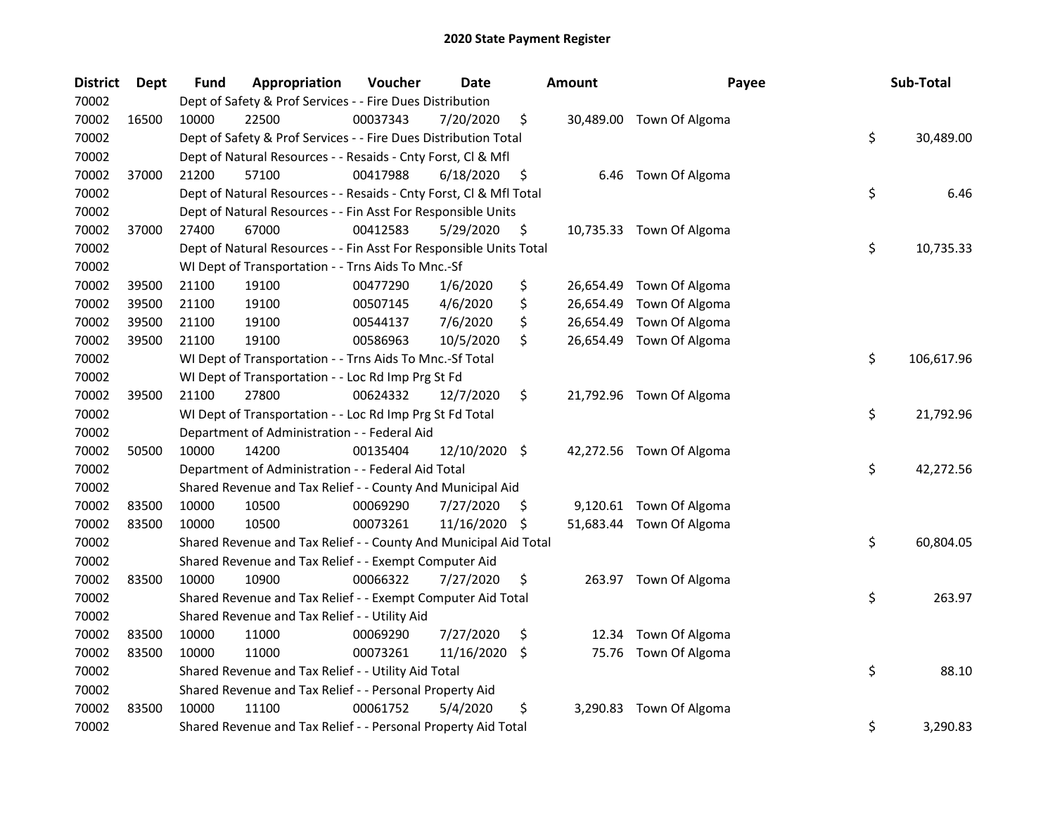# 2020 State Payment Register

| District | Dept | Fund | Appropriation | Voucher | Date | Amount | Payee | Sub-Total |
|---|---|---|---|---|---|---|---|---|
| 70002 | | Dept of Safety & Prof Services - - Fire Dues Distribution | | | | | | |
| 70002 | 16500 | 10000 | 22500 | 00037343 | 7/20/2020 | $ 30,489.00 | Town Of Algoma | |
| 70002 | | Dept of Safety & Prof Services - - Fire Dues Distribution Total | | | | | | $ 30,489.00 |
| 70002 | | Dept of Natural Resources - - Resaids - Cnty Forst, Cl & Mfl | | | | | | |
| 70002 | 37000 | 21200 | 57100 | 00417988 | 6/18/2020 | $ 6.46 | Town Of Algoma | |
| 70002 | | Dept of Natural Resources - - Resaids - Cnty Forst, Cl & Mfl Total | | | | | | $ 6.46 |
| 70002 | | Dept of Natural Resources - - Fin Asst For Responsible Units | | | | | | |
| 70002 | 37000 | 27400 | 67000 | 00412583 | 5/29/2020 | $ 10,735.33 | Town Of Algoma | |
| 70002 | | Dept of Natural Resources - - Fin Asst For Responsible Units Total | | | | | | $ 10,735.33 |
| 70002 | | WI Dept of Transportation - - Trns Aids To Mnc.-Sf | | | | | | |
| 70002 | 39500 | 21100 | 19100 | 00477290 | 1/6/2020 | $ 26,654.49 | Town Of Algoma | |
| 70002 | 39500 | 21100 | 19100 | 00507145 | 4/6/2020 | $ 26,654.49 | Town Of Algoma | |
| 70002 | 39500 | 21100 | 19100 | 00544137 | 7/6/2020 | $ 26,654.49 | Town Of Algoma | |
| 70002 | 39500 | 21100 | 19100 | 00586963 | 10/5/2020 | $ 26,654.49 | Town Of Algoma | |
| 70002 | | WI Dept of Transportation - - Trns Aids To Mnc.-Sf Total | | | | | | $ 106,617.96 |
| 70002 | | WI Dept of Transportation - - Loc Rd Imp Prg St Fd | | | | | | |
| 70002 | 39500 | 21100 | 27800 | 00624332 | 12/7/2020 | $ 21,792.96 | Town Of Algoma | |
| 70002 | | WI Dept of Transportation - - Loc Rd Imp Prg St Fd Total | | | | | | $ 21,792.96 |
| 70002 | | Department of Administration - - Federal Aid | | | | | | |
| 70002 | 50500 | 10000 | 14200 | 00135404 | 12/10/2020 | $ 42,272.56 | Town Of Algoma | |
| 70002 | | Department of Administration - - Federal Aid Total | | | | | | $ 42,272.56 |
| 70002 | | Shared Revenue and Tax Relief - - County And Municipal Aid | | | | | | |
| 70002 | 83500 | 10000 | 10500 | 00069290 | 7/27/2020 | $ 9,120.61 | Town Of Algoma | |
| 70002 | 83500 | 10000 | 10500 | 00073261 | 11/16/2020 | $ 51,683.44 | Town Of Algoma | |
| 70002 | | Shared Revenue and Tax Relief - - County And Municipal Aid Total | | | | | | $ 60,804.05 |
| 70002 | | Shared Revenue and Tax Relief - - Exempt Computer Aid | | | | | | |
| 70002 | 83500 | 10000 | 10900 | 00066322 | 7/27/2020 | $ 263.97 | Town Of Algoma | |
| 70002 | | Shared Revenue and Tax Relief - - Exempt Computer Aid Total | | | | | | $ 263.97 |
| 70002 | | Shared Revenue and Tax Relief - - Utility Aid | | | | | | |
| 70002 | 83500 | 10000 | 11000 | 00069290 | 7/27/2020 | $ 12.34 | Town Of Algoma | |
| 70002 | 83500 | 10000 | 11000 | 00073261 | 11/16/2020 | $ 75.76 | Town Of Algoma | |
| 70002 | | Shared Revenue and Tax Relief - - Utility Aid Total | | | | | | $ 88.10 |
| 70002 | | Shared Revenue and Tax Relief - - Personal Property Aid | | | | | | |
| 70002 | 83500 | 10000 | 11100 | 00061752 | 5/4/2020 | $ 3,290.83 | Town Of Algoma | |
| 70002 | | Shared Revenue and Tax Relief - - Personal Property Aid Total | | | | | | $ 3,290.83 |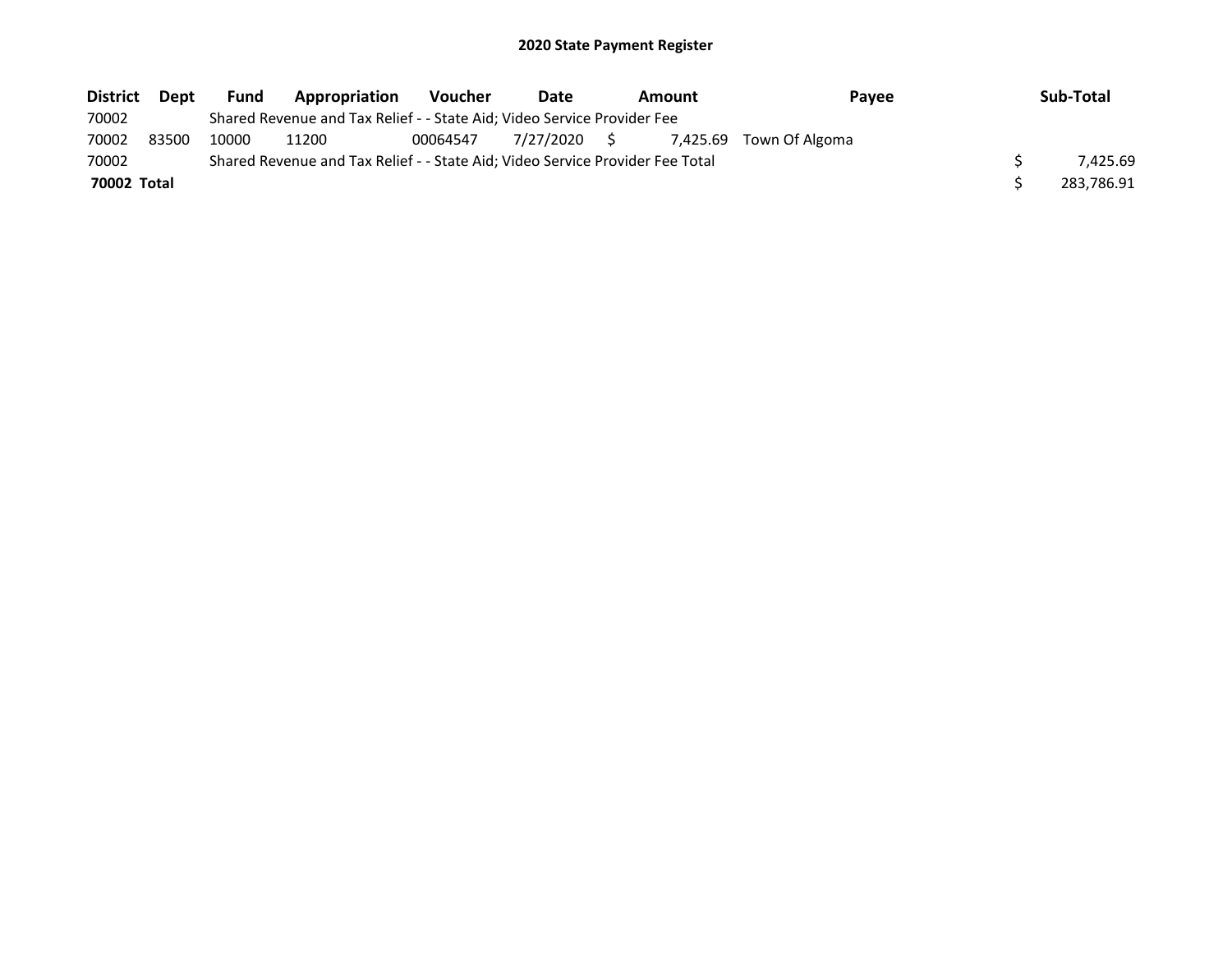## 2020 State Payment Register

| District | Dept | Fund | Appropriation | Voucher | Date | Amount | Payee | Sub-Total |
|---|---|---|---|---|---|---|---|---|
| 70002 | | Shared Revenue and Tax Relief - - State Aid; Video Service Provider Fee | | | | | | |
| 70002 | 83500 | 10000 | 11200 | 00064547 | 7/27/2020 | $ 7,425.69 | Town Of Algoma | |
| 70002 | | Shared Revenue and Tax Relief - - State Aid; Video Service Provider Fee Total | | | | | | $ 7,425.69 |
| **70002 Total** | | | | | | | | $ 283,786.91 |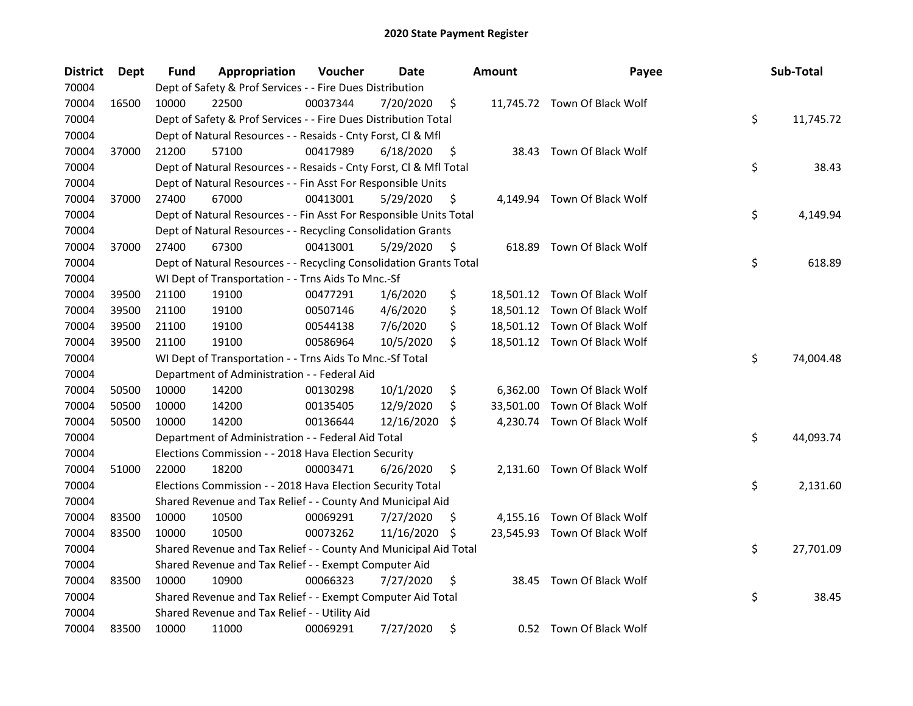## 2020 State Payment Register

| District | Dept | Fund | Appropriation | Voucher | Date | Amount | Payee | Sub-Total |
|---|---|---|---|---|---|---|---|---|
| 70004 | | Dept of Safety & Prof Services - - Fire Dues Distribution | | | | | | |
| 70004 | 16500 | 10000 | 22500 | 00037344 | 7/20/2020 | $ 11,745.72 | Town Of Black Wolf | |
| 70004 | | Dept of Safety & Prof Services - - Fire Dues Distribution Total | | | | | | $ 11,745.72 |
| 70004 | | Dept of Natural Resources - - Resaids - Cnty Forst, Cl & Mfl | | | | | | |
| 70004 | 37000 | 21200 | 57100 | 00417989 | 6/18/2020 | $ 38.43 | Town Of Black Wolf | |
| 70004 | | Dept of Natural Resources - - Resaids - Cnty Forst, Cl & Mfl Total | | | | | | $ 38.43 |
| 70004 | | Dept of Natural Resources - - Fin Asst For Responsible Units | | | | | | |
| 70004 | 37000 | 27400 | 67000 | 00413001 | 5/29/2020 | $ 4,149.94 | Town Of Black Wolf | |
| 70004 | | Dept of Natural Resources - - Fin Asst For Responsible Units Total | | | | | | $ 4,149.94 |
| 70004 | | Dept of Natural Resources - - Recycling Consolidation Grants | | | | | | |
| 70004 | 37000 | 27400 | 67300 | 00413001 | 5/29/2020 | $ 618.89 | Town Of Black Wolf | |
| 70004 | | Dept of Natural Resources - - Recycling Consolidation Grants Total | | | | | | $ 618.89 |
| 70004 | | WI Dept of Transportation - - Trns Aids To Mnc.-Sf | | | | | | |
| 70004 | 39500 | 21100 | 19100 | 00477291 | 1/6/2020 | $ 18,501.12 | Town Of Black Wolf | |
| 70004 | 39500 | 21100 | 19100 | 00507146 | 4/6/2020 | $ 18,501.12 | Town Of Black Wolf | |
| 70004 | 39500 | 21100 | 19100 | 00544138 | 7/6/2020 | $ 18,501.12 | Town Of Black Wolf | |
| 70004 | 39500 | 21100 | 19100 | 00586964 | 10/5/2020 | $ 18,501.12 | Town Of Black Wolf | |
| 70004 | | WI Dept of Transportation - - Trns Aids To Mnc.-Sf Total | | | | | | $ 74,004.48 |
| 70004 | | Department of Administration - - Federal Aid | | | | | | |
| 70004 | 50500 | 10000 | 14200 | 00130298 | 10/1/2020 | $ 6,362.00 | Town Of Black Wolf | |
| 70004 | 50500 | 10000 | 14200 | 00135405 | 12/9/2020 | $ 33,501.00 | Town Of Black Wolf | |
| 70004 | 50500 | 10000 | 14200 | 00136644 | 12/16/2020 | $ 4,230.74 | Town Of Black Wolf | |
| 70004 | | Department of Administration - - Federal Aid Total | | | | | | $ 44,093.74 |
| 70004 | | Elections Commission - - 2018 Hava Election Security | | | | | | |
| 70004 | 51000 | 22000 | 18200 | 00003471 | 6/26/2020 | $ 2,131.60 | Town Of Black Wolf | |
| 70004 | | Elections Commission - - 2018 Hava Election Security Total | | | | | | $ 2,131.60 |
| 70004 | | Shared Revenue and Tax Relief - - County And Municipal Aid | | | | | | |
| 70004 | 83500 | 10000 | 10500 | 00069291 | 7/27/2020 | $ 4,155.16 | Town Of Black Wolf | |
| 70004 | 83500 | 10000 | 10500 | 00073262 | 11/16/2020 | $ 23,545.93 | Town Of Black Wolf | |
| 70004 | | Shared Revenue and Tax Relief - - County And Municipal Aid Total | | | | | | $ 27,701.09 |
| 70004 | | Shared Revenue and Tax Relief - - Exempt Computer Aid | | | | | | |
| 70004 | 83500 | 10000 | 10900 | 00066323 | 7/27/2020 | $ 38.45 | Town Of Black Wolf | |
| 70004 | | Shared Revenue and Tax Relief - - Exempt Computer Aid Total | | | | | | $ 38.45 |
| 70004 | | Shared Revenue and Tax Relief - - Utility Aid | | | | | | |
| 70004 | 83500 | 10000 | 11000 | 00069291 | 7/27/2020 | $ 0.52 | Town Of Black Wolf | |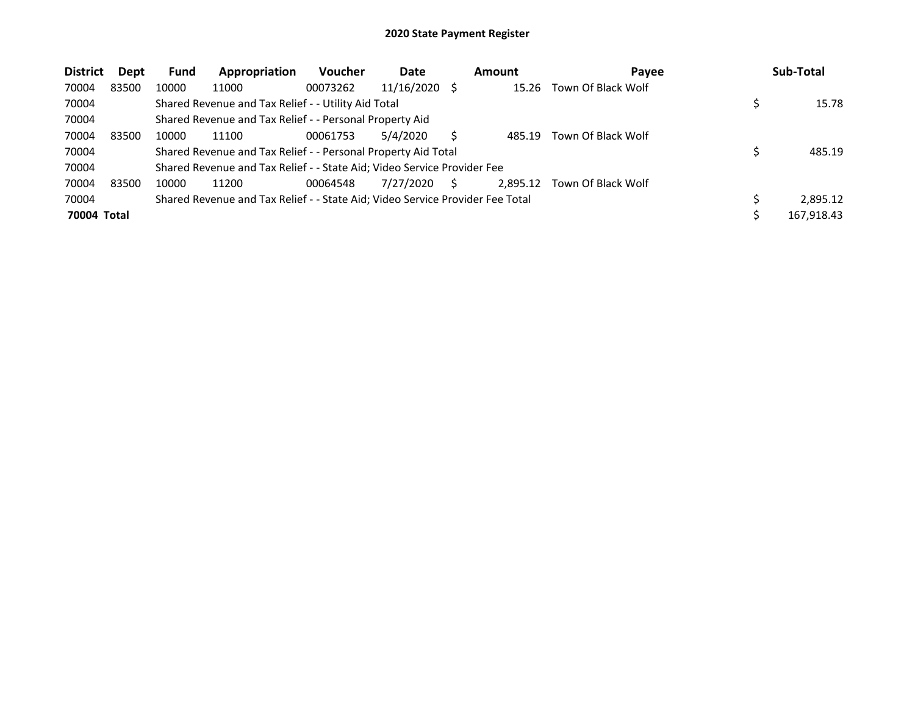# 2020 State Payment Register

| District | Dept | Fund | Appropriation | Voucher | Date | Amount | Payee | Sub-Total |
|---|---|---|---|---|---|---|---|---|
| 70004 | 83500 | 10000 | 11000 | 00073262 | 11/16/2020 | $ 15.26 | Town Of Black Wolf | |
| 70004 | | Shared Revenue and Tax Relief - - Utility Aid Total | | | | | | $ 15.78 |
| 70004 | | Shared Revenue and Tax Relief - - Personal Property Aid | | | | | | |
| 70004 | 83500 | 10000 | 11100 | 00061753 | 5/4/2020 | $ 485.19 | Town Of Black Wolf | |
| 70004 | | Shared Revenue and Tax Relief - - Personal Property Aid Total | | | | | | $ 485.19 |
| 70004 | | Shared Revenue and Tax Relief - - State Aid; Video Service Provider Fee | | | | | | |
| 70004 | 83500 | 10000 | 11200 | 00064548 | 7/27/2020 | $ 2,895.12 | Town Of Black Wolf | |
| 70004 | | Shared Revenue and Tax Relief - - State Aid; Video Service Provider Fee Total | | | | | | $ 2,895.12 |
| **70004 Total** | | | | | | | | $ 167,918.43 |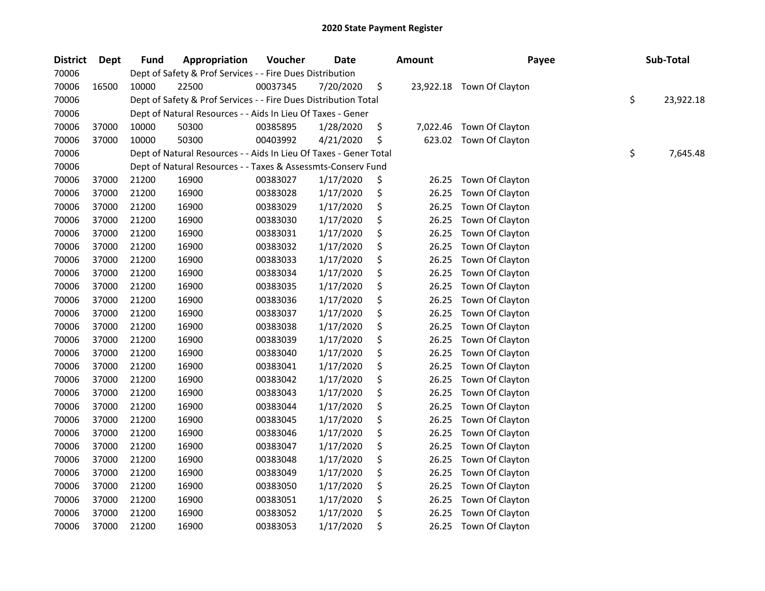## 2020 State Payment Register

| District | Dept | Fund | Appropriation | Voucher | Date | Amount | Payee | Sub-Total |
|---|---|---|---|---|---|---|---|---|
| 70006 | | Dept of Safety & Prof Services - - Fire Dues Distribution | | | | | | |
| 70006 | 16500 | 10000 | 22500 | 00037345 | 7/20/2020 | $ 23,922.18 | Town Of Clayton | |
| 70006 | | Dept of Safety & Prof Services - - Fire Dues Distribution Total | | | | | | $ 23,922.18 |
| 70006 | | Dept of Natural Resources - - Aids In Lieu Of Taxes - Gener | | | | | | |
| 70006 | 37000 | 10000 | 50300 | 00385895 | 1/28/2020 | $ 7,022.46 | Town Of Clayton | |
| 70006 | 37000 | 10000 | 50300 | 00403992 | 4/21/2020 | $ 623.02 | Town Of Clayton | |
| 70006 | | Dept of Natural Resources - - Aids In Lieu Of Taxes - Gener Total | | | | | | $ 7,645.48 |
| 70006 | | Dept of Natural Resources - - Taxes & Assessmts-Conserv Fund | | | | | | |
| 70006 | 37000 | 21200 | 16900 | 00383027 | 1/17/2020 | $ 26.25 | Town Of Clayton | |
| 70006 | 37000 | 21200 | 16900 | 00383028 | 1/17/2020 | $ 26.25 | Town Of Clayton | |
| 70006 | 37000 | 21200 | 16900 | 00383029 | 1/17/2020 | $ 26.25 | Town Of Clayton | |
| 70006 | 37000 | 21200 | 16900 | 00383030 | 1/17/2020 | $ 26.25 | Town Of Clayton | |
| 70006 | 37000 | 21200 | 16900 | 00383031 | 1/17/2020 | $ 26.25 | Town Of Clayton | |
| 70006 | 37000 | 21200 | 16900 | 00383032 | 1/17/2020 | $ 26.25 | Town Of Clayton | |
| 70006 | 37000 | 21200 | 16900 | 00383033 | 1/17/2020 | $ 26.25 | Town Of Clayton | |
| 70006 | 37000 | 21200 | 16900 | 00383034 | 1/17/2020 | $ 26.25 | Town Of Clayton | |
| 70006 | 37000 | 21200 | 16900 | 00383035 | 1/17/2020 | $ 26.25 | Town Of Clayton | |
| 70006 | 37000 | 21200 | 16900 | 00383036 | 1/17/2020 | $ 26.25 | Town Of Clayton | |
| 70006 | 37000 | 21200 | 16900 | 00383037 | 1/17/2020 | $ 26.25 | Town Of Clayton | |
| 70006 | 37000 | 21200 | 16900 | 00383038 | 1/17/2020 | $ 26.25 | Town Of Clayton | |
| 70006 | 37000 | 21200 | 16900 | 00383039 | 1/17/2020 | $ 26.25 | Town Of Clayton | |
| 70006 | 37000 | 21200 | 16900 | 00383040 | 1/17/2020 | $ 26.25 | Town Of Clayton | |
| 70006 | 37000 | 21200 | 16900 | 00383041 | 1/17/2020 | $ 26.25 | Town Of Clayton | |
| 70006 | 37000 | 21200 | 16900 | 00383042 | 1/17/2020 | $ 26.25 | Town Of Clayton | |
| 70006 | 37000 | 21200 | 16900 | 00383043 | 1/17/2020 | $ 26.25 | Town Of Clayton | |
| 70006 | 37000 | 21200 | 16900 | 00383044 | 1/17/2020 | $ 26.25 | Town Of Clayton | |
| 70006 | 37000 | 21200 | 16900 | 00383045 | 1/17/2020 | $ 26.25 | Town Of Clayton | |
| 70006 | 37000 | 21200 | 16900 | 00383046 | 1/17/2020 | $ 26.25 | Town Of Clayton | |
| 70006 | 37000 | 21200 | 16900 | 00383047 | 1/17/2020 | $ 26.25 | Town Of Clayton | |
| 70006 | 37000 | 21200 | 16900 | 00383048 | 1/17/2020 | $ 26.25 | Town Of Clayton | |
| 70006 | 37000 | 21200 | 16900 | 00383049 | 1/17/2020 | $ 26.25 | Town Of Clayton | |
| 70006 | 37000 | 21200 | 16900 | 00383050 | 1/17/2020 | $ 26.25 | Town Of Clayton | |
| 70006 | 37000 | 21200 | 16900 | 00383051 | 1/17/2020 | $ 26.25 | Town Of Clayton | |
| 70006 | 37000 | 21200 | 16900 | 00383052 | 1/17/2020 | $ 26.25 | Town Of Clayton | |
| 70006 | 37000 | 21200 | 16900 | 00383053 | 1/17/2020 | $ 26.25 | Town Of Clayton | |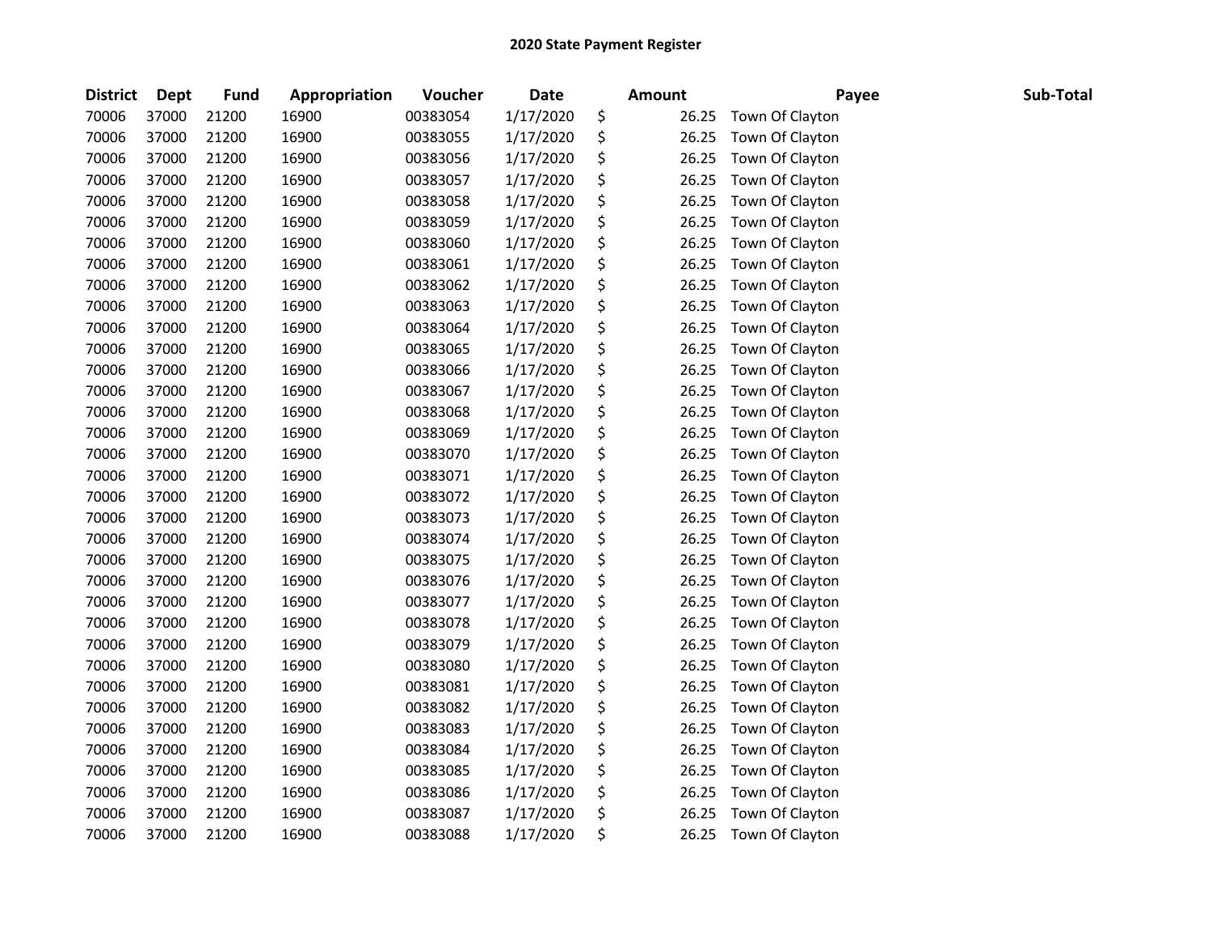## 2020 State Payment Register

| District | Dept | Fund | Appropriation | Voucher | Date | Amount | Payee | Sub-Total |
|---|---|---|---|---|---|---|---|---|
| 70006 | 37000 | 21200 | 16900 | 00383054 | 1/17/2020 | $ 26.25 | Town Of Clayton | |
| 70006 | 37000 | 21200 | 16900 | 00383055 | 1/17/2020 | $ 26.25 | Town Of Clayton | |
| 70006 | 37000 | 21200 | 16900 | 00383056 | 1/17/2020 | $ 26.25 | Town Of Clayton | |
| 70006 | 37000 | 21200 | 16900 | 00383057 | 1/17/2020 | $ 26.25 | Town Of Clayton | |
| 70006 | 37000 | 21200 | 16900 | 00383058 | 1/17/2020 | $ 26.25 | Town Of Clayton | |
| 70006 | 37000 | 21200 | 16900 | 00383059 | 1/17/2020 | $ 26.25 | Town Of Clayton | |
| 70006 | 37000 | 21200 | 16900 | 00383060 | 1/17/2020 | $ 26.25 | Town Of Clayton | |
| 70006 | 37000 | 21200 | 16900 | 00383061 | 1/17/2020 | $ 26.25 | Town Of Clayton | |
| 70006 | 37000 | 21200 | 16900 | 00383062 | 1/17/2020 | $ 26.25 | Town Of Clayton | |
| 70006 | 37000 | 21200 | 16900 | 00383063 | 1/17/2020 | $ 26.25 | Town Of Clayton | |
| 70006 | 37000 | 21200 | 16900 | 00383064 | 1/17/2020 | $ 26.25 | Town Of Clayton | |
| 70006 | 37000 | 21200 | 16900 | 00383065 | 1/17/2020 | $ 26.25 | Town Of Clayton | |
| 70006 | 37000 | 21200 | 16900 | 00383066 | 1/17/2020 | $ 26.25 | Town Of Clayton | |
| 70006 | 37000 | 21200 | 16900 | 00383067 | 1/17/2020 | $ 26.25 | Town Of Clayton | |
| 70006 | 37000 | 21200 | 16900 | 00383068 | 1/17/2020 | $ 26.25 | Town Of Clayton | |
| 70006 | 37000 | 21200 | 16900 | 00383069 | 1/17/2020 | $ 26.25 | Town Of Clayton | |
| 70006 | 37000 | 21200 | 16900 | 00383070 | 1/17/2020 | $ 26.25 | Town Of Clayton | |
| 70006 | 37000 | 21200 | 16900 | 00383071 | 1/17/2020 | $ 26.25 | Town Of Clayton | |
| 70006 | 37000 | 21200 | 16900 | 00383072 | 1/17/2020 | $ 26.25 | Town Of Clayton | |
| 70006 | 37000 | 21200 | 16900 | 00383073 | 1/17/2020 | $ 26.25 | Town Of Clayton | |
| 70006 | 37000 | 21200 | 16900 | 00383074 | 1/17/2020 | $ 26.25 | Town Of Clayton | |
| 70006 | 37000 | 21200 | 16900 | 00383075 | 1/17/2020 | $ 26.25 | Town Of Clayton | |
| 70006 | 37000 | 21200 | 16900 | 00383076 | 1/17/2020 | $ 26.25 | Town Of Clayton | |
| 70006 | 37000 | 21200 | 16900 | 00383077 | 1/17/2020 | $ 26.25 | Town Of Clayton | |
| 70006 | 37000 | 21200 | 16900 | 00383078 | 1/17/2020 | $ 26.25 | Town Of Clayton | |
| 70006 | 37000 | 21200 | 16900 | 00383079 | 1/17/2020 | $ 26.25 | Town Of Clayton | |
| 70006 | 37000 | 21200 | 16900 | 00383080 | 1/17/2020 | $ 26.25 | Town Of Clayton | |
| 70006 | 37000 | 21200 | 16900 | 00383081 | 1/17/2020 | $ 26.25 | Town Of Clayton | |
| 70006 | 37000 | 21200 | 16900 | 00383082 | 1/17/2020 | $ 26.25 | Town Of Clayton | |
| 70006 | 37000 | 21200 | 16900 | 00383083 | 1/17/2020 | $ 26.25 | Town Of Clayton | |
| 70006 | 37000 | 21200 | 16900 | 00383084 | 1/17/2020 | $ 26.25 | Town Of Clayton | |
| 70006 | 37000 | 21200 | 16900 | 00383085 | 1/17/2020 | $ 26.25 | Town Of Clayton | |
| 70006 | 37000 | 21200 | 16900 | 00383086 | 1/17/2020 | $ 26.25 | Town Of Clayton | |
| 70006 | 37000 | 21200 | 16900 | 00383087 | 1/17/2020 | $ 26.25 | Town Of Clayton | |
| 70006 | 37000 | 21200 | 16900 | 00383088 | 1/17/2020 | $ 26.25 | Town Of Clayton | |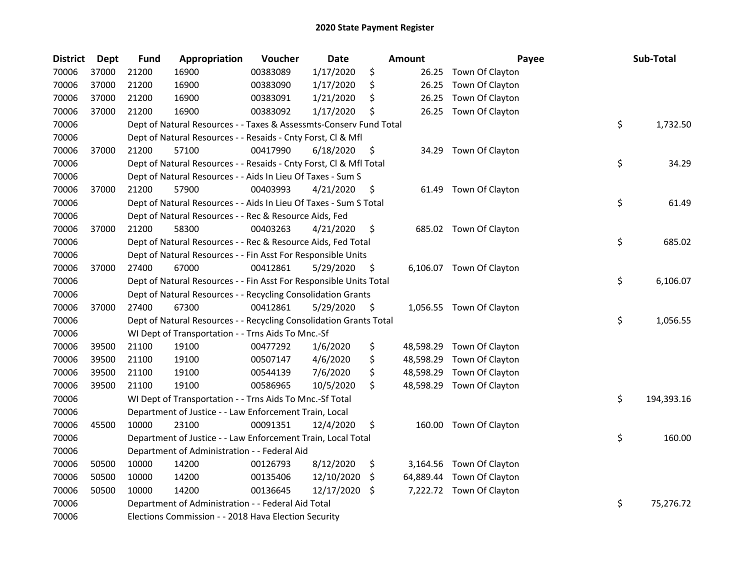# 2020 State Payment Register

| District | Dept | Fund | Appropriation | Voucher | Date | Amount | Payee | Sub-Total |
|---|---|---|---|---|---|---|---|---|
| 70006 | 37000 | 21200 | 16900 | 00383089 | 1/17/2020 | $ 26.25 | Town Of Clayton | |
| 70006 | 37000 | 21200 | 16900 | 00383090 | 1/17/2020 | $ 26.25 | Town Of Clayton | |
| 70006 | 37000 | 21200 | 16900 | 00383091 | 1/21/2020 | $ 26.25 | Town Of Clayton | |
| 70006 | 37000 | 21200 | 16900 | 00383092 | 1/17/2020 | $ 26.25 | Town Of Clayton | |
| 70006 | | Dept of Natural Resources - - Taxes & Assessmts-Conserv Fund Total | | | | | | $ 1,732.50 |
| 70006 | | Dept of Natural Resources - - Resaids - Cnty Forst, Cl & Mfl | | | | | | |
| 70006 | 37000 | 21200 | 57100 | 00417990 | 6/18/2020 | $ 34.29 | Town Of Clayton | |
| 70006 | | Dept of Natural Resources - - Resaids - Cnty Forst, Cl & Mfl Total | | | | | | $ 34.29 |
| 70006 | | Dept of Natural Resources - - Aids In Lieu Of Taxes - Sum S | | | | | | |
| 70006 | 37000 | 21200 | 57900 | 00403993 | 4/21/2020 | $ 61.49 | Town Of Clayton | |
| 70006 | | Dept of Natural Resources - - Aids In Lieu Of Taxes - Sum S Total | | | | | | $ 61.49 |
| 70006 | | Dept of Natural Resources - - Rec & Resource Aids, Fed | | | | | | |
| 70006 | 37000 | 21200 | 58300 | 00403263 | 4/21/2020 | $ 685.02 | Town Of Clayton | |
| 70006 | | Dept of Natural Resources - - Rec & Resource Aids, Fed Total | | | | | | $ 685.02 |
| 70006 | | Dept of Natural Resources - - Fin Asst For Responsible Units | | | | | | |
| 70006 | 37000 | 27400 | 67000 | 00412861 | 5/29/2020 | $ 6,106.07 | Town Of Clayton | |
| 70006 | | Dept of Natural Resources - - Fin Asst For Responsible Units Total | | | | | | $ 6,106.07 |
| 70006 | | Dept of Natural Resources - - Recycling Consolidation Grants | | | | | | |
| 70006 | 37000 | 27400 | 67300 | 00412861 | 5/29/2020 | $ 1,056.55 | Town Of Clayton | |
| 70006 | | Dept of Natural Resources - - Recycling Consolidation Grants Total | | | | | | $ 1,056.55 |
| 70006 | | WI Dept of Transportation - - Trns Aids To Mnc.-Sf | | | | | | |
| 70006 | 39500 | 21100 | 19100 | 00477292 | 1/6/2020 | $ 48,598.29 | Town Of Clayton | |
| 70006 | 39500 | 21100 | 19100 | 00507147 | 4/6/2020 | $ 48,598.29 | Town Of Clayton | |
| 70006 | 39500 | 21100 | 19100 | 00544139 | 7/6/2020 | $ 48,598.29 | Town Of Clayton | |
| 70006 | 39500 | 21100 | 19100 | 00586965 | 10/5/2020 | $ 48,598.29 | Town Of Clayton | |
| 70006 | | WI Dept of Transportation - - Trns Aids To Mnc.-Sf Total | | | | | | $ 194,393.16 |
| 70006 | | Department of Justice - - Law Enforcement Train, Local | | | | | | |
| 70006 | 45500 | 10000 | 23100 | 00091351 | 12/4/2020 | $ 160.00 | Town Of Clayton | |
| 70006 | | Department of Justice - - Law Enforcement Train, Local Total | | | | | | $ 160.00 |
| 70006 | | Department of Administration - - Federal Aid | | | | | | |
| 70006 | 50500 | 10000 | 14200 | 00126793 | 8/12/2020 | $ 3,164.56 | Town Of Clayton | |
| 70006 | 50500 | 10000 | 14200 | 00135406 | 12/10/2020 | $ 64,889.44 | Town Of Clayton | |
| 70006 | 50500 | 10000 | 14200 | 00136645 | 12/17/2020 | $ 7,222.72 | Town Of Clayton | |
| 70006 | | Department of Administration - - Federal Aid Total | | | | | | $ 75,276.72 |
| 70006 | | Elections Commission - - 2018 Hava Election Security | | | | | | |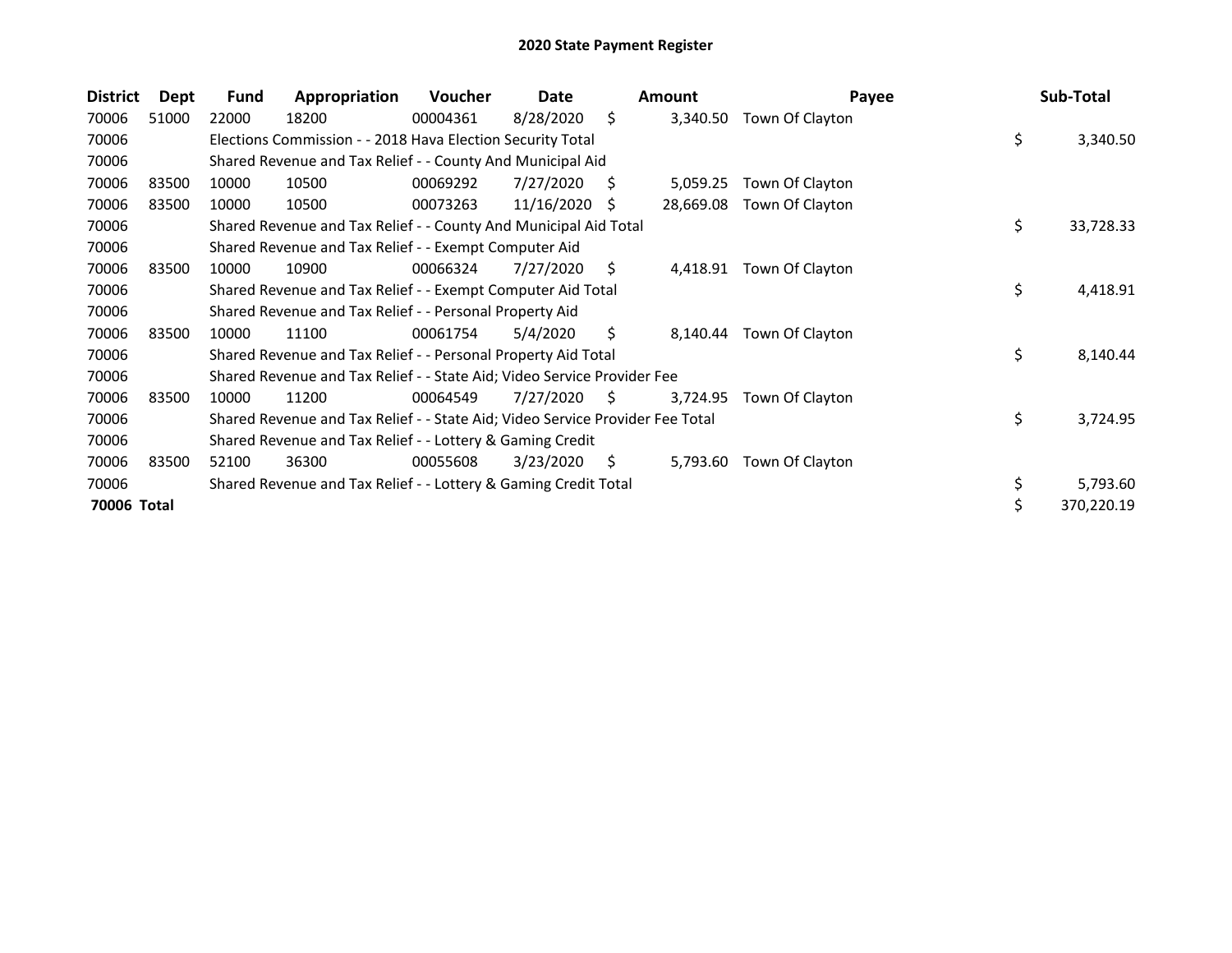# 2020 State Payment Register

| District | Dept | Fund | Appropriation | Voucher | Date | Amount | Payee | Sub-Total |
|---|---|---|---|---|---|---|---|---|
| 70006 | 51000 | 22000 | 18200 | 00004361 | 8/28/2020 | $ 3,340.50 | Town Of Clayton | |
| 70006 | | Elections Commission - - 2018 Hava Election Security Total | | | | | | $ 3,340.50 |
| 70006 | | Shared Revenue and Tax Relief - - County And Municipal Aid | | | | | | |
| 70006 | 83500 | 10000 | 10500 | 00069292 | 7/27/2020 | $ 5,059.25 | Town Of Clayton | |
| 70006 | 83500 | 10000 | 10500 | 00073263 | 11/16/2020 | $ 28,669.08 | Town Of Clayton | |
| 70006 | | Shared Revenue and Tax Relief - - County And Municipal Aid Total | | | | | | $ 33,728.33 |
| 70006 | | Shared Revenue and Tax Relief - - Exempt Computer Aid | | | | | | |
| 70006 | 83500 | 10000 | 10900 | 00066324 | 7/27/2020 | $ 4,418.91 | Town Of Clayton | |
| 70006 | | Shared Revenue and Tax Relief - - Exempt Computer Aid Total | | | | | | $ 4,418.91 |
| 70006 | | Shared Revenue and Tax Relief - - Personal Property Aid | | | | | | |
| 70006 | 83500 | 10000 | 11100 | 00061754 | 5/4/2020 | $ 8,140.44 | Town Of Clayton | |
| 70006 | | Shared Revenue and Tax Relief - - Personal Property Aid Total | | | | | | $ 8,140.44 |
| 70006 | | Shared Revenue and Tax Relief - - State Aid; Video Service Provider Fee | | | | | | |
| 70006 | 83500 | 10000 | 11200 | 00064549 | 7/27/2020 | $ 3,724.95 | Town Of Clayton | |
| 70006 | | Shared Revenue and Tax Relief - - State Aid; Video Service Provider Fee Total | | | | | | $ 3,724.95 |
| 70006 | | Shared Revenue and Tax Relief - - Lottery & Gaming Credit | | | | | | |
| 70006 | 83500 | 52100 | 36300 | 00055608 | 3/23/2020 | $ 5,793.60 | Town Of Clayton | |
| 70006 | | Shared Revenue and Tax Relief - - Lottery & Gaming Credit Total | | | | | | $ 5,793.60 |
| **70006 Total** | | | | | | | | $ 370,220.19 |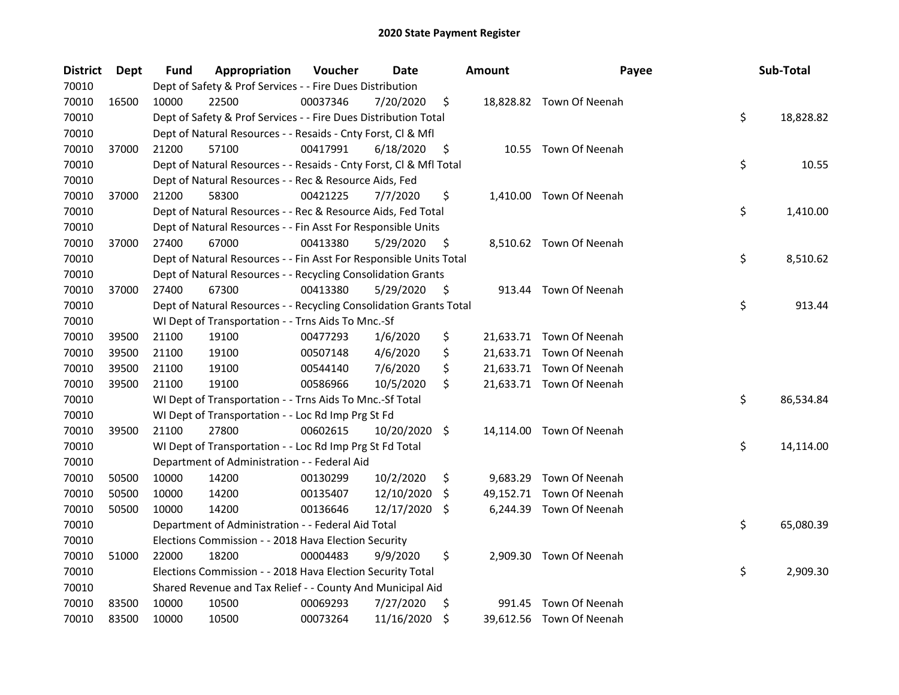## 2020 State Payment Register

| District | Dept | Fund | Appropriation | Voucher | Date | Amount | Payee | Sub-Total |
|---|---|---|---|---|---|---|---|---|
| 70010 | | Dept of Safety & Prof Services - - Fire Dues Distribution | | | | | | |
| 70010 | 16500 | 10000 | 22500 | 00037346 | 7/20/2020 | $ 18,828.82 | Town Of Neenah | |
| 70010 | | Dept of Safety & Prof Services - - Fire Dues Distribution Total | | | | | | $ 18,828.82 |
| 70010 | | Dept of Natural Resources - - Resaids - Cnty Forst, Cl & Mfl | | | | | | |
| 70010 | 37000 | 21200 | 57100 | 00417991 | 6/18/2020 | $ 10.55 | Town Of Neenah | |
| 70010 | | Dept of Natural Resources - - Resaids - Cnty Forst, Cl & Mfl Total | | | | | | $ 10.55 |
| 70010 | | Dept of Natural Resources - - Rec & Resource Aids, Fed | | | | | | |
| 70010 | 37000 | 21200 | 58300 | 00421225 | 7/7/2020 | $ 1,410.00 | Town Of Neenah | |
| 70010 | | Dept of Natural Resources - - Rec & Resource Aids, Fed Total | | | | | | $ 1,410.00 |
| 70010 | | Dept of Natural Resources - - Fin Asst For Responsible Units | | | | | | |
| 70010 | 37000 | 27400 | 67000 | 00413380 | 5/29/2020 | $ 8,510.62 | Town Of Neenah | |
| 70010 | | Dept of Natural Resources - - Fin Asst For Responsible Units Total | | | | | | $ 8,510.62 |
| 70010 | | Dept of Natural Resources - - Recycling Consolidation Grants | | | | | | |
| 70010 | 37000 | 27400 | 67300 | 00413380 | 5/29/2020 | $ 913.44 | Town Of Neenah | |
| 70010 | | Dept of Natural Resources - - Recycling Consolidation Grants Total | | | | | | $ 913.44 |
| 70010 | | WI Dept of Transportation - - Trns Aids To Mnc.-Sf | | | | | | |
| 70010 | 39500 | 21100 | 19100 | 00477293 | 1/6/2020 | $ 21,633.71 | Town Of Neenah | |
| 70010 | 39500 | 21100 | 19100 | 00507148 | 4/6/2020 | $ 21,633.71 | Town Of Neenah | |
| 70010 | 39500 | 21100 | 19100 | 00544140 | 7/6/2020 | $ 21,633.71 | Town Of Neenah | |
| 70010 | 39500 | 21100 | 19100 | 00586966 | 10/5/2020 | $ 21,633.71 | Town Of Neenah | |
| 70010 | | WI Dept of Transportation - - Trns Aids To Mnc.-Sf Total | | | | | | $ 86,534.84 |
| 70010 | | WI Dept of Transportation - - Loc Rd Imp Prg St Fd | | | | | | |
| 70010 | 39500 | 21100 | 27800 | 00602615 | 10/20/2020 | $ 14,114.00 | Town Of Neenah | |
| 70010 | | WI Dept of Transportation - - Loc Rd Imp Prg St Fd Total | | | | | | $ 14,114.00 |
| 70010 | | Department of Administration - - Federal Aid | | | | | | |
| 70010 | 50500 | 10000 | 14200 | 00130299 | 10/2/2020 | $ 9,683.29 | Town Of Neenah | |
| 70010 | 50500 | 10000 | 14200 | 00135407 | 12/10/2020 | $ 49,152.71 | Town Of Neenah | |
| 70010 | 50500 | 10000 | 14200 | 00136646 | 12/17/2020 | $ 6,244.39 | Town Of Neenah | |
| 70010 | | Department of Administration - - Federal Aid Total | | | | | | $ 65,080.39 |
| 70010 | | Elections Commission - - 2018 Hava Election Security | | | | | | |
| 70010 | 51000 | 22000 | 18200 | 00004483 | 9/9/2020 | $ 2,909.30 | Town Of Neenah | |
| 70010 | | Elections Commission - - 2018 Hava Election Security Total | | | | | | $ 2,909.30 |
| 70010 | | Shared Revenue and Tax Relief - - County And Municipal Aid | | | | | | |
| 70010 | 83500 | 10000 | 10500 | 00069293 | 7/27/2020 | $ 991.45 | Town Of Neenah | |
| 70010 | 83500 | 10000 | 10500 | 00073264 | 11/16/2020 | $ 39,612.56 | Town Of Neenah | |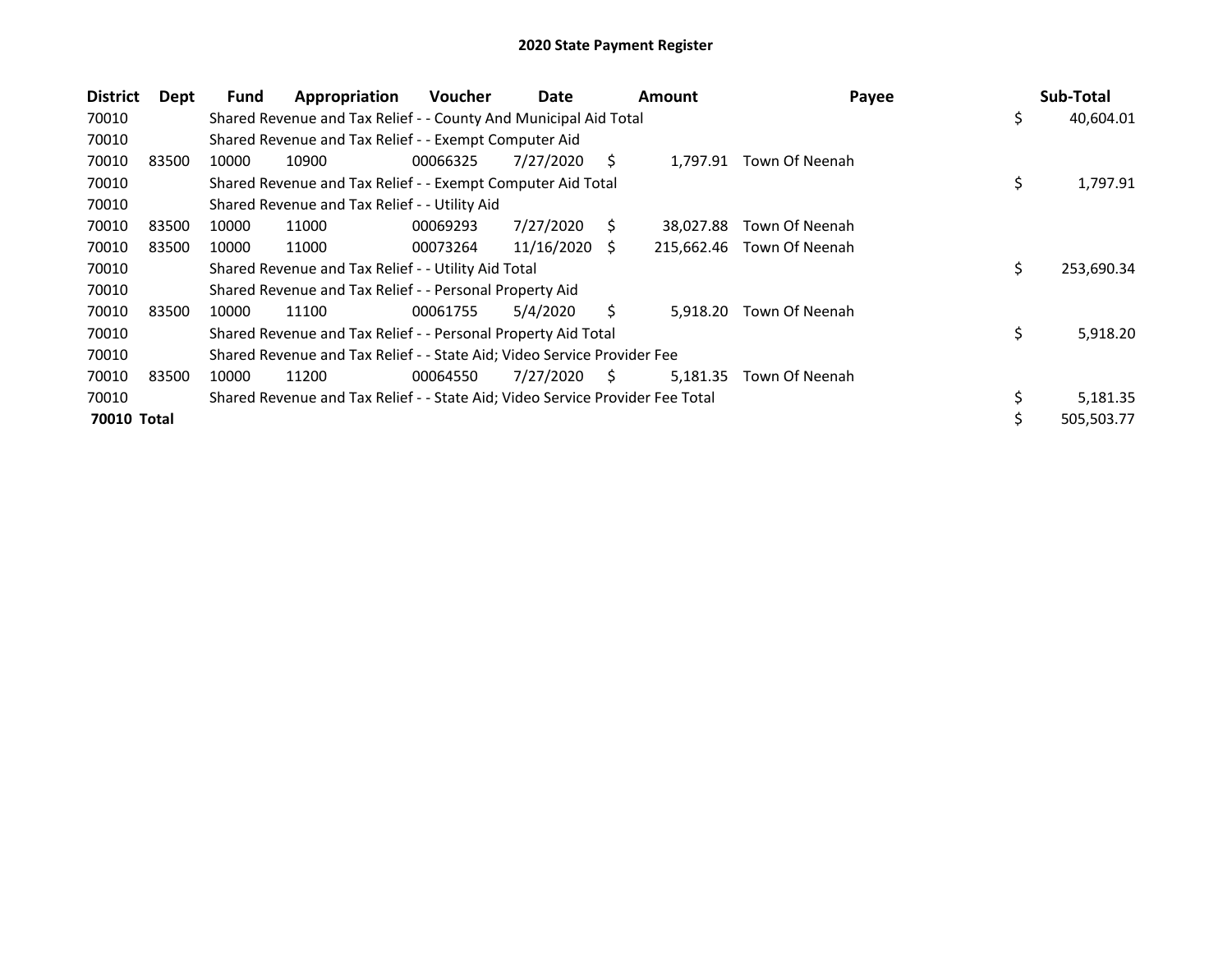# 2020 State Payment Register

| District | Dept | Fund | Appropriation | Voucher | Date | Amount | Payee | Sub-Total |
|---|---|---|---|---|---|---|---|---|
| 70010 | | Shared Revenue and Tax Relief - - County And Municipal Aid Total | | | | | | $ 40,604.01 |
| 70010 | | Shared Revenue and Tax Relief - - Exempt Computer Aid | | | | | | |
| 70010 | 83500 | 10000 | 10900 | 00066325 | 7/27/2020 | $ 1,797.91 | Town Of Neenah | |
| 70010 | | Shared Revenue and Tax Relief - - Exempt Computer Aid Total | | | | | | $ 1,797.91 |
| 70010 | | Shared Revenue and Tax Relief - - Utility Aid | | | | | | |
| 70010 | 83500 | 10000 | 11000 | 00069293 | 7/27/2020 | $ 38,027.88 | Town Of Neenah | |
| 70010 | 83500 | 10000 | 11000 | 00073264 | 11/16/2020 | $ 215,662.46 | Town Of Neenah | |
| 70010 | | Shared Revenue and Tax Relief - - Utility Aid Total | | | | | | $ 253,690.34 |
| 70010 | | Shared Revenue and Tax Relief - - Personal Property Aid | | | | | | |
| 70010 | 83500 | 10000 | 11100 | 00061755 | 5/4/2020 | $ 5,918.20 | Town Of Neenah | |
| 70010 | | Shared Revenue and Tax Relief - - Personal Property Aid Total | | | | | | $ 5,918.20 |
| 70010 | | Shared Revenue and Tax Relief - - State Aid; Video Service Provider Fee | | | | | | |
| 70010 | 83500 | 10000 | 11200 | 00064550 | 7/27/2020 | $ 5,181.35 | Town Of Neenah | |
| 70010 | | Shared Revenue and Tax Relief - - State Aid; Video Service Provider Fee Total | | | | | | $ 5,181.35 |
| **70010 Total** | | | | | | | | $ 505,503.77 |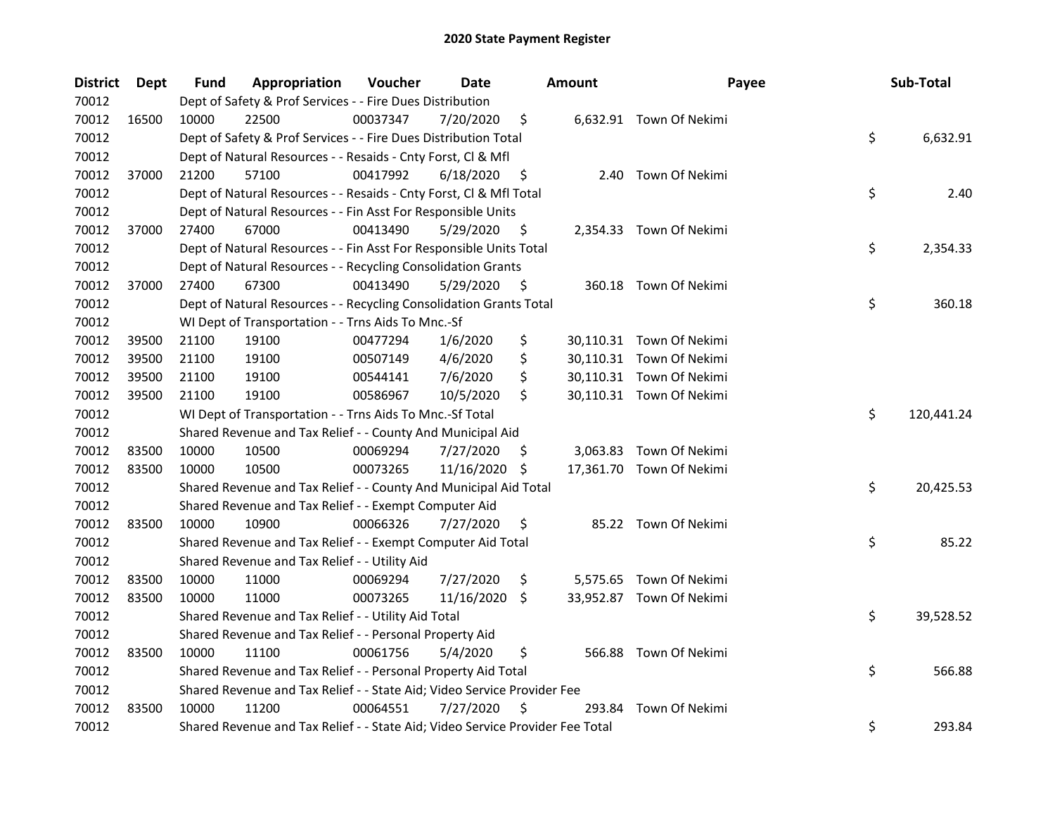# 2020 State Payment Register

| District | Dept | Fund | Appropriation | Voucher | Date | Amount | Payee | Sub-Total |
|---|---|---|---|---|---|---|---|---|
| 70012 | | Dept of Safety & Prof Services - - Fire Dues Distribution | | | | | | |
| 70012 | 16500 | 10000 | 22500 | 00037347 | 7/20/2020 | $ 6,632.91 | Town Of Nekimi | |
| 70012 | | Dept of Safety & Prof Services - - Fire Dues Distribution Total | | | | | | $ 6,632.91 |
| 70012 | | Dept of Natural Resources - - Resaids - Cnty Forst, Cl & Mfl | | | | | | |
| 70012 | 37000 | 21200 | 57100 | 00417992 | 6/18/2020 | $ 2.40 | Town Of Nekimi | |
| 70012 | | Dept of Natural Resources - - Resaids - Cnty Forst, Cl & Mfl Total | | | | | | $ 2.40 |
| 70012 | | Dept of Natural Resources - - Fin Asst For Responsible Units | | | | | | |
| 70012 | 37000 | 27400 | 67000 | 00413490 | 5/29/2020 | $ 2,354.33 | Town Of Nekimi | |
| 70012 | | Dept of Natural Resources - - Fin Asst For Responsible Units Total | | | | | | $ 2,354.33 |
| 70012 | | Dept of Natural Resources - - Recycling Consolidation Grants | | | | | | |
| 70012 | 37000 | 27400 | 67300 | 00413490 | 5/29/2020 | $ 360.18 | Town Of Nekimi | |
| 70012 | | Dept of Natural Resources - - Recycling Consolidation Grants Total | | | | | | $ 360.18 |
| 70012 | | WI Dept of Transportation - - Trns Aids To Mnc.-Sf | | | | | | |
| 70012 | 39500 | 21100 | 19100 | 00477294 | 1/6/2020 | $ 30,110.31 | Town Of Nekimi | |
| 70012 | 39500 | 21100 | 19100 | 00507149 | 4/6/2020 | $ 30,110.31 | Town Of Nekimi | |
| 70012 | 39500 | 21100 | 19100 | 00544141 | 7/6/2020 | $ 30,110.31 | Town Of Nekimi | |
| 70012 | 39500 | 21100 | 19100 | 00586967 | 10/5/2020 | $ 30,110.31 | Town Of Nekimi | |
| 70012 | | WI Dept of Transportation - - Trns Aids To Mnc.-Sf Total | | | | | | $ 120,441.24 |
| 70012 | | Shared Revenue and Tax Relief - - County And Municipal Aid | | | | | | |
| 70012 | 83500 | 10000 | 10500 | 00069294 | 7/27/2020 | $ 3,063.83 | Town Of Nekimi | |
| 70012 | 83500 | 10000 | 10500 | 00073265 | 11/16/2020 | $ 17,361.70 | Town Of Nekimi | |
| 70012 | | Shared Revenue and Tax Relief - - County And Municipal Aid Total | | | | | | $ 20,425.53 |
| 70012 | | Shared Revenue and Tax Relief - - Exempt Computer Aid | | | | | | |
| 70012 | 83500 | 10000 | 10900 | 00066326 | 7/27/2020 | $ 85.22 | Town Of Nekimi | |
| 70012 | | Shared Revenue and Tax Relief - - Exempt Computer Aid Total | | | | | | $ 85.22 |
| 70012 | | Shared Revenue and Tax Relief - - Utility Aid | | | | | | |
| 70012 | 83500 | 10000 | 11000 | 00069294 | 7/27/2020 | $ 5,575.65 | Town Of Nekimi | |
| 70012 | 83500 | 10000 | 11000 | 00073265 | 11/16/2020 | $ 33,952.87 | Town Of Nekimi | |
| 70012 | | Shared Revenue and Tax Relief - - Utility Aid Total | | | | | | $ 39,528.52 |
| 70012 | | Shared Revenue and Tax Relief - - Personal Property Aid | | | | | | |
| 70012 | 83500 | 10000 | 11100 | 00061756 | 5/4/2020 | $ 566.88 | Town Of Nekimi | |
| 70012 | | Shared Revenue and Tax Relief - - Personal Property Aid Total | | | | | | $ 566.88 |
| 70012 | | Shared Revenue and Tax Relief - - State Aid; Video Service Provider Fee | | | | | | |
| 70012 | 83500 | 10000 | 11200 | 00064551 | 7/27/2020 | $ 293.84 | Town Of Nekimi | |
| 70012 | | Shared Revenue and Tax Relief - - State Aid; Video Service Provider Fee Total | | | | | | $ 293.84 |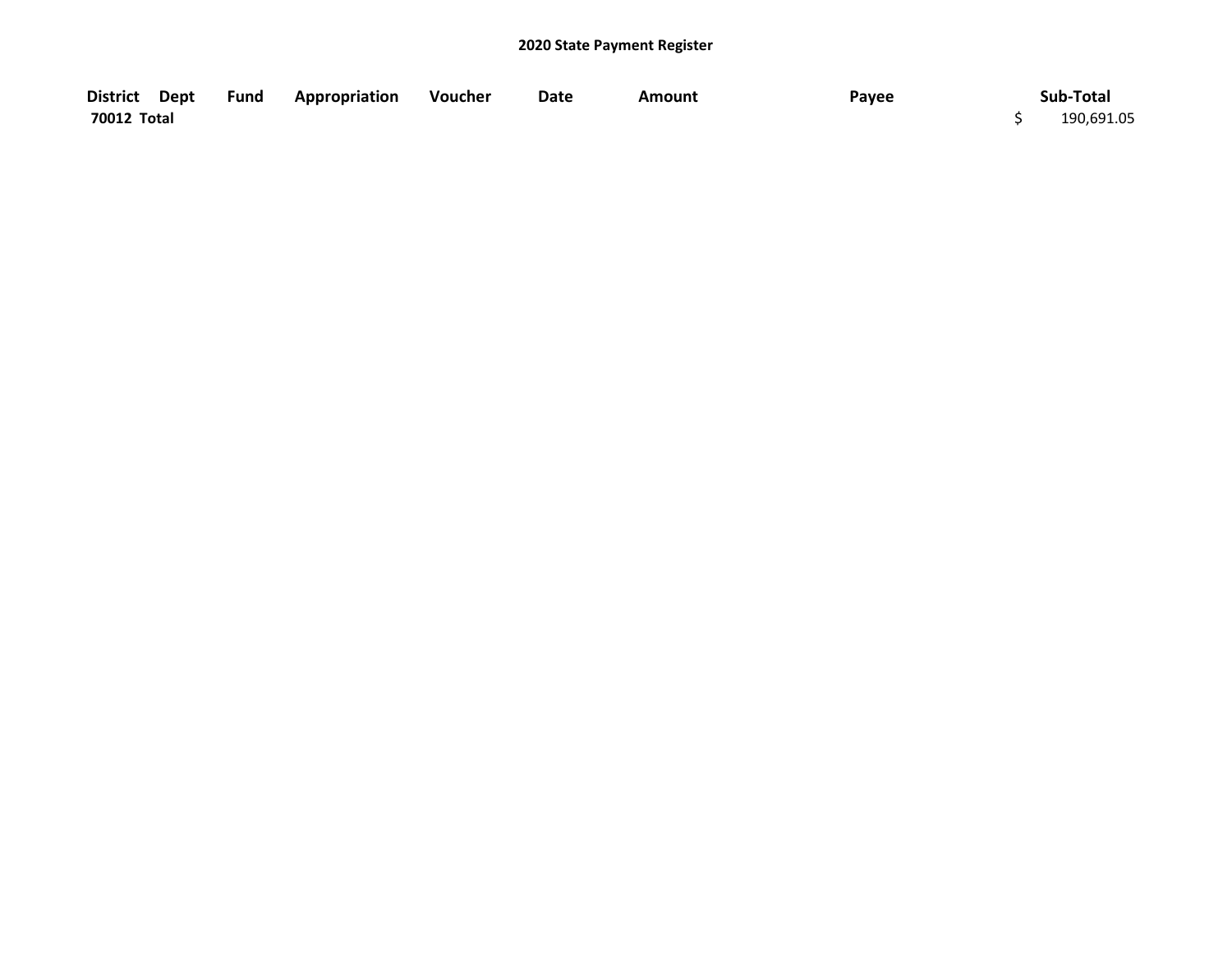## 2020 State Payment Register

| District | Dept | Fund | Appropriation | Voucher | Date | Amount | Payee | Sub-Total |
|---|---|---|---|---|---|---|---|---|
| 70012 Total | | | | | | | | $ 190,691.05 |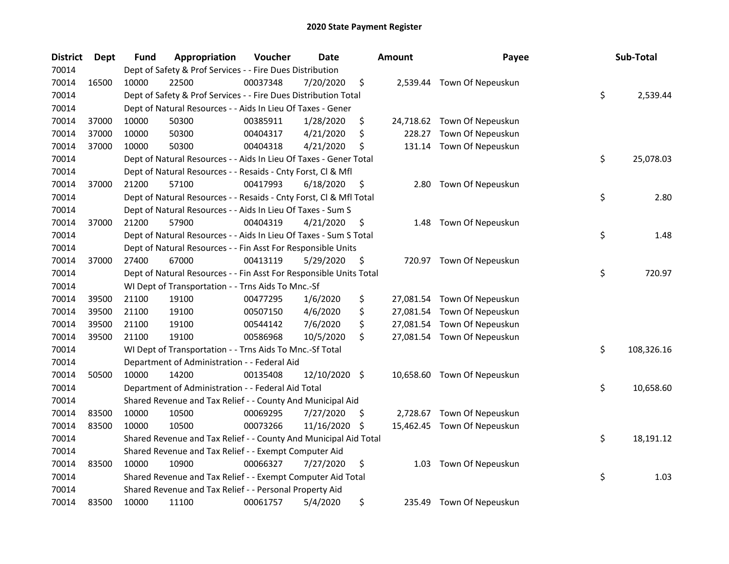# 2020 State Payment Register

| District | Dept | Fund | Appropriation | Voucher | Date | Amount | Payee | Sub-Total |
|---|---|---|---|---|---|---|---|---|
| 70014 | | Dept of Safety & Prof Services - - Fire Dues Distribution | | | | | | |
| 70014 | 16500 | 10000 | 22500 | 00037348 | 7/20/2020 | $ 2,539.44 | Town Of Nepeuskun | |
| 70014 | | Dept of Safety & Prof Services - - Fire Dues Distribution Total | | | | | | $ 2,539.44 |
| 70014 | | Dept of Natural Resources - - Aids In Lieu Of Taxes - Gener | | | | | | |
| 70014 | 37000 | 10000 | 50300 | 00385911 | 1/28/2020 | $ 24,718.62 | Town Of Nepeuskun | |
| 70014 | 37000 | 10000 | 50300 | 00404317 | 4/21/2020 | $ 228.27 | Town Of Nepeuskun | |
| 70014 | 37000 | 10000 | 50300 | 00404318 | 4/21/2020 | $ 131.14 | Town Of Nepeuskun | |
| 70014 | | Dept of Natural Resources - - Aids In Lieu Of Taxes - Gener Total | | | | | | $ 25,078.03 |
| 70014 | | Dept of Natural Resources - - Resaids - Cnty Forst, Cl & Mfl | | | | | | |
| 70014 | 37000 | 21200 | 57100 | 00417993 | 6/18/2020 | $ 2.80 | Town Of Nepeuskun | |
| 70014 | | Dept of Natural Resources - - Resaids - Cnty Forst, Cl & Mfl Total | | | | | | $ 2.80 |
| 70014 | | Dept of Natural Resources - - Aids In Lieu Of Taxes - Sum S | | | | | | |
| 70014 | 37000 | 21200 | 57900 | 00404319 | 4/21/2020 | $ 1.48 | Town Of Nepeuskun | |
| 70014 | | Dept of Natural Resources - - Aids In Lieu Of Taxes - Sum S Total | | | | | | $ 1.48 |
| 70014 | | Dept of Natural Resources - - Fin Asst For Responsible Units | | | | | | |
| 70014 | 37000 | 27400 | 67000 | 00413119 | 5/29/2020 | $ 720.97 | Town Of Nepeuskun | |
| 70014 | | Dept of Natural Resources - - Fin Asst For Responsible Units Total | | | | | | $ 720.97 |
| 70014 | | WI Dept of Transportation - - Trns Aids To Mnc.-Sf | | | | | | |
| 70014 | 39500 | 21100 | 19100 | 00477295 | 1/6/2020 | $ 27,081.54 | Town Of Nepeuskun | |
| 70014 | 39500 | 21100 | 19100 | 00507150 | 4/6/2020 | $ 27,081.54 | Town Of Nepeuskun | |
| 70014 | 39500 | 21100 | 19100 | 00544142 | 7/6/2020 | $ 27,081.54 | Town Of Nepeuskun | |
| 70014 | 39500 | 21100 | 19100 | 00586968 | 10/5/2020 | $ 27,081.54 | Town Of Nepeuskun | |
| 70014 | | WI Dept of Transportation - - Trns Aids To Mnc.-Sf Total | | | | | | $ 108,326.16 |
| 70014 | | Department of Administration - - Federal Aid | | | | | | |
| 70014 | 50500 | 10000 | 14200 | 00135408 | 12/10/2020 | $ 10,658.60 | Town Of Nepeuskun | |
| 70014 | | Department of Administration - - Federal Aid Total | | | | | | $ 10,658.60 |
| 70014 | | Shared Revenue and Tax Relief - - County And Municipal Aid | | | | | | |
| 70014 | 83500 | 10000 | 10500 | 00069295 | 7/27/2020 | $ 2,728.67 | Town Of Nepeuskun | |
| 70014 | 83500 | 10000 | 10500 | 00073266 | 11/16/2020 | $ 15,462.45 | Town Of Nepeuskun | |
| 70014 | | Shared Revenue and Tax Relief - - County And Municipal Aid Total | | | | | | $ 18,191.12 |
| 70014 | | Shared Revenue and Tax Relief - - Exempt Computer Aid | | | | | | |
| 70014 | 83500 | 10000 | 10900 | 00066327 | 7/27/2020 | $ 1.03 | Town Of Nepeuskun | |
| 70014 | | Shared Revenue and Tax Relief - - Exempt Computer Aid Total | | | | | | $ 1.03 |
| 70014 | | Shared Revenue and Tax Relief - - Personal Property Aid | | | | | | |
| 70014 | 83500 | 10000 | 11100 | 00061757 | 5/4/2020 | $ 235.49 | Town Of Nepeuskun | |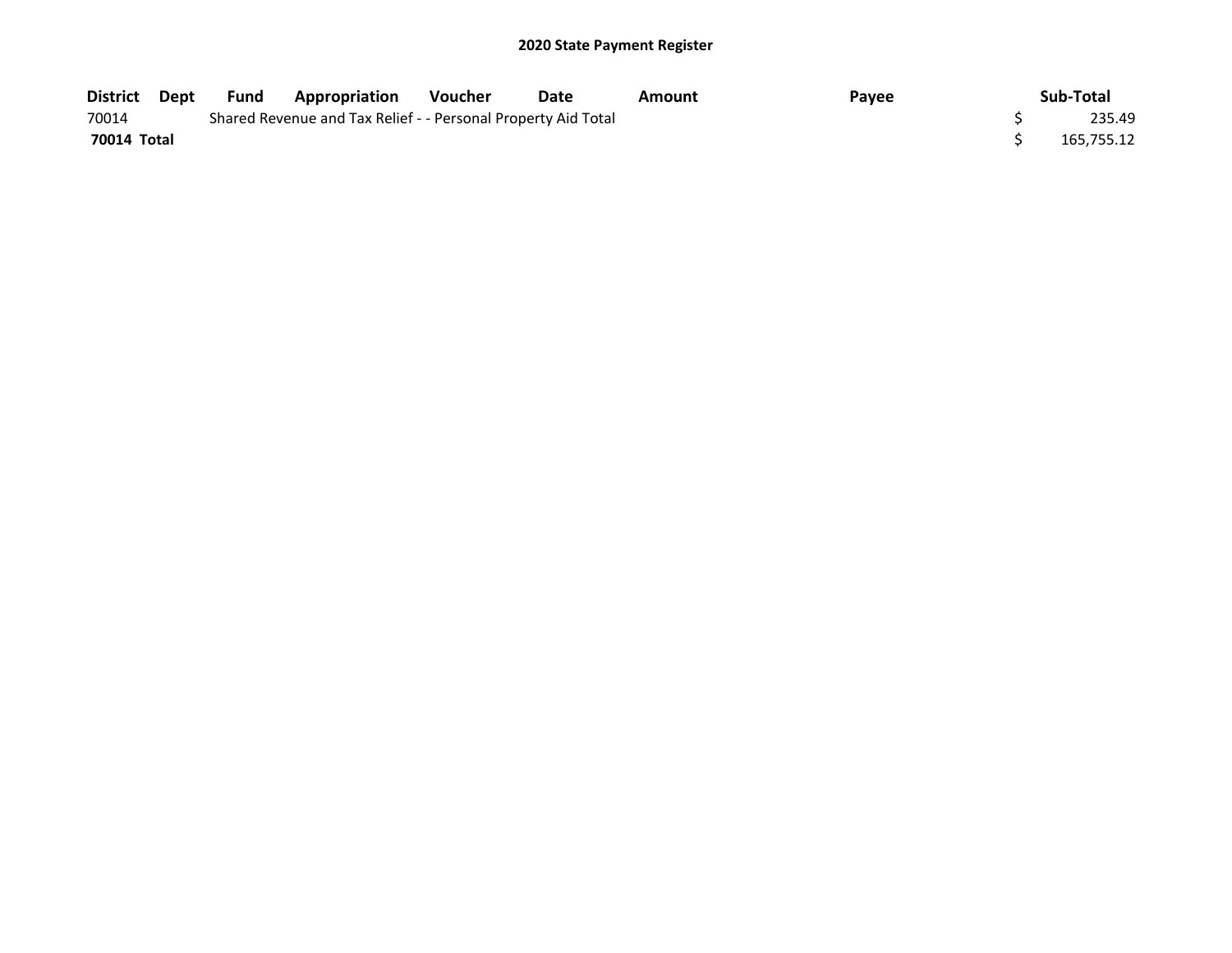**2020 State Payment Register**

| District | Dept | Fund | Appropriation | Voucher | Date | Amount | Payee | Sub-Total |
|---|---|---|---|---|---|---|---|---|
| 70014 | | Shared Revenue and Tax Relief - - Personal Property Aid Total | | | | | | $ 235.49 |
| **70014 Total** | | | | | | | | $ 165,755.12 |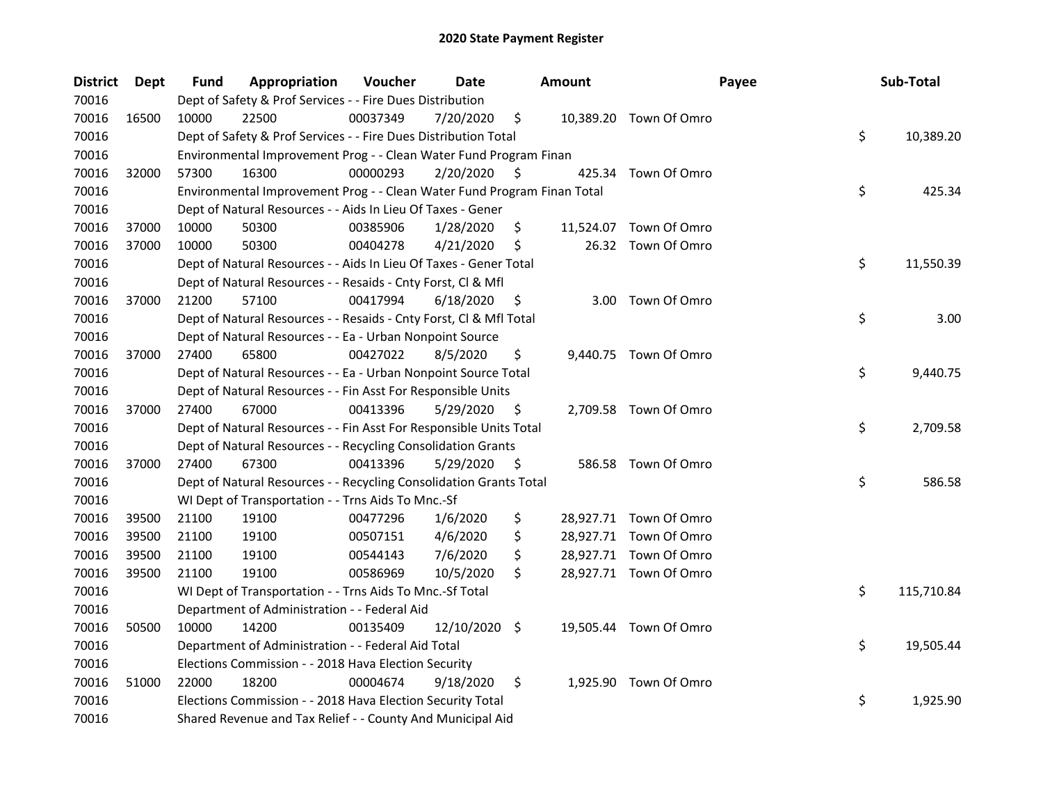## 2020 State Payment Register

| District | Dept | Fund | Appropriation | Voucher | Date | Amount | Payee | Sub-Total |
|---|---|---|---|---|---|---|---|---|
| 70016 | | Dept of Safety & Prof Services - - Fire Dues Distribution | | | | | | |
| 70016 | 16500 | 10000 | 22500 | 00037349 | 7/20/2020 | $ 10,389.20 | Town Of Omro | |
| 70016 | | Dept of Safety & Prof Services - - Fire Dues Distribution Total | | | | | | $ 10,389.20 |
| 70016 | | Environmental Improvement Prog - - Clean Water Fund Program Finan | | | | | | |
| 70016 | 32000 | 57300 | 16300 | 00000293 | 2/20/2020 | $ 425.34 | Town Of Omro | |
| 70016 | | Environmental Improvement Prog - - Clean Water Fund Program Finan Total | | | | | | $ 425.34 |
| 70016 | | Dept of Natural Resources - - Aids In Lieu Of Taxes - Gener | | | | | | |
| 70016 | 37000 | 10000 | 50300 | 00385906 | 1/28/2020 | $ 11,524.07 | Town Of Omro | |
| 70016 | 37000 | 10000 | 50300 | 00404278 | 4/21/2020 | $ 26.32 | Town Of Omro | |
| 70016 | | Dept of Natural Resources - - Aids In Lieu Of Taxes - Gener Total | | | | | | $ 11,550.39 |
| 70016 | | Dept of Natural Resources - - Resaids - Cnty Forst, Cl & Mfl | | | | | | |
| 70016 | 37000 | 21200 | 57100 | 00417994 | 6/18/2020 | $ 3.00 | Town Of Omro | |
| 70016 | | Dept of Natural Resources - - Resaids - Cnty Forst, Cl & Mfl Total | | | | | | $ 3.00 |
| 70016 | | Dept of Natural Resources - - Ea - Urban Nonpoint Source | | | | | | |
| 70016 | 37000 | 27400 | 65800 | 00427022 | 8/5/2020 | $ 9,440.75 | Town Of Omro | |
| 70016 | | Dept of Natural Resources - - Ea - Urban Nonpoint Source Total | | | | | | $ 9,440.75 |
| 70016 | | Dept of Natural Resources - - Fin Asst For Responsible Units | | | | | | |
| 70016 | 37000 | 27400 | 67000 | 00413396 | 5/29/2020 | $ 2,709.58 | Town Of Omro | |
| 70016 | | Dept of Natural Resources - - Fin Asst For Responsible Units Total | | | | | | $ 2,709.58 |
| 70016 | | Dept of Natural Resources - - Recycling Consolidation Grants | | | | | | |
| 70016 | 37000 | 27400 | 67300 | 00413396 | 5/29/2020 | $ 586.58 | Town Of Omro | |
| 70016 | | Dept of Natural Resources - - Recycling Consolidation Grants Total | | | | | | $ 586.58 |
| 70016 | | WI Dept of Transportation - - Trns Aids To Mnc.-Sf | | | | | | |
| 70016 | 39500 | 21100 | 19100 | 00477296 | 1/6/2020 | $ 28,927.71 | Town Of Omro | |
| 70016 | 39500 | 21100 | 19100 | 00507151 | 4/6/2020 | $ 28,927.71 | Town Of Omro | |
| 70016 | 39500 | 21100 | 19100 | 00544143 | 7/6/2020 | $ 28,927.71 | Town Of Omro | |
| 70016 | 39500 | 21100 | 19100 | 00586969 | 10/5/2020 | $ 28,927.71 | Town Of Omro | |
| 70016 | | WI Dept of Transportation - - Trns Aids To Mnc.-Sf Total | | | | | | $ 115,710.84 |
| 70016 | | Department of Administration - - Federal Aid | | | | | | |
| 70016 | 50500 | 10000 | 14200 | 00135409 | 12/10/2020 | $ 19,505.44 | Town Of Omro | |
| 70016 | | Department of Administration - - Federal Aid Total | | | | | | $ 19,505.44 |
| 70016 | | Elections Commission - - 2018 Hava Election Security | | | | | | |
| 70016 | 51000 | 22000 | 18200 | 00004674 | 9/18/2020 | $ 1,925.90 | Town Of Omro | |
| 70016 | | Elections Commission - - 2018 Hava Election Security Total | | | | | | $ 1,925.90 |
| 70016 | | Shared Revenue and Tax Relief - - County And Municipal Aid | | | | | | |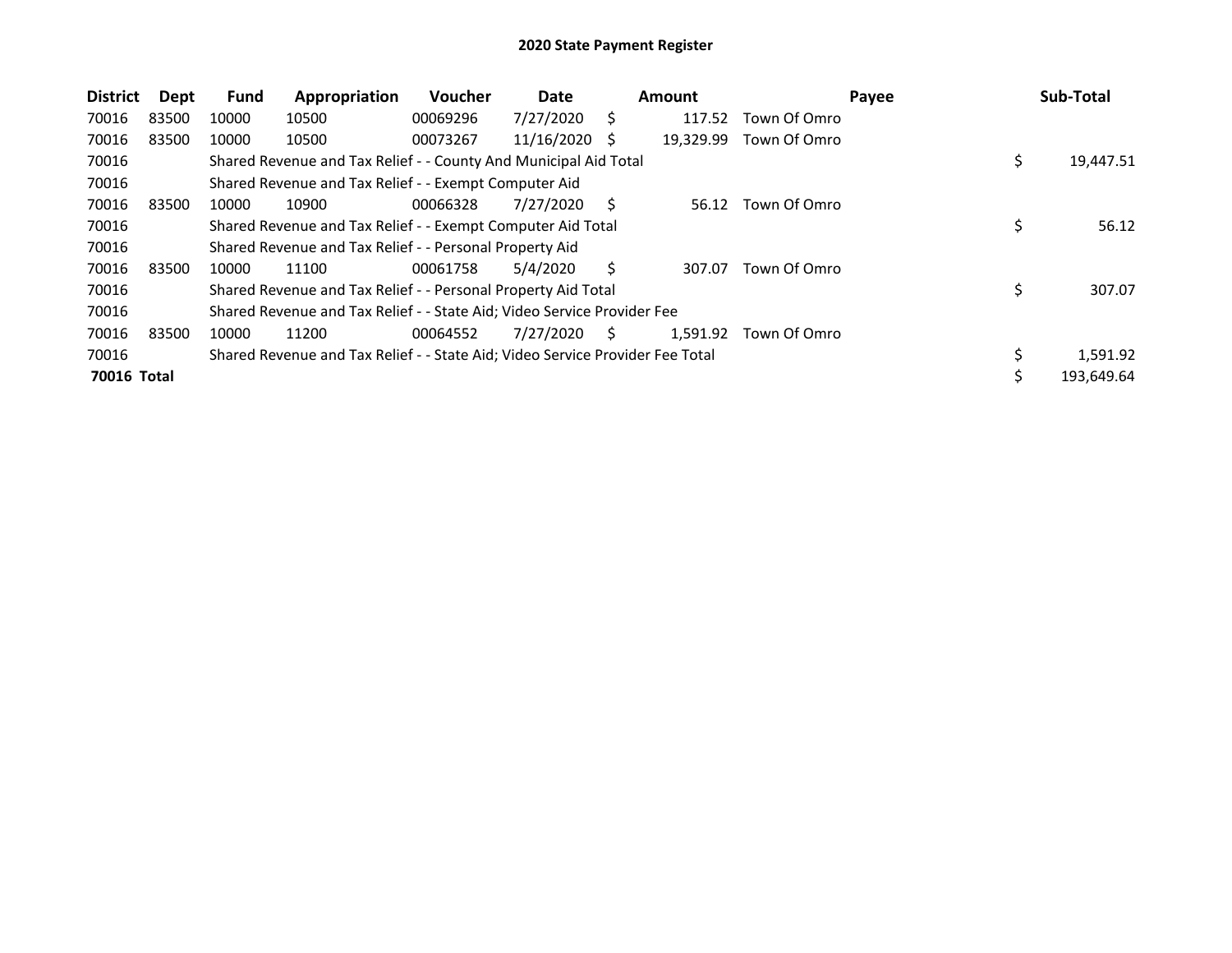## 2020 State Payment Register

| District | Dept | Fund | Appropriation | Voucher | Date | Amount | Payee | Sub-Total |
|---|---|---|---|---|---|---|---|---|
| 70016 | 83500 | 10000 | 10500 | 00069296 | 7/27/2020 | $ 117.52 | Town Of Omro | |
| 70016 | 83500 | 10000 | 10500 | 00073267 | 11/16/2020 | $ 19,329.99 | Town Of Omro | |
| 70016 | | Shared Revenue and Tax Relief - - County And Municipal Aid Total | | | | | | $ 19,447.51 |
| 70016 | | Shared Revenue and Tax Relief - - Exempt Computer Aid | | | | | | |
| 70016 | 83500 | 10000 | 10900 | 00066328 | 7/27/2020 | $ 56.12 | Town Of Omro | |
| 70016 | | Shared Revenue and Tax Relief - - Exempt Computer Aid Total | | | | | | $ 56.12 |
| 70016 | | Shared Revenue and Tax Relief - - Personal Property Aid | | | | | | |
| 70016 | 83500 | 10000 | 11100 | 00061758 | 5/4/2020 | $ 307.07 | Town Of Omro | |
| 70016 | | Shared Revenue and Tax Relief - - Personal Property Aid Total | | | | | | $ 307.07 |
| 70016 | | Shared Revenue and Tax Relief - - State Aid; Video Service Provider Fee | | | | | | |
| 70016 | 83500 | 10000 | 11200 | 00064552 | 7/27/2020 | $ 1,591.92 | Town Of Omro | |
| 70016 | | Shared Revenue and Tax Relief - - State Aid; Video Service Provider Fee Total | | | | | | $ 1,591.92 |
| **70016 Total** | | | | | | | | $ 193,649.64 |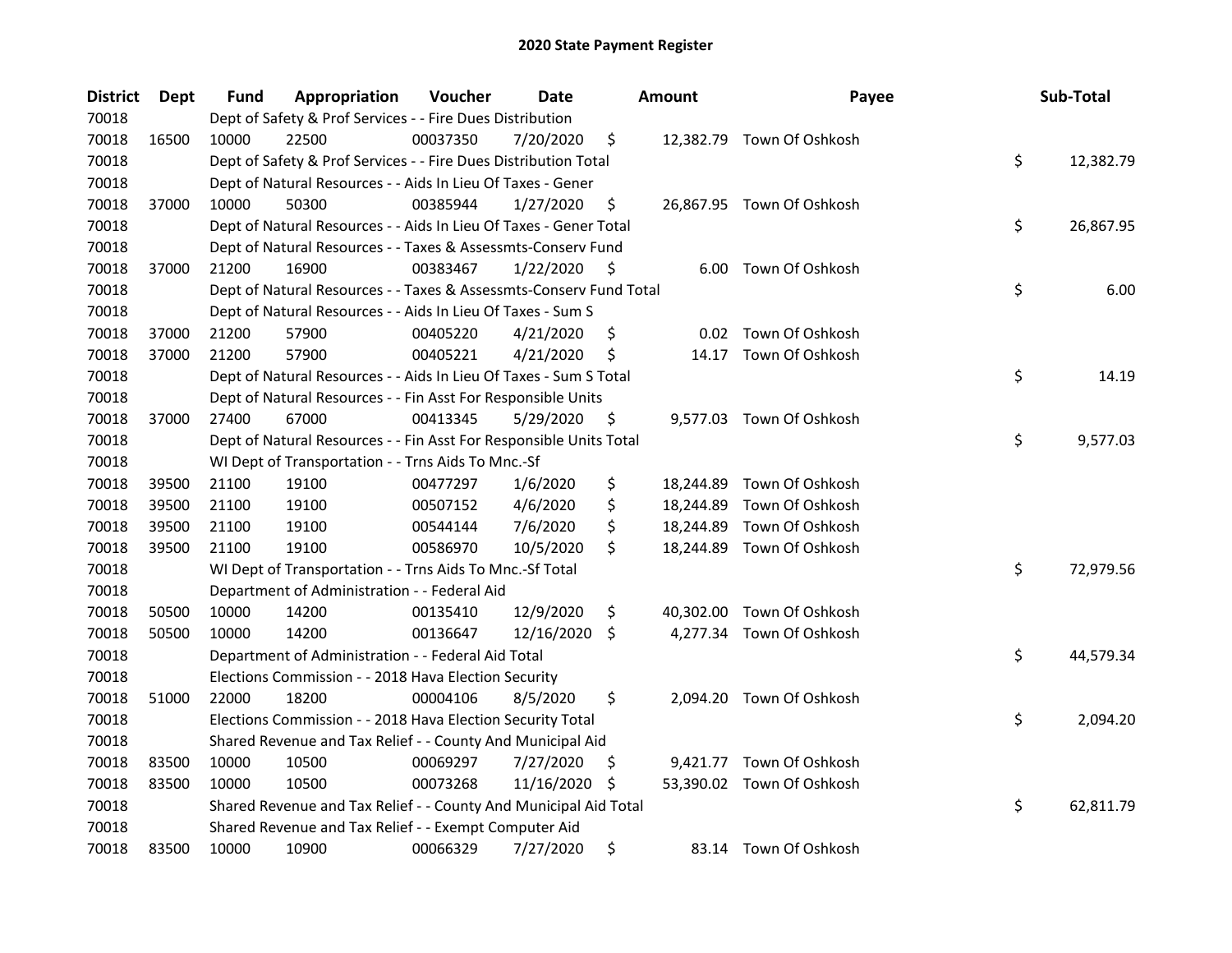# 2020 State Payment Register

| District | Dept | Fund | Appropriation | Voucher | Date | Amount | Payee | Sub-Total |
|---|---|---|---|---|---|---|---|---|
| 70018 | | Dept of Safety & Prof Services - - Fire Dues Distribution | | | | | | |
| 70018 | 16500 | 10000 | 22500 | 00037350 | 7/20/2020 | $ 12,382.79 | Town Of Oshkosh | |
| 70018 | | Dept of Safety & Prof Services - - Fire Dues Distribution Total | | | | | | $ 12,382.79 |
| 70018 | | Dept of Natural Resources - - Aids In Lieu Of Taxes - Gener | | | | | | |
| 70018 | 37000 | 10000 | 50300 | 00385944 | 1/27/2020 | $ 26,867.95 | Town Of Oshkosh | |
| 70018 | | Dept of Natural Resources - - Aids In Lieu Of Taxes - Gener Total | | | | | | $ 26,867.95 |
| 70018 | | Dept of Natural Resources - - Taxes & Assessmts-Conserv Fund | | | | | | |
| 70018 | 37000 | 21200 | 16900 | 00383467 | 1/22/2020 | $ 6.00 | Town Of Oshkosh | |
| 70018 | | Dept of Natural Resources - - Taxes & Assessmts-Conserv Fund Total | | | | | | $ 6.00 |
| 70018 | | Dept of Natural Resources - - Aids In Lieu Of Taxes - Sum S | | | | | | |
| 70018 | 37000 | 21200 | 57900 | 00405220 | 4/21/2020 | $ 0.02 | Town Of Oshkosh | |
| 70018 | 37000 | 21200 | 57900 | 00405221 | 4/21/2020 | $ 14.17 | Town Of Oshkosh | |
| 70018 | | Dept of Natural Resources - - Aids In Lieu Of Taxes - Sum S Total | | | | | | $ 14.19 |
| 70018 | | Dept of Natural Resources - - Fin Asst For Responsible Units | | | | | | |
| 70018 | 37000 | 27400 | 67000 | 00413345 | 5/29/2020 | $ 9,577.03 | Town Of Oshkosh | |
| 70018 | | Dept of Natural Resources - - Fin Asst For Responsible Units Total | | | | | | $ 9,577.03 |
| 70018 | | WI Dept of Transportation - - Trns Aids To Mnc.-Sf | | | | | | |
| 70018 | 39500 | 21100 | 19100 | 00477297 | 1/6/2020 | $ 18,244.89 | Town Of Oshkosh | |
| 70018 | 39500 | 21100 | 19100 | 00507152 | 4/6/2020 | $ 18,244.89 | Town Of Oshkosh | |
| 70018 | 39500 | 21100 | 19100 | 00544144 | 7/6/2020 | $ 18,244.89 | Town Of Oshkosh | |
| 70018 | 39500 | 21100 | 19100 | 00586970 | 10/5/2020 | $ 18,244.89 | Town Of Oshkosh | |
| 70018 | | WI Dept of Transportation - - Trns Aids To Mnc.-Sf Total | | | | | | $ 72,979.56 |
| 70018 | | Department of Administration - - Federal Aid | | | | | | |
| 70018 | 50500 | 10000 | 14200 | 00135410 | 12/9/2020 | $ 40,302.00 | Town Of Oshkosh | |
| 70018 | 50500 | 10000 | 14200 | 00136647 | 12/16/2020 | $ 4,277.34 | Town Of Oshkosh | |
| 70018 | | Department of Administration - - Federal Aid Total | | | | | | $ 44,579.34 |
| 70018 | | Elections Commission - - 2018 Hava Election Security | | | | | | |
| 70018 | 51000 | 22000 | 18200 | 00004106 | 8/5/2020 | $ 2,094.20 | Town Of Oshkosh | |
| 70018 | | Elections Commission - - 2018 Hava Election Security Total | | | | | | $ 2,094.20 |
| 70018 | | Shared Revenue and Tax Relief - - County And Municipal Aid | | | | | | |
| 70018 | 83500 | 10000 | 10500 | 00069297 | 7/27/2020 | $ 9,421.77 | Town Of Oshkosh | |
| 70018 | 83500 | 10000 | 10500 | 00073268 | 11/16/2020 | $ 53,390.02 | Town Of Oshkosh | |
| 70018 | | Shared Revenue and Tax Relief - - County And Municipal Aid Total | | | | | | $ 62,811.79 |
| 70018 | | Shared Revenue and Tax Relief - - Exempt Computer Aid | | | | | | |
| 70018 | 83500 | 10000 | 10900 | 00066329 | 7/27/2020 | $ 83.14 | Town Of Oshkosh | |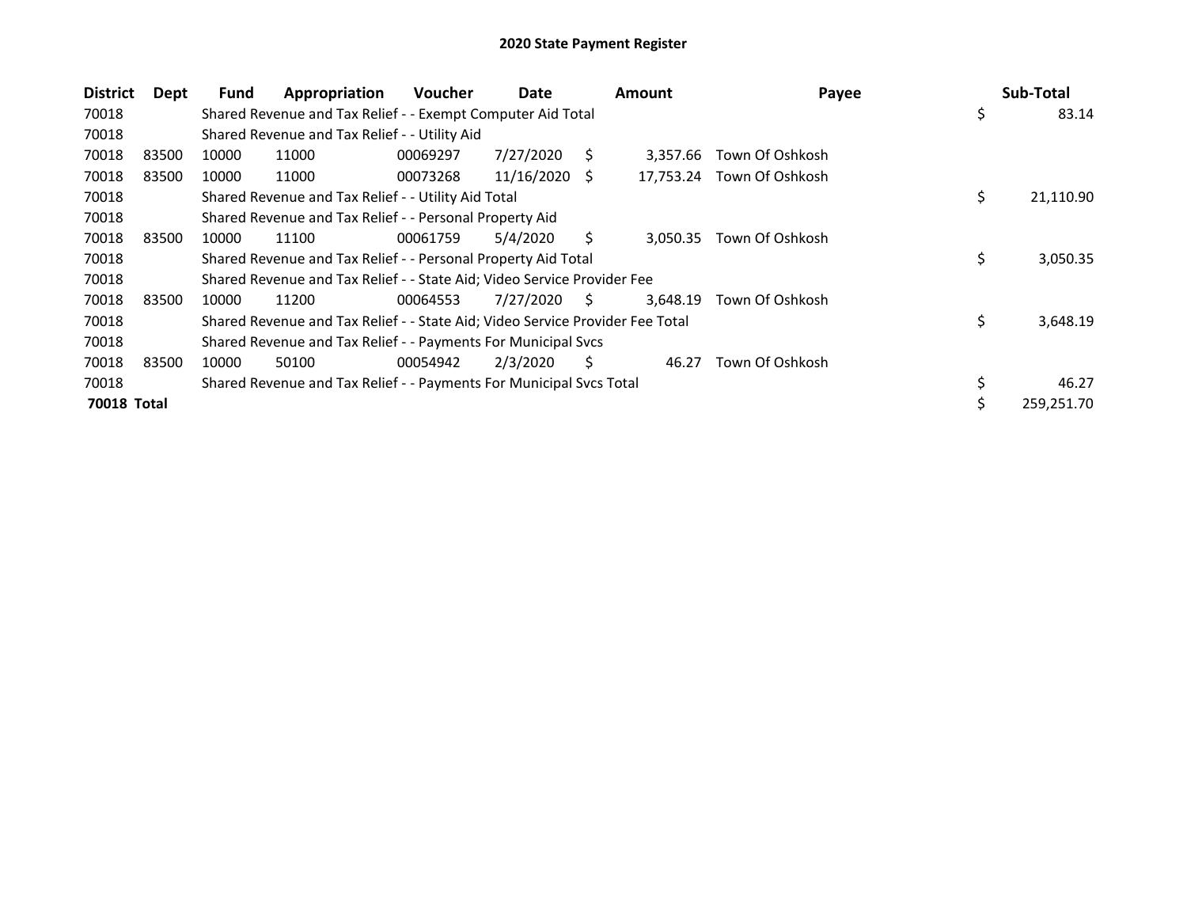# 2020 State Payment Register

| District | Dept | Fund | Appropriation | Voucher | Date | Amount | Payee | Sub-Total |
|---|---|---|---|---|---|---|---|---|
| 70018 | | Shared Revenue and Tax Relief - - Exempt Computer Aid Total | | | | | | $ 83.14 |
| 70018 | | Shared Revenue and Tax Relief - - Utility Aid | | | | | | |
| 70018 | 83500 | 10000 | 11000 | 00069297 | 7/27/2020 | $ 3,357.66 | Town Of Oshkosh | |
| 70018 | 83500 | 10000 | 11000 | 00073268 | 11/16/2020 | $ 17,753.24 | Town Of Oshkosh | |
| 70018 | | Shared Revenue and Tax Relief - - Utility Aid Total | | | | | | $ 21,110.90 |
| 70018 | | Shared Revenue and Tax Relief - - Personal Property Aid | | | | | | |
| 70018 | 83500 | 10000 | 11100 | 00061759 | 5/4/2020 | $ 3,050.35 | Town Of Oshkosh | |
| 70018 | | Shared Revenue and Tax Relief - - Personal Property Aid Total | | | | | | $ 3,050.35 |
| 70018 | | Shared Revenue and Tax Relief - - State Aid; Video Service Provider Fee | | | | | | |
| 70018 | 83500 | 10000 | 11200 | 00064553 | 7/27/2020 | $ 3,648.19 | Town Of Oshkosh | |
| 70018 | | Shared Revenue and Tax Relief - - State Aid; Video Service Provider Fee Total | | | | | | $ 3,648.19 |
| 70018 | | Shared Revenue and Tax Relief - - Payments For Municipal Svcs | | | | | | |
| 70018 | 83500 | 10000 | 50100 | 00054942 | 2/3/2020 | $ 46.27 | Town Of Oshkosh | |
| 70018 | | Shared Revenue and Tax Relief - - Payments For Municipal Svcs Total | | | | | | $ 46.27 |
| **70018 Total** | | | | | | | | $ 259,251.70 |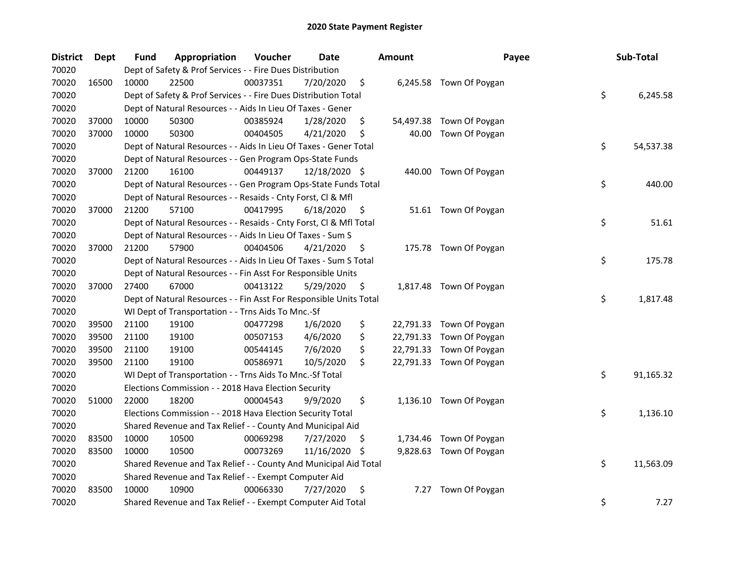# 2020 State Payment Register

| District | Dept | Fund | Appropriation | Voucher | Date | Amount | Payee | Sub-Total |
|---|---|---|---|---|---|---|---|---|
| 70020 | | Dept of Safety & Prof Services - - Fire Dues Distribution | | | | | | |
| 70020 | 16500 | 10000 | 22500 | 00037351 | 7/20/2020 | $ 6,245.58 | Town Of Poygan | |
| 70020 | | Dept of Safety & Prof Services - - Fire Dues Distribution Total | | | | | | $ 6,245.58 |
| 70020 | | Dept of Natural Resources - - Aids In Lieu Of Taxes - Gener | | | | | | |
| 70020 | 37000 | 10000 | 50300 | 00385924 | 1/28/2020 | $ 54,497.38 | Town Of Poygan | |
| 70020 | 37000 | 10000 | 50300 | 00404505 | 4/21/2020 | $ 40.00 | Town Of Poygan | |
| 70020 | | Dept of Natural Resources - - Aids In Lieu Of Taxes - Gener Total | | | | | | $ 54,537.38 |
| 70020 | | Dept of Natural Resources - - Gen Program Ops-State Funds | | | | | | |
| 70020 | 37000 | 21200 | 16100 | 00449137 | 12/18/2020 | $ 440.00 | Town Of Poygan | |
| 70020 | | Dept of Natural Resources - - Gen Program Ops-State Funds Total | | | | | | $ 440.00 |
| 70020 | | Dept of Natural Resources - - Resaids - Cnty Forst, Cl & Mfl | | | | | | |
| 70020 | 37000 | 21200 | 57100 | 00417995 | 6/18/2020 | $ 51.61 | Town Of Poygan | |
| 70020 | | Dept of Natural Resources - - Resaids - Cnty Forst, Cl & Mfl Total | | | | | | $ 51.61 |
| 70020 | | Dept of Natural Resources - - Aids In Lieu Of Taxes - Sum S | | | | | | |
| 70020 | 37000 | 21200 | 57900 | 00404506 | 4/21/2020 | $ 175.78 | Town Of Poygan | |
| 70020 | | Dept of Natural Resources - - Aids In Lieu Of Taxes - Sum S Total | | | | | | $ 175.78 |
| 70020 | | Dept of Natural Resources - - Fin Asst For Responsible Units | | | | | | |
| 70020 | 37000 | 27400 | 67000 | 00413122 | 5/29/2020 | $ 1,817.48 | Town Of Poygan | |
| 70020 | | Dept of Natural Resources - - Fin Asst For Responsible Units Total | | | | | | $ 1,817.48 |
| 70020 | | WI Dept of Transportation - - Trns Aids To Mnc.-Sf | | | | | | |
| 70020 | 39500 | 21100 | 19100 | 00477298 | 1/6/2020 | $ 22,791.33 | Town Of Poygan | |
| 70020 | 39500 | 21100 | 19100 | 00507153 | 4/6/2020 | $ 22,791.33 | Town Of Poygan | |
| 70020 | 39500 | 21100 | 19100 | 00544145 | 7/6/2020 | $ 22,791.33 | Town Of Poygan | |
| 70020 | 39500 | 21100 | 19100 | 00586971 | 10/5/2020 | $ 22,791.33 | Town Of Poygan | |
| 70020 | | WI Dept of Transportation - - Trns Aids To Mnc.-Sf Total | | | | | | $ 91,165.32 |
| 70020 | | Elections Commission - - 2018 Hava Election Security | | | | | | |
| 70020 | 51000 | 22000 | 18200 | 00004543 | 9/9/2020 | $ 1,136.10 | Town Of Poygan | |
| 70020 | | Elections Commission - - 2018 Hava Election Security Total | | | | | | $ 1,136.10 |
| 70020 | | Shared Revenue and Tax Relief - - County And Municipal Aid | | | | | | |
| 70020 | 83500 | 10000 | 10500 | 00069298 | 7/27/2020 | $ 1,734.46 | Town Of Poygan | |
| 70020 | 83500 | 10000 | 10500 | 00073269 | 11/16/2020 | $ 9,828.63 | Town Of Poygan | |
| 70020 | | Shared Revenue and Tax Relief - - County And Municipal Aid Total | | | | | | $ 11,563.09 |
| 70020 | | Shared Revenue and Tax Relief - - Exempt Computer Aid | | | | | | |
| 70020 | 83500 | 10000 | 10900 | 00066330 | 7/27/2020 | $ 7.27 | Town Of Poygan | |
| 70020 | | Shared Revenue and Tax Relief - - Exempt Computer Aid Total | | | | | | $ 7.27 |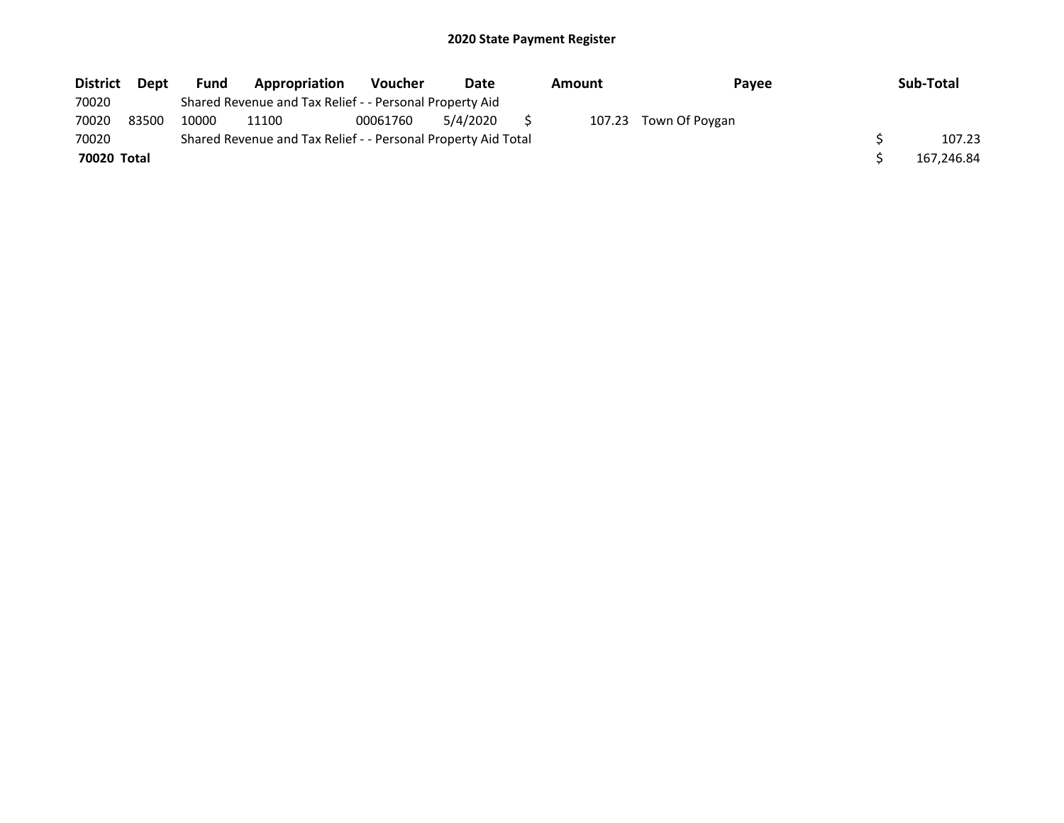# 2020 State Payment Register

| District | Dept | Fund | Appropriation | Voucher | Date | Amount | Payee | Sub-Total |
|---|---|---|---|---|---|---|---|---|
| 70020 | | Shared Revenue and Tax Relief - - Personal Property Aid | | | | | | |
| 70020 | 83500 | 10000 | 11100 | 00061760 | 5/4/2020 | $ 107.23 | Town Of Poygan | |
| 70020 | | Shared Revenue and Tax Relief - - Personal Property Aid Total | | | | | | $ 107.23 |
| **70020 Total** | | | | | | | | $ 167,246.84 |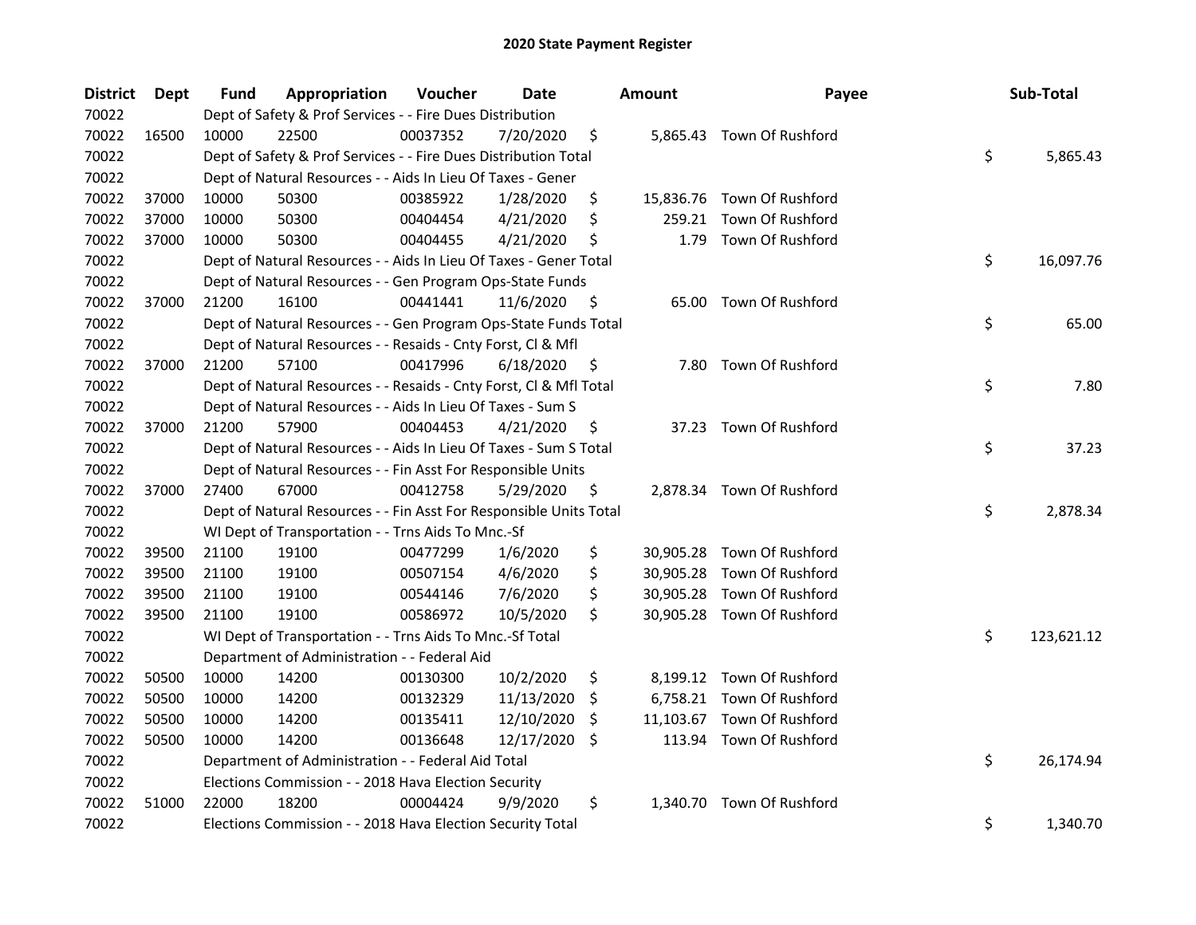## 2020 State Payment Register

| District | Dept | Fund | Appropriation | Voucher | Date | Amount | Payee | Sub-Total |
|---|---|---|---|---|---|---|---|---|
| 70022 | | Dept of Safety & Prof Services - - Fire Dues Distribution | | | | | | |
| 70022 | 16500 | 10000 | 22500 | 00037352 | 7/20/2020 | $ 5,865.43 | Town Of Rushford | |
| 70022 | | Dept of Safety & Prof Services - - Fire Dues Distribution Total | | | | | | $ 5,865.43 |
| 70022 | | Dept of Natural Resources - - Aids In Lieu Of Taxes - Gener | | | | | | |
| 70022 | 37000 | 10000 | 50300 | 00385922 | 1/28/2020 | $ 15,836.76 | Town Of Rushford | |
| 70022 | 37000 | 10000 | 50300 | 00404454 | 4/21/2020 | $ 259.21 | Town Of Rushford | |
| 70022 | 37000 | 10000 | 50300 | 00404455 | 4/21/2020 | $ 1.79 | Town Of Rushford | |
| 70022 | | Dept of Natural Resources - - Aids In Lieu Of Taxes - Gener Total | | | | | | $ 16,097.76 |
| 70022 | | Dept of Natural Resources - - Gen Program Ops-State Funds | | | | | | |
| 70022 | 37000 | 21200 | 16100 | 00441441 | 11/6/2020 | $ 65.00 | Town Of Rushford | |
| 70022 | | Dept of Natural Resources - - Gen Program Ops-State Funds Total | | | | | | $ 65.00 |
| 70022 | | Dept of Natural Resources - - Resaids - Cnty Forst, Cl & Mfl | | | | | | |
| 70022 | 37000 | 21200 | 57100 | 00417996 | 6/18/2020 | $ 7.80 | Town Of Rushford | |
| 70022 | | Dept of Natural Resources - - Resaids - Cnty Forst, Cl & Mfl Total | | | | | | $ 7.80 |
| 70022 | | Dept of Natural Resources - - Aids In Lieu Of Taxes - Sum S | | | | | | |
| 70022 | 37000 | 21200 | 57900 | 00404453 | 4/21/2020 | $ 37.23 | Town Of Rushford | |
| 70022 | | Dept of Natural Resources - - Aids In Lieu Of Taxes - Sum S Total | | | | | | $ 37.23 |
| 70022 | | Dept of Natural Resources - - Fin Asst For Responsible Units | | | | | | |
| 70022 | 37000 | 27400 | 67000 | 00412758 | 5/29/2020 | $ 2,878.34 | Town Of Rushford | |
| 70022 | | Dept of Natural Resources - - Fin Asst For Responsible Units Total | | | | | | $ 2,878.34 |
| 70022 | | WI Dept of Transportation - - Trns Aids To Mnc.-Sf | | | | | | |
| 70022 | 39500 | 21100 | 19100 | 00477299 | 1/6/2020 | $ 30,905.28 | Town Of Rushford | |
| 70022 | 39500 | 21100 | 19100 | 00507154 | 4/6/2020 | $ 30,905.28 | Town Of Rushford | |
| 70022 | 39500 | 21100 | 19100 | 00544146 | 7/6/2020 | $ 30,905.28 | Town Of Rushford | |
| 70022 | 39500 | 21100 | 19100 | 00586972 | 10/5/2020 | $ 30,905.28 | Town Of Rushford | |
| 70022 | | WI Dept of Transportation - - Trns Aids To Mnc.-Sf Total | | | | | | $ 123,621.12 |
| 70022 | | Department of Administration - - Federal Aid | | | | | | |
| 70022 | 50500 | 10000 | 14200 | 00130300 | 10/2/2020 | $ 8,199.12 | Town Of Rushford | |
| 70022 | 50500 | 10000 | 14200 | 00132329 | 11/13/2020 | $ 6,758.21 | Town Of Rushford | |
| 70022 | 50500 | 10000 | 14200 | 00135411 | 12/10/2020 | $ 11,103.67 | Town Of Rushford | |
| 70022 | 50500 | 10000 | 14200 | 00136648 | 12/17/2020 | $ 113.94 | Town Of Rushford | |
| 70022 | | Department of Administration - - Federal Aid Total | | | | | | $ 26,174.94 |
| 70022 | | Elections Commission - - 2018 Hava Election Security | | | | | | |
| 70022 | 51000 | 22000 | 18200 | 00004424 | 9/9/2020 | $ 1,340.70 | Town Of Rushford | |
| 70022 | | Elections Commission - - 2018 Hava Election Security Total | | | | | | $ 1,340.70 |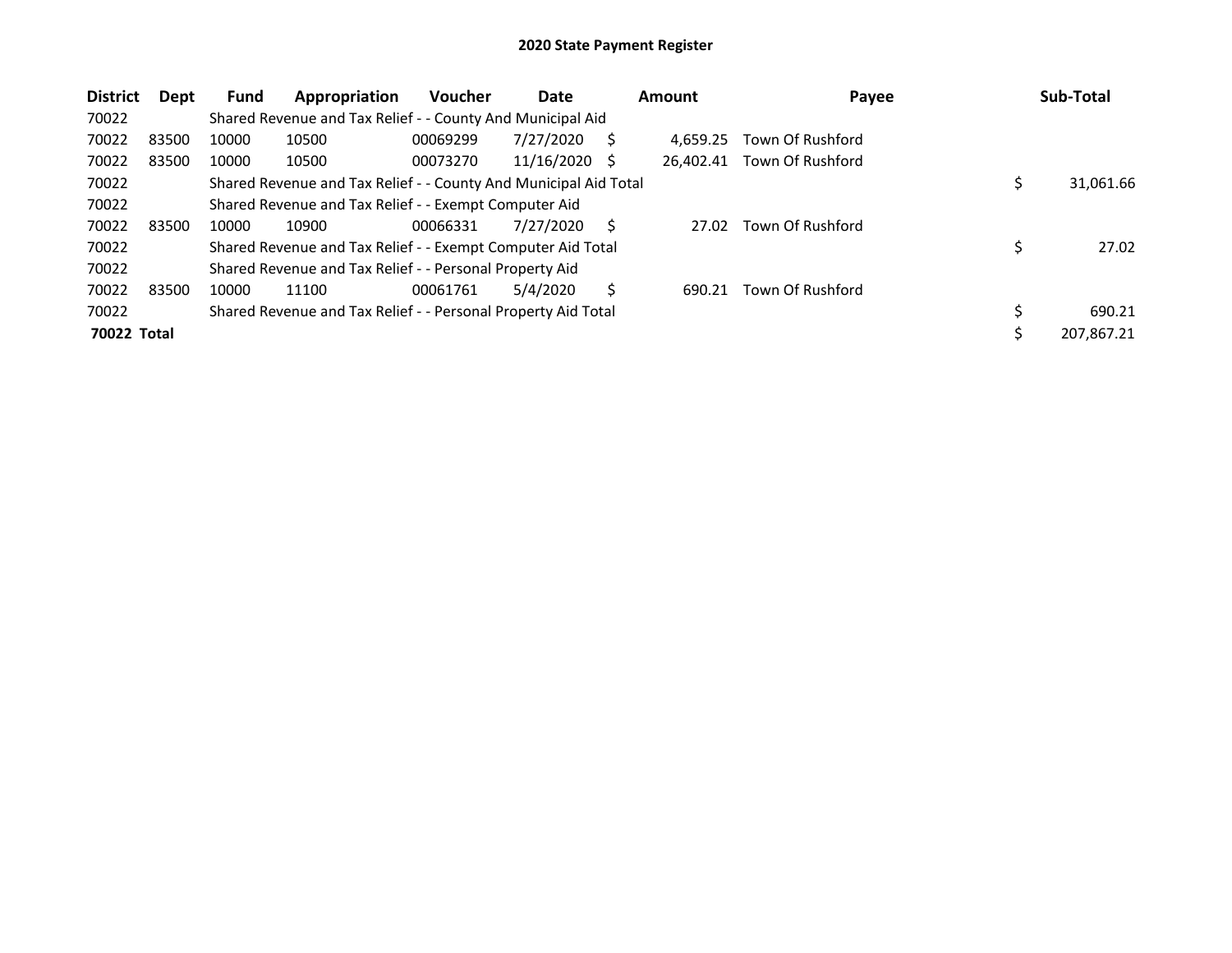# 2020 State Payment Register

| District | Dept | Fund | Appropriation | Voucher | Date | Amount | Payee | Sub-Total |
|---|---|---|---|---|---|---|---|---|
| 70022 | | Shared Revenue and Tax Relief - - County And Municipal Aid | | | | | | |
| 70022 | 83500 | 10000 | 10500 | 00069299 | 7/27/2020 | $ 4,659.25 | Town Of Rushford | |
| 70022 | 83500 | 10000 | 10500 | 00073270 | 11/16/2020 | $ 26,402.41 | Town Of Rushford | |
| 70022 | | Shared Revenue and Tax Relief - - County And Municipal Aid Total | | | | | | $ 31,061.66 |
| 70022 | | Shared Revenue and Tax Relief - - Exempt Computer Aid | | | | | | |
| 70022 | 83500 | 10000 | 10900 | 00066331 | 7/27/2020 | $ 27.02 | Town Of Rushford | |
| 70022 | | Shared Revenue and Tax Relief - - Exempt Computer Aid Total | | | | | | $ 27.02 |
| 70022 | | Shared Revenue and Tax Relief - - Personal Property Aid | | | | | | |
| 70022 | 83500 | 10000 | 11100 | 00061761 | 5/4/2020 | $ 690.21 | Town Of Rushford | |
| 70022 | | Shared Revenue and Tax Relief - - Personal Property Aid Total | | | | | | $ 690.21 |
| **70022 Total** | | | | | | | | $ 207,867.21 |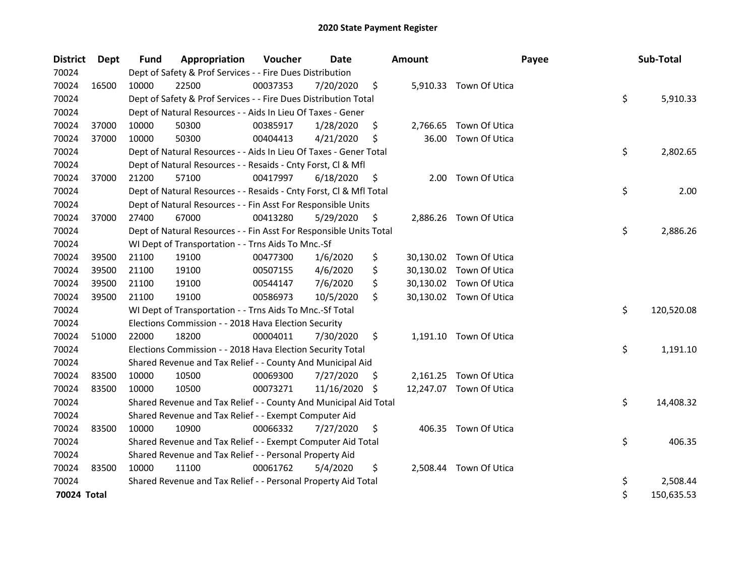# 2020 State Payment Register

| District | Dept | Fund | Appropriation | Voucher | Date | Amount | Payee | Sub-Total |
|---|---|---|---|---|---|---|---|---|
| 70024 | | Dept of Safety & Prof Services - - Fire Dues Distribution | | | | | | |
| 70024 | 16500 | 10000 | 22500 | 00037353 | 7/20/2020 | $ 5,910.33 | Town Of Utica | |
| 70024 | | Dept of Safety & Prof Services - - Fire Dues Distribution Total | | | | | | $ 5,910.33 |
| 70024 | | Dept of Natural Resources - - Aids In Lieu Of Taxes - Gener | | | | | | |
| 70024 | 37000 | 10000 | 50300 | 00385917 | 1/28/2020 | $ 2,766.65 | Town Of Utica | |
| 70024 | 37000 | 10000 | 50300 | 00404413 | 4/21/2020 | $ 36.00 | Town Of Utica | |
| 70024 | | Dept of Natural Resources - - Aids In Lieu Of Taxes - Gener Total | | | | | | $ 2,802.65 |
| 70024 | | Dept of Natural Resources - - Resaids - Cnty Forst, Cl & Mfl | | | | | | |
| 70024 | 37000 | 21200 | 57100 | 00417997 | 6/18/2020 | $ 2.00 | Town Of Utica | |
| 70024 | | Dept of Natural Resources - - Resaids - Cnty Forst, Cl & Mfl Total | | | | | | $ 2.00 |
| 70024 | | Dept of Natural Resources - - Fin Asst For Responsible Units | | | | | | |
| 70024 | 37000 | 27400 | 67000 | 00413280 | 5/29/2020 | $ 2,886.26 | Town Of Utica | |
| 70024 | | Dept of Natural Resources - - Fin Asst For Responsible Units Total | | | | | | $ 2,886.26 |
| 70024 | | WI Dept of Transportation - - Trns Aids To Mnc.-Sf | | | | | | |
| 70024 | 39500 | 21100 | 19100 | 00477300 | 1/6/2020 | $ 30,130.02 | Town Of Utica | |
| 70024 | 39500 | 21100 | 19100 | 00507155 | 4/6/2020 | $ 30,130.02 | Town Of Utica | |
| 70024 | 39500 | 21100 | 19100 | 00544147 | 7/6/2020 | $ 30,130.02 | Town Of Utica | |
| 70024 | 39500 | 21100 | 19100 | 00586973 | 10/5/2020 | $ 30,130.02 | Town Of Utica | |
| 70024 | | WI Dept of Transportation - - Trns Aids To Mnc.-Sf Total | | | | | | $ 120,520.08 |
| 70024 | | Elections Commission - - 2018 Hava Election Security | | | | | | |
| 70024 | 51000 | 22000 | 18200 | 00004011 | 7/30/2020 | $ 1,191.10 | Town Of Utica | |
| 70024 | | Elections Commission - - 2018 Hava Election Security Total | | | | | | $ 1,191.10 |
| 70024 | | Shared Revenue and Tax Relief - - County And Municipal Aid | | | | | | |
| 70024 | 83500 | 10000 | 10500 | 00069300 | 7/27/2020 | $ 2,161.25 | Town Of Utica | |
| 70024 | 83500 | 10000 | 10500 | 00073271 | 11/16/2020 | $ 12,247.07 | Town Of Utica | |
| 70024 | | Shared Revenue and Tax Relief - - County And Municipal Aid Total | | | | | | $ 14,408.32 |
| 70024 | | Shared Revenue and Tax Relief - - Exempt Computer Aid | | | | | | |
| 70024 | 83500 | 10000 | 10900 | 00066332 | 7/27/2020 | $ 406.35 | Town Of Utica | |
| 70024 | | Shared Revenue and Tax Relief - - Exempt Computer Aid Total | | | | | | $ 406.35 |
| 70024 | | Shared Revenue and Tax Relief - - Personal Property Aid | | | | | | |
| 70024 | 83500 | 10000 | 11100 | 00061762 | 5/4/2020 | $ 2,508.44 | Town Of Utica | |
| 70024 | | Shared Revenue and Tax Relief - - Personal Property Aid Total | | | | | | $ 2,508.44 |
| **70024 Total** | | | | | | | | $ 150,635.53 |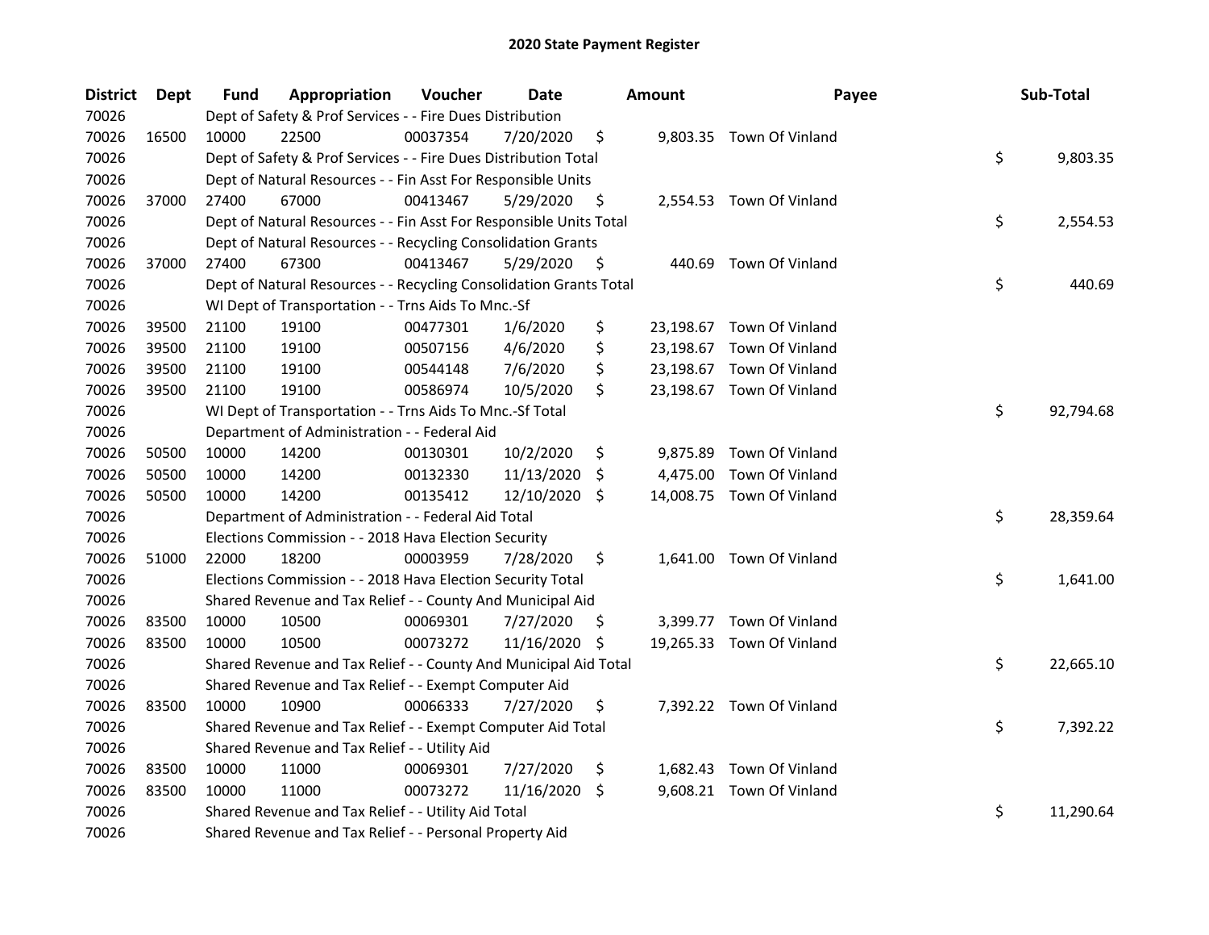## 2020 State Payment Register

| District | Dept | Fund | Appropriation | Voucher | Date | Amount | Payee | Sub-Total |
|---|---|---|---|---|---|---|---|---|
| 70026 | | Dept of Safety & Prof Services - - Fire Dues Distribution | | | | | | |
| 70026 | 16500 | 10000 | 22500 | 00037354 | 7/20/2020 | $ 9,803.35 | Town Of Vinland | |
| 70026 | | Dept of Safety & Prof Services - - Fire Dues Distribution Total | | | | | | $ 9,803.35 |
| 70026 | | Dept of Natural Resources - - Fin Asst For Responsible Units | | | | | | |
| 70026 | 37000 | 27400 | 67000 | 00413467 | 5/29/2020 | $ 2,554.53 | Town Of Vinland | |
| 70026 | | Dept of Natural Resources - - Fin Asst For Responsible Units Total | | | | | | $ 2,554.53 |
| 70026 | | Dept of Natural Resources - - Recycling Consolidation Grants | | | | | | |
| 70026 | 37000 | 27400 | 67300 | 00413467 | 5/29/2020 | $ 440.69 | Town Of Vinland | |
| 70026 | | Dept of Natural Resources - - Recycling Consolidation Grants Total | | | | | | $ 440.69 |
| 70026 | | WI Dept of Transportation - - Trns Aids To Mnc.-Sf | | | | | | |
| 70026 | 39500 | 21100 | 19100 | 00477301 | 1/6/2020 | $ 23,198.67 | Town Of Vinland | |
| 70026 | 39500 | 21100 | 19100 | 00507156 | 4/6/2020 | $ 23,198.67 | Town Of Vinland | |
| 70026 | 39500 | 21100 | 19100 | 00544148 | 7/6/2020 | $ 23,198.67 | Town Of Vinland | |
| 70026 | 39500 | 21100 | 19100 | 00586974 | 10/5/2020 | $ 23,198.67 | Town Of Vinland | |
| 70026 | | WI Dept of Transportation - - Trns Aids To Mnc.-Sf Total | | | | | | $ 92,794.68 |
| 70026 | | Department of Administration - - Federal Aid | | | | | | |
| 70026 | 50500 | 10000 | 14200 | 00130301 | 10/2/2020 | $ 9,875.89 | Town Of Vinland | |
| 70026 | 50500 | 10000 | 14200 | 00132330 | 11/13/2020 | $ 4,475.00 | Town Of Vinland | |
| 70026 | 50500 | 10000 | 14200 | 00135412 | 12/10/2020 | $ 14,008.75 | Town Of Vinland | |
| 70026 | | Department of Administration - - Federal Aid Total | | | | | | $ 28,359.64 |
| 70026 | | Elections Commission - - 2018 Hava Election Security | | | | | | |
| 70026 | 51000 | 22000 | 18200 | 00003959 | 7/28/2020 | $ 1,641.00 | Town Of Vinland | |
| 70026 | | Elections Commission - - 2018 Hava Election Security Total | | | | | | $ 1,641.00 |
| 70026 | | Shared Revenue and Tax Relief - - County And Municipal Aid | | | | | | |
| 70026 | 83500 | 10000 | 10500 | 00069301 | 7/27/2020 | $ 3,399.77 | Town Of Vinland | |
| 70026 | 83500 | 10000 | 10500 | 00073272 | 11/16/2020 | $ 19,265.33 | Town Of Vinland | |
| 70026 | | Shared Revenue and Tax Relief - - County And Municipal Aid Total | | | | | | $ 22,665.10 |
| 70026 | | Shared Revenue and Tax Relief - - Exempt Computer Aid | | | | | | |
| 70026 | 83500 | 10000 | 10900 | 00066333 | 7/27/2020 | $ 7,392.22 | Town Of Vinland | |
| 70026 | | Shared Revenue and Tax Relief - - Exempt Computer Aid Total | | | | | | $ 7,392.22 |
| 70026 | | Shared Revenue and Tax Relief - - Utility Aid | | | | | | |
| 70026 | 83500 | 10000 | 11000 | 00069301 | 7/27/2020 | $ 1,682.43 | Town Of Vinland | |
| 70026 | 83500 | 10000 | 11000 | 00073272 | 11/16/2020 | $ 9,608.21 | Town Of Vinland | |
| 70026 | | Shared Revenue and Tax Relief - - Utility Aid Total | | | | | | $ 11,290.64 |
| 70026 | | Shared Revenue and Tax Relief - - Personal Property Aid | | | | | | |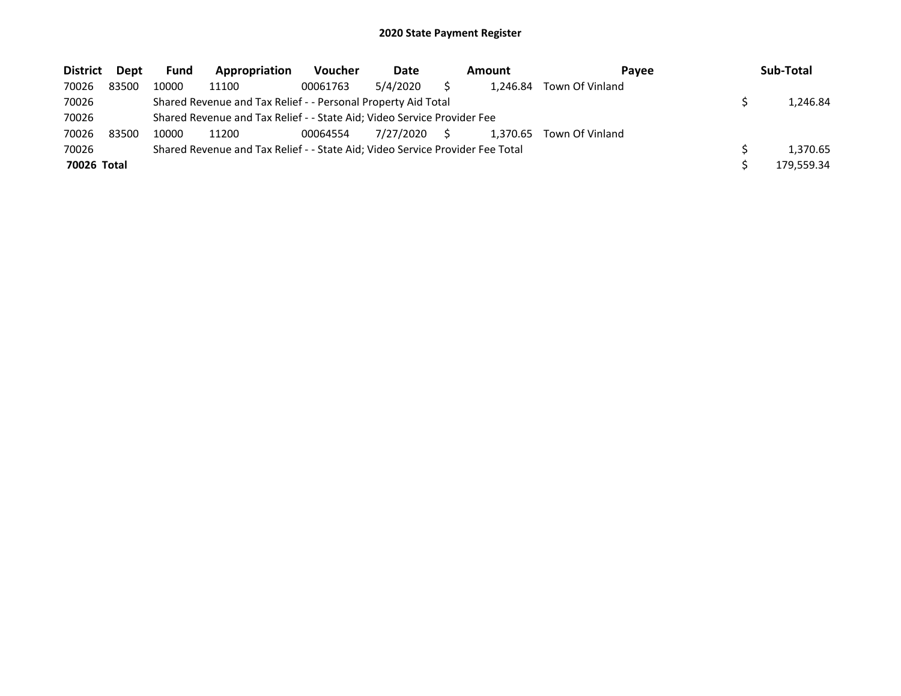# 2020 State Payment Register

| District | Dept | Fund | Appropriation | Voucher | Date | Amount | Payee | Sub-Total |
|---|---|---|---|---|---|---|---|---|
| 70026 | 83500 | 10000 | 11100 | 00061763 | 5/4/2020 | $ 1,246.84 | Town Of Vinland | |
| 70026 | | Shared Revenue and Tax Relief - - Personal Property Aid Total | | | | | | $ 1,246.84 |
| 70026 | | Shared Revenue and Tax Relief - - State Aid; Video Service Provider Fee | | | | | | |
| 70026 | 83500 | 10000 | 11200 | 00064554 | 7/27/2020 | $ 1,370.65 | Town Of Vinland | |
| 70026 | | Shared Revenue and Tax Relief - - State Aid; Video Service Provider Fee Total | | | | | | $ 1,370.65 |
| **70026 Total** | | | | | | | | $ 179,559.34 |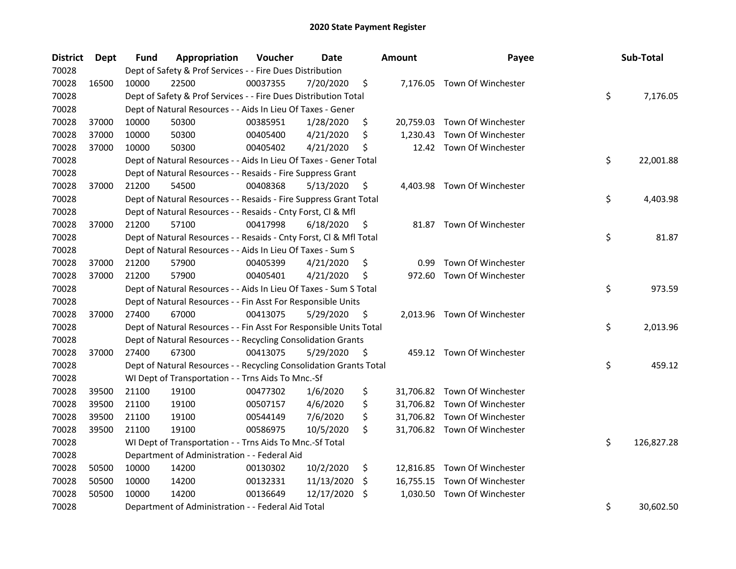## 2020 State Payment Register

| District | Dept | Fund | Appropriation | Voucher | Date | Amount | Payee | Sub-Total |
|---|---|---|---|---|---|---|---|---|
| 70028 | | Dept of Safety & Prof Services - - Fire Dues Distribution | | | | | | |
| 70028 | 16500 | 10000 | 22500 | 00037355 | 7/20/2020 | $ 7,176.05 | Town Of Winchester | |
| 70028 | | Dept of Safety & Prof Services - - Fire Dues Distribution Total | | | | | | $ 7,176.05 |
| 70028 | | Dept of Natural Resources - - Aids In Lieu Of Taxes - Gener | | | | | | |
| 70028 | 37000 | 10000 | 50300 | 00385951 | 1/28/2020 | $ 20,759.03 | Town Of Winchester | |
| 70028 | 37000 | 10000 | 50300 | 00405400 | 4/21/2020 | $ 1,230.43 | Town Of Winchester | |
| 70028 | 37000 | 10000 | 50300 | 00405402 | 4/21/2020 | $ 12.42 | Town Of Winchester | |
| 70028 | | Dept of Natural Resources - - Aids In Lieu Of Taxes - Gener Total | | | | | | $ 22,001.88 |
| 70028 | | Dept of Natural Resources - - Resaids - Fire Suppress Grant | | | | | | |
| 70028 | 37000 | 21200 | 54500 | 00408368 | 5/13/2020 | $ 4,403.98 | Town Of Winchester | |
| 70028 | | Dept of Natural Resources - - Resaids - Fire Suppress Grant Total | | | | | | $ 4,403.98 |
| 70028 | | Dept of Natural Resources - - Resaids - Cnty Forst, Cl & Mfl | | | | | | |
| 70028 | 37000 | 21200 | 57100 | 00417998 | 6/18/2020 | $ 81.87 | Town Of Winchester | |
| 70028 | | Dept of Natural Resources - - Resaids - Cnty Forst, Cl & Mfl Total | | | | | | $ 81.87 |
| 70028 | | Dept of Natural Resources - - Aids In Lieu Of Taxes - Sum S | | | | | | |
| 70028 | 37000 | 21200 | 57900 | 00405399 | 4/21/2020 | $ 0.99 | Town Of Winchester | |
| 70028 | 37000 | 21200 | 57900 | 00405401 | 4/21/2020 | $ 972.60 | Town Of Winchester | |
| 70028 | | Dept of Natural Resources - - Aids In Lieu Of Taxes - Sum S Total | | | | | | $ 973.59 |
| 70028 | | Dept of Natural Resources - - Fin Asst For Responsible Units | | | | | | |
| 70028 | 37000 | 27400 | 67000 | 00413075 | 5/29/2020 | $ 2,013.96 | Town Of Winchester | |
| 70028 | | Dept of Natural Resources - - Fin Asst For Responsible Units Total | | | | | | $ 2,013.96 |
| 70028 | | Dept of Natural Resources - - Recycling Consolidation Grants | | | | | | |
| 70028 | 37000 | 27400 | 67300 | 00413075 | 5/29/2020 | $ 459.12 | Town Of Winchester | |
| 70028 | | Dept of Natural Resources - - Recycling Consolidation Grants Total | | | | | | $ 459.12 |
| 70028 | | WI Dept of Transportation - - Trns Aids To Mnc.-Sf | | | | | | |
| 70028 | 39500 | 21100 | 19100 | 00477302 | 1/6/2020 | $ 31,706.82 | Town Of Winchester | |
| 70028 | 39500 | 21100 | 19100 | 00507157 | 4/6/2020 | $ 31,706.82 | Town Of Winchester | |
| 70028 | 39500 | 21100 | 19100 | 00544149 | 7/6/2020 | $ 31,706.82 | Town Of Winchester | |
| 70028 | 39500 | 21100 | 19100 | 00586975 | 10/5/2020 | $ 31,706.82 | Town Of Winchester | |
| 70028 | | WI Dept of Transportation - - Trns Aids To Mnc.-Sf Total | | | | | | $ 126,827.28 |
| 70028 | | Department of Administration - - Federal Aid | | | | | | |
| 70028 | 50500 | 10000 | 14200 | 00130302 | 10/2/2020 | $ 12,816.85 | Town Of Winchester | |
| 70028 | 50500 | 10000 | 14200 | 00132331 | 11/13/2020 | $ 16,755.15 | Town Of Winchester | |
| 70028 | 50500 | 10000 | 14200 | 00136649 | 12/17/2020 | $ 1,030.50 | Town Of Winchester | |
| 70028 | | Department of Administration - - Federal Aid Total | | | | | | $ 30,602.50 |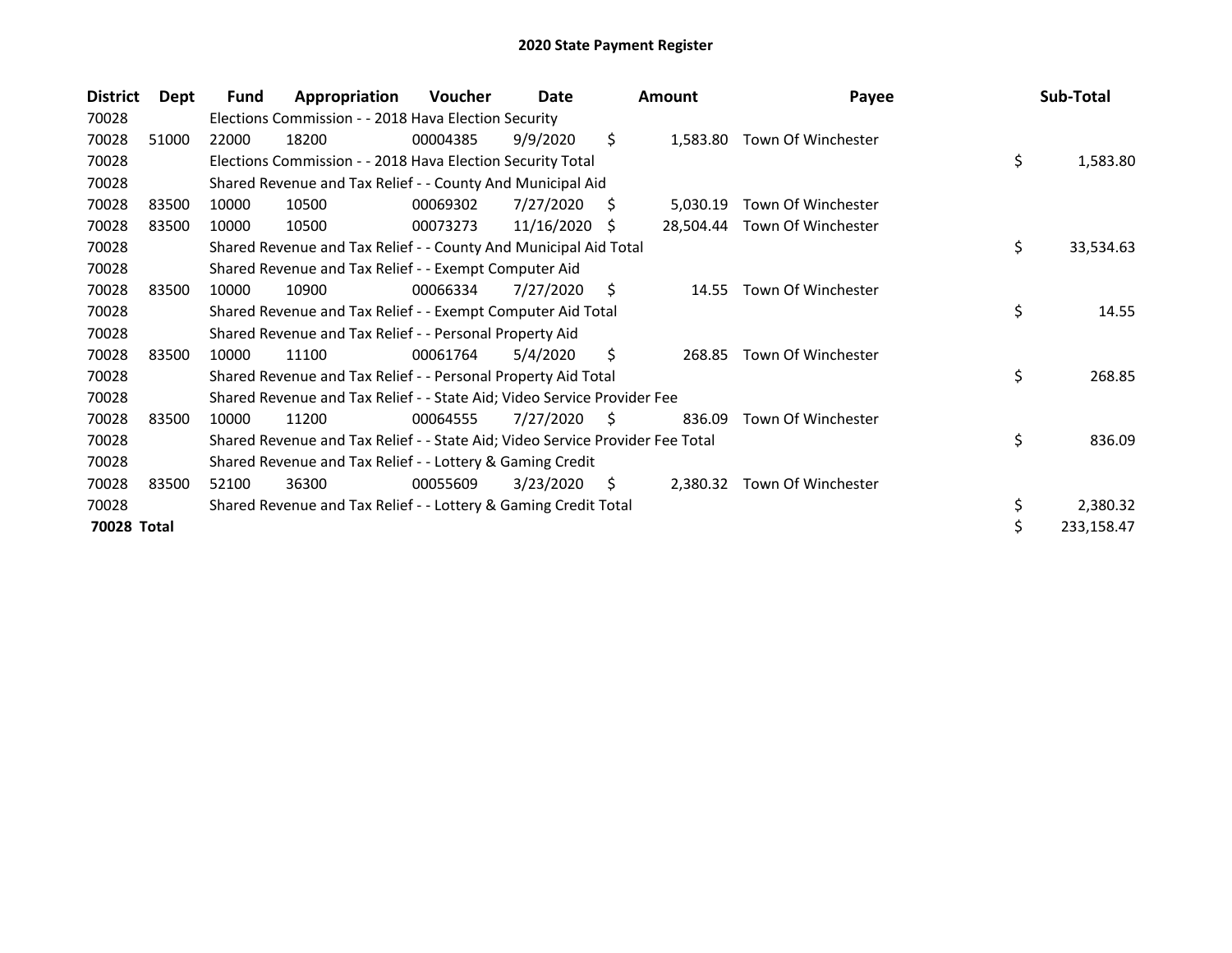# 2020 State Payment Register

| District | Dept | Fund | Appropriation | Voucher | Date | Amount | Payee | Sub-Total |
|---|---|---|---|---|---|---|---|---|
| 70028 | | Elections Commission - - 2018 Hava Election Security | | | | | | |
| 70028 | 51000 | 22000 | 18200 | 00004385 | 9/9/2020 | $ 1,583.80 | Town Of Winchester | |
| 70028 | | Elections Commission - - 2018 Hava Election Security Total | | | | | | $ 1,583.80 |
| 70028 | | Shared Revenue and Tax Relief - - County And Municipal Aid | | | | | | |
| 70028 | 83500 | 10000 | 10500 | 00069302 | 7/27/2020 | $ 5,030.19 | Town Of Winchester | |
| 70028 | 83500 | 10000 | 10500 | 00073273 | 11/16/2020 | $ 28,504.44 | Town Of Winchester | |
| 70028 | | Shared Revenue and Tax Relief - - County And Municipal Aid Total | | | | | | $ 33,534.63 |
| 70028 | | Shared Revenue and Tax Relief - - Exempt Computer Aid | | | | | | |
| 70028 | 83500 | 10000 | 10900 | 00066334 | 7/27/2020 | $ 14.55 | Town Of Winchester | |
| 70028 | | Shared Revenue and Tax Relief - - Exempt Computer Aid Total | | | | | | $ 14.55 |
| 70028 | | Shared Revenue and Tax Relief - - Personal Property Aid | | | | | | |
| 70028 | 83500 | 10000 | 11100 | 00061764 | 5/4/2020 | $ 268.85 | Town Of Winchester | |
| 70028 | | Shared Revenue and Tax Relief - - Personal Property Aid Total | | | | | | $ 268.85 |
| 70028 | | Shared Revenue and Tax Relief - - State Aid; Video Service Provider Fee | | | | | | |
| 70028 | 83500 | 10000 | 11200 | 00064555 | 7/27/2020 | $ 836.09 | Town Of Winchester | |
| 70028 | | Shared Revenue and Tax Relief - - State Aid; Video Service Provider Fee Total | | | | | | $ 836.09 |
| 70028 | | Shared Revenue and Tax Relief - - Lottery & Gaming Credit | | | | | | |
| 70028 | 83500 | 52100 | 36300 | 00055609 | 3/23/2020 | $ 2,380.32 | Town Of Winchester | |
| 70028 | | Shared Revenue and Tax Relief - - Lottery & Gaming Credit Total | | | | | | $ 2,380.32 |
| **70028 Total** | | | | | | | | $ 233,158.47 |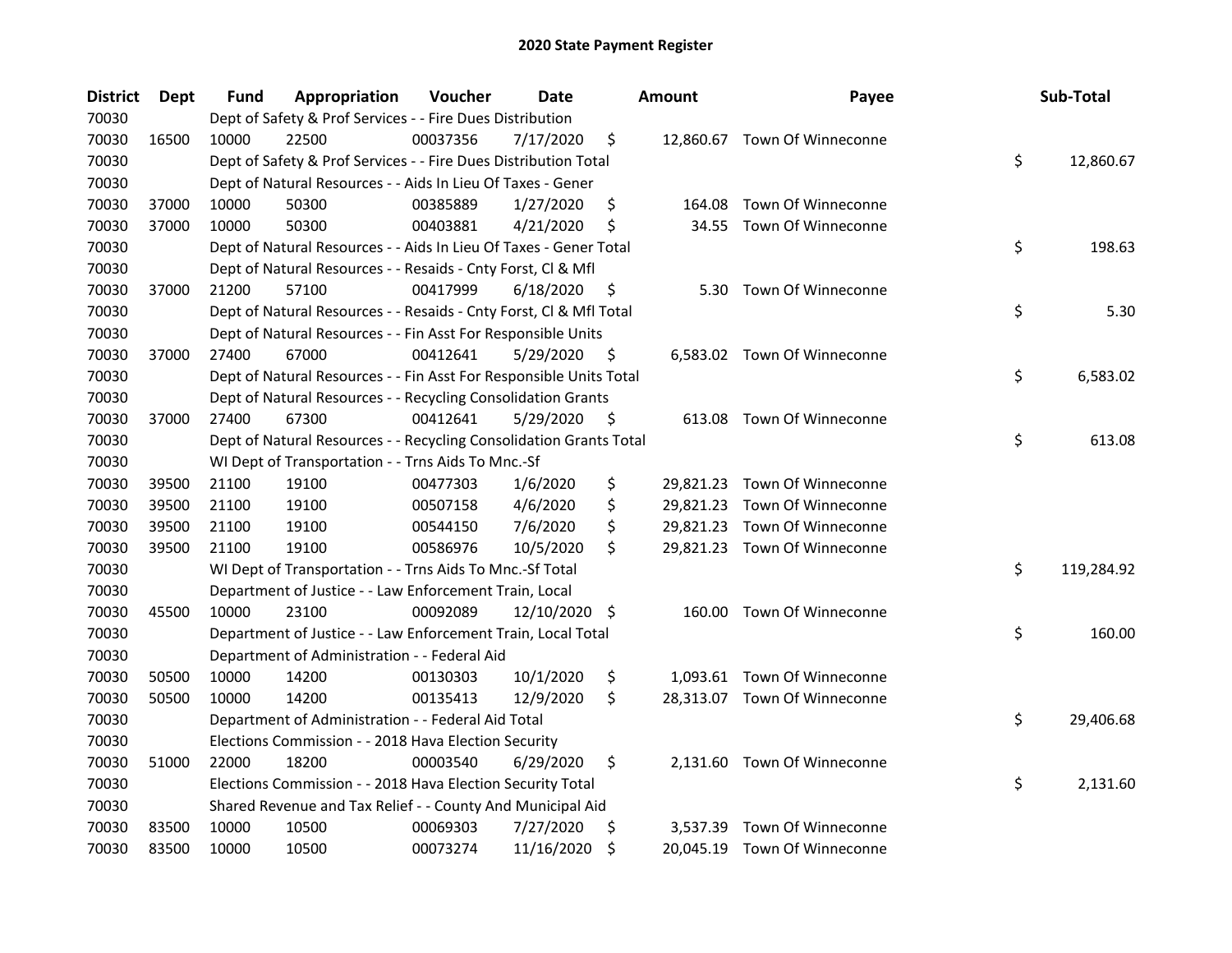# 2020 State Payment Register

| District | Dept | Fund | Appropriation | Voucher | Date | Amount | Payee | Sub-Total |
|---|---|---|---|---|---|---|---|---|
| 70030 | | Dept of Safety & Prof Services - - Fire Dues Distribution | | | | | | |
| 70030 | 16500 | 10000 | 22500 | 00037356 | 7/17/2020 | $ 12,860.67 | Town Of Winneconne | |
| 70030 | | Dept of Safety & Prof Services - - Fire Dues Distribution Total | | | | | | $ 12,860.67 |
| 70030 | | Dept of Natural Resources - - Aids In Lieu Of Taxes - Gener | | | | | | |
| 70030 | 37000 | 10000 | 50300 | 00385889 | 1/27/2020 | $ 164.08 | Town Of Winneconne | |
| 70030 | 37000 | 10000 | 50300 | 00403881 | 4/21/2020 | $ 34.55 | Town Of Winneconne | |
| 70030 | | Dept of Natural Resources - - Aids In Lieu Of Taxes - Gener Total | | | | | | $ 198.63 |
| 70030 | | Dept of Natural Resources - - Resaids - Cnty Forst, Cl & Mfl | | | | | | |
| 70030 | 37000 | 21200 | 57100 | 00417999 | 6/18/2020 | $ 5.30 | Town Of Winneconne | |
| 70030 | | Dept of Natural Resources - - Resaids - Cnty Forst, Cl & Mfl Total | | | | | | $ 5.30 |
| 70030 | | Dept of Natural Resources - - Fin Asst For Responsible Units | | | | | | |
| 70030 | 37000 | 27400 | 67000 | 00412641 | 5/29/2020 | $ 6,583.02 | Town Of Winneconne | |
| 70030 | | Dept of Natural Resources - - Fin Asst For Responsible Units Total | | | | | | $ 6,583.02 |
| 70030 | | Dept of Natural Resources - - Recycling Consolidation Grants | | | | | | |
| 70030 | 37000 | 27400 | 67300 | 00412641 | 5/29/2020 | $ 613.08 | Town Of Winneconne | |
| 70030 | | Dept of Natural Resources - - Recycling Consolidation Grants Total | | | | | | $ 613.08 |
| 70030 | | WI Dept of Transportation - - Trns Aids To Mnc.-Sf | | | | | | |
| 70030 | 39500 | 21100 | 19100 | 00477303 | 1/6/2020 | $ 29,821.23 | Town Of Winneconne | |
| 70030 | 39500 | 21100 | 19100 | 00507158 | 4/6/2020 | $ 29,821.23 | Town Of Winneconne | |
| 70030 | 39500 | 21100 | 19100 | 00544150 | 7/6/2020 | $ 29,821.23 | Town Of Winneconne | |
| 70030 | 39500 | 21100 | 19100 | 00586976 | 10/5/2020 | $ 29,821.23 | Town Of Winneconne | |
| 70030 | | WI Dept of Transportation - - Trns Aids To Mnc.-Sf Total | | | | | | $ 119,284.92 |
| 70030 | | Department of Justice - - Law Enforcement Train, Local | | | | | | |
| 70030 | 45500 | 10000 | 23100 | 00092089 | 12/10/2020 | $ 160.00 | Town Of Winneconne | |
| 70030 | | Department of Justice - - Law Enforcement Train, Local Total | | | | | | $ 160.00 |
| 70030 | | Department of Administration - - Federal Aid | | | | | | |
| 70030 | 50500 | 10000 | 14200 | 00130303 | 10/1/2020 | $ 1,093.61 | Town Of Winneconne | |
| 70030 | 50500 | 10000 | 14200 | 00135413 | 12/9/2020 | $ 28,313.07 | Town Of Winneconne | |
| 70030 | | Department of Administration - - Federal Aid Total | | | | | | $ 29,406.68 |
| 70030 | | Elections Commission - - 2018 Hava Election Security | | | | | | |
| 70030 | 51000 | 22000 | 18200 | 00003540 | 6/29/2020 | $ 2,131.60 | Town Of Winneconne | |
| 70030 | | Elections Commission - - 2018 Hava Election Security Total | | | | | | $ 2,131.60 |
| 70030 | | Shared Revenue and Tax Relief - - County And Municipal Aid | | | | | | |
| 70030 | 83500 | 10000 | 10500 | 00069303 | 7/27/2020 | $ 3,537.39 | Town Of Winneconne | |
| 70030 | 83500 | 10000 | 10500 | 00073274 | 11/16/2020 | $ 20,045.19 | Town Of Winneconne | |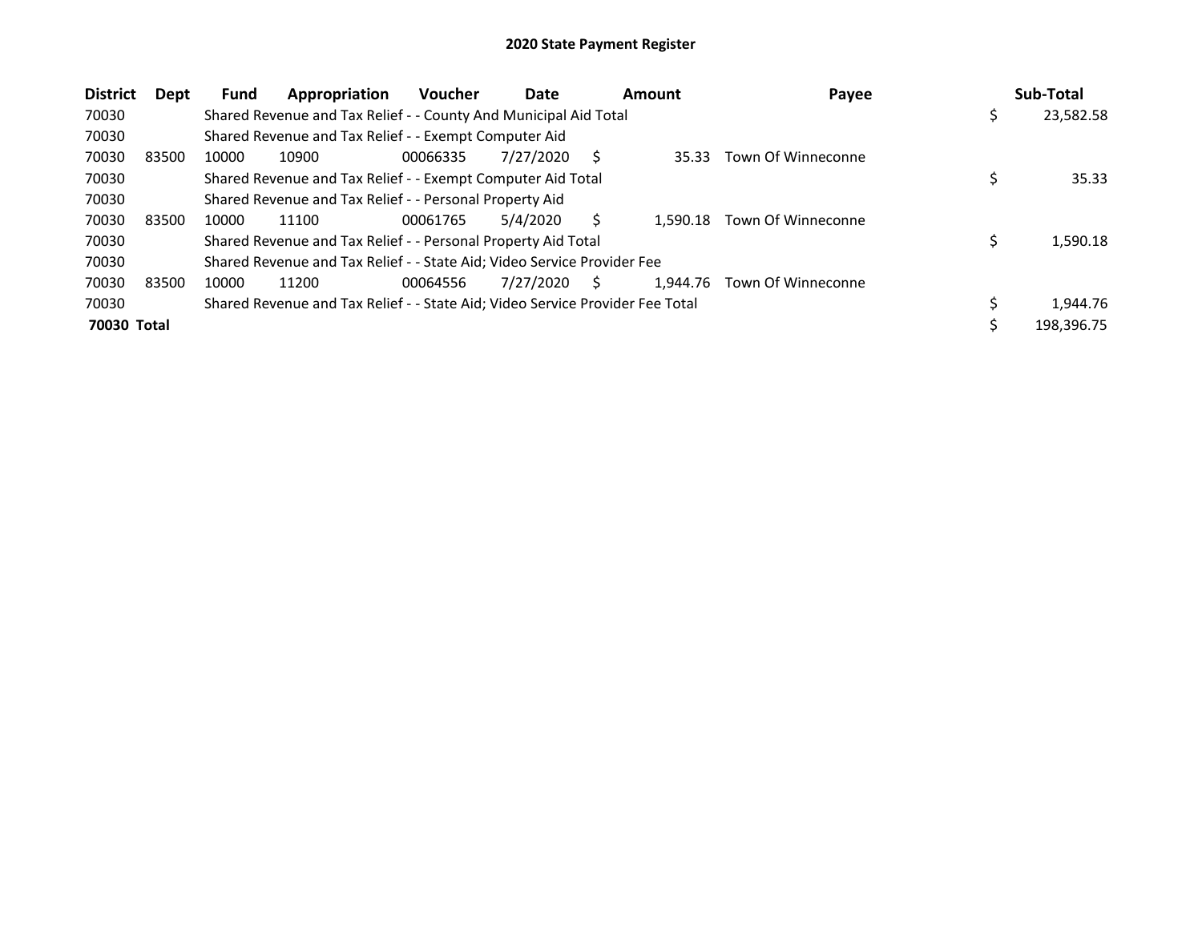# 2020 State Payment Register

| District | Dept | Fund | Appropriation | Voucher | Date | Amount | Payee | Sub-Total |
|---|---|---|---|---|---|---|---|---|
| 70030 | | Shared Revenue and Tax Relief - - County And Municipal Aid Total | | | | | | $ 23,582.58 |
| 70030 | | Shared Revenue and Tax Relief - - Exempt Computer Aid | | | | | | |
| 70030 | 83500 | 10000 | 10900 | 00066335 | 7/27/2020 | $ 35.33 | Town Of Winneconne | |
| 70030 | | Shared Revenue and Tax Relief - - Exempt Computer Aid Total | | | | | | $ 35.33 |
| 70030 | | Shared Revenue and Tax Relief - - Personal Property Aid | | | | | | |
| 70030 | 83500 | 10000 | 11100 | 00061765 | 5/4/2020 | $ 1,590.18 | Town Of Winneconne | |
| 70030 | | Shared Revenue and Tax Relief - - Personal Property Aid Total | | | | | | $ 1,590.18 |
| 70030 | | Shared Revenue and Tax Relief - - State Aid; Video Service Provider Fee | | | | | | |
| 70030 | 83500 | 10000 | 11200 | 00064556 | 7/27/2020 | $ 1,944.76 | Town Of Winneconne | |
| 70030 | | Shared Revenue and Tax Relief - - State Aid; Video Service Provider Fee Total | | | | | | $ 1,944.76 |
| **70030 Total** | | | | | | | | $ 198,396.75 |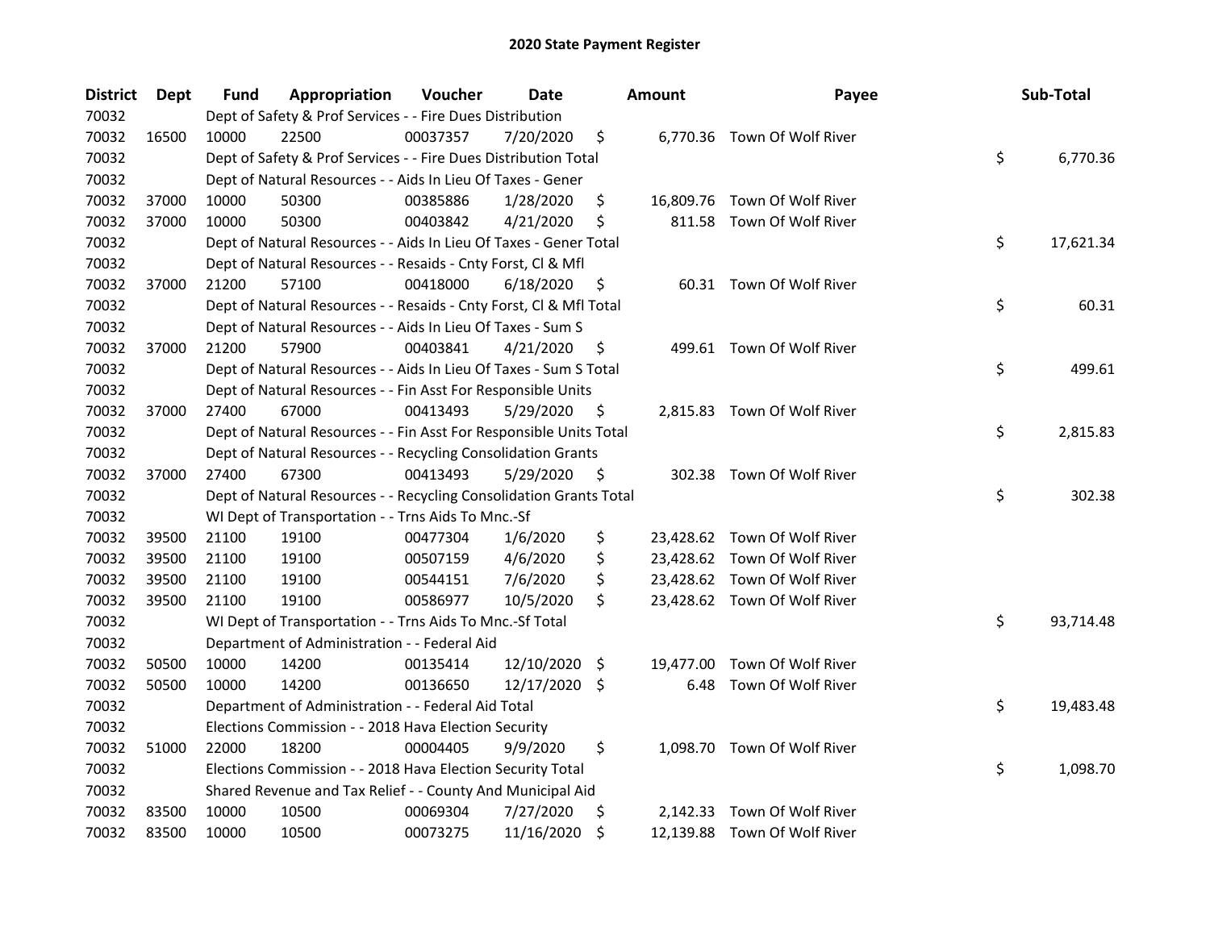# 2020 State Payment Register

| District | Dept | Fund | Appropriation | Voucher | Date | Amount | Payee | Sub-Total |
|---|---|---|---|---|---|---|---|---|
| 70032 | | Dept of Safety & Prof Services - - Fire Dues Distribution | | | | | | |
| 70032 | 16500 | 10000 | 22500 | 00037357 | 7/20/2020 | $ 6,770.36 | Town Of Wolf River | |
| 70032 | | Dept of Safety & Prof Services - - Fire Dues Distribution Total | | | | | | $ 6,770.36 |
| 70032 | | Dept of Natural Resources - - Aids In Lieu Of Taxes - Gener | | | | | | |
| 70032 | 37000 | 10000 | 50300 | 00385886 | 1/28/2020 | $ 16,809.76 | Town Of Wolf River | |
| 70032 | 37000 | 10000 | 50300 | 00403842 | 4/21/2020 | $ 811.58 | Town Of Wolf River | |
| 70032 | | Dept of Natural Resources - - Aids In Lieu Of Taxes - Gener Total | | | | | | $ 17,621.34 |
| 70032 | | Dept of Natural Resources - - Resaids - Cnty Forst, Cl & Mfl | | | | | | |
| 70032 | 37000 | 21200 | 57100 | 00418000 | 6/18/2020 | $ 60.31 | Town Of Wolf River | |
| 70032 | | Dept of Natural Resources - - Resaids - Cnty Forst, Cl & Mfl Total | | | | | | $ 60.31 |
| 70032 | | Dept of Natural Resources - - Aids In Lieu Of Taxes - Sum S | | | | | | |
| 70032 | 37000 | 21200 | 57900 | 00403841 | 4/21/2020 | $ 499.61 | Town Of Wolf River | |
| 70032 | | Dept of Natural Resources - - Aids In Lieu Of Taxes - Sum S Total | | | | | | $ 499.61 |
| 70032 | | Dept of Natural Resources - - Fin Asst For Responsible Units | | | | | | |
| 70032 | 37000 | 27400 | 67000 | 00413493 | 5/29/2020 | $ 2,815.83 | Town Of Wolf River | |
| 70032 | | Dept of Natural Resources - - Fin Asst For Responsible Units Total | | | | | | $ 2,815.83 |
| 70032 | | Dept of Natural Resources - - Recycling Consolidation Grants | | | | | | |
| 70032 | 37000 | 27400 | 67300 | 00413493 | 5/29/2020 | $ 302.38 | Town Of Wolf River | |
| 70032 | | Dept of Natural Resources - - Recycling Consolidation Grants Total | | | | | | $ 302.38 |
| 70032 | | WI Dept of Transportation - - Trns Aids To Mnc.-Sf | | | | | | |
| 70032 | 39500 | 21100 | 19100 | 00477304 | 1/6/2020 | $ 23,428.62 | Town Of Wolf River | |
| 70032 | 39500 | 21100 | 19100 | 00507159 | 4/6/2020 | $ 23,428.62 | Town Of Wolf River | |
| 70032 | 39500 | 21100 | 19100 | 00544151 | 7/6/2020 | $ 23,428.62 | Town Of Wolf River | |
| 70032 | 39500 | 21100 | 19100 | 00586977 | 10/5/2020 | $ 23,428.62 | Town Of Wolf River | |
| 70032 | | WI Dept of Transportation - - Trns Aids To Mnc.-Sf Total | | | | | | $ 93,714.48 |
| 70032 | | Department of Administration - - Federal Aid | | | | | | |
| 70032 | 50500 | 10000 | 14200 | 00135414 | 12/10/2020 | $ 19,477.00 | Town Of Wolf River | |
| 70032 | 50500 | 10000 | 14200 | 00136650 | 12/17/2020 | $ 6.48 | Town Of Wolf River | |
| 70032 | | Department of Administration - - Federal Aid Total | | | | | | $ 19,483.48 |
| 70032 | | Elections Commission - - 2018 Hava Election Security | | | | | | |
| 70032 | 51000 | 22000 | 18200 | 00004405 | 9/9/2020 | $ 1,098.70 | Town Of Wolf River | |
| 70032 | | Elections Commission - - 2018 Hava Election Security Total | | | | | | $ 1,098.70 |
| 70032 | | Shared Revenue and Tax Relief - - County And Municipal Aid | | | | | | |
| 70032 | 83500 | 10000 | 10500 | 00069304 | 7/27/2020 | $ 2,142.33 | Town Of Wolf River | |
| 70032 | 83500 | 10000 | 10500 | 00073275 | 11/16/2020 | $ 12,139.88 | Town Of Wolf River | |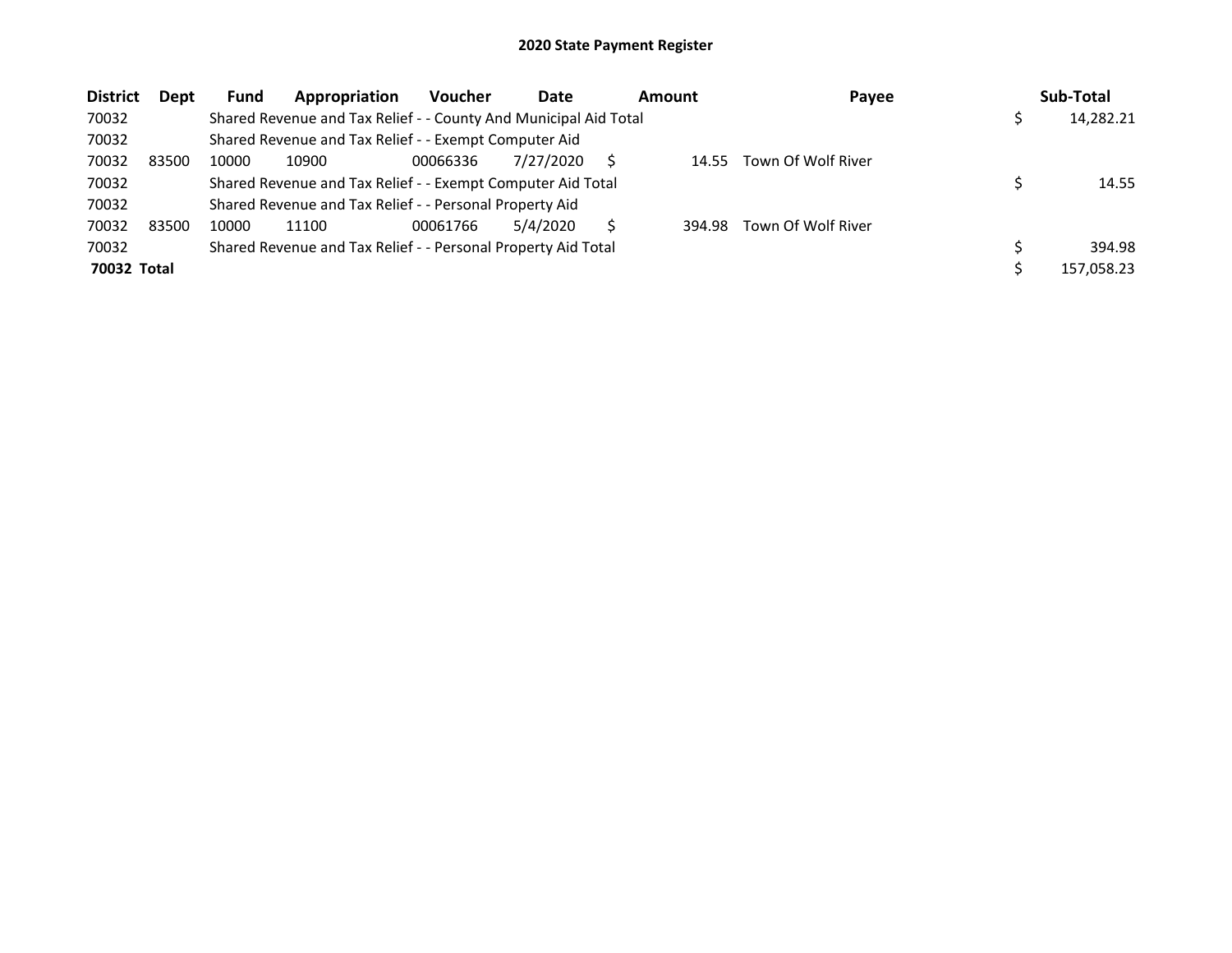## 2020 State Payment Register

| District | Dept | Fund | Appropriation | Voucher | Date | Amount | Payee | Sub-Total |
|---|---|---|---|---|---|---|---|---|
| 70032 | | Shared Revenue and Tax Relief - - County And Municipal Aid Total | | | | | | $ 14,282.21 |
| 70032 | | Shared Revenue and Tax Relief - - Exempt Computer Aid | | | | | | |
| 70032 | 83500 | 10000 | 10900 | 00066336 | 7/27/2020 | $ 14.55 | Town Of Wolf River | |
| 70032 | | Shared Revenue and Tax Relief - - Exempt Computer Aid Total | | | | | | $ 14.55 |
| 70032 | | Shared Revenue and Tax Relief - - Personal Property Aid | | | | | | |
| 70032 | 83500 | 10000 | 11100 | 00061766 | 5/4/2020 | $ 394.98 | Town Of Wolf River | |
| 70032 | | Shared Revenue and Tax Relief - - Personal Property Aid Total | | | | | | $ 394.98 |
| **70032 Total** | | | | | | | | $ 157,058.23 |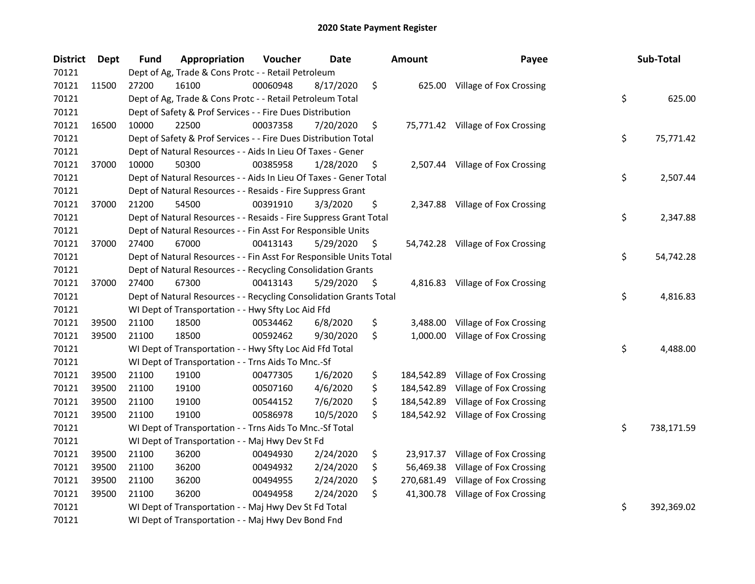# 2020 State Payment Register

| District | Dept | Fund | Appropriation | Voucher | Date | Amount | Payee | Sub-Total |
|---|---|---|---|---|---|---|---|---|
| 70121 | | Dept of Ag, Trade & Cons Protc - - Retail Petroleum | | | | | | |
| 70121 | 11500 | 27200 | 16100 | 00060948 | 8/17/2020 | $ 625.00 | Village of Fox Crossing | |
| 70121 | | Dept of Ag, Trade & Cons Protc - - Retail Petroleum Total | | | | | | $ 625.00 |
| 70121 | | Dept of Safety & Prof Services - - Fire Dues Distribution | | | | | | |
| 70121 | 16500 | 10000 | 22500 | 00037358 | 7/20/2020 | $ 75,771.42 | Village of Fox Crossing | |
| 70121 | | Dept of Safety & Prof Services - - Fire Dues Distribution Total | | | | | | $ 75,771.42 |
| 70121 | | Dept of Natural Resources - - Aids In Lieu Of Taxes - Gener | | | | | | |
| 70121 | 37000 | 10000 | 50300 | 00385958 | 1/28/2020 | $ 2,507.44 | Village of Fox Crossing | |
| 70121 | | Dept of Natural Resources - - Aids In Lieu Of Taxes - Gener Total | | | | | | $ 2,507.44 |
| 70121 | | Dept of Natural Resources - - Resaids - Fire Suppress Grant | | | | | | |
| 70121 | 37000 | 21200 | 54500 | 00391910 | 3/3/2020 | $ 2,347.88 | Village of Fox Crossing | |
| 70121 | | Dept of Natural Resources - - Resaids - Fire Suppress Grant Total | | | | | | $ 2,347.88 |
| 70121 | | Dept of Natural Resources - - Fin Asst For Responsible Units | | | | | | |
| 70121 | 37000 | 27400 | 67000 | 00413143 | 5/29/2020 | $ 54,742.28 | Village of Fox Crossing | |
| 70121 | | Dept of Natural Resources - - Fin Asst For Responsible Units Total | | | | | | $ 54,742.28 |
| 70121 | | Dept of Natural Resources - - Recycling Consolidation Grants | | | | | | |
| 70121 | 37000 | 27400 | 67300 | 00413143 | 5/29/2020 | $ 4,816.83 | Village of Fox Crossing | |
| 70121 | | Dept of Natural Resources - - Recycling Consolidation Grants Total | | | | | | $ 4,816.83 |
| 70121 | | WI Dept of Transportation - - Hwy Sfty Loc Aid Ffd | | | | | | |
| 70121 | 39500 | 21100 | 18500 | 00534462 | 6/8/2020 | $ 3,488.00 | Village of Fox Crossing | |
| 70121 | 39500 | 21100 | 18500 | 00592462 | 9/30/2020 | $ 1,000.00 | Village of Fox Crossing | |
| 70121 | | WI Dept of Transportation - - Hwy Sfty Loc Aid Ffd Total | | | | | | $ 4,488.00 |
| 70121 | | WI Dept of Transportation - - Trns Aids To Mnc.-Sf | | | | | | |
| 70121 | 39500 | 21100 | 19100 | 00477305 | 1/6/2020 | $ 184,542.89 | Village of Fox Crossing | |
| 70121 | 39500 | 21100 | 19100 | 00507160 | 4/6/2020 | $ 184,542.89 | Village of Fox Crossing | |
| 70121 | 39500 | 21100 | 19100 | 00544152 | 7/6/2020 | $ 184,542.89 | Village of Fox Crossing | |
| 70121 | 39500 | 21100 | 19100 | 00586978 | 10/5/2020 | $ 184,542.92 | Village of Fox Crossing | |
| 70121 | | WI Dept of Transportation - - Trns Aids To Mnc.-Sf Total | | | | | | $ 738,171.59 |
| 70121 | | WI Dept of Transportation - - Maj Hwy Dev St Fd | | | | | | |
| 70121 | 39500 | 21100 | 36200 | 00494930 | 2/24/2020 | $ 23,917.37 | Village of Fox Crossing | |
| 70121 | 39500 | 21100 | 36200 | 00494932 | 2/24/2020 | $ 56,469.38 | Village of Fox Crossing | |
| 70121 | 39500 | 21100 | 36200 | 00494955 | 2/24/2020 | $ 270,681.49 | Village of Fox Crossing | |
| 70121 | 39500 | 21100 | 36200 | 00494958 | 2/24/2020 | $ 41,300.78 | Village of Fox Crossing | |
| 70121 | | WI Dept of Transportation - - Maj Hwy Dev St Fd Total | | | | | | $ 392,369.02 |
| 70121 | | WI Dept of Transportation - - Maj Hwy Dev Bond Fnd | | | | | | |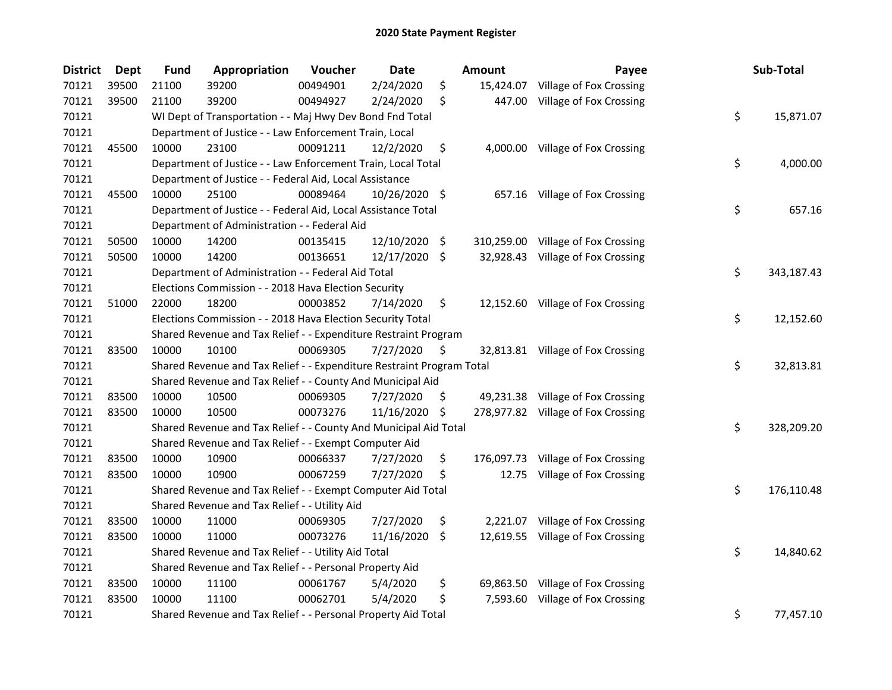# 2020 State Payment Register

| District | Dept | Fund | Appropriation | Voucher | Date | Amount | Payee | Sub-Total |
|---|---|---|---|---|---|---|---|---|
| 70121 | 39500 | 21100 | 39200 | 00494901 | 2/24/2020 | $ 15,424.07 | Village of Fox Crossing | |
| 70121 | 39500 | 21100 | 39200 | 00494927 | 2/24/2020 | $ 447.00 | Village of Fox Crossing | |
| 70121 | | WI Dept of Transportation - - Maj Hwy Dev Bond Fnd Total | | | | | | $ 15,871.07 |
| 70121 | | Department of Justice - - Law Enforcement Train, Local | | | | | | |
| 70121 | 45500 | 10000 | 23100 | 00091211 | 12/2/2020 | $ 4,000.00 | Village of Fox Crossing | |
| 70121 | | Department of Justice - - Law Enforcement Train, Local Total | | | | | | $ 4,000.00 |
| 70121 | | Department of Justice - - Federal Aid, Local Assistance | | | | | | |
| 70121 | 45500 | 10000 | 25100 | 00089464 | 10/26/2020 | $ 657.16 | Village of Fox Crossing | |
| 70121 | | Department of Justice - - Federal Aid, Local Assistance Total | | | | | | $ 657.16 |
| 70121 | | Department of Administration - - Federal Aid | | | | | | |
| 70121 | 50500 | 10000 | 14200 | 00135415 | 12/10/2020 | $ 310,259.00 | Village of Fox Crossing | |
| 70121 | 50500 | 10000 | 14200 | 00136651 | 12/17/2020 | $ 32,928.43 | Village of Fox Crossing | |
| 70121 | | Department of Administration - - Federal Aid Total | | | | | | $ 343,187.43 |
| 70121 | | Elections Commission - - 2018 Hava Election Security | | | | | | |
| 70121 | 51000 | 22000 | 18200 | 00003852 | 7/14/2020 | $ 12,152.60 | Village of Fox Crossing | |
| 70121 | | Elections Commission - - 2018 Hava Election Security Total | | | | | | $ 12,152.60 |
| 70121 | | Shared Revenue and Tax Relief - - Expenditure Restraint Program | | | | | | |
| 70121 | 83500 | 10000 | 10100 | 00069305 | 7/27/2020 | $ 32,813.81 | Village of Fox Crossing | |
| 70121 | | Shared Revenue and Tax Relief - - Expenditure Restraint Program Total | | | | | | $ 32,813.81 |
| 70121 | | Shared Revenue and Tax Relief - - County And Municipal Aid | | | | | | |
| 70121 | 83500 | 10000 | 10500 | 00069305 | 7/27/2020 | $ 49,231.38 | Village of Fox Crossing | |
| 70121 | 83500 | 10000 | 10500 | 00073276 | 11/16/2020 | $ 278,977.82 | Village of Fox Crossing | |
| 70121 | | Shared Revenue and Tax Relief - - County And Municipal Aid Total | | | | | | $ 328,209.20 |
| 70121 | | Shared Revenue and Tax Relief - - Exempt Computer Aid | | | | | | |
| 70121 | 83500 | 10000 | 10900 | 00066337 | 7/27/2020 | $ 176,097.73 | Village of Fox Crossing | |
| 70121 | 83500 | 10000 | 10900 | 00067259 | 7/27/2020 | $ 12.75 | Village of Fox Crossing | |
| 70121 | | Shared Revenue and Tax Relief - - Exempt Computer Aid Total | | | | | | $ 176,110.48 |
| 70121 | | Shared Revenue and Tax Relief - - Utility Aid | | | | | | |
| 70121 | 83500 | 10000 | 11000 | 00069305 | 7/27/2020 | $ 2,221.07 | Village of Fox Crossing | |
| 70121 | 83500 | 10000 | 11000 | 00073276 | 11/16/2020 | $ 12,619.55 | Village of Fox Crossing | |
| 70121 | | Shared Revenue and Tax Relief - - Utility Aid Total | | | | | | $ 14,840.62 |
| 70121 | | Shared Revenue and Tax Relief - - Personal Property Aid | | | | | | |
| 70121 | 83500 | 10000 | 11100 | 00061767 | 5/4/2020 | $ 69,863.50 | Village of Fox Crossing | |
| 70121 | 83500 | 10000 | 11100 | 00062701 | 5/4/2020 | $ 7,593.60 | Village of Fox Crossing | |
| 70121 | | Shared Revenue and Tax Relief - - Personal Property Aid Total | | | | | | $ 77,457.10 |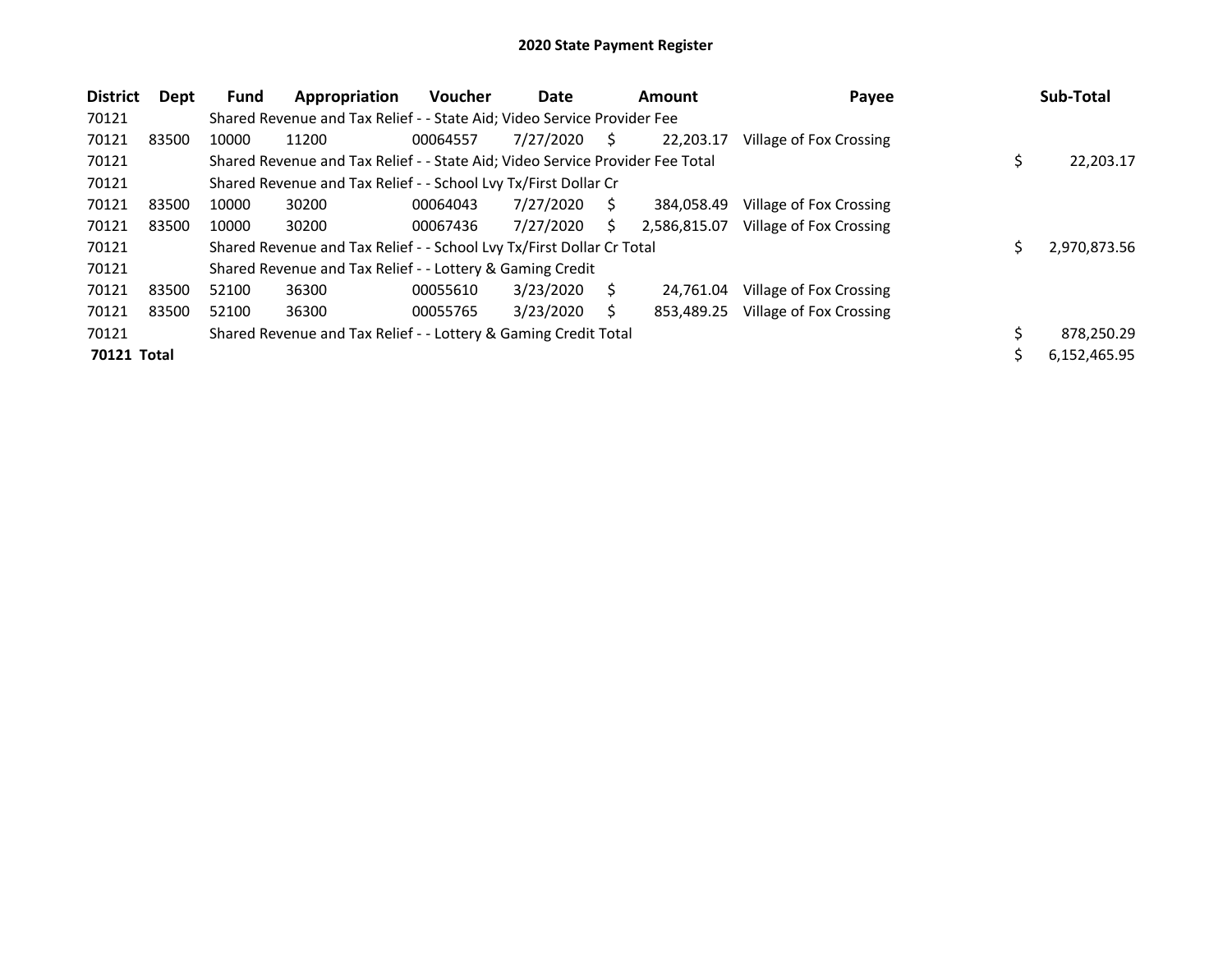# 2020 State Payment Register

| District | Dept | Fund | Appropriation | Voucher | Date | Amount | Payee | Sub-Total |
|---|---|---|---|---|---|---|---|---|
| 70121 | | Shared Revenue and Tax Relief - - State Aid; Video Service Provider Fee | | | | | | |
| 70121 | 83500 | 10000 | 11200 | 00064557 | 7/27/2020 | $ 22,203.17 | Village of Fox Crossing | |
| 70121 | | Shared Revenue and Tax Relief - - State Aid; Video Service Provider Fee Total | | | | | | $ 22,203.17 |
| 70121 | | Shared Revenue and Tax Relief - - School Lvy Tx/First Dollar Cr | | | | | | |
| 70121 | 83500 | 10000 | 30200 | 00064043 | 7/27/2020 | $ 384,058.49 | Village of Fox Crossing | |
| 70121 | 83500 | 10000 | 30200 | 00067436 | 7/27/2020 | $ 2,586,815.07 | Village of Fox Crossing | |
| 70121 | | Shared Revenue and Tax Relief - - School Lvy Tx/First Dollar Cr Total | | | | | | $ 2,970,873.56 |
| 70121 | | Shared Revenue and Tax Relief - - Lottery & Gaming Credit | | | | | | |
| 70121 | 83500 | 52100 | 36300 | 00055610 | 3/23/2020 | $ 24,761.04 | Village of Fox Crossing | |
| 70121 | 83500 | 52100 | 36300 | 00055765 | 3/23/2020 | $ 853,489.25 | Village of Fox Crossing | |
| 70121 | | Shared Revenue and Tax Relief - - Lottery & Gaming Credit Total | | | | | | $ 878,250.29 |
| **70121 Total** | | | | | | | | $ 6,152,465.95 |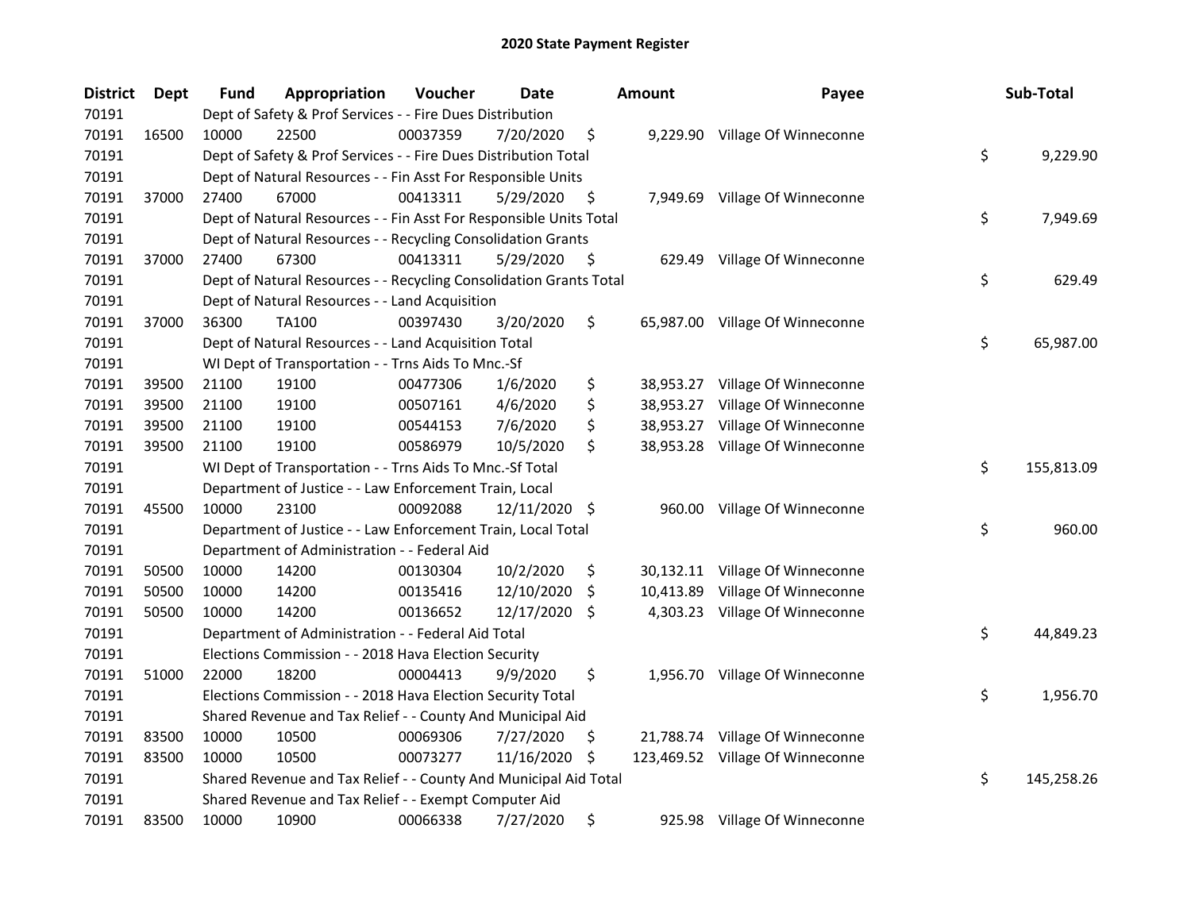## 2020 State Payment Register

| District | Dept | Fund | Appropriation | Voucher | Date | Amount | Payee | Sub-Total |
|---|---|---|---|---|---|---|---|---|
| 70191 | | Dept of Safety & Prof Services - - Fire Dues Distribution | | | | | | |
| 70191 | 16500 | 10000 | 22500 | 00037359 | 7/20/2020 | $ 9,229.90 | Village Of Winneconne | |
| 70191 | | Dept of Safety & Prof Services - - Fire Dues Distribution Total | | | | | | $ 9,229.90 |
| 70191 | | Dept of Natural Resources - - Fin Asst For Responsible Units | | | | | | |
| 70191 | 37000 | 27400 | 67000 | 00413311 | 5/29/2020 | $ 7,949.69 | Village Of Winneconne | |
| 70191 | | Dept of Natural Resources - - Fin Asst For Responsible Units Total | | | | | | $ 7,949.69 |
| 70191 | | Dept of Natural Resources - - Recycling Consolidation Grants | | | | | | |
| 70191 | 37000 | 27400 | 67300 | 00413311 | 5/29/2020 | $ 629.49 | Village Of Winneconne | |
| 70191 | | Dept of Natural Resources - - Recycling Consolidation Grants Total | | | | | | $ 629.49 |
| 70191 | | Dept of Natural Resources - - Land Acquisition | | | | | | |
| 70191 | 37000 | 36300 | TA100 | 00397430 | 3/20/2020 | $ 65,987.00 | Village Of Winneconne | |
| 70191 | | Dept of Natural Resources - - Land Acquisition Total | | | | | | $ 65,987.00 |
| 70191 | | WI Dept of Transportation - - Trns Aids To Mnc.-Sf | | | | | | |
| 70191 | 39500 | 21100 | 19100 | 00477306 | 1/6/2020 | $ 38,953.27 | Village Of Winneconne | |
| 70191 | 39500 | 21100 | 19100 | 00507161 | 4/6/2020 | $ 38,953.27 | Village Of Winneconne | |
| 70191 | 39500 | 21100 | 19100 | 00544153 | 7/6/2020 | $ 38,953.27 | Village Of Winneconne | |
| 70191 | 39500 | 21100 | 19100 | 00586979 | 10/5/2020 | $ 38,953.28 | Village Of Winneconne | |
| 70191 | | WI Dept of Transportation - - Trns Aids To Mnc.-Sf Total | | | | | | $ 155,813.09 |
| 70191 | | Department of Justice - - Law Enforcement Train, Local | | | | | | |
| 70191 | 45500 | 10000 | 23100 | 00092088 | 12/11/2020 | $ 960.00 | Village Of Winneconne | |
| 70191 | | Department of Justice - - Law Enforcement Train, Local Total | | | | | | $ 960.00 |
| 70191 | | Department of Administration - - Federal Aid | | | | | | |
| 70191 | 50500 | 10000 | 14200 | 00130304 | 10/2/2020 | $ 30,132.11 | Village Of Winneconne | |
| 70191 | 50500 | 10000 | 14200 | 00135416 | 12/10/2020 | $ 10,413.89 | Village Of Winneconne | |
| 70191 | 50500 | 10000 | 14200 | 00136652 | 12/17/2020 | $ 4,303.23 | Village Of Winneconne | |
| 70191 | | Department of Administration - - Federal Aid Total | | | | | | $ 44,849.23 |
| 70191 | | Elections Commission - - 2018 Hava Election Security | | | | | | |
| 70191 | 51000 | 22000 | 18200 | 00004413 | 9/9/2020 | $ 1,956.70 | Village Of Winneconne | |
| 70191 | | Elections Commission - - 2018 Hava Election Security Total | | | | | | $ 1,956.70 |
| 70191 | | Shared Revenue and Tax Relief - - County And Municipal Aid | | | | | | |
| 70191 | 83500 | 10000 | 10500 | 00069306 | 7/27/2020 | $ 21,788.74 | Village Of Winneconne | |
| 70191 | 83500 | 10000 | 10500 | 00073277 | 11/16/2020 | $ 123,469.52 | Village Of Winneconne | |
| 70191 | | Shared Revenue and Tax Relief - - County And Municipal Aid Total | | | | | | $ 145,258.26 |
| 70191 | | Shared Revenue and Tax Relief - - Exempt Computer Aid | | | | | | |
| 70191 | 83500 | 10000 | 10900 | 00066338 | 7/27/2020 | $ 925.98 | Village Of Winneconne | |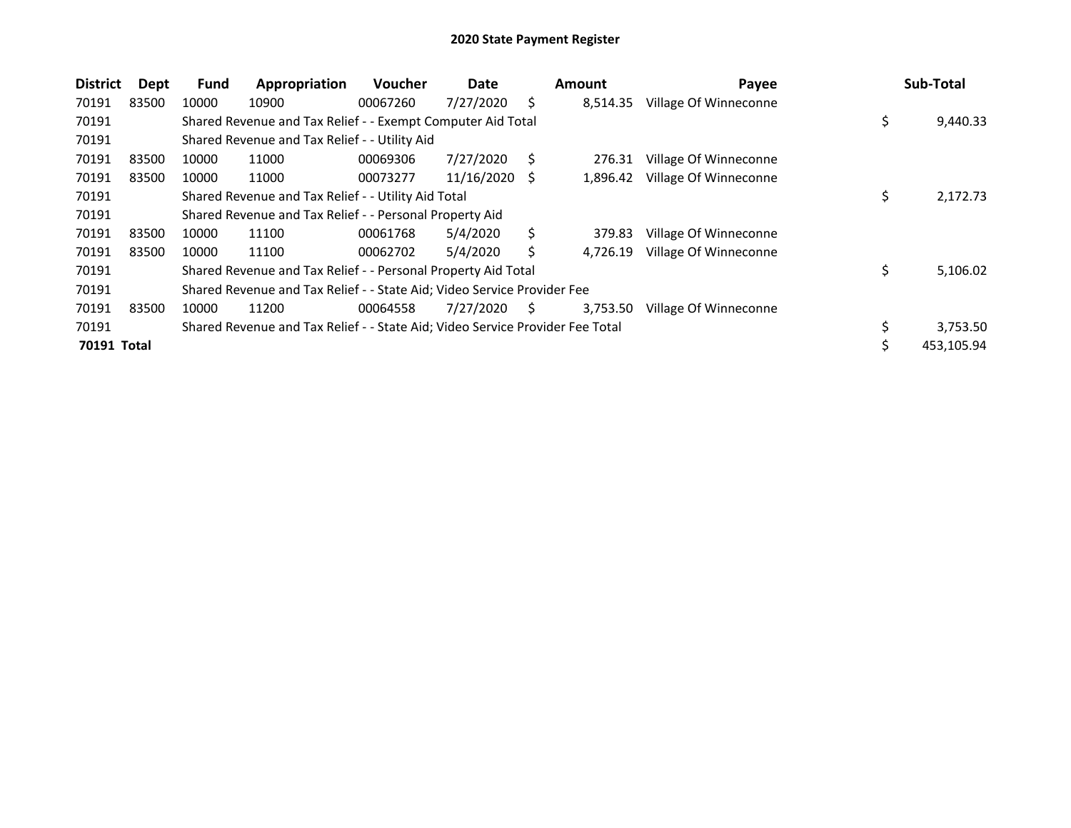# 2020 State Payment Register

| District | Dept | Fund | Appropriation | Voucher | Date | Amount | Payee | Sub-Total |
|---|---|---|---|---|---|---|---|---|
| 70191 | 83500 | 10000 | 10900 | 00067260 | 7/27/2020 | $ 8,514.35 | Village Of Winneconne | |
| 70191 | | Shared Revenue and Tax Relief - - Exempt Computer Aid Total | | | | | | $ 9,440.33 |
| 70191 | | Shared Revenue and Tax Relief - - Utility Aid | | | | | | |
| 70191 | 83500 | 10000 | 11000 | 00069306 | 7/27/2020 | $ 276.31 | Village Of Winneconne | |
| 70191 | 83500 | 10000 | 11000 | 00073277 | 11/16/2020 | $ 1,896.42 | Village Of Winneconne | |
| 70191 | | Shared Revenue and Tax Relief - - Utility Aid Total | | | | | | $ 2,172.73 |
| 70191 | | Shared Revenue and Tax Relief - - Personal Property Aid | | | | | | |
| 70191 | 83500 | 10000 | 11100 | 00061768 | 5/4/2020 | $ 379.83 | Village Of Winneconne | |
| 70191 | 83500 | 10000 | 11100 | 00062702 | 5/4/2020 | $ 4,726.19 | Village Of Winneconne | |
| 70191 | | Shared Revenue and Tax Relief - - Personal Property Aid Total | | | | | | $ 5,106.02 |
| 70191 | | Shared Revenue and Tax Relief - - State Aid; Video Service Provider Fee | | | | | | |
| 70191 | 83500 | 10000 | 11200 | 00064558 | 7/27/2020 | $ 3,753.50 | Village Of Winneconne | |
| 70191 | | Shared Revenue and Tax Relief - - State Aid; Video Service Provider Fee Total | | | | | | $ 3,753.50 |
| **70191 Total** | | | | | | | | $ 453,105.94 |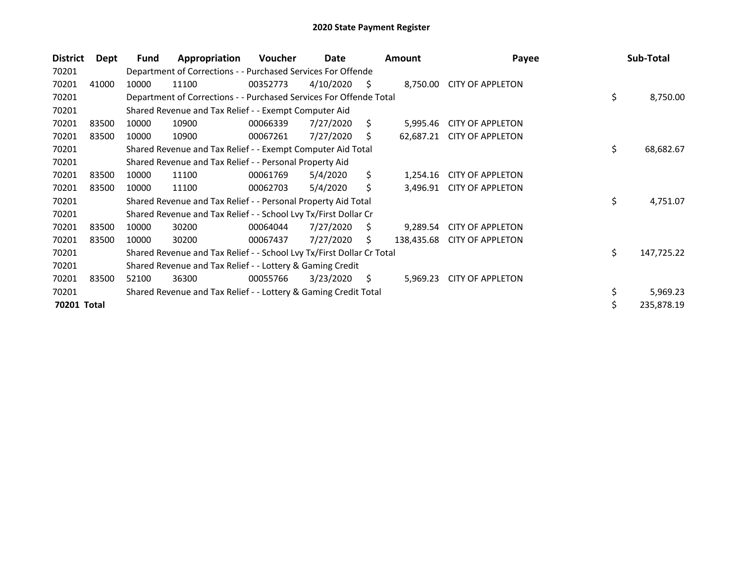## 2020 State Payment Register

| District | Dept | Fund | Appropriation | Voucher | Date | Amount | Payee | Sub-Total |
|---|---|---|---|---|---|---|---|---|
| 70201 | | Department of Corrections - - Purchased Services For Offende | | | | | | |
| 70201 | 41000 | 10000 | 11100 | 00352773 | 4/10/2020 | $ 8,750.00 | CITY OF APPLETON | |
| 70201 | | Department of Corrections - - Purchased Services For Offende Total | | | | | | $ 8,750.00 |
| 70201 | | Shared Revenue and Tax Relief - - Exempt Computer Aid | | | | | | |
| 70201 | 83500 | 10000 | 10900 | 00066339 | 7/27/2020 | $ 5,995.46 | CITY OF APPLETON | |
| 70201 | 83500 | 10000 | 10900 | 00067261 | 7/27/2020 | $ 62,687.21 | CITY OF APPLETON | |
| 70201 | | Shared Revenue and Tax Relief - - Exempt Computer Aid Total | | | | | | $ 68,682.67 |
| 70201 | | Shared Revenue and Tax Relief - - Personal Property Aid | | | | | | |
| 70201 | 83500 | 10000 | 11100 | 00061769 | 5/4/2020 | $ 1,254.16 | CITY OF APPLETON | |
| 70201 | 83500 | 10000 | 11100 | 00062703 | 5/4/2020 | $ 3,496.91 | CITY OF APPLETON | |
| 70201 | | Shared Revenue and Tax Relief - - Personal Property Aid Total | | | | | | $ 4,751.07 |
| 70201 | | Shared Revenue and Tax Relief - - School Lvy Tx/First Dollar Cr | | | | | | |
| 70201 | 83500 | 10000 | 30200 | 00064044 | 7/27/2020 | $ 9,289.54 | CITY OF APPLETON | |
| 70201 | 83500 | 10000 | 30200 | 00067437 | 7/27/2020 | $ 138,435.68 | CITY OF APPLETON | |
| 70201 | | Shared Revenue and Tax Relief - - School Lvy Tx/First Dollar Cr Total | | | | | | $ 147,725.22 |
| 70201 | | Shared Revenue and Tax Relief - - Lottery & Gaming Credit | | | | | | |
| 70201 | 83500 | 52100 | 36300 | 00055766 | 3/23/2020 | $ 5,969.23 | CITY OF APPLETON | |
| 70201 | | Shared Revenue and Tax Relief - - Lottery & Gaming Credit Total | | | | | | $ 5,969.23 |
| **70201 Total** | | | | | | | | $ 235,878.19 |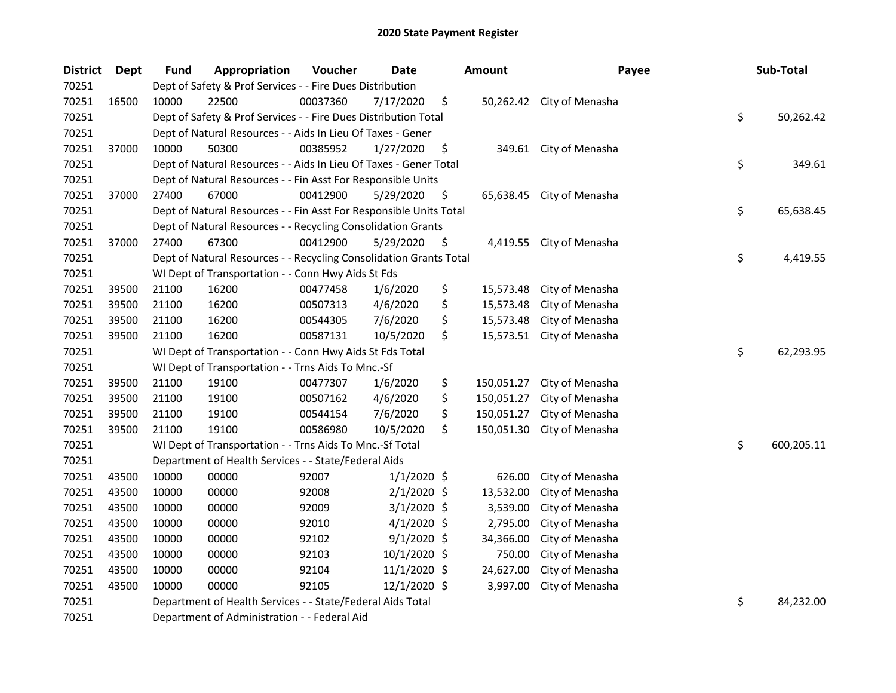# 2020 State Payment Register

| District | Dept | Fund | Appropriation | Voucher | Date | Amount | Payee | Sub-Total |
|---|---|---|---|---|---|---|---|---|
| 70251 | | Dept of Safety & Prof Services - - Fire Dues Distribution | | | | | | |
| 70251 | 16500 | 10000 | 22500 | 00037360 | 7/17/2020 | $ 50,262.42 | City of Menasha | |
| 70251 | | Dept of Safety & Prof Services - - Fire Dues Distribution Total | | | | | | $ 50,262.42 |
| 70251 | | Dept of Natural Resources - - Aids In Lieu Of Taxes - Gener | | | | | | |
| 70251 | 37000 | 10000 | 50300 | 00385952 | 1/27/2020 | $ 349.61 | City of Menasha | |
| 70251 | | Dept of Natural Resources - - Aids In Lieu Of Taxes - Gener Total | | | | | | $ 349.61 |
| 70251 | | Dept of Natural Resources - - Fin Asst For Responsible Units | | | | | | |
| 70251 | 37000 | 27400 | 67000 | 00412900 | 5/29/2020 | $ 65,638.45 | City of Menasha | |
| 70251 | | Dept of Natural Resources - - Fin Asst For Responsible Units Total | | | | | | $ 65,638.45 |
| 70251 | | Dept of Natural Resources - - Recycling Consolidation Grants | | | | | | |
| 70251 | 37000 | 27400 | 67300 | 00412900 | 5/29/2020 | $ 4,419.55 | City of Menasha | |
| 70251 | | Dept of Natural Resources - - Recycling Consolidation Grants Total | | | | | | $ 4,419.55 |
| 70251 | | WI Dept of Transportation - - Conn Hwy Aids St Fds | | | | | | |
| 70251 | 39500 | 21100 | 16200 | 00477458 | 1/6/2020 | $ 15,573.48 | City of Menasha | |
| 70251 | 39500 | 21100 | 16200 | 00507313 | 4/6/2020 | $ 15,573.48 | City of Menasha | |
| 70251 | 39500 | 21100 | 16200 | 00544305 | 7/6/2020 | $ 15,573.48 | City of Menasha | |
| 70251 | 39500 | 21100 | 16200 | 00587131 | 10/5/2020 | $ 15,573.51 | City of Menasha | |
| 70251 | | WI Dept of Transportation - - Conn Hwy Aids St Fds Total | | | | | | $ 62,293.95 |
| 70251 | | WI Dept of Transportation - - Trns Aids To Mnc.-Sf | | | | | | |
| 70251 | 39500 | 21100 | 19100 | 00477307 | 1/6/2020 | $ 150,051.27 | City of Menasha | |
| 70251 | 39500 | 21100 | 19100 | 00507162 | 4/6/2020 | $ 150,051.27 | City of Menasha | |
| 70251 | 39500 | 21100 | 19100 | 00544154 | 7/6/2020 | $ 150,051.27 | City of Menasha | |
| 70251 | 39500 | 21100 | 19100 | 00586980 | 10/5/2020 | $ 150,051.30 | City of Menasha | |
| 70251 | | WI Dept of Transportation - - Trns Aids To Mnc.-Sf Total | | | | | | $ 600,205.11 |
| 70251 | | Department of Health Services - - State/Federal Aids | | | | | | |
| 70251 | 43500 | 10000 | 00000 | 92007 | 1/1/2020 | $ 626.00 | City of Menasha | |
| 70251 | 43500 | 10000 | 00000 | 92008 | 2/1/2020 | $ 13,532.00 | City of Menasha | |
| 70251 | 43500 | 10000 | 00000 | 92009 | 3/1/2020 | $ 3,539.00 | City of Menasha | |
| 70251 | 43500 | 10000 | 00000 | 92010 | 4/1/2020 | $ 2,795.00 | City of Menasha | |
| 70251 | 43500 | 10000 | 00000 | 92102 | 9/1/2020 | $ 34,366.00 | City of Menasha | |
| 70251 | 43500 | 10000 | 00000 | 92103 | 10/1/2020 | $ 750.00 | City of Menasha | |
| 70251 | 43500 | 10000 | 00000 | 92104 | 11/1/2020 | $ 24,627.00 | City of Menasha | |
| 70251 | 43500 | 10000 | 00000 | 92105 | 12/1/2020 | $ 3,997.00 | City of Menasha | |
| 70251 | | Department of Health Services - - State/Federal Aids Total | | | | | | $ 84,232.00 |
| 70251 | | Department of Administration - - Federal Aid | | | | | | |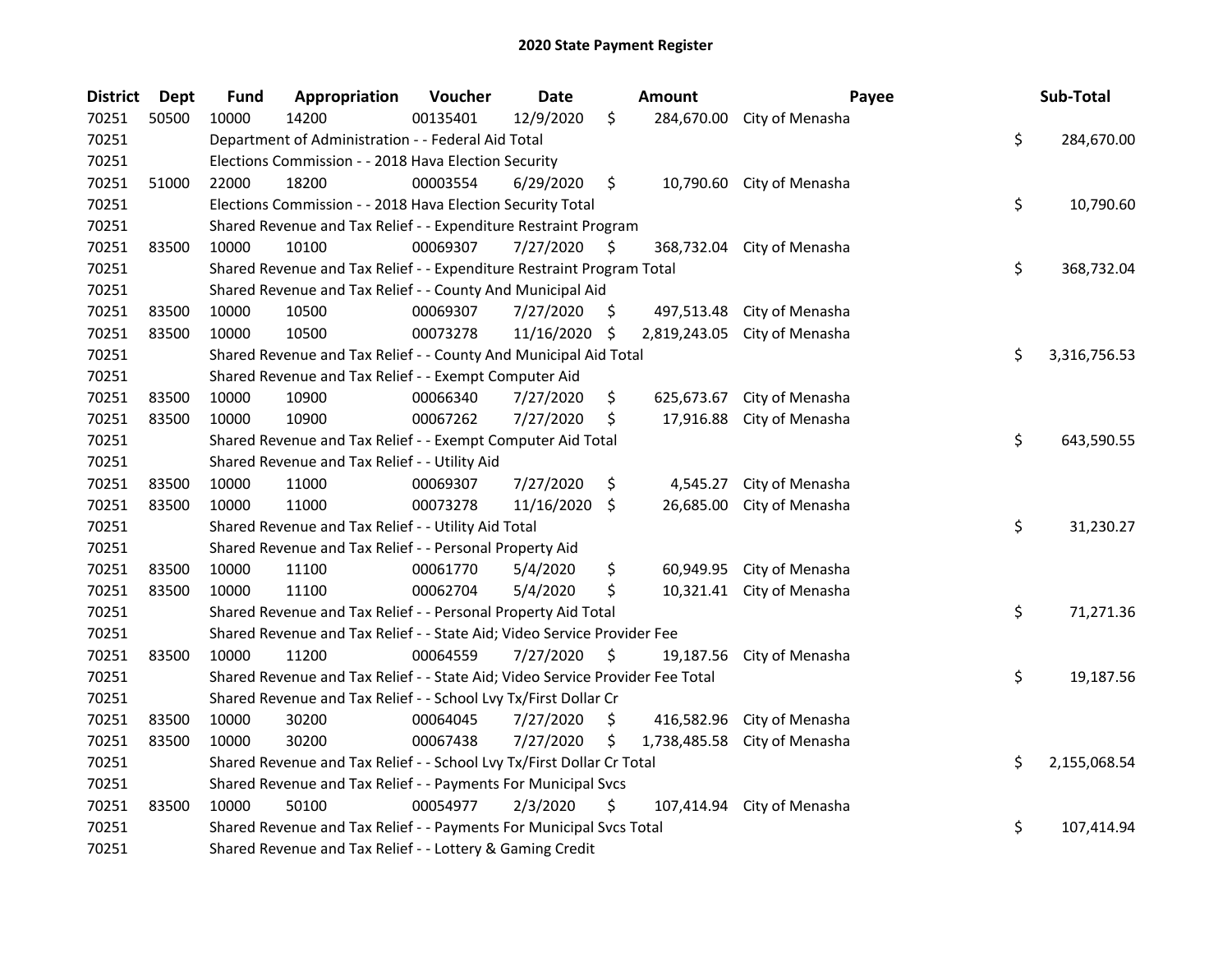## 2020 State Payment Register

| District | Dept | Fund | Appropriation | Voucher | Date | Amount | Payee | Sub-Total |
|---|---|---|---|---|---|---|---|---|
| 70251 | 50500 | 10000 | 14200 | 00135401 | 12/9/2020 | $ 284,670.00 | City of Menasha | |
| 70251 | | Department of Administration - - Federal Aid Total | | | | | | $ 284,670.00 |
| 70251 | | Elections Commission - - 2018 Hava Election Security | | | | | | |
| 70251 | 51000 | 22000 | 18200 | 00003554 | 6/29/2020 | $ 10,790.60 | City of Menasha | |
| 70251 | | Elections Commission - - 2018 Hava Election Security Total | | | | | | $ 10,790.60 |
| 70251 | | Shared Revenue and Tax Relief - - Expenditure Restraint Program | | | | | | |
| 70251 | 83500 | 10000 | 10100 | 00069307 | 7/27/2020 | $ 368,732.04 | City of Menasha | |
| 70251 | | Shared Revenue and Tax Relief - - Expenditure Restraint Program Total | | | | | | $ 368,732.04 |
| 70251 | | Shared Revenue and Tax Relief - - County And Municipal Aid | | | | | | |
| 70251 | 83500 | 10000 | 10500 | 00069307 | 7/27/2020 | $ 497,513.48 | City of Menasha | |
| 70251 | 83500 | 10000 | 10500 | 00073278 | 11/16/2020 | $ 2,819,243.05 | City of Menasha | |
| 70251 | | Shared Revenue and Tax Relief - - County And Municipal Aid Total | | | | | | $ 3,316,756.53 |
| 70251 | | Shared Revenue and Tax Relief - - Exempt Computer Aid | | | | | | |
| 70251 | 83500 | 10000 | 10900 | 00066340 | 7/27/2020 | $ 625,673.67 | City of Menasha | |
| 70251 | 83500 | 10000 | 10900 | 00067262 | 7/27/2020 | $ 17,916.88 | City of Menasha | |
| 70251 | | Shared Revenue and Tax Relief - - Exempt Computer Aid Total | | | | | | $ 643,590.55 |
| 70251 | | Shared Revenue and Tax Relief - - Utility Aid | | | | | | |
| 70251 | 83500 | 10000 | 11000 | 00069307 | 7/27/2020 | $ 4,545.27 | City of Menasha | |
| 70251 | 83500 | 10000 | 11000 | 00073278 | 11/16/2020 | $ 26,685.00 | City of Menasha | |
| 70251 | | Shared Revenue and Tax Relief - - Utility Aid Total | | | | | | $ 31,230.27 |
| 70251 | | Shared Revenue and Tax Relief - - Personal Property Aid | | | | | | |
| 70251 | 83500 | 10000 | 11100 | 00061770 | 5/4/2020 | $ 60,949.95 | City of Menasha | |
| 70251 | 83500 | 10000 | 11100 | 00062704 | 5/4/2020 | $ 10,321.41 | City of Menasha | |
| 70251 | | Shared Revenue and Tax Relief - - Personal Property Aid Total | | | | | | $ 71,271.36 |
| 70251 | | Shared Revenue and Tax Relief - - State Aid; Video Service Provider Fee | | | | | | |
| 70251 | 83500 | 10000 | 11200 | 00064559 | 7/27/2020 | $ 19,187.56 | City of Menasha | |
| 70251 | | Shared Revenue and Tax Relief - - State Aid; Video Service Provider Fee Total | | | | | | $ 19,187.56 |
| 70251 | | Shared Revenue and Tax Relief - - School Lvy Tx/First Dollar Cr | | | | | | |
| 70251 | 83500 | 10000 | 30200 | 00064045 | 7/27/2020 | $ 416,582.96 | City of Menasha | |
| 70251 | 83500 | 10000 | 30200 | 00067438 | 7/27/2020 | $ 1,738,485.58 | City of Menasha | |
| 70251 | | Shared Revenue and Tax Relief - - School Lvy Tx/First Dollar Cr Total | | | | | | $ 2,155,068.54 |
| 70251 | | Shared Revenue and Tax Relief - - Payments For Municipal Svcs | | | | | | |
| 70251 | 83500 | 10000 | 50100 | 00054977 | 2/3/2020 | $ 107,414.94 | City of Menasha | |
| 70251 | | Shared Revenue and Tax Relief - - Payments For Municipal Svcs Total | | | | | | $ 107,414.94 |
| 70251 | | Shared Revenue and Tax Relief - - Lottery & Gaming Credit | | | | | | |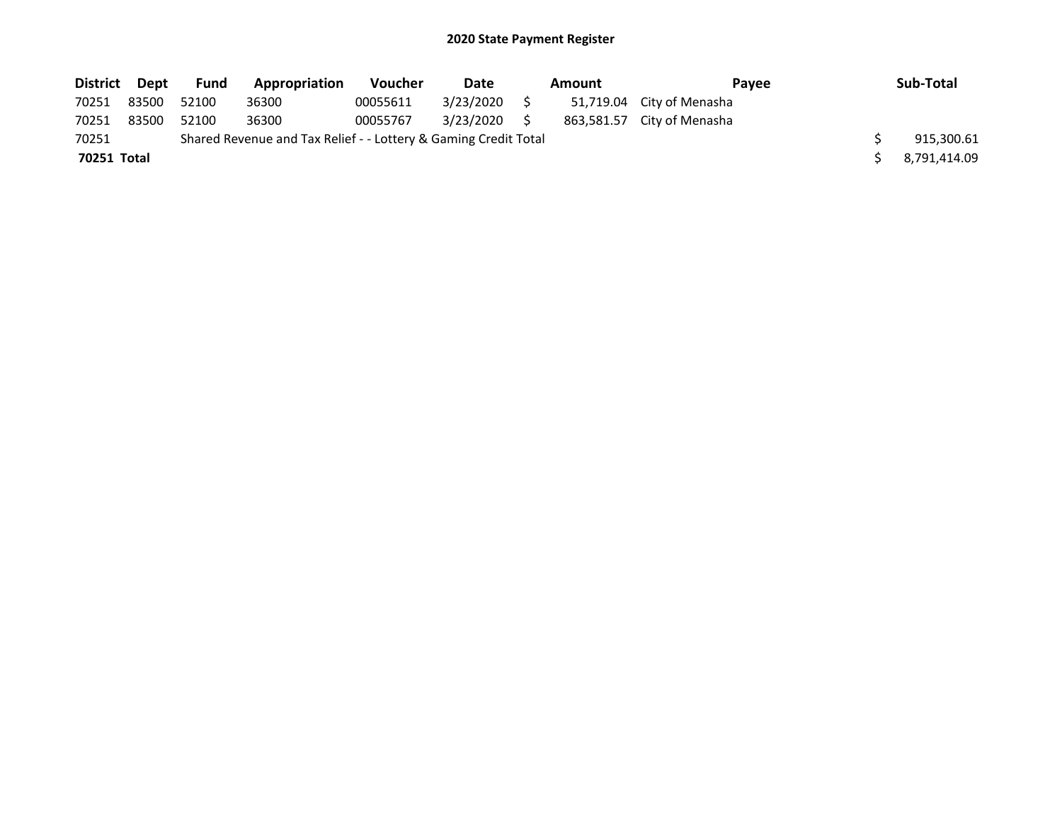# 2020 State Payment Register

| District | Dept | Fund | Appropriation | Voucher | Date | Amount | Payee | Sub-Total |
|---|---|---|---|---|---|---|---|---|
| 70251 | 83500 | 52100 | 36300 | 00055611 | 3/23/2020 | $ 51,719.04 | City of Menasha | |
| 70251 | 83500 | 52100 | 36300 | 00055767 | 3/23/2020 | $ 863,581.57 | City of Menasha | |
| 70251 | | Shared Revenue and Tax Relief - - Lottery & Gaming Credit Total | | | | | | $ 915,300.61 |
| **70251 Total** | | | | | | | | $ 8,791,414.09 |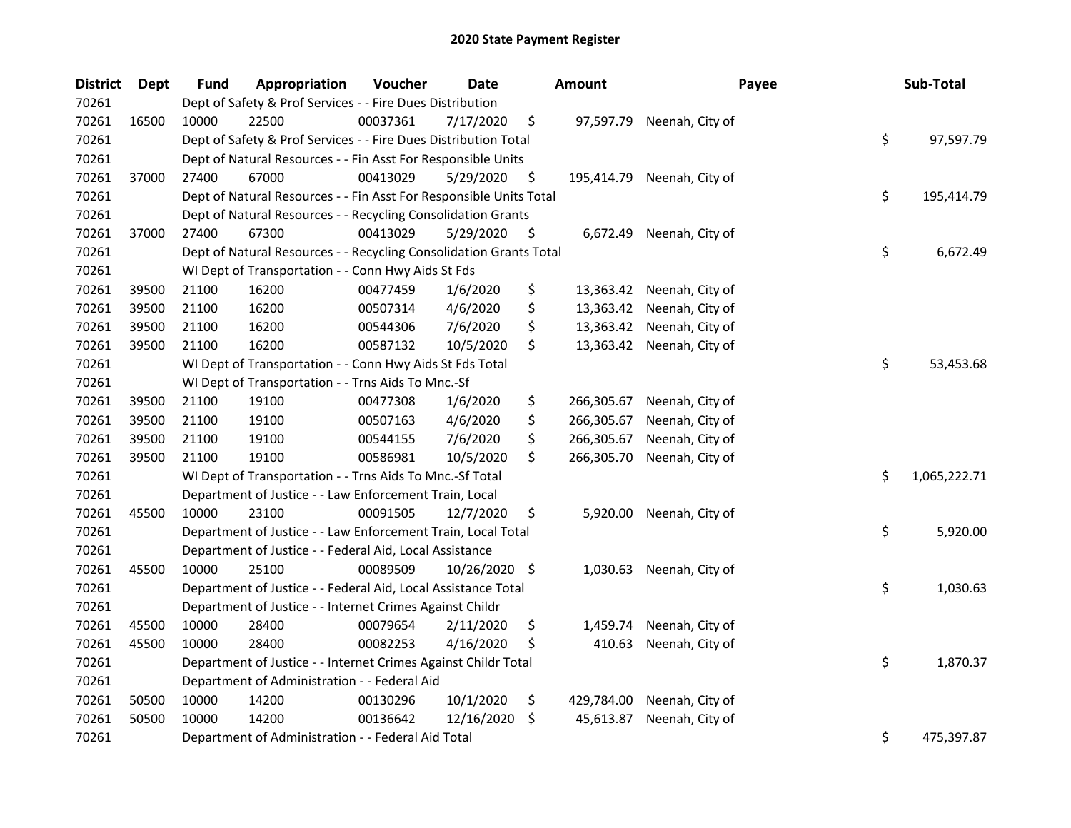# 2020 State Payment Register

| District | Dept | Fund | Appropriation | Voucher | Date | Amount | Payee | Sub-Total |
|---|---|---|---|---|---|---|---|---|
| 70261 | | Dept of Safety & Prof Services - - Fire Dues Distribution | | | | | | |
| 70261 | 16500 | 10000 | 22500 | 00037361 | 7/17/2020 | $ 97,597.79 | Neenah, City of | |
| 70261 | | Dept of Safety & Prof Services - - Fire Dues Distribution Total | | | | | | $ 97,597.79 |
| 70261 | | Dept of Natural Resources - - Fin Asst For Responsible Units | | | | | | |
| 70261 | 37000 | 27400 | 67000 | 00413029 | 5/29/2020 | $ 195,414.79 | Neenah, City of | |
| 70261 | | Dept of Natural Resources - - Fin Asst For Responsible Units Total | | | | | | $ 195,414.79 |
| 70261 | | Dept of Natural Resources - - Recycling Consolidation Grants | | | | | | |
| 70261 | 37000 | 27400 | 67300 | 00413029 | 5/29/2020 | $ 6,672.49 | Neenah, City of | |
| 70261 | | Dept of Natural Resources - - Recycling Consolidation Grants Total | | | | | | $ 6,672.49 |
| 70261 | | WI Dept of Transportation - - Conn Hwy Aids St Fds | | | | | | |
| 70261 | 39500 | 21100 | 16200 | 00477459 | 1/6/2020 | $ 13,363.42 | Neenah, City of | |
| 70261 | 39500 | 21100 | 16200 | 00507314 | 4/6/2020 | $ 13,363.42 | Neenah, City of | |
| 70261 | 39500 | 21100 | 16200 | 00544306 | 7/6/2020 | $ 13,363.42 | Neenah, City of | |
| 70261 | 39500 | 21100 | 16200 | 00587132 | 10/5/2020 | $ 13,363.42 | Neenah, City of | |
| 70261 | | WI Dept of Transportation - - Conn Hwy Aids St Fds Total | | | | | | $ 53,453.68 |
| 70261 | | WI Dept of Transportation - - Trns Aids To Mnc.-Sf | | | | | | |
| 70261 | 39500 | 21100 | 19100 | 00477308 | 1/6/2020 | $ 266,305.67 | Neenah, City of | |
| 70261 | 39500 | 21100 | 19100 | 00507163 | 4/6/2020 | $ 266,305.67 | Neenah, City of | |
| 70261 | 39500 | 21100 | 19100 | 00544155 | 7/6/2020 | $ 266,305.67 | Neenah, City of | |
| 70261 | 39500 | 21100 | 19100 | 00586981 | 10/5/2020 | $ 266,305.70 | Neenah, City of | |
| 70261 | | WI Dept of Transportation - - Trns Aids To Mnc.-Sf Total | | | | | | $ 1,065,222.71 |
| 70261 | | Department of Justice - - Law Enforcement Train, Local | | | | | | |
| 70261 | 45500 | 10000 | 23100 | 00091505 | 12/7/2020 | $ 5,920.00 | Neenah, City of | |
| 70261 | | Department of Justice - - Law Enforcement Train, Local Total | | | | | | $ 5,920.00 |
| 70261 | | Department of Justice - - Federal Aid, Local Assistance | | | | | | |
| 70261 | 45500 | 10000 | 25100 | 00089509 | 10/26/2020 | $ 1,030.63 | Neenah, City of | |
| 70261 | | Department of Justice - - Federal Aid, Local Assistance Total | | | | | | $ 1,030.63 |
| 70261 | | Department of Justice - - Internet Crimes Against Childr | | | | | | |
| 70261 | 45500 | 10000 | 28400 | 00079654 | 2/11/2020 | $ 1,459.74 | Neenah, City of | |
| 70261 | 45500 | 10000 | 28400 | 00082253 | 4/16/2020 | $ 410.63 | Neenah, City of | |
| 70261 | | Department of Justice - - Internet Crimes Against Childr Total | | | | | | $ 1,870.37 |
| 70261 | | Department of Administration - - Federal Aid | | | | | | |
| 70261 | 50500 | 10000 | 14200 | 00130296 | 10/1/2020 | $ 429,784.00 | Neenah, City of | |
| 70261 | 50500 | 10000 | 14200 | 00136642 | 12/16/2020 | $ 45,613.87 | Neenah, City of | |
| 70261 | | Department of Administration - - Federal Aid Total | | | | | | $ 475,397.87 |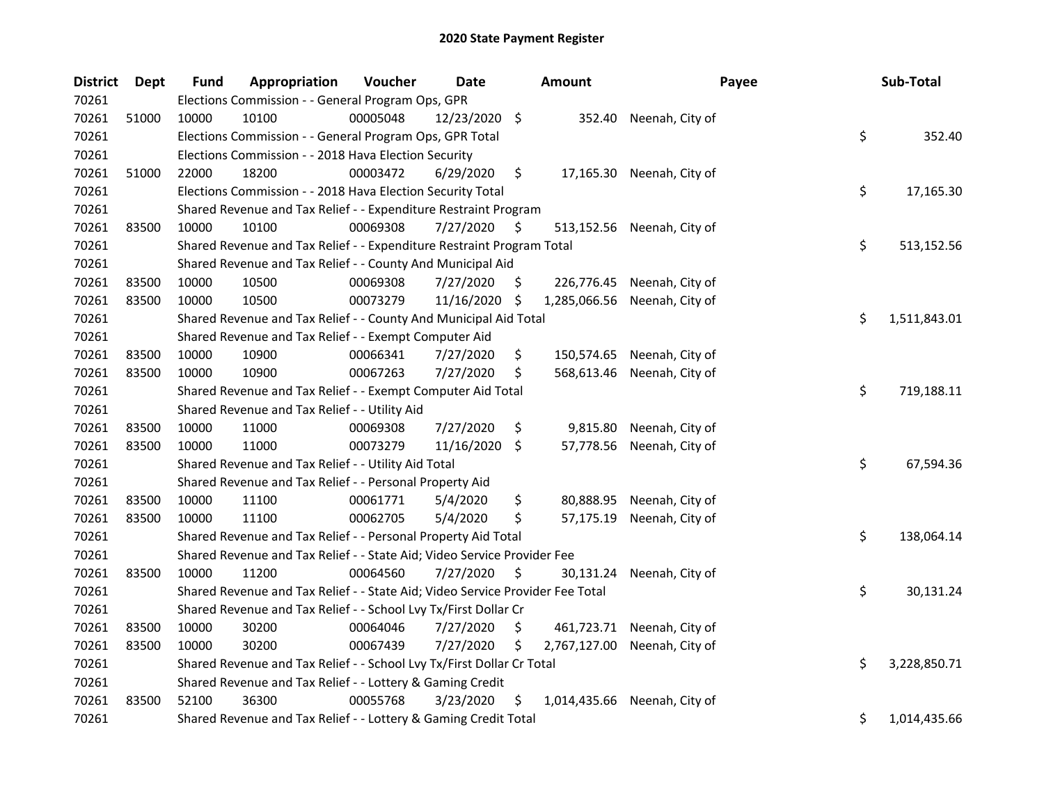# 2020 State Payment Register

| District | Dept | Fund | Appropriation | Voucher | Date | Amount | Payee | Sub-Total |
|---|---|---|---|---|---|---|---|---|
| 70261 | | Elections Commission - - General Program Ops, GPR | | | | | | |
| 70261 | 51000 | 10000 | 10100 | 00005048 | 12/23/2020 | $ 352.40 | Neenah, City of | |
| 70261 | | Elections Commission - - General Program Ops, GPR Total | | | | | | $ 352.40 |
| 70261 | | Elections Commission - - 2018 Hava Election Security | | | | | | |
| 70261 | 51000 | 22000 | 18200 | 00003472 | 6/29/2020 | $ 17,165.30 | Neenah, City of | |
| 70261 | | Elections Commission - - 2018 Hava Election Security Total | | | | | | $ 17,165.30 |
| 70261 | | Shared Revenue and Tax Relief - - Expenditure Restraint Program | | | | | | |
| 70261 | 83500 | 10000 | 10100 | 00069308 | 7/27/2020 | $ 513,152.56 | Neenah, City of | |
| 70261 | | Shared Revenue and Tax Relief - - Expenditure Restraint Program Total | | | | | | $ 513,152.56 |
| 70261 | | Shared Revenue and Tax Relief - - County And Municipal Aid | | | | | | |
| 70261 | 83500 | 10000 | 10500 | 00069308 | 7/27/2020 | $ 226,776.45 | Neenah, City of | |
| 70261 | 83500 | 10000 | 10500 | 00073279 | 11/16/2020 | $ 1,285,066.56 | Neenah, City of | |
| 70261 | | Shared Revenue and Tax Relief - - County And Municipal Aid Total | | | | | | $ 1,511,843.01 |
| 70261 | | Shared Revenue and Tax Relief - - Exempt Computer Aid | | | | | | |
| 70261 | 83500 | 10000 | 10900 | 00066341 | 7/27/2020 | $ 150,574.65 | Neenah, City of | |
| 70261 | 83500 | 10000 | 10900 | 00067263 | 7/27/2020 | $ 568,613.46 | Neenah, City of | |
| 70261 | | Shared Revenue and Tax Relief - - Exempt Computer Aid Total | | | | | | $ 719,188.11 |
| 70261 | | Shared Revenue and Tax Relief - - Utility Aid | | | | | | |
| 70261 | 83500 | 10000 | 11000 | 00069308 | 7/27/2020 | $ 9,815.80 | Neenah, City of | |
| 70261 | 83500 | 10000 | 11000 | 00073279 | 11/16/2020 | $ 57,778.56 | Neenah, City of | |
| 70261 | | Shared Revenue and Tax Relief - - Utility Aid Total | | | | | | $ 67,594.36 |
| 70261 | | Shared Revenue and Tax Relief - - Personal Property Aid | | | | | | |
| 70261 | 83500 | 10000 | 11100 | 00061771 | 5/4/2020 | $ 80,888.95 | Neenah, City of | |
| 70261 | 83500 | 10000 | 11100 | 00062705 | 5/4/2020 | $ 57,175.19 | Neenah, City of | |
| 70261 | | Shared Revenue and Tax Relief - - Personal Property Aid Total | | | | | | $ 138,064.14 |
| 70261 | | Shared Revenue and Tax Relief - - State Aid; Video Service Provider Fee | | | | | | |
| 70261 | 83500 | 10000 | 11200 | 00064560 | 7/27/2020 | $ 30,131.24 | Neenah, City of | |
| 70261 | | Shared Revenue and Tax Relief - - State Aid; Video Service Provider Fee Total | | | | | | $ 30,131.24 |
| 70261 | | Shared Revenue and Tax Relief - - School Lvy Tx/First Dollar Cr | | | | | | |
| 70261 | 83500 | 10000 | 30200 | 00064046 | 7/27/2020 | $ 461,723.71 | Neenah, City of | |
| 70261 | 83500 | 10000 | 30200 | 00067439 | 7/27/2020 | $ 2,767,127.00 | Neenah, City of | |
| 70261 | | Shared Revenue and Tax Relief - - School Lvy Tx/First Dollar Cr Total | | | | | | $ 3,228,850.71 |
| 70261 | | Shared Revenue and Tax Relief - - Lottery & Gaming Credit | | | | | | |
| 70261 | 83500 | 52100 | 36300 | 00055768 | 3/23/2020 | $ 1,014,435.66 | Neenah, City of | |
| 70261 | | Shared Revenue and Tax Relief - - Lottery & Gaming Credit Total | | | | | | $ 1,014,435.66 |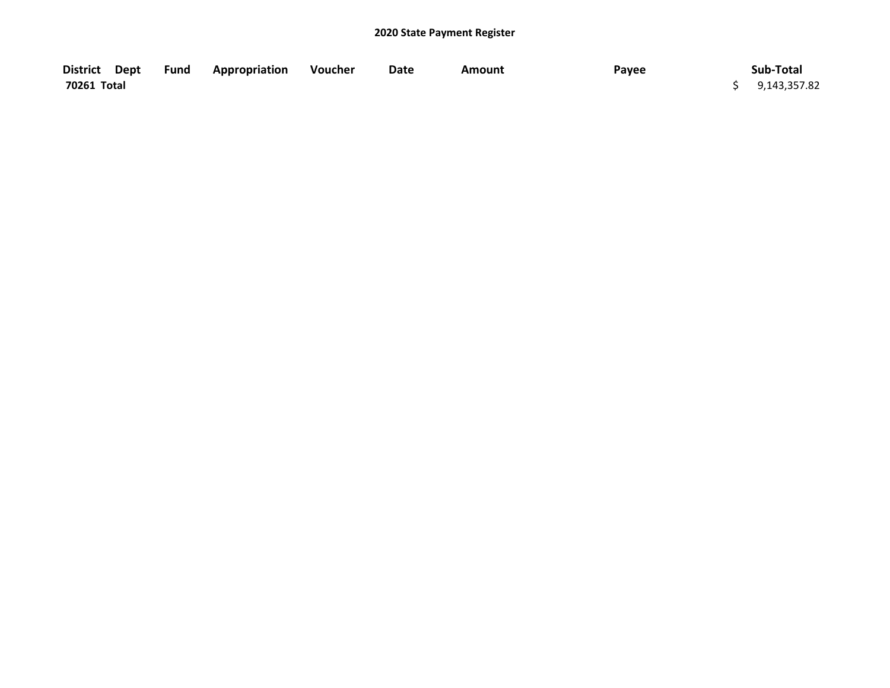**2020 State Payment Register**

| District | Dept | Fund | Appropriation | Voucher | Date | Amount | Payee | Sub-Total |
|---|---|---|---|---|---|---|---|---|
| **70261 Total** | | | | | | | | $ 9,143,357.82 |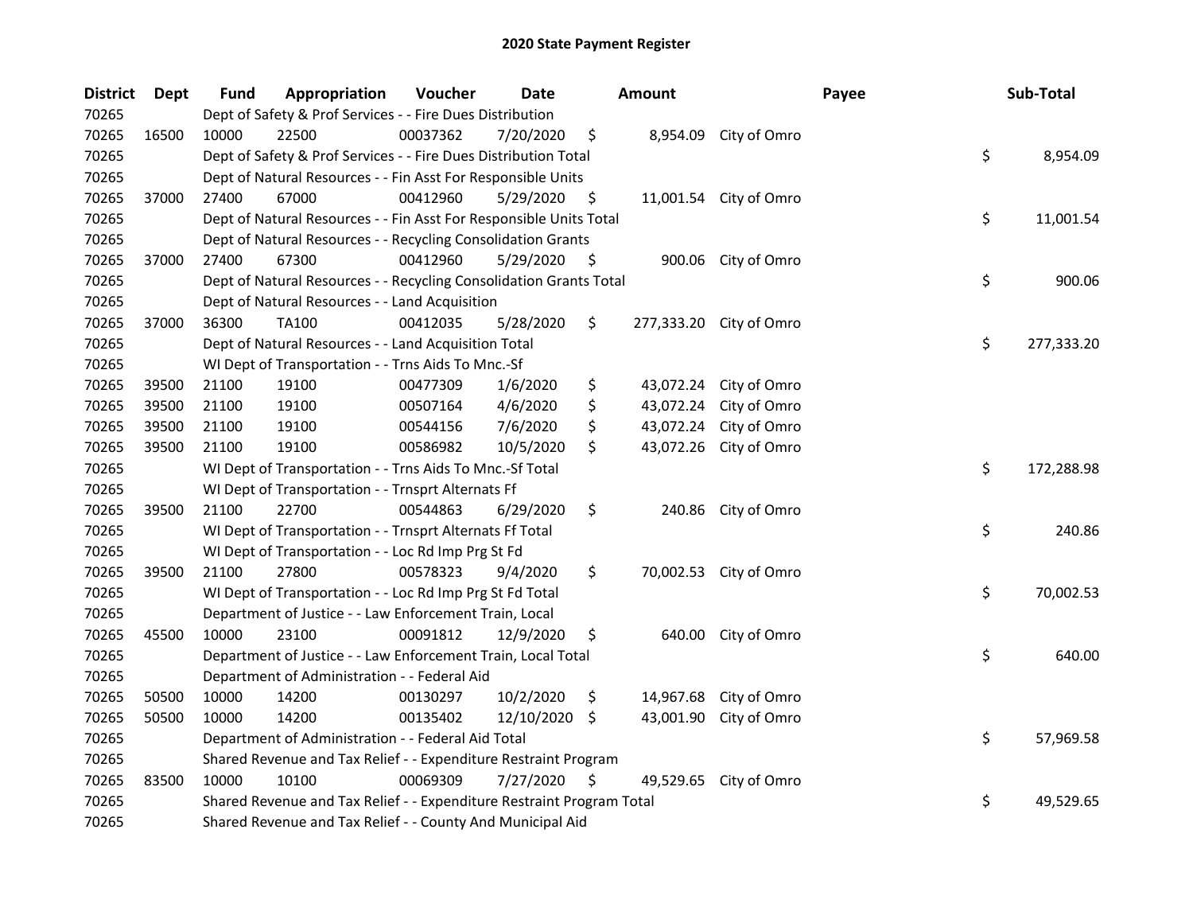## 2020 State Payment Register

| District | Dept | Fund | Appropriation | Voucher | Date | Amount | Payee | Sub-Total |
|---|---|---|---|---|---|---|---|---|
| 70265 | | Dept of Safety & Prof Services - - Fire Dues Distribution | | | | | | |
| 70265 | 16500 | 10000 | 22500 | 00037362 | 7/20/2020 | $ 8,954.09 | City of Omro | |
| 70265 | | Dept of Safety & Prof Services - - Fire Dues Distribution Total | | | | | | $ 8,954.09 |
| 70265 | | Dept of Natural Resources - - Fin Asst For Responsible Units | | | | | | |
| 70265 | 37000 | 27400 | 67000 | 00412960 | 5/29/2020 | $ 11,001.54 | City of Omro | |
| 70265 | | Dept of Natural Resources - - Fin Asst For Responsible Units Total | | | | | | $ 11,001.54 |
| 70265 | | Dept of Natural Resources - - Recycling Consolidation Grants | | | | | | |
| 70265 | 37000 | 27400 | 67300 | 00412960 | 5/29/2020 | $ 900.06 | City of Omro | |
| 70265 | | Dept of Natural Resources - - Recycling Consolidation Grants Total | | | | | | $ 900.06 |
| 70265 | | Dept of Natural Resources - - Land Acquisition | | | | | | |
| 70265 | 37000 | 36300 | TA100 | 00412035 | 5/28/2020 | $ 277,333.20 | City of Omro | |
| 70265 | | Dept of Natural Resources - - Land Acquisition Total | | | | | | $ 277,333.20 |
| 70265 | | WI Dept of Transportation - - Trns Aids To Mnc.-Sf | | | | | | |
| 70265 | 39500 | 21100 | 19100 | 00477309 | 1/6/2020 | $ 43,072.24 | City of Omro | |
| 70265 | 39500 | 21100 | 19100 | 00507164 | 4/6/2020 | $ 43,072.24 | City of Omro | |
| 70265 | 39500 | 21100 | 19100 | 00544156 | 7/6/2020 | $ 43,072.24 | City of Omro | |
| 70265 | 39500 | 21100 | 19100 | 00586982 | 10/5/2020 | $ 43,072.26 | City of Omro | |
| 70265 | | WI Dept of Transportation - - Trns Aids To Mnc.-Sf Total | | | | | | $ 172,288.98 |
| 70265 | | WI Dept of Transportation - - Trnsprt Alternats Ff | | | | | | |
| 70265 | 39500 | 21100 | 22700 | 00544863 | 6/29/2020 | $ 240.86 | City of Omro | |
| 70265 | | WI Dept of Transportation - - Trnsprt Alternats Ff Total | | | | | | $ 240.86 |
| 70265 | | WI Dept of Transportation - - Loc Rd Imp Prg St Fd | | | | | | |
| 70265 | 39500 | 21100 | 27800 | 00578323 | 9/4/2020 | $ 70,002.53 | City of Omro | |
| 70265 | | WI Dept of Transportation - - Loc Rd Imp Prg St Fd Total | | | | | | $ 70,002.53 |
| 70265 | | Department of Justice - - Law Enforcement Train, Local | | | | | | |
| 70265 | 45500 | 10000 | 23100 | 00091812 | 12/9/2020 | $ 640.00 | City of Omro | |
| 70265 | | Department of Justice - - Law Enforcement Train, Local Total | | | | | | $ 640.00 |
| 70265 | | Department of Administration - - Federal Aid | | | | | | |
| 70265 | 50500 | 10000 | 14200 | 00130297 | 10/2/2020 | $ 14,967.68 | City of Omro | |
| 70265 | 50500 | 10000 | 14200 | 00135402 | 12/10/2020 | $ 43,001.90 | City of Omro | |
| 70265 | | Department of Administration - - Federal Aid Total | | | | | | $ 57,969.58 |
| 70265 | | Shared Revenue and Tax Relief - - Expenditure Restraint Program | | | | | | |
| 70265 | 83500 | 10000 | 10100 | 00069309 | 7/27/2020 | $ 49,529.65 | City of Omro | |
| 70265 | | Shared Revenue and Tax Relief - - Expenditure Restraint Program Total | | | | | | $ 49,529.65 |
| 70265 | | Shared Revenue and Tax Relief - - County And Municipal Aid | | | | | | |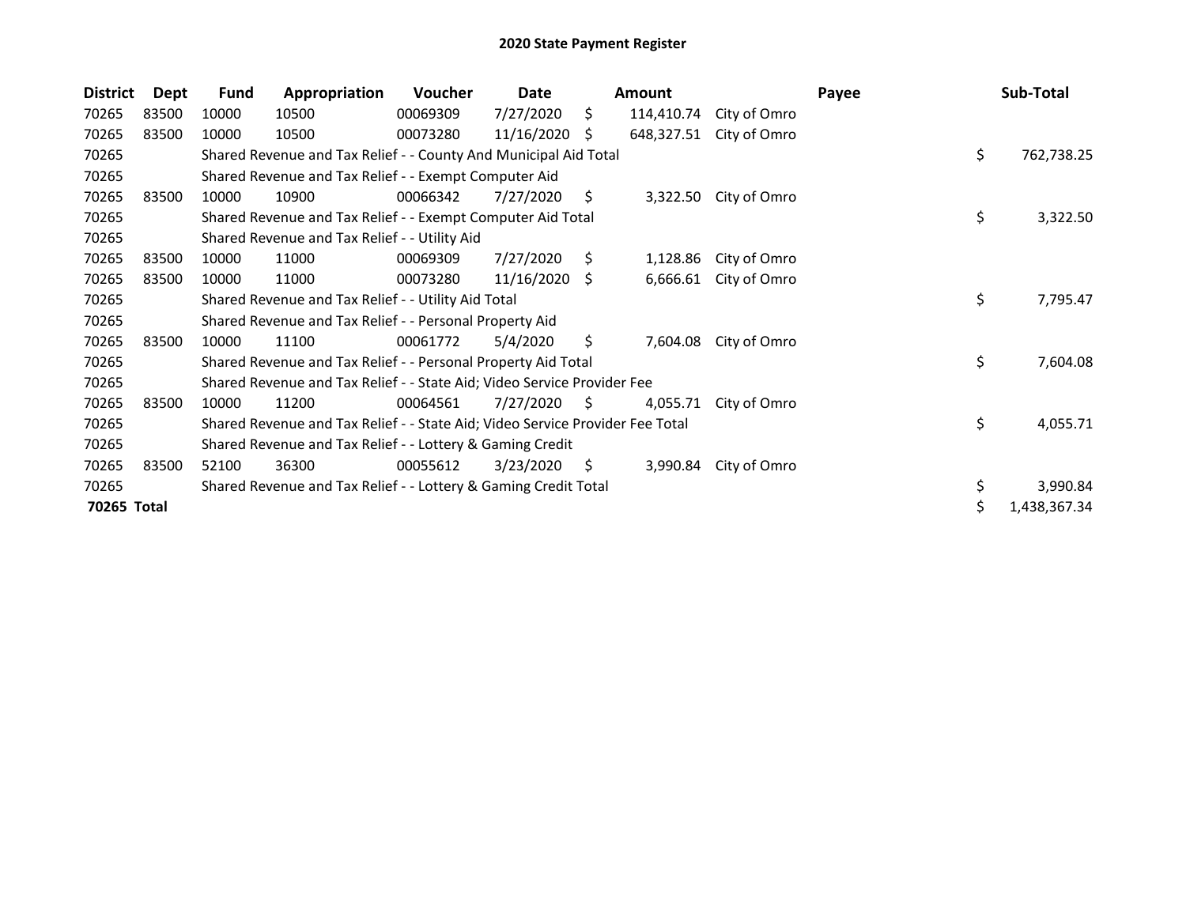# 2020 State Payment Register

| District | Dept | Fund | Appropriation | Voucher | Date | Amount | Payee | Sub-Total |
|---|---|---|---|---|---|---|---|---|
| 70265 | 83500 | 10000 | 10500 | 00069309 | 7/27/2020 | $ 114,410.74 | City of Omro | |
| 70265 | 83500 | 10000 | 10500 | 00073280 | 11/16/2020 | $ 648,327.51 | City of Omro | |
| 70265 | | Shared Revenue and Tax Relief - - County And Municipal Aid Total | | | | | | $ 762,738.25 |
| 70265 | | Shared Revenue and Tax Relief - - Exempt Computer Aid | | | | | | |
| 70265 | 83500 | 10000 | 10900 | 00066342 | 7/27/2020 | $ 3,322.50 | City of Omro | |
| 70265 | | Shared Revenue and Tax Relief - - Exempt Computer Aid Total | | | | | | $ 3,322.50 |
| 70265 | | Shared Revenue and Tax Relief - - Utility Aid | | | | | | |
| 70265 | 83500 | 10000 | 11000 | 00069309 | 7/27/2020 | $ 1,128.86 | City of Omro | |
| 70265 | 83500 | 10000 | 11000 | 00073280 | 11/16/2020 | $ 6,666.61 | City of Omro | |
| 70265 | | Shared Revenue and Tax Relief - - Utility Aid Total | | | | | | $ 7,795.47 |
| 70265 | | Shared Revenue and Tax Relief - - Personal Property Aid | | | | | | |
| 70265 | 83500 | 10000 | 11100 | 00061772 | 5/4/2020 | $ 7,604.08 | City of Omro | |
| 70265 | | Shared Revenue and Tax Relief - - Personal Property Aid Total | | | | | | $ 7,604.08 |
| 70265 | | Shared Revenue and Tax Relief - - State Aid; Video Service Provider Fee | | | | | | |
| 70265 | 83500 | 10000 | 11200 | 00064561 | 7/27/2020 | $ 4,055.71 | City of Omro | |
| 70265 | | Shared Revenue and Tax Relief - - State Aid; Video Service Provider Fee Total | | | | | | $ 4,055.71 |
| 70265 | | Shared Revenue and Tax Relief - - Lottery & Gaming Credit | | | | | | |
| 70265 | 83500 | 52100 | 36300 | 00055612 | 3/23/2020 | $ 3,990.84 | City of Omro | |
| 70265 | | Shared Revenue and Tax Relief - - Lottery & Gaming Credit Total | | | | | | $ 3,990.84 |
| **70265 Total** | | | | | | | | $ 1,438,367.34 |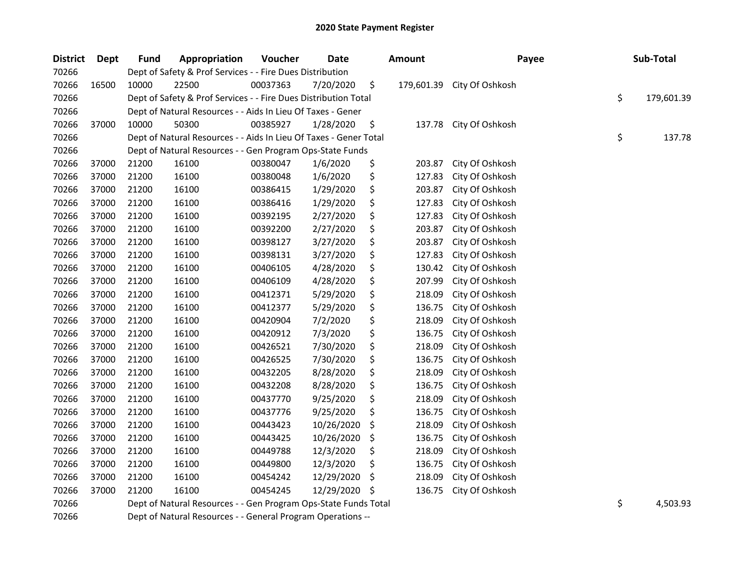## 2020 State Payment Register

| District | Dept | Fund | Appropriation | Voucher | Date | Amount | Payee | Sub-Total |
|---|---|---|---|---|---|---|---|---|
| 70266 | | Dept of Safety & Prof Services - - Fire Dues Distribution | | | | | | |
| 70266 | 16500 | 10000 | 22500 | 00037363 | 7/20/2020 | $ 179,601.39 | City Of Oshkosh | |
| 70266 | | Dept of Safety & Prof Services - - Fire Dues Distribution Total | | | | | | $ 179,601.39 |
| 70266 | | Dept of Natural Resources - - Aids In Lieu Of Taxes - Gener | | | | | | |
| 70266 | 37000 | 10000 | 50300 | 00385927 | 1/28/2020 | $ 137.78 | City Of Oshkosh | |
| 70266 | | Dept of Natural Resources - - Aids In Lieu Of Taxes - Gener Total | | | | | | $ 137.78 |
| 70266 | | Dept of Natural Resources - - Gen Program Ops-State Funds | | | | | | |
| 70266 | 37000 | 21200 | 16100 | 00380047 | 1/6/2020 | $ 203.87 | City Of Oshkosh | |
| 70266 | 37000 | 21200 | 16100 | 00380048 | 1/6/2020 | $ 127.83 | City Of Oshkosh | |
| 70266 | 37000 | 21200 | 16100 | 00386415 | 1/29/2020 | $ 203.87 | City Of Oshkosh | |
| 70266 | 37000 | 21200 | 16100 | 00386416 | 1/29/2020 | $ 127.83 | City Of Oshkosh | |
| 70266 | 37000 | 21200 | 16100 | 00392195 | 2/27/2020 | $ 127.83 | City Of Oshkosh | |
| 70266 | 37000 | 21200 | 16100 | 00392200 | 2/27/2020 | $ 203.87 | City Of Oshkosh | |
| 70266 | 37000 | 21200 | 16100 | 00398127 | 3/27/2020 | $ 203.87 | City Of Oshkosh | |
| 70266 | 37000 | 21200 | 16100 | 00398131 | 3/27/2020 | $ 127.83 | City Of Oshkosh | |
| 70266 | 37000 | 21200 | 16100 | 00406105 | 4/28/2020 | $ 130.42 | City Of Oshkosh | |
| 70266 | 37000 | 21200 | 16100 | 00406109 | 4/28/2020 | $ 207.99 | City Of Oshkosh | |
| 70266 | 37000 | 21200 | 16100 | 00412371 | 5/29/2020 | $ 218.09 | City Of Oshkosh | |
| 70266 | 37000 | 21200 | 16100 | 00412377 | 5/29/2020 | $ 136.75 | City Of Oshkosh | |
| 70266 | 37000 | 21200 | 16100 | 00420904 | 7/2/2020 | $ 218.09 | City Of Oshkosh | |
| 70266 | 37000 | 21200 | 16100 | 00420912 | 7/3/2020 | $ 136.75 | City Of Oshkosh | |
| 70266 | 37000 | 21200 | 16100 | 00426521 | 7/30/2020 | $ 218.09 | City Of Oshkosh | |
| 70266 | 37000 | 21200 | 16100 | 00426525 | 7/30/2020 | $ 136.75 | City Of Oshkosh | |
| 70266 | 37000 | 21200 | 16100 | 00432205 | 8/28/2020 | $ 218.09 | City Of Oshkosh | |
| 70266 | 37000 | 21200 | 16100 | 00432208 | 8/28/2020 | $ 136.75 | City Of Oshkosh | |
| 70266 | 37000 | 21200 | 16100 | 00437770 | 9/25/2020 | $ 218.09 | City Of Oshkosh | |
| 70266 | 37000 | 21200 | 16100 | 00437776 | 9/25/2020 | $ 136.75 | City Of Oshkosh | |
| 70266 | 37000 | 21200 | 16100 | 00443423 | 10/26/2020 | $ 218.09 | City Of Oshkosh | |
| 70266 | 37000 | 21200 | 16100 | 00443425 | 10/26/2020 | $ 136.75 | City Of Oshkosh | |
| 70266 | 37000 | 21200 | 16100 | 00449788 | 12/3/2020 | $ 218.09 | City Of Oshkosh | |
| 70266 | 37000 | 21200 | 16100 | 00449800 | 12/3/2020 | $ 136.75 | City Of Oshkosh | |
| 70266 | 37000 | 21200 | 16100 | 00454242 | 12/29/2020 | $ 218.09 | City Of Oshkosh | |
| 70266 | 37000 | 21200 | 16100 | 00454245 | 12/29/2020 | $ 136.75 | City Of Oshkosh | |
| 70266 | | Dept of Natural Resources - - Gen Program Ops-State Funds Total | | | | | | $ 4,503.93 |
| 70266 | | Dept of Natural Resources - - General Program Operations -- | | | | | | |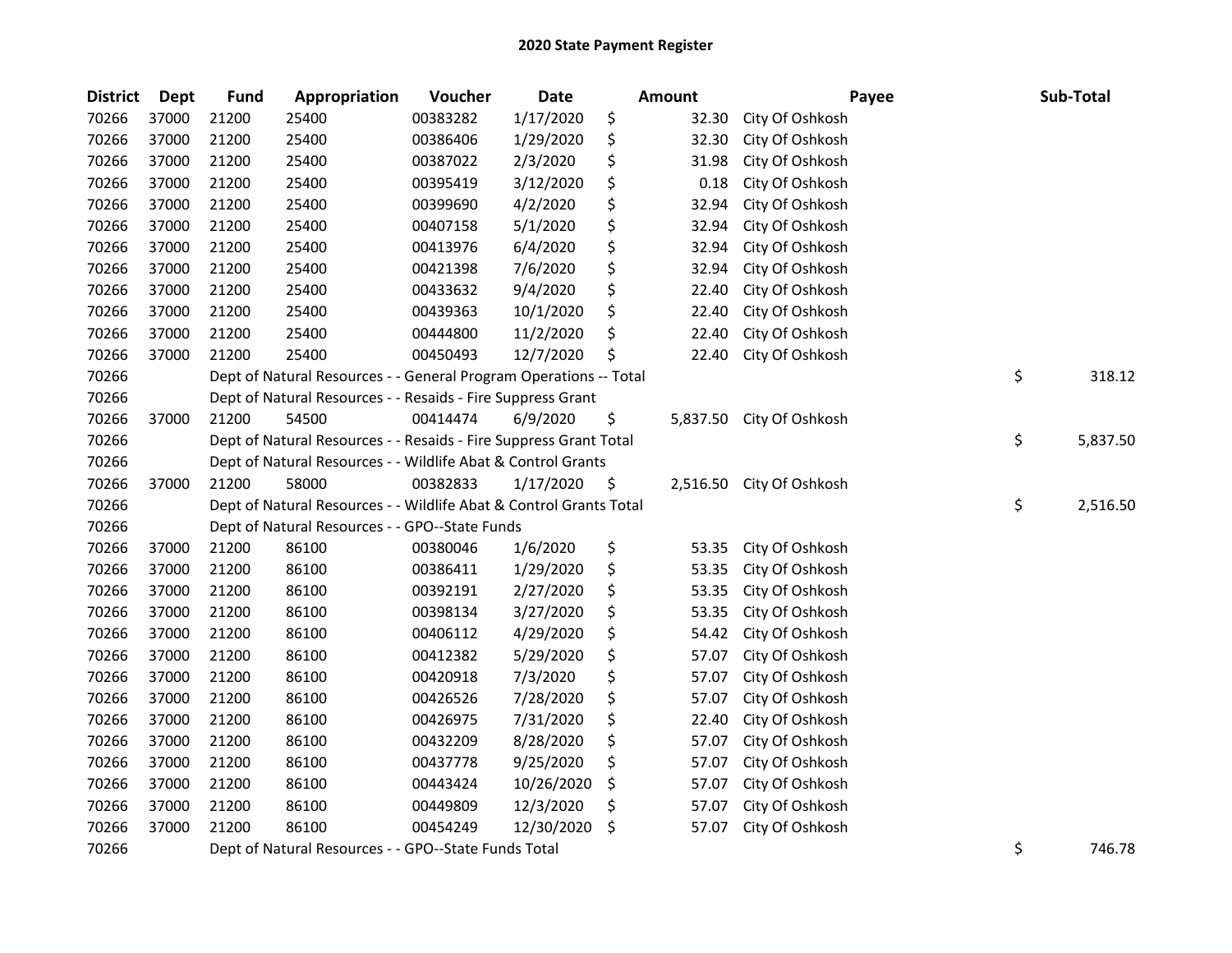## 2020 State Payment Register

| District | Dept | Fund | Appropriation | Voucher | Date | Amount | Payee | Sub-Total |
|---|---|---|---|---|---|---|---|---|
| 70266 | 37000 | 21200 | 25400 | 00383282 | 1/17/2020 | $ 32.30 | City Of Oshkosh | |
| 70266 | 37000 | 21200 | 25400 | 00386406 | 1/29/2020 | $ 32.30 | City Of Oshkosh | |
| 70266 | 37000 | 21200 | 25400 | 00387022 | 2/3/2020 | $ 31.98 | City Of Oshkosh | |
| 70266 | 37000 | 21200 | 25400 | 00395419 | 3/12/2020 | $ 0.18 | City Of Oshkosh | |
| 70266 | 37000 | 21200 | 25400 | 00399690 | 4/2/2020 | $ 32.94 | City Of Oshkosh | |
| 70266 | 37000 | 21200 | 25400 | 00407158 | 5/1/2020 | $ 32.94 | City Of Oshkosh | |
| 70266 | 37000 | 21200 | 25400 | 00413976 | 6/4/2020 | $ 32.94 | City Of Oshkosh | |
| 70266 | 37000 | 21200 | 25400 | 00421398 | 7/6/2020 | $ 32.94 | City Of Oshkosh | |
| 70266 | 37000 | 21200 | 25400 | 00433632 | 9/4/2020 | $ 22.40 | City Of Oshkosh | |
| 70266 | 37000 | 21200 | 25400 | 00439363 | 10/1/2020 | $ 22.40 | City Of Oshkosh | |
| 70266 | 37000 | 21200 | 25400 | 00444800 | 11/2/2020 | $ 22.40 | City Of Oshkosh | |
| 70266 | 37000 | 21200 | 25400 | 00450493 | 12/7/2020 | $ 22.40 | City Of Oshkosh | |
| 70266 | | Dept of Natural Resources - - General Program Operations -- Total | | | | | | $ 318.12 |
| 70266 | | Dept of Natural Resources - - Resaids - Fire Suppress Grant | | | | | | |
| 70266 | 37000 | 21200 | 54500 | 00414474 | 6/9/2020 | $ 5,837.50 | City Of Oshkosh | |
| 70266 | | Dept of Natural Resources - - Resaids - Fire Suppress Grant Total | | | | | | $ 5,837.50 |
| 70266 | | Dept of Natural Resources - - Wildlife Abat & Control Grants | | | | | | |
| 70266 | 37000 | 21200 | 58000 | 00382833 | 1/17/2020 | $ 2,516.50 | City Of Oshkosh | |
| 70266 | | Dept of Natural Resources - - Wildlife Abat & Control Grants Total | | | | | | $ 2,516.50 |
| 70266 | | Dept of Natural Resources - - GPO--State Funds | | | | | | |
| 70266 | 37000 | 21200 | 86100 | 00380046 | 1/6/2020 | $ 53.35 | City Of Oshkosh | |
| 70266 | 37000 | 21200 | 86100 | 00386411 | 1/29/2020 | $ 53.35 | City Of Oshkosh | |
| 70266 | 37000 | 21200 | 86100 | 00392191 | 2/27/2020 | $ 53.35 | City Of Oshkosh | |
| 70266 | 37000 | 21200 | 86100 | 00398134 | 3/27/2020 | $ 53.35 | City Of Oshkosh | |
| 70266 | 37000 | 21200 | 86100 | 00406112 | 4/29/2020 | $ 54.42 | City Of Oshkosh | |
| 70266 | 37000 | 21200 | 86100 | 00412382 | 5/29/2020 | $ 57.07 | City Of Oshkosh | |
| 70266 | 37000 | 21200 | 86100 | 00420918 | 7/3/2020 | $ 57.07 | City Of Oshkosh | |
| 70266 | 37000 | 21200 | 86100 | 00426526 | 7/28/2020 | $ 57.07 | City Of Oshkosh | |
| 70266 | 37000 | 21200 | 86100 | 00426975 | 7/31/2020 | $ 22.40 | City Of Oshkosh | |
| 70266 | 37000 | 21200 | 86100 | 00432209 | 8/28/2020 | $ 57.07 | City Of Oshkosh | |
| 70266 | 37000 | 21200 | 86100 | 00437778 | 9/25/2020 | $ 57.07 | City Of Oshkosh | |
| 70266 | 37000 | 21200 | 86100 | 00443424 | 10/26/2020 | $ 57.07 | City Of Oshkosh | |
| 70266 | 37000 | 21200 | 86100 | 00449809 | 12/3/2020 | $ 57.07 | City Of Oshkosh | |
| 70266 | 37000 | 21200 | 86100 | 00454249 | 12/30/2020 | $ 57.07 | City Of Oshkosh | |
| 70266 | | Dept of Natural Resources - - GPO--State Funds Total | | | | | | $ 746.78 |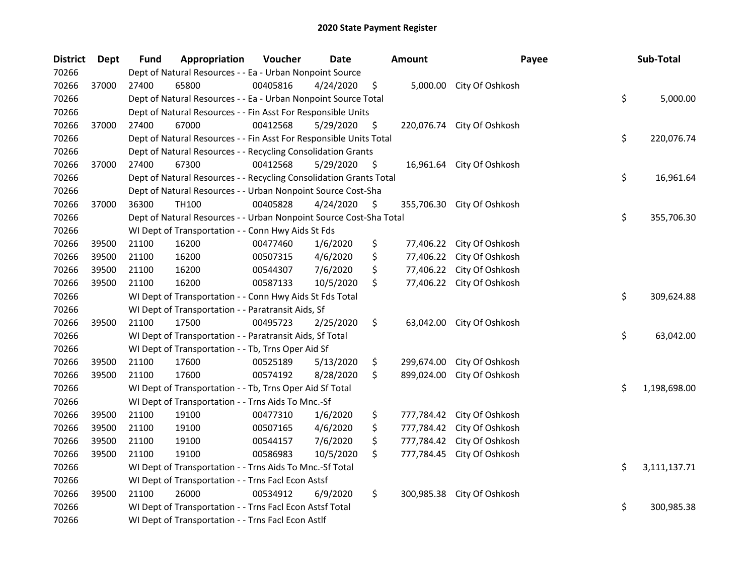# 2020 State Payment Register

| District | Dept | Fund | Appropriation | Voucher | Date | Amount | Payee | Sub-Total |
|---|---|---|---|---|---|---|---|---|
| 70266 | | Dept of Natural Resources - - Ea - Urban Nonpoint Source | | | | | | |
| 70266 | 37000 | 27400 | 65800 | 00405816 | 4/24/2020 | $ 5,000.00 | City Of Oshkosh | |
| 70266 | | Dept of Natural Resources - - Ea - Urban Nonpoint Source Total | | | | | | $ 5,000.00 |
| 70266 | | Dept of Natural Resources - - Fin Asst For Responsible Units | | | | | | |
| 70266 | 37000 | 27400 | 67000 | 00412568 | 5/29/2020 | $ 220,076.74 | City Of Oshkosh | |
| 70266 | | Dept of Natural Resources - - Fin Asst For Responsible Units Total | | | | | | $ 220,076.74 |
| 70266 | | Dept of Natural Resources - - Recycling Consolidation Grants | | | | | | |
| 70266 | 37000 | 27400 | 67300 | 00412568 | 5/29/2020 | $ 16,961.64 | City Of Oshkosh | |
| 70266 | | Dept of Natural Resources - - Recycling Consolidation Grants Total | | | | | | $ 16,961.64 |
| 70266 | | Dept of Natural Resources - - Urban Nonpoint Source Cost-Sha | | | | | | |
| 70266 | 37000 | 36300 | TH100 | 00405828 | 4/24/2020 | $ 355,706.30 | City Of Oshkosh | |
| 70266 | | Dept of Natural Resources - - Urban Nonpoint Source Cost-Sha Total | | | | | | $ 355,706.30 |
| 70266 | | WI Dept of Transportation - - Conn Hwy Aids St Fds | | | | | | |
| 70266 | 39500 | 21100 | 16200 | 00477460 | 1/6/2020 | $ 77,406.22 | City Of Oshkosh | |
| 70266 | 39500 | 21100 | 16200 | 00507315 | 4/6/2020 | $ 77,406.22 | City Of Oshkosh | |
| 70266 | 39500 | 21100 | 16200 | 00544307 | 7/6/2020 | $ 77,406.22 | City Of Oshkosh | |
| 70266 | 39500 | 21100 | 16200 | 00587133 | 10/5/2020 | $ 77,406.22 | City Of Oshkosh | |
| 70266 | | WI Dept of Transportation - - Conn Hwy Aids St Fds Total | | | | | | $ 309,624.88 |
| 70266 | | WI Dept of Transportation - - Paratransit Aids, Sf | | | | | | |
| 70266 | 39500 | 21100 | 17500 | 00495723 | 2/25/2020 | $ 63,042.00 | City Of Oshkosh | |
| 70266 | | WI Dept of Transportation - - Paratransit Aids, Sf Total | | | | | | $ 63,042.00 |
| 70266 | | WI Dept of Transportation - - Tb, Trns Oper Aid Sf | | | | | | |
| 70266 | 39500 | 21100 | 17600 | 00525189 | 5/13/2020 | $ 299,674.00 | City Of Oshkosh | |
| 70266 | 39500 | 21100 | 17600 | 00574192 | 8/28/2020 | $ 899,024.00 | City Of Oshkosh | |
| 70266 | | WI Dept of Transportation - - Tb, Trns Oper Aid Sf Total | | | | | | $ 1,198,698.00 |
| 70266 | | WI Dept of Transportation - - Trns Aids To Mnc.-Sf | | | | | | |
| 70266 | 39500 | 21100 | 19100 | 00477310 | 1/6/2020 | $ 777,784.42 | City Of Oshkosh | |
| 70266 | 39500 | 21100 | 19100 | 00507165 | 4/6/2020 | $ 777,784.42 | City Of Oshkosh | |
| 70266 | 39500 | 21100 | 19100 | 00544157 | 7/6/2020 | $ 777,784.42 | City Of Oshkosh | |
| 70266 | 39500 | 21100 | 19100 | 00586983 | 10/5/2020 | $ 777,784.45 | City Of Oshkosh | |
| 70266 | | WI Dept of Transportation - - Trns Aids To Mnc.-Sf Total | | | | | | $ 3,111,137.71 |
| 70266 | | WI Dept of Transportation - - Trns Facl Econ Astsf | | | | | | |
| 70266 | 39500 | 21100 | 26000 | 00534912 | 6/9/2020 | $ 300,985.38 | City Of Oshkosh | |
| 70266 | | WI Dept of Transportation - - Trns Facl Econ Astsf Total | | | | | | $ 300,985.38 |
| 70266 | | WI Dept of Transportation - - Trns Facl Econ Astlf | | | | | | |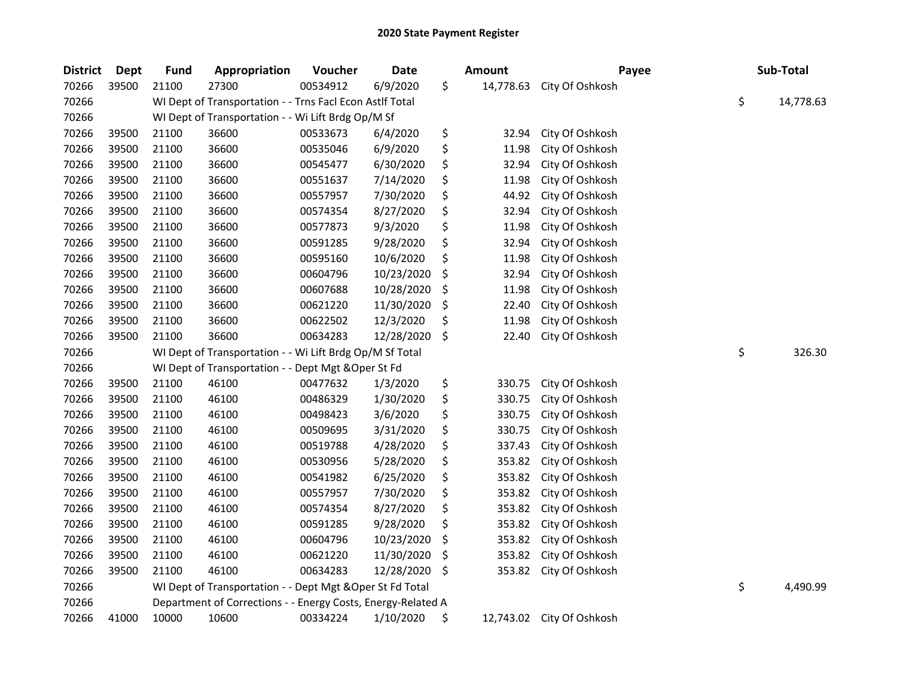# 2020 State Payment Register

| District | Dept | Fund | Appropriation | Voucher | Date | Amount | Payee | Sub-Total |
|---|---|---|---|---|---|---|---|---|
| 70266 | 39500 | 21100 | 27300 | 00534912 | 6/9/2020 | $ 14,778.63 | City Of Oshkosh | |
| 70266 | | WI Dept of Transportation - - Trns Facl Econ Astlf Total | | | | | | $ 14,778.63 |
| 70266 | | WI Dept of Transportation - - Wi Lift Brdg Op/M Sf | | | | | | |
| 70266 | 39500 | 21100 | 36600 | 00533673 | 6/4/2020 | $ 32.94 | City Of Oshkosh | |
| 70266 | 39500 | 21100 | 36600 | 00535046 | 6/9/2020 | $ 11.98 | City Of Oshkosh | |
| 70266 | 39500 | 21100 | 36600 | 00545477 | 6/30/2020 | $ 32.94 | City Of Oshkosh | |
| 70266 | 39500 | 21100 | 36600 | 00551637 | 7/14/2020 | $ 11.98 | City Of Oshkosh | |
| 70266 | 39500 | 21100 | 36600 | 00557957 | 7/30/2020 | $ 44.92 | City Of Oshkosh | |
| 70266 | 39500 | 21100 | 36600 | 00574354 | 8/27/2020 | $ 32.94 | City Of Oshkosh | |
| 70266 | 39500 | 21100 | 36600 | 00577873 | 9/3/2020 | $ 11.98 | City Of Oshkosh | |
| 70266 | 39500 | 21100 | 36600 | 00591285 | 9/28/2020 | $ 32.94 | City Of Oshkosh | |
| 70266 | 39500 | 21100 | 36600 | 00595160 | 10/6/2020 | $ 11.98 | City Of Oshkosh | |
| 70266 | 39500 | 21100 | 36600 | 00604796 | 10/23/2020 | $ 32.94 | City Of Oshkosh | |
| 70266 | 39500 | 21100 | 36600 | 00607688 | 10/28/2020 | $ 11.98 | City Of Oshkosh | |
| 70266 | 39500 | 21100 | 36600 | 00621220 | 11/30/2020 | $ 22.40 | City Of Oshkosh | |
| 70266 | 39500 | 21100 | 36600 | 00622502 | 12/3/2020 | $ 11.98 | City Of Oshkosh | |
| 70266 | 39500 | 21100 | 36600 | 00634283 | 12/28/2020 | $ 22.40 | City Of Oshkosh | |
| 70266 | | WI Dept of Transportation - - Wi Lift Brdg Op/M Sf Total | | | | | | $ 326.30 |
| 70266 | | WI Dept of Transportation - - Dept Mgt &Oper St Fd | | | | | | |
| 70266 | 39500 | 21100 | 46100 | 00477632 | 1/3/2020 | $ 330.75 | City Of Oshkosh | |
| 70266 | 39500 | 21100 | 46100 | 00486329 | 1/30/2020 | $ 330.75 | City Of Oshkosh | |
| 70266 | 39500 | 21100 | 46100 | 00498423 | 3/6/2020 | $ 330.75 | City Of Oshkosh | |
| 70266 | 39500 | 21100 | 46100 | 00509695 | 3/31/2020 | $ 330.75 | City Of Oshkosh | |
| 70266 | 39500 | 21100 | 46100 | 00519788 | 4/28/2020 | $ 337.43 | City Of Oshkosh | |
| 70266 | 39500 | 21100 | 46100 | 00530956 | 5/28/2020 | $ 353.82 | City Of Oshkosh | |
| 70266 | 39500 | 21100 | 46100 | 00541982 | 6/25/2020 | $ 353.82 | City Of Oshkosh | |
| 70266 | 39500 | 21100 | 46100 | 00557957 | 7/30/2020 | $ 353.82 | City Of Oshkosh | |
| 70266 | 39500 | 21100 | 46100 | 00574354 | 8/27/2020 | $ 353.82 | City Of Oshkosh | |
| 70266 | 39500 | 21100 | 46100 | 00591285 | 9/28/2020 | $ 353.82 | City Of Oshkosh | |
| 70266 | 39500 | 21100 | 46100 | 00604796 | 10/23/2020 | $ 353.82 | City Of Oshkosh | |
| 70266 | 39500 | 21100 | 46100 | 00621220 | 11/30/2020 | $ 353.82 | City Of Oshkosh | |
| 70266 | 39500 | 21100 | 46100 | 00634283 | 12/28/2020 | $ 353.82 | City Of Oshkosh | |
| 70266 | | WI Dept of Transportation - - Dept Mgt &Oper St Fd Total | | | | | | $ 4,490.99 |
| 70266 | | Department of Corrections - - Energy Costs, Energy-Related A | | | | | | |
| 70266 | 41000 | 10000 | 10600 | 00334224 | 1/10/2020 | $ 12,743.02 | City Of Oshkosh | |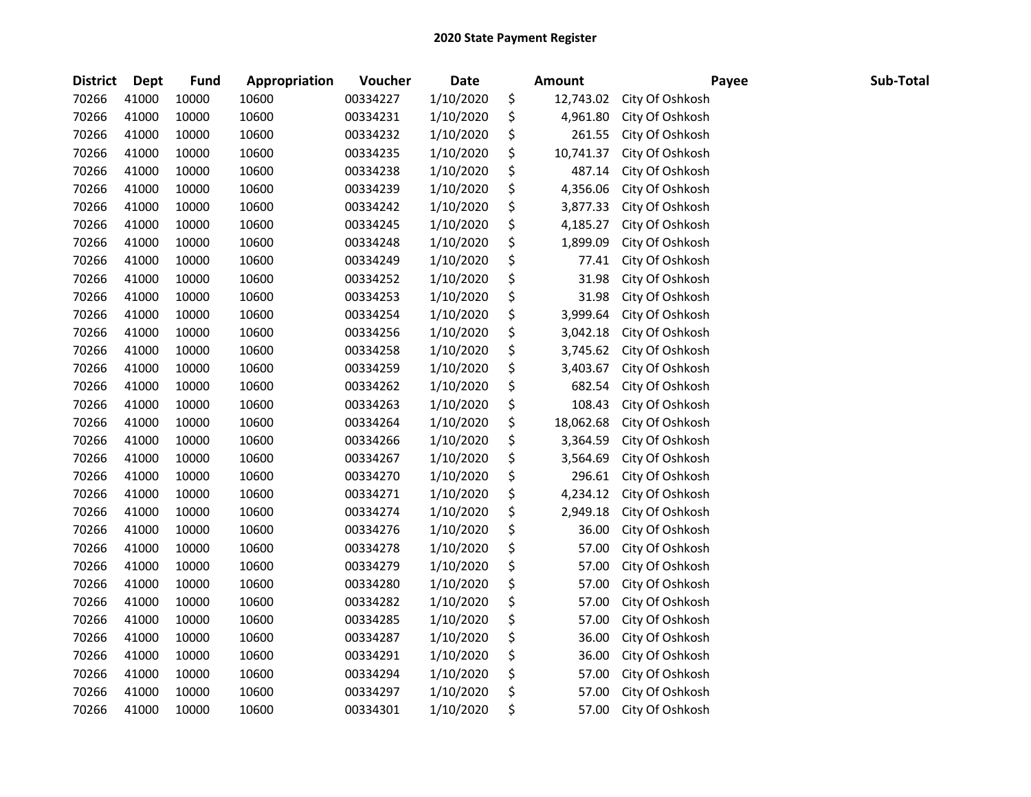# 2020 State Payment Register

| District | Dept | Fund | Appropriation | Voucher | Date | Amount | Payee | Sub-Total |
|---|---|---|---|---|---|---|---|---|
| 70266 | 41000 | 10000 | 10600 | 00334227 | 1/10/2020 | $ 12,743.02 | City Of Oshkosh | |
| 70266 | 41000 | 10000 | 10600 | 00334231 | 1/10/2020 | $ 4,961.80 | City Of Oshkosh | |
| 70266 | 41000 | 10000 | 10600 | 00334232 | 1/10/2020 | $ 261.55 | City Of Oshkosh | |
| 70266 | 41000 | 10000 | 10600 | 00334235 | 1/10/2020 | $ 10,741.37 | City Of Oshkosh | |
| 70266 | 41000 | 10000 | 10600 | 00334238 | 1/10/2020 | $ 487.14 | City Of Oshkosh | |
| 70266 | 41000 | 10000 | 10600 | 00334239 | 1/10/2020 | $ 4,356.06 | City Of Oshkosh | |
| 70266 | 41000 | 10000 | 10600 | 00334242 | 1/10/2020 | $ 3,877.33 | City Of Oshkosh | |
| 70266 | 41000 | 10000 | 10600 | 00334245 | 1/10/2020 | $ 4,185.27 | City Of Oshkosh | |
| 70266 | 41000 | 10000 | 10600 | 00334248 | 1/10/2020 | $ 1,899.09 | City Of Oshkosh | |
| 70266 | 41000 | 10000 | 10600 | 00334249 | 1/10/2020 | $ 77.41 | City Of Oshkosh | |
| 70266 | 41000 | 10000 | 10600 | 00334252 | 1/10/2020 | $ 31.98 | City Of Oshkosh | |
| 70266 | 41000 | 10000 | 10600 | 00334253 | 1/10/2020 | $ 31.98 | City Of Oshkosh | |
| 70266 | 41000 | 10000 | 10600 | 00334254 | 1/10/2020 | $ 3,999.64 | City Of Oshkosh | |
| 70266 | 41000 | 10000 | 10600 | 00334256 | 1/10/2020 | $ 3,042.18 | City Of Oshkosh | |
| 70266 | 41000 | 10000 | 10600 | 00334258 | 1/10/2020 | $ 3,745.62 | City Of Oshkosh | |
| 70266 | 41000 | 10000 | 10600 | 00334259 | 1/10/2020 | $ 3,403.67 | City Of Oshkosh | |
| 70266 | 41000 | 10000 | 10600 | 00334262 | 1/10/2020 | $ 682.54 | City Of Oshkosh | |
| 70266 | 41000 | 10000 | 10600 | 00334263 | 1/10/2020 | $ 108.43 | City Of Oshkosh | |
| 70266 | 41000 | 10000 | 10600 | 00334264 | 1/10/2020 | $ 18,062.68 | City Of Oshkosh | |
| 70266 | 41000 | 10000 | 10600 | 00334266 | 1/10/2020 | $ 3,364.59 | City Of Oshkosh | |
| 70266 | 41000 | 10000 | 10600 | 00334267 | 1/10/2020 | $ 3,564.69 | City Of Oshkosh | |
| 70266 | 41000 | 10000 | 10600 | 00334270 | 1/10/2020 | $ 296.61 | City Of Oshkosh | |
| 70266 | 41000 | 10000 | 10600 | 00334271 | 1/10/2020 | $ 4,234.12 | City Of Oshkosh | |
| 70266 | 41000 | 10000 | 10600 | 00334274 | 1/10/2020 | $ 2,949.18 | City Of Oshkosh | |
| 70266 | 41000 | 10000 | 10600 | 00334276 | 1/10/2020 | $ 36.00 | City Of Oshkosh | |
| 70266 | 41000 | 10000 | 10600 | 00334278 | 1/10/2020 | $ 57.00 | City Of Oshkosh | |
| 70266 | 41000 | 10000 | 10600 | 00334279 | 1/10/2020 | $ 57.00 | City Of Oshkosh | |
| 70266 | 41000 | 10000 | 10600 | 00334280 | 1/10/2020 | $ 57.00 | City Of Oshkosh | |
| 70266 | 41000 | 10000 | 10600 | 00334282 | 1/10/2020 | $ 57.00 | City Of Oshkosh | |
| 70266 | 41000 | 10000 | 10600 | 00334285 | 1/10/2020 | $ 57.00 | City Of Oshkosh | |
| 70266 | 41000 | 10000 | 10600 | 00334287 | 1/10/2020 | $ 36.00 | City Of Oshkosh | |
| 70266 | 41000 | 10000 | 10600 | 00334291 | 1/10/2020 | $ 36.00 | City Of Oshkosh | |
| 70266 | 41000 | 10000 | 10600 | 00334294 | 1/10/2020 | $ 57.00 | City Of Oshkosh | |
| 70266 | 41000 | 10000 | 10600 | 00334297 | 1/10/2020 | $ 57.00 | City Of Oshkosh | |
| 70266 | 41000 | 10000 | 10600 | 00334301 | 1/10/2020 | $ 57.00 | City Of Oshkosh | |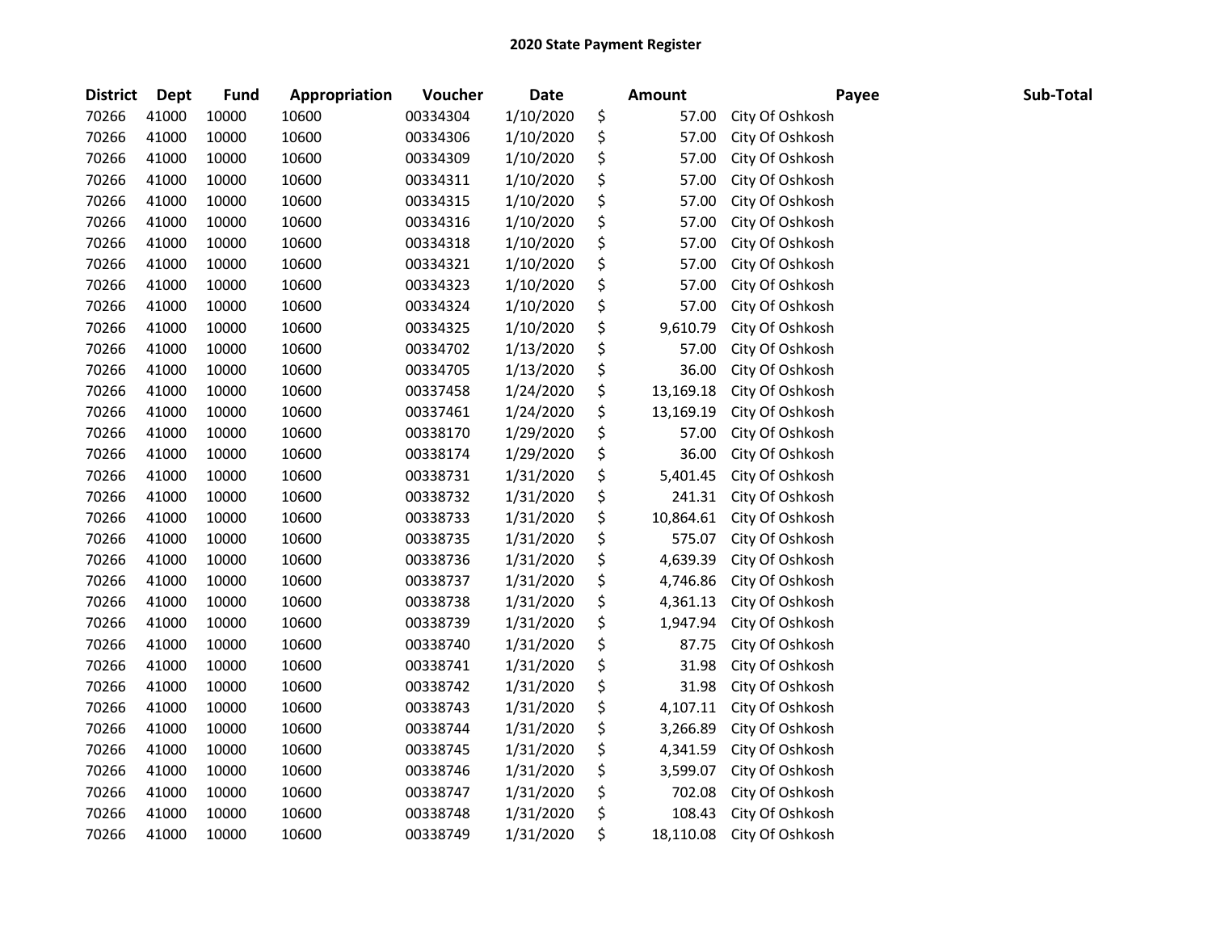# 2020 State Payment Register

| District | Dept | Fund | Appropriation | Voucher | Date | Amount | Payee | Sub-Total |
|---|---|---|---|---|---|---|---|---|
| 70266 | 41000 | 10000 | 10600 | 00334304 | 1/10/2020 | $ 57.00 | City Of Oshkosh | |
| 70266 | 41000 | 10000 | 10600 | 00334306 | 1/10/2020 | $ 57.00 | City Of Oshkosh | |
| 70266 | 41000 | 10000 | 10600 | 00334309 | 1/10/2020 | $ 57.00 | City Of Oshkosh | |
| 70266 | 41000 | 10000 | 10600 | 00334311 | 1/10/2020 | $ 57.00 | City Of Oshkosh | |
| 70266 | 41000 | 10000 | 10600 | 00334315 | 1/10/2020 | $ 57.00 | City Of Oshkosh | |
| 70266 | 41000 | 10000 | 10600 | 00334316 | 1/10/2020 | $ 57.00 | City Of Oshkosh | |
| 70266 | 41000 | 10000 | 10600 | 00334318 | 1/10/2020 | $ 57.00 | City Of Oshkosh | |
| 70266 | 41000 | 10000 | 10600 | 00334321 | 1/10/2020 | $ 57.00 | City Of Oshkosh | |
| 70266 | 41000 | 10000 | 10600 | 00334323 | 1/10/2020 | $ 57.00 | City Of Oshkosh | |
| 70266 | 41000 | 10000 | 10600 | 00334324 | 1/10/2020 | $ 57.00 | City Of Oshkosh | |
| 70266 | 41000 | 10000 | 10600 | 00334325 | 1/10/2020 | $ 9,610.79 | City Of Oshkosh | |
| 70266 | 41000 | 10000 | 10600 | 00334702 | 1/13/2020 | $ 57.00 | City Of Oshkosh | |
| 70266 | 41000 | 10000 | 10600 | 00334705 | 1/13/2020 | $ 36.00 | City Of Oshkosh | |
| 70266 | 41000 | 10000 | 10600 | 00337458 | 1/24/2020 | $ 13,169.18 | City Of Oshkosh | |
| 70266 | 41000 | 10000 | 10600 | 00337461 | 1/24/2020 | $ 13,169.19 | City Of Oshkosh | |
| 70266 | 41000 | 10000 | 10600 | 00338170 | 1/29/2020 | $ 57.00 | City Of Oshkosh | |
| 70266 | 41000 | 10000 | 10600 | 00338174 | 1/29/2020 | $ 36.00 | City Of Oshkosh | |
| 70266 | 41000 | 10000 | 10600 | 00338731 | 1/31/2020 | $ 5,401.45 | City Of Oshkosh | |
| 70266 | 41000 | 10000 | 10600 | 00338732 | 1/31/2020 | $ 241.31 | City Of Oshkosh | |
| 70266 | 41000 | 10000 | 10600 | 00338733 | 1/31/2020 | $ 10,864.61 | City Of Oshkosh | |
| 70266 | 41000 | 10000 | 10600 | 00338735 | 1/31/2020 | $ 575.07 | City Of Oshkosh | |
| 70266 | 41000 | 10000 | 10600 | 00338736 | 1/31/2020 | $ 4,639.39 | City Of Oshkosh | |
| 70266 | 41000 | 10000 | 10600 | 00338737 | 1/31/2020 | $ 4,746.86 | City Of Oshkosh | |
| 70266 | 41000 | 10000 | 10600 | 00338738 | 1/31/2020 | $ 4,361.13 | City Of Oshkosh | |
| 70266 | 41000 | 10000 | 10600 | 00338739 | 1/31/2020 | $ 1,947.94 | City Of Oshkosh | |
| 70266 | 41000 | 10000 | 10600 | 00338740 | 1/31/2020 | $ 87.75 | City Of Oshkosh | |
| 70266 | 41000 | 10000 | 10600 | 00338741 | 1/31/2020 | $ 31.98 | City Of Oshkosh | |
| 70266 | 41000 | 10000 | 10600 | 00338742 | 1/31/2020 | $ 31.98 | City Of Oshkosh | |
| 70266 | 41000 | 10000 | 10600 | 00338743 | 1/31/2020 | $ 4,107.11 | City Of Oshkosh | |
| 70266 | 41000 | 10000 | 10600 | 00338744 | 1/31/2020 | $ 3,266.89 | City Of Oshkosh | |
| 70266 | 41000 | 10000 | 10600 | 00338745 | 1/31/2020 | $ 4,341.59 | City Of Oshkosh | |
| 70266 | 41000 | 10000 | 10600 | 00338746 | 1/31/2020 | $ 3,599.07 | City Of Oshkosh | |
| 70266 | 41000 | 10000 | 10600 | 00338747 | 1/31/2020 | $ 702.08 | City Of Oshkosh | |
| 70266 | 41000 | 10000 | 10600 | 00338748 | 1/31/2020 | $ 108.43 | City Of Oshkosh | |
| 70266 | 41000 | 10000 | 10600 | 00338749 | 1/31/2020 | $ 18,110.08 | City Of Oshkosh | |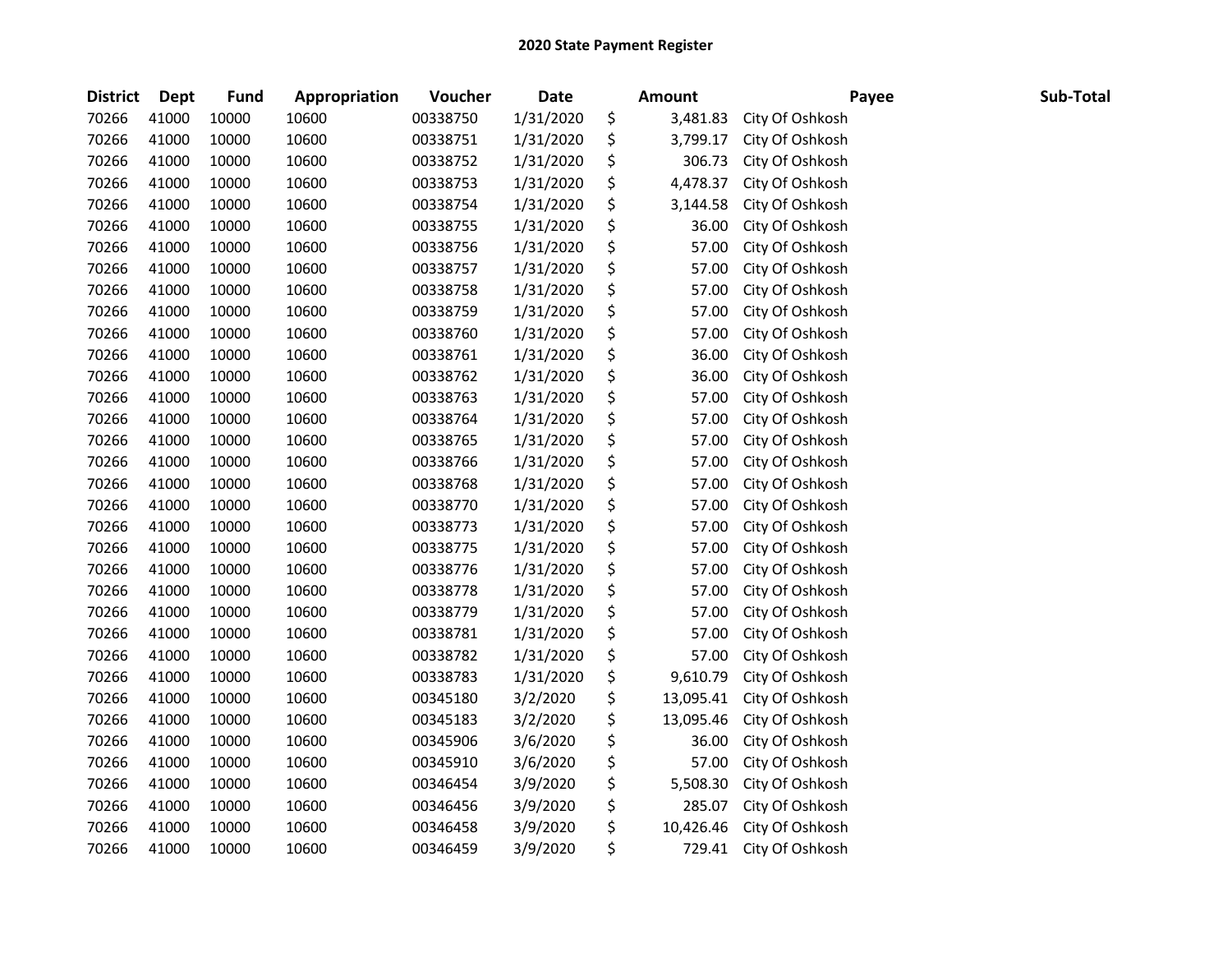# 2020 State Payment Register

| District | Dept | Fund | Appropriation | Voucher | Date | Amount | Payee | Sub-Total |
|---|---|---|---|---|---|---|---|---|
| 70266 | 41000 | 10000 | 10600 | 00338750 | 1/31/2020 | $ 3,481.83 | City Of Oshkosh | |
| 70266 | 41000 | 10000 | 10600 | 00338751 | 1/31/2020 | $ 3,799.17 | City Of Oshkosh | |
| 70266 | 41000 | 10000 | 10600 | 00338752 | 1/31/2020 | $ 306.73 | City Of Oshkosh | |
| 70266 | 41000 | 10000 | 10600 | 00338753 | 1/31/2020 | $ 4,478.37 | City Of Oshkosh | |
| 70266 | 41000 | 10000 | 10600 | 00338754 | 1/31/2020 | $ 3,144.58 | City Of Oshkosh | |
| 70266 | 41000 | 10000 | 10600 | 00338755 | 1/31/2020 | $ 36.00 | City Of Oshkosh | |
| 70266 | 41000 | 10000 | 10600 | 00338756 | 1/31/2020 | $ 57.00 | City Of Oshkosh | |
| 70266 | 41000 | 10000 | 10600 | 00338757 | 1/31/2020 | $ 57.00 | City Of Oshkosh | |
| 70266 | 41000 | 10000 | 10600 | 00338758 | 1/31/2020 | $ 57.00 | City Of Oshkosh | |
| 70266 | 41000 | 10000 | 10600 | 00338759 | 1/31/2020 | $ 57.00 | City Of Oshkosh | |
| 70266 | 41000 | 10000 | 10600 | 00338760 | 1/31/2020 | $ 57.00 | City Of Oshkosh | |
| 70266 | 41000 | 10000 | 10600 | 00338761 | 1/31/2020 | $ 36.00 | City Of Oshkosh | |
| 70266 | 41000 | 10000 | 10600 | 00338762 | 1/31/2020 | $ 36.00 | City Of Oshkosh | |
| 70266 | 41000 | 10000 | 10600 | 00338763 | 1/31/2020 | $ 57.00 | City Of Oshkosh | |
| 70266 | 41000 | 10000 | 10600 | 00338764 | 1/31/2020 | $ 57.00 | City Of Oshkosh | |
| 70266 | 41000 | 10000 | 10600 | 00338765 | 1/31/2020 | $ 57.00 | City Of Oshkosh | |
| 70266 | 41000 | 10000 | 10600 | 00338766 | 1/31/2020 | $ 57.00 | City Of Oshkosh | |
| 70266 | 41000 | 10000 | 10600 | 00338768 | 1/31/2020 | $ 57.00 | City Of Oshkosh | |
| 70266 | 41000 | 10000 | 10600 | 00338770 | 1/31/2020 | $ 57.00 | City Of Oshkosh | |
| 70266 | 41000 | 10000 | 10600 | 00338773 | 1/31/2020 | $ 57.00 | City Of Oshkosh | |
| 70266 | 41000 | 10000 | 10600 | 00338775 | 1/31/2020 | $ 57.00 | City Of Oshkosh | |
| 70266 | 41000 | 10000 | 10600 | 00338776 | 1/31/2020 | $ 57.00 | City Of Oshkosh | |
| 70266 | 41000 | 10000 | 10600 | 00338778 | 1/31/2020 | $ 57.00 | City Of Oshkosh | |
| 70266 | 41000 | 10000 | 10600 | 00338779 | 1/31/2020 | $ 57.00 | City Of Oshkosh | |
| 70266 | 41000 | 10000 | 10600 | 00338781 | 1/31/2020 | $ 57.00 | City Of Oshkosh | |
| 70266 | 41000 | 10000 | 10600 | 00338782 | 1/31/2020 | $ 57.00 | City Of Oshkosh | |
| 70266 | 41000 | 10000 | 10600 | 00338783 | 1/31/2020 | $ 9,610.79 | City Of Oshkosh | |
| 70266 | 41000 | 10000 | 10600 | 00345180 | 3/2/2020 | $ 13,095.41 | City Of Oshkosh | |
| 70266 | 41000 | 10000 | 10600 | 00345183 | 3/2/2020 | $ 13,095.46 | City Of Oshkosh | |
| 70266 | 41000 | 10000 | 10600 | 00345906 | 3/6/2020 | $ 36.00 | City Of Oshkosh | |
| 70266 | 41000 | 10000 | 10600 | 00345910 | 3/6/2020 | $ 57.00 | City Of Oshkosh | |
| 70266 | 41000 | 10000 | 10600 | 00346454 | 3/9/2020 | $ 5,508.30 | City Of Oshkosh | |
| 70266 | 41000 | 10000 | 10600 | 00346456 | 3/9/2020 | $ 285.07 | City Of Oshkosh | |
| 70266 | 41000 | 10000 | 10600 | 00346458 | 3/9/2020 | $ 10,426.46 | City Of Oshkosh | |
| 70266 | 41000 | 10000 | 10600 | 00346459 | 3/9/2020 | $ 729.41 | City Of Oshkosh | |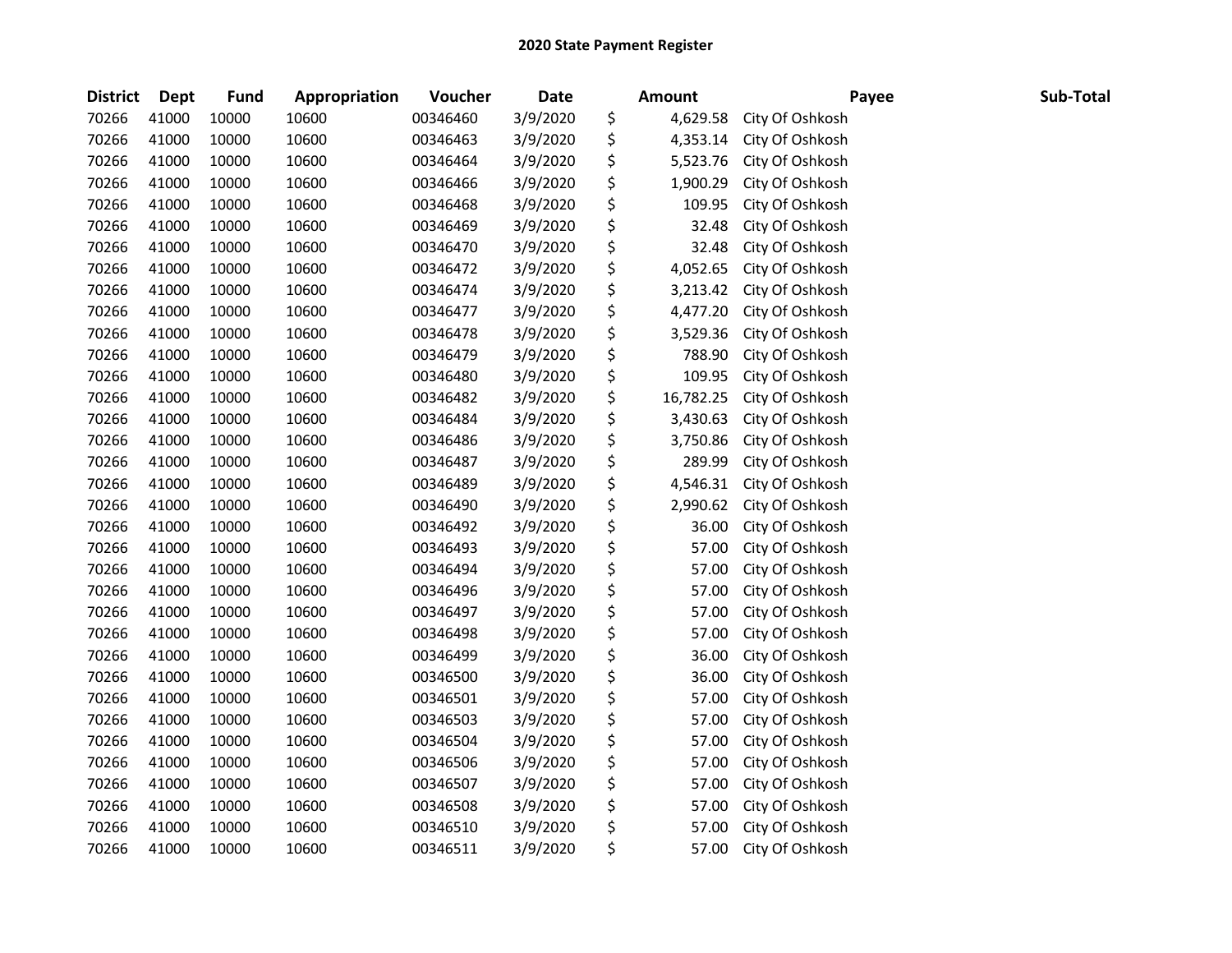# 2020 State Payment Register

| District | Dept | Fund | Appropriation | Voucher | Date | Amount | Payee | Sub-Total |
|---|---|---|---|---|---|---|---|---|
| 70266 | 41000 | 10000 | 10600 | 00346460 | 3/9/2020 | $ 4,629.58 | City Of Oshkosh | |
| 70266 | 41000 | 10000 | 10600 | 00346463 | 3/9/2020 | $ 4,353.14 | City Of Oshkosh | |
| 70266 | 41000 | 10000 | 10600 | 00346464 | 3/9/2020 | $ 5,523.76 | City Of Oshkosh | |
| 70266 | 41000 | 10000 | 10600 | 00346466 | 3/9/2020 | $ 1,900.29 | City Of Oshkosh | |
| 70266 | 41000 | 10000 | 10600 | 00346468 | 3/9/2020 | $ 109.95 | City Of Oshkosh | |
| 70266 | 41000 | 10000 | 10600 | 00346469 | 3/9/2020 | $ 32.48 | City Of Oshkosh | |
| 70266 | 41000 | 10000 | 10600 | 00346470 | 3/9/2020 | $ 32.48 | City Of Oshkosh | |
| 70266 | 41000 | 10000 | 10600 | 00346472 | 3/9/2020 | $ 4,052.65 | City Of Oshkosh | |
| 70266 | 41000 | 10000 | 10600 | 00346474 | 3/9/2020 | $ 3,213.42 | City Of Oshkosh | |
| 70266 | 41000 | 10000 | 10600 | 00346477 | 3/9/2020 | $ 4,477.20 | City Of Oshkosh | |
| 70266 | 41000 | 10000 | 10600 | 00346478 | 3/9/2020 | $ 3,529.36 | City Of Oshkosh | |
| 70266 | 41000 | 10000 | 10600 | 00346479 | 3/9/2020 | $ 788.90 | City Of Oshkosh | |
| 70266 | 41000 | 10000 | 10600 | 00346480 | 3/9/2020 | $ 109.95 | City Of Oshkosh | |
| 70266 | 41000 | 10000 | 10600 | 00346482 | 3/9/2020 | $ 16,782.25 | City Of Oshkosh | |
| 70266 | 41000 | 10000 | 10600 | 00346484 | 3/9/2020 | $ 3,430.63 | City Of Oshkosh | |
| 70266 | 41000 | 10000 | 10600 | 00346486 | 3/9/2020 | $ 3,750.86 | City Of Oshkosh | |
| 70266 | 41000 | 10000 | 10600 | 00346487 | 3/9/2020 | $ 289.99 | City Of Oshkosh | |
| 70266 | 41000 | 10000 | 10600 | 00346489 | 3/9/2020 | $ 4,546.31 | City Of Oshkosh | |
| 70266 | 41000 | 10000 | 10600 | 00346490 | 3/9/2020 | $ 2,990.62 | City Of Oshkosh | |
| 70266 | 41000 | 10000 | 10600 | 00346492 | 3/9/2020 | $ 36.00 | City Of Oshkosh | |
| 70266 | 41000 | 10000 | 10600 | 00346493 | 3/9/2020 | $ 57.00 | City Of Oshkosh | |
| 70266 | 41000 | 10000 | 10600 | 00346494 | 3/9/2020 | $ 57.00 | City Of Oshkosh | |
| 70266 | 41000 | 10000 | 10600 | 00346496 | 3/9/2020 | $ 57.00 | City Of Oshkosh | |
| 70266 | 41000 | 10000 | 10600 | 00346497 | 3/9/2020 | $ 57.00 | City Of Oshkosh | |
| 70266 | 41000 | 10000 | 10600 | 00346498 | 3/9/2020 | $ 57.00 | City Of Oshkosh | |
| 70266 | 41000 | 10000 | 10600 | 00346499 | 3/9/2020 | $ 36.00 | City Of Oshkosh | |
| 70266 | 41000 | 10000 | 10600 | 00346500 | 3/9/2020 | $ 36.00 | City Of Oshkosh | |
| 70266 | 41000 | 10000 | 10600 | 00346501 | 3/9/2020 | $ 57.00 | City Of Oshkosh | |
| 70266 | 41000 | 10000 | 10600 | 00346503 | 3/9/2020 | $ 57.00 | City Of Oshkosh | |
| 70266 | 41000 | 10000 | 10600 | 00346504 | 3/9/2020 | $ 57.00 | City Of Oshkosh | |
| 70266 | 41000 | 10000 | 10600 | 00346506 | 3/9/2020 | $ 57.00 | City Of Oshkosh | |
| 70266 | 41000 | 10000 | 10600 | 00346507 | 3/9/2020 | $ 57.00 | City Of Oshkosh | |
| 70266 | 41000 | 10000 | 10600 | 00346508 | 3/9/2020 | $ 57.00 | City Of Oshkosh | |
| 70266 | 41000 | 10000 | 10600 | 00346510 | 3/9/2020 | $ 57.00 | City Of Oshkosh | |
| 70266 | 41000 | 10000 | 10600 | 00346511 | 3/9/2020 | $ 57.00 | City Of Oshkosh | |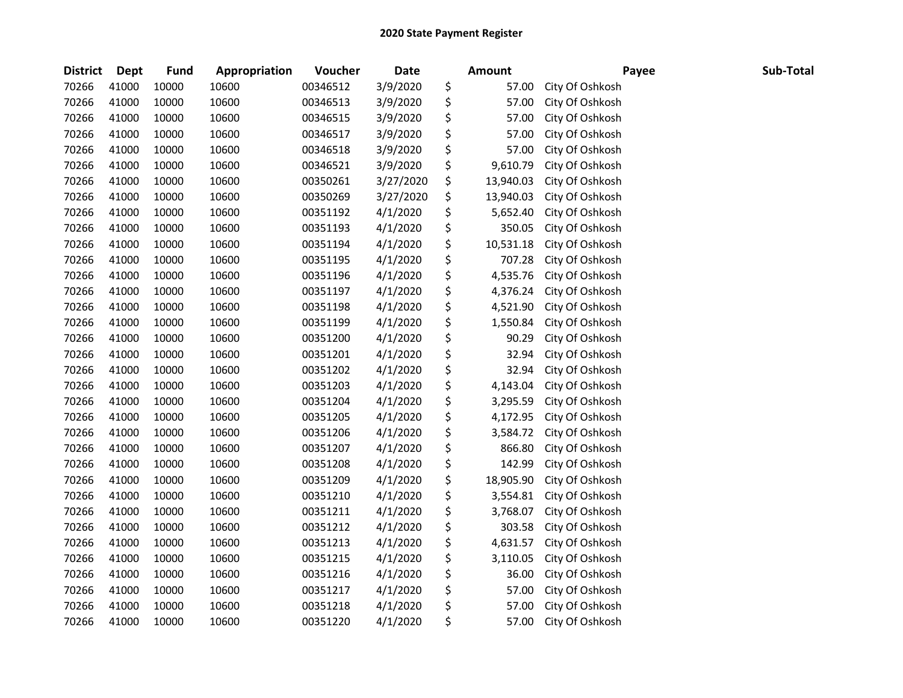# 2020 State Payment Register

| District | Dept | Fund | Appropriation | Voucher | Date | Amount | Payee | Sub-Total |
|---|---|---|---|---|---|---|---|---|
| 70266 | 41000 | 10000 | 10600 | 00346512 | 3/9/2020 | $ 57.00 | City Of Oshkosh | |
| 70266 | 41000 | 10000 | 10600 | 00346513 | 3/9/2020 | $ 57.00 | City Of Oshkosh | |
| 70266 | 41000 | 10000 | 10600 | 00346515 | 3/9/2020 | $ 57.00 | City Of Oshkosh | |
| 70266 | 41000 | 10000 | 10600 | 00346517 | 3/9/2020 | $ 57.00 | City Of Oshkosh | |
| 70266 | 41000 | 10000 | 10600 | 00346518 | 3/9/2020 | $ 57.00 | City Of Oshkosh | |
| 70266 | 41000 | 10000 | 10600 | 00346521 | 3/9/2020 | $ 9,610.79 | City Of Oshkosh | |
| 70266 | 41000 | 10000 | 10600 | 00350261 | 3/27/2020 | $ 13,940.03 | City Of Oshkosh | |
| 70266 | 41000 | 10000 | 10600 | 00350269 | 3/27/2020 | $ 13,940.03 | City Of Oshkosh | |
| 70266 | 41000 | 10000 | 10600 | 00351192 | 4/1/2020 | $ 5,652.40 | City Of Oshkosh | |
| 70266 | 41000 | 10000 | 10600 | 00351193 | 4/1/2020 | $ 350.05 | City Of Oshkosh | |
| 70266 | 41000 | 10000 | 10600 | 00351194 | 4/1/2020 | $ 10,531.18 | City Of Oshkosh | |
| 70266 | 41000 | 10000 | 10600 | 00351195 | 4/1/2020 | $ 707.28 | City Of Oshkosh | |
| 70266 | 41000 | 10000 | 10600 | 00351196 | 4/1/2020 | $ 4,535.76 | City Of Oshkosh | |
| 70266 | 41000 | 10000 | 10600 | 00351197 | 4/1/2020 | $ 4,376.24 | City Of Oshkosh | |
| 70266 | 41000 | 10000 | 10600 | 00351198 | 4/1/2020 | $ 4,521.90 | City Of Oshkosh | |
| 70266 | 41000 | 10000 | 10600 | 00351199 | 4/1/2020 | $ 1,550.84 | City Of Oshkosh | |
| 70266 | 41000 | 10000 | 10600 | 00351200 | 4/1/2020 | $ 90.29 | City Of Oshkosh | |
| 70266 | 41000 | 10000 | 10600 | 00351201 | 4/1/2020 | $ 32.94 | City Of Oshkosh | |
| 70266 | 41000 | 10000 | 10600 | 00351202 | 4/1/2020 | $ 32.94 | City Of Oshkosh | |
| 70266 | 41000 | 10000 | 10600 | 00351203 | 4/1/2020 | $ 4,143.04 | City Of Oshkosh | |
| 70266 | 41000 | 10000 | 10600 | 00351204 | 4/1/2020 | $ 3,295.59 | City Of Oshkosh | |
| 70266 | 41000 | 10000 | 10600 | 00351205 | 4/1/2020 | $ 4,172.95 | City Of Oshkosh | |
| 70266 | 41000 | 10000 | 10600 | 00351206 | 4/1/2020 | $ 3,584.72 | City Of Oshkosh | |
| 70266 | 41000 | 10000 | 10600 | 00351207 | 4/1/2020 | $ 866.80 | City Of Oshkosh | |
| 70266 | 41000 | 10000 | 10600 | 00351208 | 4/1/2020 | $ 142.99 | City Of Oshkosh | |
| 70266 | 41000 | 10000 | 10600 | 00351209 | 4/1/2020 | $ 18,905.90 | City Of Oshkosh | |
| 70266 | 41000 | 10000 | 10600 | 00351210 | 4/1/2020 | $ 3,554.81 | City Of Oshkosh | |
| 70266 | 41000 | 10000 | 10600 | 00351211 | 4/1/2020 | $ 3,768.07 | City Of Oshkosh | |
| 70266 | 41000 | 10000 | 10600 | 00351212 | 4/1/2020 | $ 303.58 | City Of Oshkosh | |
| 70266 | 41000 | 10000 | 10600 | 00351213 | 4/1/2020 | $ 4,631.57 | City Of Oshkosh | |
| 70266 | 41000 | 10000 | 10600 | 00351215 | 4/1/2020 | $ 3,110.05 | City Of Oshkosh | |
| 70266 | 41000 | 10000 | 10600 | 00351216 | 4/1/2020 | $ 36.00 | City Of Oshkosh | |
| 70266 | 41000 | 10000 | 10600 | 00351217 | 4/1/2020 | $ 57.00 | City Of Oshkosh | |
| 70266 | 41000 | 10000 | 10600 | 00351218 | 4/1/2020 | $ 57.00 | City Of Oshkosh | |
| 70266 | 41000 | 10000 | 10600 | 00351220 | 4/1/2020 | $ 57.00 | City Of Oshkosh | |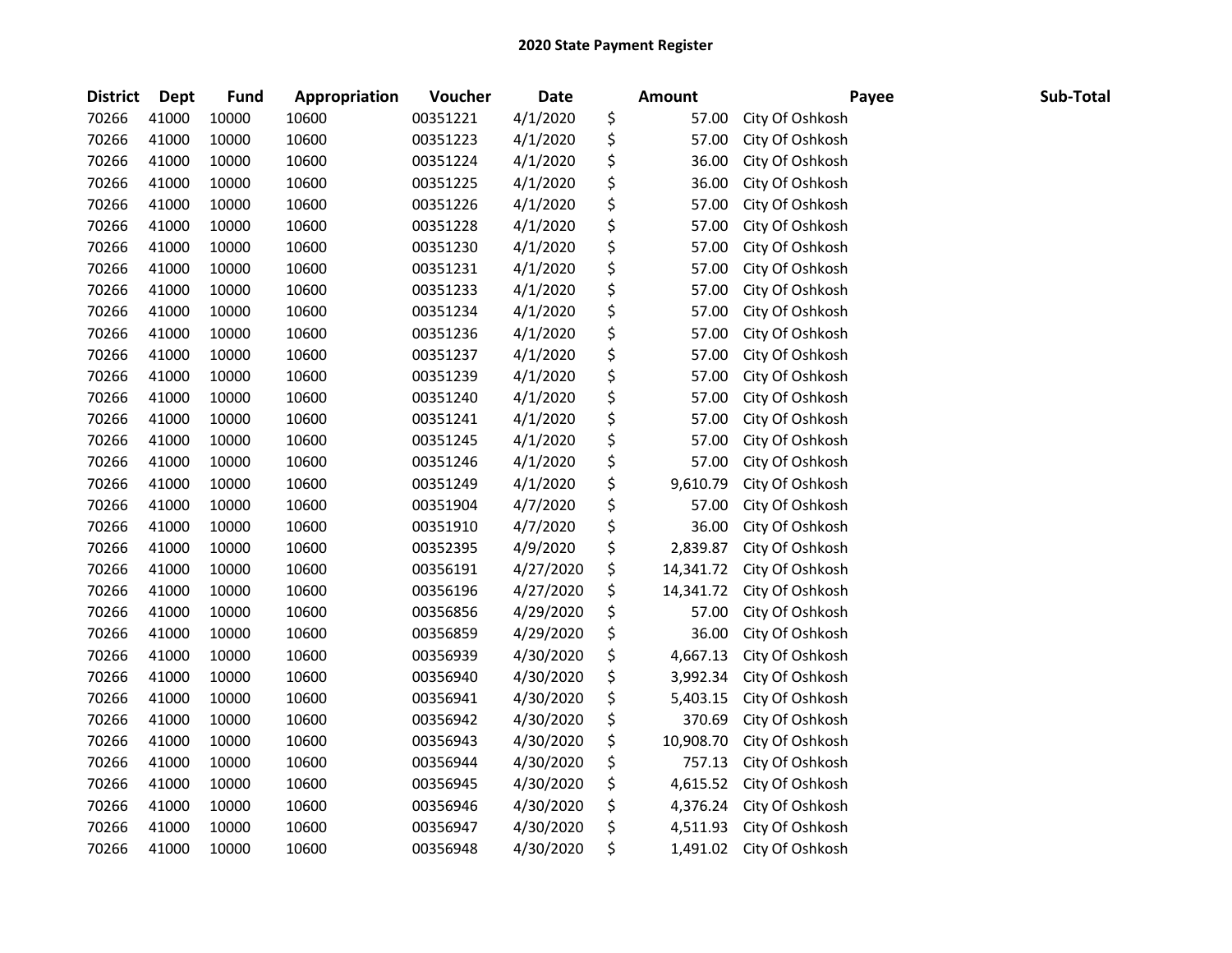## 2020 State Payment Register

| District | Dept | Fund | Appropriation | Voucher | Date | Amount | Payee | Sub-Total |
|---|---|---|---|---|---|---|---|---|
| 70266 | 41000 | 10000 | 10600 | 00351221 | 4/1/2020 | $ 57.00 | City Of Oshkosh | |
| 70266 | 41000 | 10000 | 10600 | 00351223 | 4/1/2020 | $ 57.00 | City Of Oshkosh | |
| 70266 | 41000 | 10000 | 10600 | 00351224 | 4/1/2020 | $ 36.00 | City Of Oshkosh | |
| 70266 | 41000 | 10000 | 10600 | 00351225 | 4/1/2020 | $ 36.00 | City Of Oshkosh | |
| 70266 | 41000 | 10000 | 10600 | 00351226 | 4/1/2020 | $ 57.00 | City Of Oshkosh | |
| 70266 | 41000 | 10000 | 10600 | 00351228 | 4/1/2020 | $ 57.00 | City Of Oshkosh | |
| 70266 | 41000 | 10000 | 10600 | 00351230 | 4/1/2020 | $ 57.00 | City Of Oshkosh | |
| 70266 | 41000 | 10000 | 10600 | 00351231 | 4/1/2020 | $ 57.00 | City Of Oshkosh | |
| 70266 | 41000 | 10000 | 10600 | 00351233 | 4/1/2020 | $ 57.00 | City Of Oshkosh | |
| 70266 | 41000 | 10000 | 10600 | 00351234 | 4/1/2020 | $ 57.00 | City Of Oshkosh | |
| 70266 | 41000 | 10000 | 10600 | 00351236 | 4/1/2020 | $ 57.00 | City Of Oshkosh | |
| 70266 | 41000 | 10000 | 10600 | 00351237 | 4/1/2020 | $ 57.00 | City Of Oshkosh | |
| 70266 | 41000 | 10000 | 10600 | 00351239 | 4/1/2020 | $ 57.00 | City Of Oshkosh | |
| 70266 | 41000 | 10000 | 10600 | 00351240 | 4/1/2020 | $ 57.00 | City Of Oshkosh | |
| 70266 | 41000 | 10000 | 10600 | 00351241 | 4/1/2020 | $ 57.00 | City Of Oshkosh | |
| 70266 | 41000 | 10000 | 10600 | 00351245 | 4/1/2020 | $ 57.00 | City Of Oshkosh | |
| 70266 | 41000 | 10000 | 10600 | 00351246 | 4/1/2020 | $ 57.00 | City Of Oshkosh | |
| 70266 | 41000 | 10000 | 10600 | 00351249 | 4/1/2020 | $ 9,610.79 | City Of Oshkosh | |
| 70266 | 41000 | 10000 | 10600 | 00351904 | 4/7/2020 | $ 57.00 | City Of Oshkosh | |
| 70266 | 41000 | 10000 | 10600 | 00351910 | 4/7/2020 | $ 36.00 | City Of Oshkosh | |
| 70266 | 41000 | 10000 | 10600 | 00352395 | 4/9/2020 | $ 2,839.87 | City Of Oshkosh | |
| 70266 | 41000 | 10000 | 10600 | 00356191 | 4/27/2020 | $ 14,341.72 | City Of Oshkosh | |
| 70266 | 41000 | 10000 | 10600 | 00356196 | 4/27/2020 | $ 14,341.72 | City Of Oshkosh | |
| 70266 | 41000 | 10000 | 10600 | 00356856 | 4/29/2020 | $ 57.00 | City Of Oshkosh | |
| 70266 | 41000 | 10000 | 10600 | 00356859 | 4/29/2020 | $ 36.00 | City Of Oshkosh | |
| 70266 | 41000 | 10000 | 10600 | 00356939 | 4/30/2020 | $ 4,667.13 | City Of Oshkosh | |
| 70266 | 41000 | 10000 | 10600 | 00356940 | 4/30/2020 | $ 3,992.34 | City Of Oshkosh | |
| 70266 | 41000 | 10000 | 10600 | 00356941 | 4/30/2020 | $ 5,403.15 | City Of Oshkosh | |
| 70266 | 41000 | 10000 | 10600 | 00356942 | 4/30/2020 | $ 370.69 | City Of Oshkosh | |
| 70266 | 41000 | 10000 | 10600 | 00356943 | 4/30/2020 | $ 10,908.70 | City Of Oshkosh | |
| 70266 | 41000 | 10000 | 10600 | 00356944 | 4/30/2020 | $ 757.13 | City Of Oshkosh | |
| 70266 | 41000 | 10000 | 10600 | 00356945 | 4/30/2020 | $ 4,615.52 | City Of Oshkosh | |
| 70266 | 41000 | 10000 | 10600 | 00356946 | 4/30/2020 | $ 4,376.24 | City Of Oshkosh | |
| 70266 | 41000 | 10000 | 10600 | 00356947 | 4/30/2020 | $ 4,511.93 | City Of Oshkosh | |
| 70266 | 41000 | 10000 | 10600 | 00356948 | 4/30/2020 | $ 1,491.02 | City Of Oshkosh | |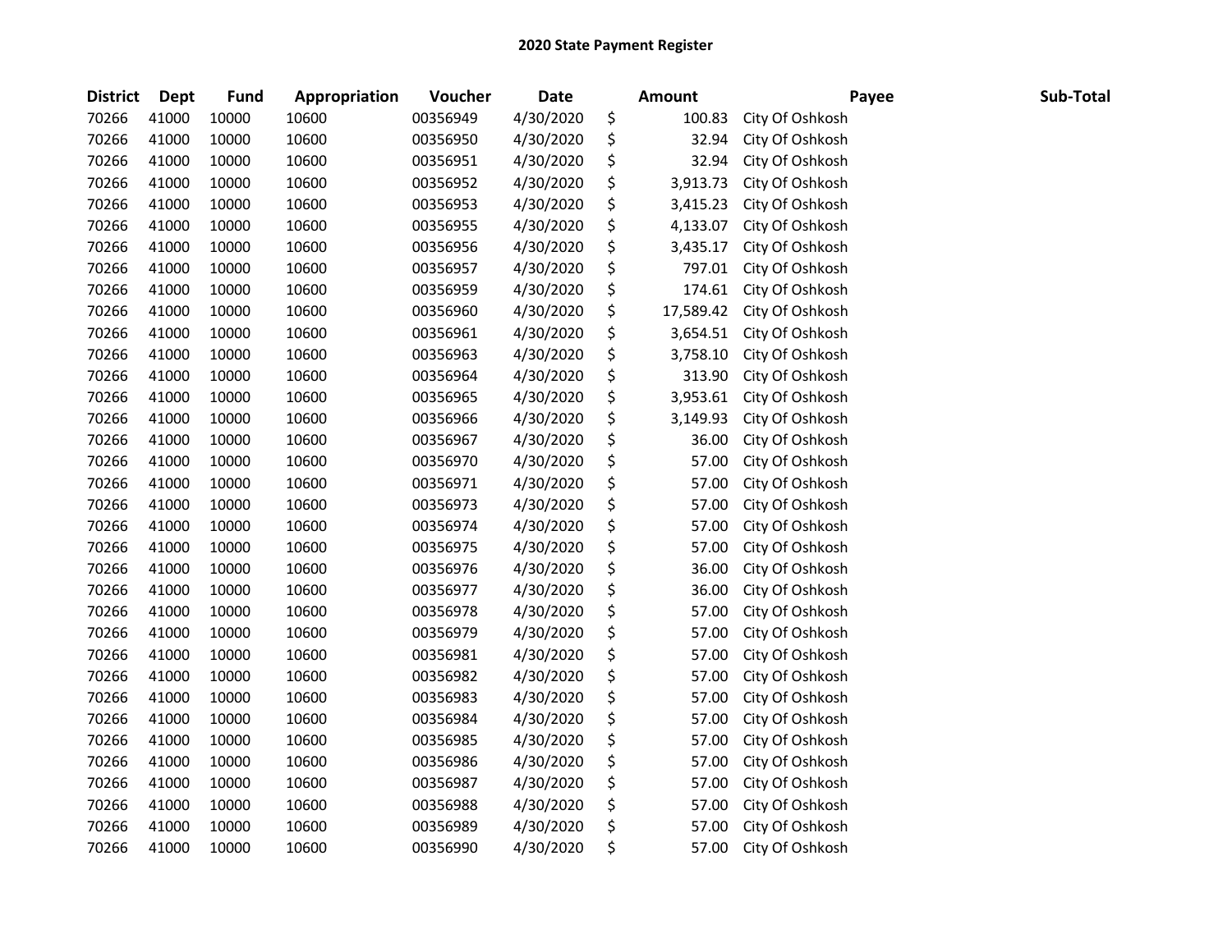# 2020 State Payment Register

| District | Dept | Fund | Appropriation | Voucher | Date | Amount | Payee | Sub-Total |
|---|---|---|---|---|---|---|---|---|
| 70266 | 41000 | 10000 | 10600 | 00356949 | 4/30/2020 | $ 100.83 | City Of Oshkosh | |
| 70266 | 41000 | 10000 | 10600 | 00356950 | 4/30/2020 | $ 32.94 | City Of Oshkosh | |
| 70266 | 41000 | 10000 | 10600 | 00356951 | 4/30/2020 | $ 32.94 | City Of Oshkosh | |
| 70266 | 41000 | 10000 | 10600 | 00356952 | 4/30/2020 | $ 3,913.73 | City Of Oshkosh | |
| 70266 | 41000 | 10000 | 10600 | 00356953 | 4/30/2020 | $ 3,415.23 | City Of Oshkosh | |
| 70266 | 41000 | 10000 | 10600 | 00356955 | 4/30/2020 | $ 4,133.07 | City Of Oshkosh | |
| 70266 | 41000 | 10000 | 10600 | 00356956 | 4/30/2020 | $ 3,435.17 | City Of Oshkosh | |
| 70266 | 41000 | 10000 | 10600 | 00356957 | 4/30/2020 | $ 797.01 | City Of Oshkosh | |
| 70266 | 41000 | 10000 | 10600 | 00356959 | 4/30/2020 | $ 174.61 | City Of Oshkosh | |
| 70266 | 41000 | 10000 | 10600 | 00356960 | 4/30/2020 | $ 17,589.42 | City Of Oshkosh | |
| 70266 | 41000 | 10000 | 10600 | 00356961 | 4/30/2020 | $ 3,654.51 | City Of Oshkosh | |
| 70266 | 41000 | 10000 | 10600 | 00356963 | 4/30/2020 | $ 3,758.10 | City Of Oshkosh | |
| 70266 | 41000 | 10000 | 10600 | 00356964 | 4/30/2020 | $ 313.90 | City Of Oshkosh | |
| 70266 | 41000 | 10000 | 10600 | 00356965 | 4/30/2020 | $ 3,953.61 | City Of Oshkosh | |
| 70266 | 41000 | 10000 | 10600 | 00356966 | 4/30/2020 | $ 3,149.93 | City Of Oshkosh | |
| 70266 | 41000 | 10000 | 10600 | 00356967 | 4/30/2020 | $ 36.00 | City Of Oshkosh | |
| 70266 | 41000 | 10000 | 10600 | 00356970 | 4/30/2020 | $ 57.00 | City Of Oshkosh | |
| 70266 | 41000 | 10000 | 10600 | 00356971 | 4/30/2020 | $ 57.00 | City Of Oshkosh | |
| 70266 | 41000 | 10000 | 10600 | 00356973 | 4/30/2020 | $ 57.00 | City Of Oshkosh | |
| 70266 | 41000 | 10000 | 10600 | 00356974 | 4/30/2020 | $ 57.00 | City Of Oshkosh | |
| 70266 | 41000 | 10000 | 10600 | 00356975 | 4/30/2020 | $ 57.00 | City Of Oshkosh | |
| 70266 | 41000 | 10000 | 10600 | 00356976 | 4/30/2020 | $ 36.00 | City Of Oshkosh | |
| 70266 | 41000 | 10000 | 10600 | 00356977 | 4/30/2020 | $ 36.00 | City Of Oshkosh | |
| 70266 | 41000 | 10000 | 10600 | 00356978 | 4/30/2020 | $ 57.00 | City Of Oshkosh | |
| 70266 | 41000 | 10000 | 10600 | 00356979 | 4/30/2020 | $ 57.00 | City Of Oshkosh | |
| 70266 | 41000 | 10000 | 10600 | 00356981 | 4/30/2020 | $ 57.00 | City Of Oshkosh | |
| 70266 | 41000 | 10000 | 10600 | 00356982 | 4/30/2020 | $ 57.00 | City Of Oshkosh | |
| 70266 | 41000 | 10000 | 10600 | 00356983 | 4/30/2020 | $ 57.00 | City Of Oshkosh | |
| 70266 | 41000 | 10000 | 10600 | 00356984 | 4/30/2020 | $ 57.00 | City Of Oshkosh | |
| 70266 | 41000 | 10000 | 10600 | 00356985 | 4/30/2020 | $ 57.00 | City Of Oshkosh | |
| 70266 | 41000 | 10000 | 10600 | 00356986 | 4/30/2020 | $ 57.00 | City Of Oshkosh | |
| 70266 | 41000 | 10000 | 10600 | 00356987 | 4/30/2020 | $ 57.00 | City Of Oshkosh | |
| 70266 | 41000 | 10000 | 10600 | 00356988 | 4/30/2020 | $ 57.00 | City Of Oshkosh | |
| 70266 | 41000 | 10000 | 10600 | 00356989 | 4/30/2020 | $ 57.00 | City Of Oshkosh | |
| 70266 | 41000 | 10000 | 10600 | 00356990 | 4/30/2020 | $ 57.00 | City Of Oshkosh | |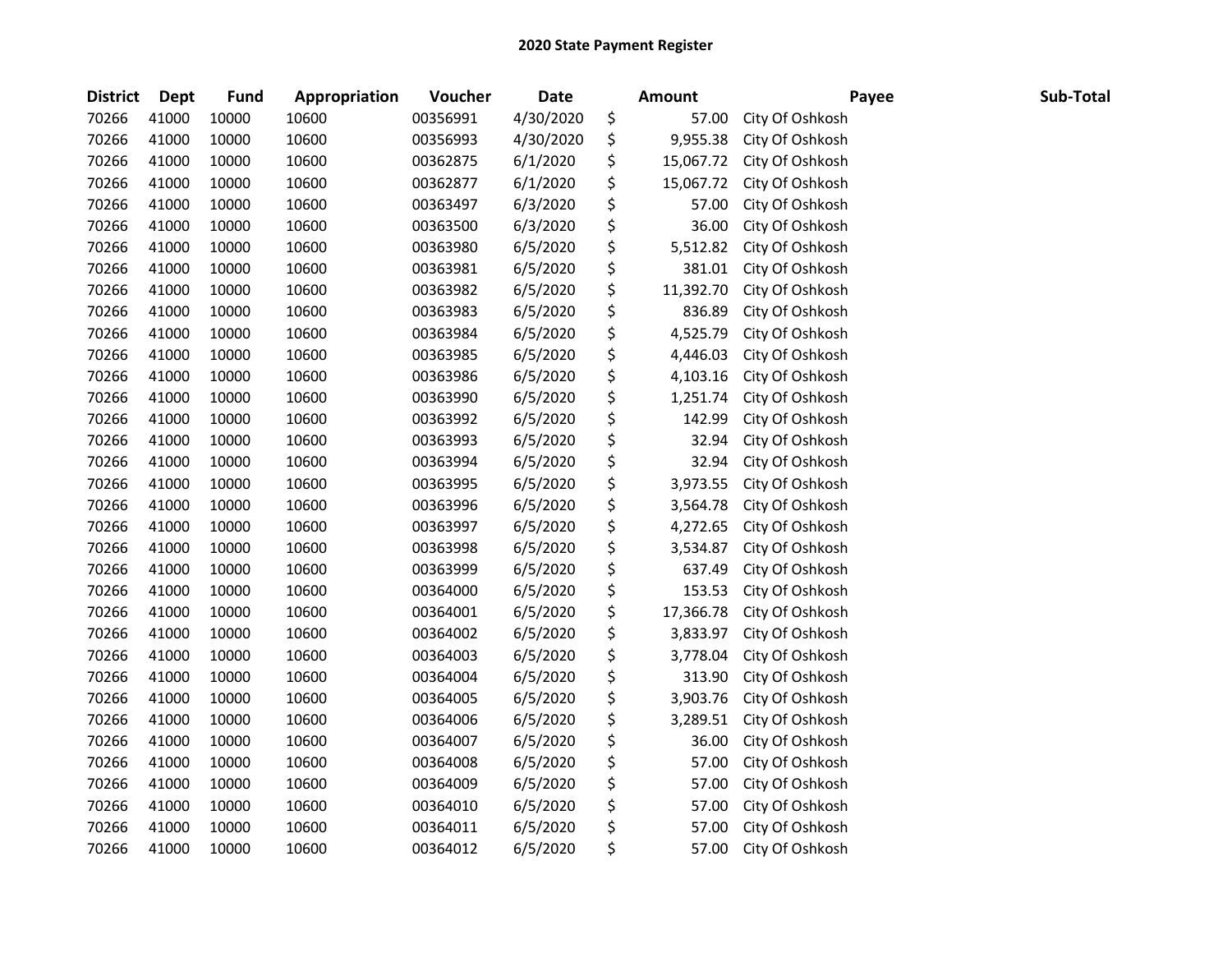## 2020 State Payment Register

| District | Dept | Fund | Appropriation | Voucher | Date | Amount | Payee | Sub-Total |
|---|---|---|---|---|---|---|---|---|
| 70266 | 41000 | 10000 | 10600 | 00356991 | 4/30/2020 | $ 57.00 | City Of Oshkosh | |
| 70266 | 41000 | 10000 | 10600 | 00356993 | 4/30/2020 | $ 9,955.38 | City Of Oshkosh | |
| 70266 | 41000 | 10000 | 10600 | 00362875 | 6/1/2020 | $ 15,067.72 | City Of Oshkosh | |
| 70266 | 41000 | 10000 | 10600 | 00362877 | 6/1/2020 | $ 15,067.72 | City Of Oshkosh | |
| 70266 | 41000 | 10000 | 10600 | 00363497 | 6/3/2020 | $ 57.00 | City Of Oshkosh | |
| 70266 | 41000 | 10000 | 10600 | 00363500 | 6/3/2020 | $ 36.00 | City Of Oshkosh | |
| 70266 | 41000 | 10000 | 10600 | 00363980 | 6/5/2020 | $ 5,512.82 | City Of Oshkosh | |
| 70266 | 41000 | 10000 | 10600 | 00363981 | 6/5/2020 | $ 381.01 | City Of Oshkosh | |
| 70266 | 41000 | 10000 | 10600 | 00363982 | 6/5/2020 | $ 11,392.70 | City Of Oshkosh | |
| 70266 | 41000 | 10000 | 10600 | 00363983 | 6/5/2020 | $ 836.89 | City Of Oshkosh | |
| 70266 | 41000 | 10000 | 10600 | 00363984 | 6/5/2020 | $ 4,525.79 | City Of Oshkosh | |
| 70266 | 41000 | 10000 | 10600 | 00363985 | 6/5/2020 | $ 4,446.03 | City Of Oshkosh | |
| 70266 | 41000 | 10000 | 10600 | 00363986 | 6/5/2020 | $ 4,103.16 | City Of Oshkosh | |
| 70266 | 41000 | 10000 | 10600 | 00363990 | 6/5/2020 | $ 1,251.74 | City Of Oshkosh | |
| 70266 | 41000 | 10000 | 10600 | 00363992 | 6/5/2020 | $ 142.99 | City Of Oshkosh | |
| 70266 | 41000 | 10000 | 10600 | 00363993 | 6/5/2020 | $ 32.94 | City Of Oshkosh | |
| 70266 | 41000 | 10000 | 10600 | 00363994 | 6/5/2020 | $ 32.94 | City Of Oshkosh | |
| 70266 | 41000 | 10000 | 10600 | 00363995 | 6/5/2020 | $ 3,973.55 | City Of Oshkosh | |
| 70266 | 41000 | 10000 | 10600 | 00363996 | 6/5/2020 | $ 3,564.78 | City Of Oshkosh | |
| 70266 | 41000 | 10000 | 10600 | 00363997 | 6/5/2020 | $ 4,272.65 | City Of Oshkosh | |
| 70266 | 41000 | 10000 | 10600 | 00363998 | 6/5/2020 | $ 3,534.87 | City Of Oshkosh | |
| 70266 | 41000 | 10000 | 10600 | 00363999 | 6/5/2020 | $ 637.49 | City Of Oshkosh | |
| 70266 | 41000 | 10000 | 10600 | 00364000 | 6/5/2020 | $ 153.53 | City Of Oshkosh | |
| 70266 | 41000 | 10000 | 10600 | 00364001 | 6/5/2020 | $ 17,366.78 | City Of Oshkosh | |
| 70266 | 41000 | 10000 | 10600 | 00364002 | 6/5/2020 | $ 3,833.97 | City Of Oshkosh | |
| 70266 | 41000 | 10000 | 10600 | 00364003 | 6/5/2020 | $ 3,778.04 | City Of Oshkosh | |
| 70266 | 41000 | 10000 | 10600 | 00364004 | 6/5/2020 | $ 313.90 | City Of Oshkosh | |
| 70266 | 41000 | 10000 | 10600 | 00364005 | 6/5/2020 | $ 3,903.76 | City Of Oshkosh | |
| 70266 | 41000 | 10000 | 10600 | 00364006 | 6/5/2020 | $ 3,289.51 | City Of Oshkosh | |
| 70266 | 41000 | 10000 | 10600 | 00364007 | 6/5/2020 | $ 36.00 | City Of Oshkosh | |
| 70266 | 41000 | 10000 | 10600 | 00364008 | 6/5/2020 | $ 57.00 | City Of Oshkosh | |
| 70266 | 41000 | 10000 | 10600 | 00364009 | 6/5/2020 | $ 57.00 | City Of Oshkosh | |
| 70266 | 41000 | 10000 | 10600 | 00364010 | 6/5/2020 | $ 57.00 | City Of Oshkosh | |
| 70266 | 41000 | 10000 | 10600 | 00364011 | 6/5/2020 | $ 57.00 | City Of Oshkosh | |
| 70266 | 41000 | 10000 | 10600 | 00364012 | 6/5/2020 | $ 57.00 | City Of Oshkosh | |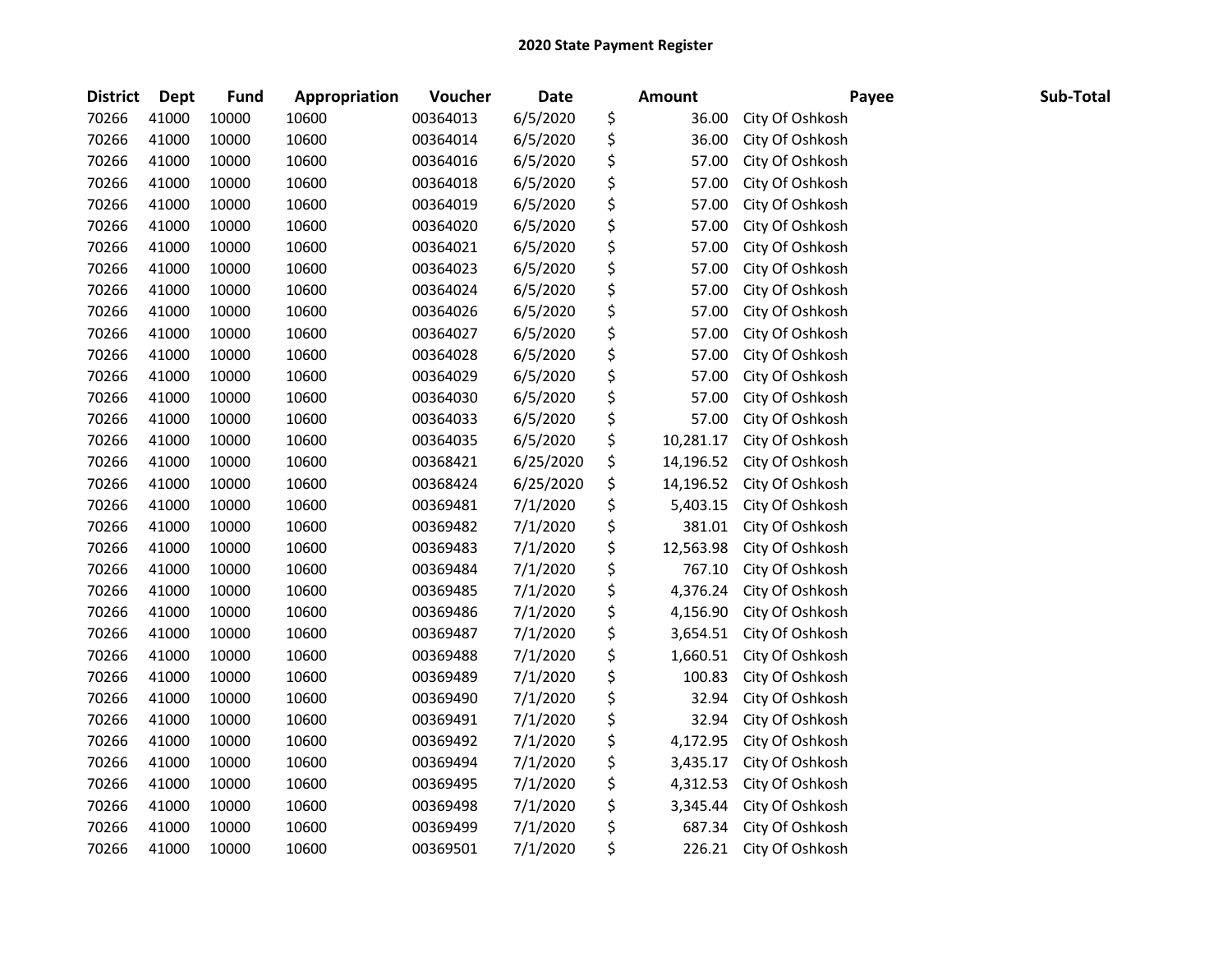**2020 State Payment Register**

| District | Dept | Fund | Appropriation | Voucher | Date | Amount | Payee | Sub-Total |
|---|---|---|---|---|---|---|---|---|
| 70266 | 41000 | 10000 | 10600 | 00364013 | 6/5/2020 | $ 36.00 | City Of Oshkosh | |
| 70266 | 41000 | 10000 | 10600 | 00364014 | 6/5/2020 | $ 36.00 | City Of Oshkosh | |
| 70266 | 41000 | 10000 | 10600 | 00364016 | 6/5/2020 | $ 57.00 | City Of Oshkosh | |
| 70266 | 41000 | 10000 | 10600 | 00364018 | 6/5/2020 | $ 57.00 | City Of Oshkosh | |
| 70266 | 41000 | 10000 | 10600 | 00364019 | 6/5/2020 | $ 57.00 | City Of Oshkosh | |
| 70266 | 41000 | 10000 | 10600 | 00364020 | 6/5/2020 | $ 57.00 | City Of Oshkosh | |
| 70266 | 41000 | 10000 | 10600 | 00364021 | 6/5/2020 | $ 57.00 | City Of Oshkosh | |
| 70266 | 41000 | 10000 | 10600 | 00364023 | 6/5/2020 | $ 57.00 | City Of Oshkosh | |
| 70266 | 41000 | 10000 | 10600 | 00364024 | 6/5/2020 | $ 57.00 | City Of Oshkosh | |
| 70266 | 41000 | 10000 | 10600 | 00364026 | 6/5/2020 | $ 57.00 | City Of Oshkosh | |
| 70266 | 41000 | 10000 | 10600 | 00364027 | 6/5/2020 | $ 57.00 | City Of Oshkosh | |
| 70266 | 41000 | 10000 | 10600 | 00364028 | 6/5/2020 | $ 57.00 | City Of Oshkosh | |
| 70266 | 41000 | 10000 | 10600 | 00364029 | 6/5/2020 | $ 57.00 | City Of Oshkosh | |
| 70266 | 41000 | 10000 | 10600 | 00364030 | 6/5/2020 | $ 57.00 | City Of Oshkosh | |
| 70266 | 41000 | 10000 | 10600 | 00364033 | 6/5/2020 | $ 57.00 | City Of Oshkosh | |
| 70266 | 41000 | 10000 | 10600 | 00364035 | 6/5/2020 | $ 10,281.17 | City Of Oshkosh | |
| 70266 | 41000 | 10000 | 10600 | 00368421 | 6/25/2020 | $ 14,196.52 | City Of Oshkosh | |
| 70266 | 41000 | 10000 | 10600 | 00368424 | 6/25/2020 | $ 14,196.52 | City Of Oshkosh | |
| 70266 | 41000 | 10000 | 10600 | 00369481 | 7/1/2020 | $ 5,403.15 | City Of Oshkosh | |
| 70266 | 41000 | 10000 | 10600 | 00369482 | 7/1/2020 | $ 381.01 | City Of Oshkosh | |
| 70266 | 41000 | 10000 | 10600 | 00369483 | 7/1/2020 | $ 12,563.98 | City Of Oshkosh | |
| 70266 | 41000 | 10000 | 10600 | 00369484 | 7/1/2020 | $ 767.10 | City Of Oshkosh | |
| 70266 | 41000 | 10000 | 10600 | 00369485 | 7/1/2020 | $ 4,376.24 | City Of Oshkosh | |
| 70266 | 41000 | 10000 | 10600 | 00369486 | 7/1/2020 | $ 4,156.90 | City Of Oshkosh | |
| 70266 | 41000 | 10000 | 10600 | 00369487 | 7/1/2020 | $ 3,654.51 | City Of Oshkosh | |
| 70266 | 41000 | 10000 | 10600 | 00369488 | 7/1/2020 | $ 1,660.51 | City Of Oshkosh | |
| 70266 | 41000 | 10000 | 10600 | 00369489 | 7/1/2020 | $ 100.83 | City Of Oshkosh | |
| 70266 | 41000 | 10000 | 10600 | 00369490 | 7/1/2020 | $ 32.94 | City Of Oshkosh | |
| 70266 | 41000 | 10000 | 10600 | 00369491 | 7/1/2020 | $ 32.94 | City Of Oshkosh | |
| 70266 | 41000 | 10000 | 10600 | 00369492 | 7/1/2020 | $ 4,172.95 | City Of Oshkosh | |
| 70266 | 41000 | 10000 | 10600 | 00369494 | 7/1/2020 | $ 3,435.17 | City Of Oshkosh | |
| 70266 | 41000 | 10000 | 10600 | 00369495 | 7/1/2020 | $ 4,312.53 | City Of Oshkosh | |
| 70266 | 41000 | 10000 | 10600 | 00369498 | 7/1/2020 | $ 3,345.44 | City Of Oshkosh | |
| 70266 | 41000 | 10000 | 10600 | 00369499 | 7/1/2020 | $ 687.34 | City Of Oshkosh | |
| 70266 | 41000 | 10000 | 10600 | 00369501 | 7/1/2020 | $ 226.21 | City Of Oshkosh | |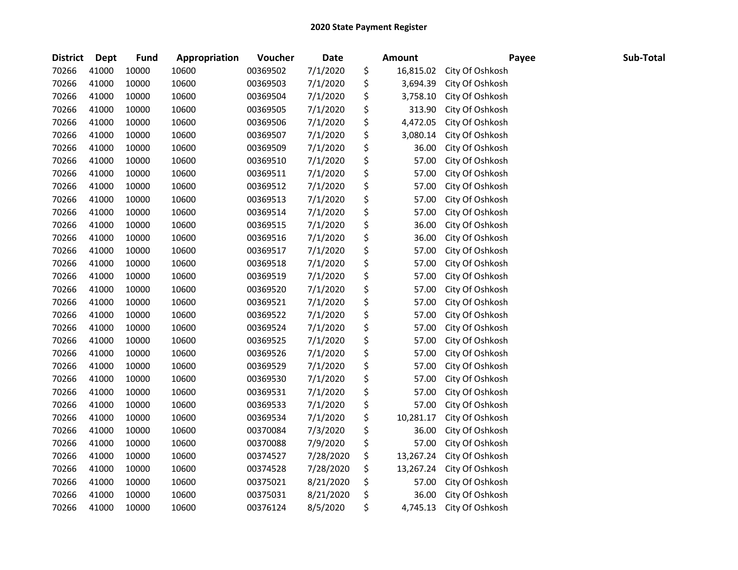# 2020 State Payment Register

| District | Dept | Fund | Appropriation | Voucher | Date | Amount | Payee | Sub-Total |
|---|---|---|---|---|---|---|---|---|
| 70266 | 41000 | 10000 | 10600 | 00369502 | 7/1/2020 | $ 16,815.02 | City Of Oshkosh | |
| 70266 | 41000 | 10000 | 10600 | 00369503 | 7/1/2020 | $ 3,694.39 | City Of Oshkosh | |
| 70266 | 41000 | 10000 | 10600 | 00369504 | 7/1/2020 | $ 3,758.10 | City Of Oshkosh | |
| 70266 | 41000 | 10000 | 10600 | 00369505 | 7/1/2020 | $ 313.90 | City Of Oshkosh | |
| 70266 | 41000 | 10000 | 10600 | 00369506 | 7/1/2020 | $ 4,472.05 | City Of Oshkosh | |
| 70266 | 41000 | 10000 | 10600 | 00369507 | 7/1/2020 | $ 3,080.14 | City Of Oshkosh | |
| 70266 | 41000 | 10000 | 10600 | 00369509 | 7/1/2020 | $ 36.00 | City Of Oshkosh | |
| 70266 | 41000 | 10000 | 10600 | 00369510 | 7/1/2020 | $ 57.00 | City Of Oshkosh | |
| 70266 | 41000 | 10000 | 10600 | 00369511 | 7/1/2020 | $ 57.00 | City Of Oshkosh | |
| 70266 | 41000 | 10000 | 10600 | 00369512 | 7/1/2020 | $ 57.00 | City Of Oshkosh | |
| 70266 | 41000 | 10000 | 10600 | 00369513 | 7/1/2020 | $ 57.00 | City Of Oshkosh | |
| 70266 | 41000 | 10000 | 10600 | 00369514 | 7/1/2020 | $ 57.00 | City Of Oshkosh | |
| 70266 | 41000 | 10000 | 10600 | 00369515 | 7/1/2020 | $ 36.00 | City Of Oshkosh | |
| 70266 | 41000 | 10000 | 10600 | 00369516 | 7/1/2020 | $ 36.00 | City Of Oshkosh | |
| 70266 | 41000 | 10000 | 10600 | 00369517 | 7/1/2020 | $ 57.00 | City Of Oshkosh | |
| 70266 | 41000 | 10000 | 10600 | 00369518 | 7/1/2020 | $ 57.00 | City Of Oshkosh | |
| 70266 | 41000 | 10000 | 10600 | 00369519 | 7/1/2020 | $ 57.00 | City Of Oshkosh | |
| 70266 | 41000 | 10000 | 10600 | 00369520 | 7/1/2020 | $ 57.00 | City Of Oshkosh | |
| 70266 | 41000 | 10000 | 10600 | 00369521 | 7/1/2020 | $ 57.00 | City Of Oshkosh | |
| 70266 | 41000 | 10000 | 10600 | 00369522 | 7/1/2020 | $ 57.00 | City Of Oshkosh | |
| 70266 | 41000 | 10000 | 10600 | 00369524 | 7/1/2020 | $ 57.00 | City Of Oshkosh | |
| 70266 | 41000 | 10000 | 10600 | 00369525 | 7/1/2020 | $ 57.00 | City Of Oshkosh | |
| 70266 | 41000 | 10000 | 10600 | 00369526 | 7/1/2020 | $ 57.00 | City Of Oshkosh | |
| 70266 | 41000 | 10000 | 10600 | 00369529 | 7/1/2020 | $ 57.00 | City Of Oshkosh | |
| 70266 | 41000 | 10000 | 10600 | 00369530 | 7/1/2020 | $ 57.00 | City Of Oshkosh | |
| 70266 | 41000 | 10000 | 10600 | 00369531 | 7/1/2020 | $ 57.00 | City Of Oshkosh | |
| 70266 | 41000 | 10000 | 10600 | 00369533 | 7/1/2020 | $ 57.00 | City Of Oshkosh | |
| 70266 | 41000 | 10000 | 10600 | 00369534 | 7/1/2020 | $ 10,281.17 | City Of Oshkosh | |
| 70266 | 41000 | 10000 | 10600 | 00370084 | 7/3/2020 | $ 36.00 | City Of Oshkosh | |
| 70266 | 41000 | 10000 | 10600 | 00370088 | 7/9/2020 | $ 57.00 | City Of Oshkosh | |
| 70266 | 41000 | 10000 | 10600 | 00374527 | 7/28/2020 | $ 13,267.24 | City Of Oshkosh | |
| 70266 | 41000 | 10000 | 10600 | 00374528 | 7/28/2020 | $ 13,267.24 | City Of Oshkosh | |
| 70266 | 41000 | 10000 | 10600 | 00375021 | 8/21/2020 | $ 57.00 | City Of Oshkosh | |
| 70266 | 41000 | 10000 | 10600 | 00375031 | 8/21/2020 | $ 36.00 | City Of Oshkosh | |
| 70266 | 41000 | 10000 | 10600 | 00376124 | 8/5/2020 | $ 4,745.13 | City Of Oshkosh | |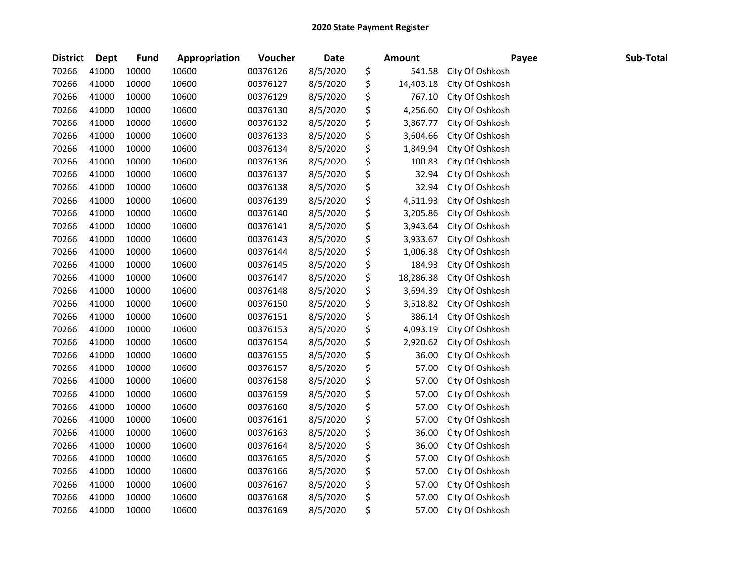# 2020 State Payment Register

| District | Dept | Fund | Appropriation | Voucher | Date | Amount | Payee | Sub-Total |
|---|---|---|---|---|---|---|---|---|
| 70266 | 41000 | 10000 | 10600 | 00376126 | 8/5/2020 | $ 541.58 | City Of Oshkosh | |
| 70266 | 41000 | 10000 | 10600 | 00376127 | 8/5/2020 | $ 14,403.18 | City Of Oshkosh | |
| 70266 | 41000 | 10000 | 10600 | 00376129 | 8/5/2020 | $ 767.10 | City Of Oshkosh | |
| 70266 | 41000 | 10000 | 10600 | 00376130 | 8/5/2020 | $ 4,256.60 | City Of Oshkosh | |
| 70266 | 41000 | 10000 | 10600 | 00376132 | 8/5/2020 | $ 3,867.77 | City Of Oshkosh | |
| 70266 | 41000 | 10000 | 10600 | 00376133 | 8/5/2020 | $ 3,604.66 | City Of Oshkosh | |
| 70266 | 41000 | 10000 | 10600 | 00376134 | 8/5/2020 | $ 1,849.94 | City Of Oshkosh | |
| 70266 | 41000 | 10000 | 10600 | 00376136 | 8/5/2020 | $ 100.83 | City Of Oshkosh | |
| 70266 | 41000 | 10000 | 10600 | 00376137 | 8/5/2020 | $ 32.94 | City Of Oshkosh | |
| 70266 | 41000 | 10000 | 10600 | 00376138 | 8/5/2020 | $ 32.94 | City Of Oshkosh | |
| 70266 | 41000 | 10000 | 10600 | 00376139 | 8/5/2020 | $ 4,511.93 | City Of Oshkosh | |
| 70266 | 41000 | 10000 | 10600 | 00376140 | 8/5/2020 | $ 3,205.86 | City Of Oshkosh | |
| 70266 | 41000 | 10000 | 10600 | 00376141 | 8/5/2020 | $ 3,943.64 | City Of Oshkosh | |
| 70266 | 41000 | 10000 | 10600 | 00376143 | 8/5/2020 | $ 3,933.67 | City Of Oshkosh | |
| 70266 | 41000 | 10000 | 10600 | 00376144 | 8/5/2020 | $ 1,006.38 | City Of Oshkosh | |
| 70266 | 41000 | 10000 | 10600 | 00376145 | 8/5/2020 | $ 184.93 | City Of Oshkosh | |
| 70266 | 41000 | 10000 | 10600 | 00376147 | 8/5/2020 | $ 18,286.38 | City Of Oshkosh | |
| 70266 | 41000 | 10000 | 10600 | 00376148 | 8/5/2020 | $ 3,694.39 | City Of Oshkosh | |
| 70266 | 41000 | 10000 | 10600 | 00376150 | 8/5/2020 | $ 3,518.82 | City Of Oshkosh | |
| 70266 | 41000 | 10000 | 10600 | 00376151 | 8/5/2020 | $ 386.14 | City Of Oshkosh | |
| 70266 | 41000 | 10000 | 10600 | 00376153 | 8/5/2020 | $ 4,093.19 | City Of Oshkosh | |
| 70266 | 41000 | 10000 | 10600 | 00376154 | 8/5/2020 | $ 2,920.62 | City Of Oshkosh | |
| 70266 | 41000 | 10000 | 10600 | 00376155 | 8/5/2020 | $ 36.00 | City Of Oshkosh | |
| 70266 | 41000 | 10000 | 10600 | 00376157 | 8/5/2020 | $ 57.00 | City Of Oshkosh | |
| 70266 | 41000 | 10000 | 10600 | 00376158 | 8/5/2020 | $ 57.00 | City Of Oshkosh | |
| 70266 | 41000 | 10000 | 10600 | 00376159 | 8/5/2020 | $ 57.00 | City Of Oshkosh | |
| 70266 | 41000 | 10000 | 10600 | 00376160 | 8/5/2020 | $ 57.00 | City Of Oshkosh | |
| 70266 | 41000 | 10000 | 10600 | 00376161 | 8/5/2020 | $ 57.00 | City Of Oshkosh | |
| 70266 | 41000 | 10000 | 10600 | 00376163 | 8/5/2020 | $ 36.00 | City Of Oshkosh | |
| 70266 | 41000 | 10000 | 10600 | 00376164 | 8/5/2020 | $ 36.00 | City Of Oshkosh | |
| 70266 | 41000 | 10000 | 10600 | 00376165 | 8/5/2020 | $ 57.00 | City Of Oshkosh | |
| 70266 | 41000 | 10000 | 10600 | 00376166 | 8/5/2020 | $ 57.00 | City Of Oshkosh | |
| 70266 | 41000 | 10000 | 10600 | 00376167 | 8/5/2020 | $ 57.00 | City Of Oshkosh | |
| 70266 | 41000 | 10000 | 10600 | 00376168 | 8/5/2020 | $ 57.00 | City Of Oshkosh | |
| 70266 | 41000 | 10000 | 10600 | 00376169 | 8/5/2020 | $ 57.00 | City Of Oshkosh | |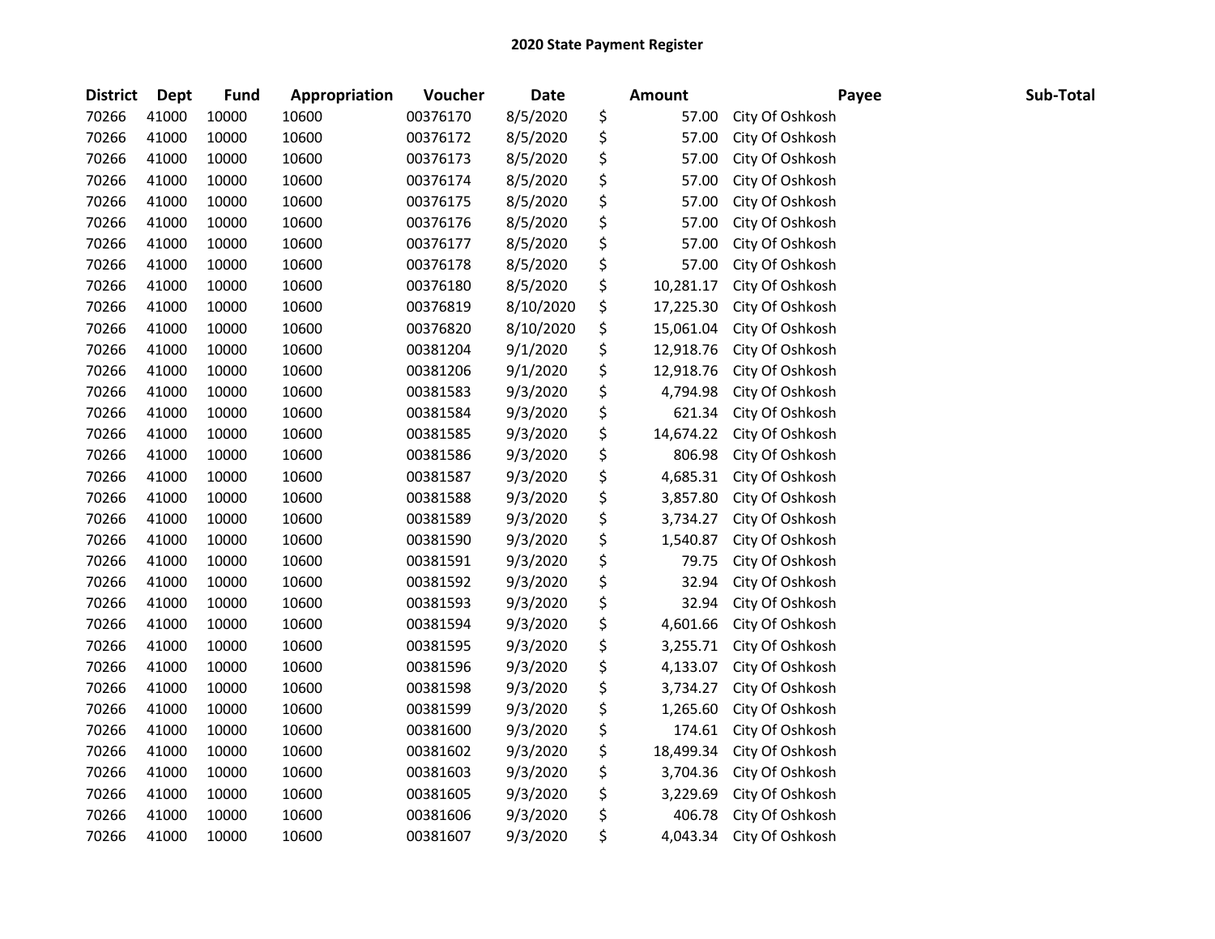# 2020 State Payment Register

| District | Dept | Fund | Appropriation | Voucher | Date | Amount | Payee | Sub-Total |
|---|---|---|---|---|---|---|---|---|
| 70266 | 41000 | 10000 | 10600 | 00376170 | 8/5/2020 | $ 57.00 | City Of Oshkosh | |
| 70266 | 41000 | 10000 | 10600 | 00376172 | 8/5/2020 | $ 57.00 | City Of Oshkosh | |
| 70266 | 41000 | 10000 | 10600 | 00376173 | 8/5/2020 | $ 57.00 | City Of Oshkosh | |
| 70266 | 41000 | 10000 | 10600 | 00376174 | 8/5/2020 | $ 57.00 | City Of Oshkosh | |
| 70266 | 41000 | 10000 | 10600 | 00376175 | 8/5/2020 | $ 57.00 | City Of Oshkosh | |
| 70266 | 41000 | 10000 | 10600 | 00376176 | 8/5/2020 | $ 57.00 | City Of Oshkosh | |
| 70266 | 41000 | 10000 | 10600 | 00376177 | 8/5/2020 | $ 57.00 | City Of Oshkosh | |
| 70266 | 41000 | 10000 | 10600 | 00376178 | 8/5/2020 | $ 57.00 | City Of Oshkosh | |
| 70266 | 41000 | 10000 | 10600 | 00376180 | 8/5/2020 | $ 10,281.17 | City Of Oshkosh | |
| 70266 | 41000 | 10000 | 10600 | 00376819 | 8/10/2020 | $ 17,225.30 | City Of Oshkosh | |
| 70266 | 41000 | 10000 | 10600 | 00376820 | 8/10/2020 | $ 15,061.04 | City Of Oshkosh | |
| 70266 | 41000 | 10000 | 10600 | 00381204 | 9/1/2020 | $ 12,918.76 | City Of Oshkosh | |
| 70266 | 41000 | 10000 | 10600 | 00381206 | 9/1/2020 | $ 12,918.76 | City Of Oshkosh | |
| 70266 | 41000 | 10000 | 10600 | 00381583 | 9/3/2020 | $ 4,794.98 | City Of Oshkosh | |
| 70266 | 41000 | 10000 | 10600 | 00381584 | 9/3/2020 | $ 621.34 | City Of Oshkosh | |
| 70266 | 41000 | 10000 | 10600 | 00381585 | 9/3/2020 | $ 14,674.22 | City Of Oshkosh | |
| 70266 | 41000 | 10000 | 10600 | 00381586 | 9/3/2020 | $ 806.98 | City Of Oshkosh | |
| 70266 | 41000 | 10000 | 10600 | 00381587 | 9/3/2020 | $ 4,685.31 | City Of Oshkosh | |
| 70266 | 41000 | 10000 | 10600 | 00381588 | 9/3/2020 | $ 3,857.80 | City Of Oshkosh | |
| 70266 | 41000 | 10000 | 10600 | 00381589 | 9/3/2020 | $ 3,734.27 | City Of Oshkosh | |
| 70266 | 41000 | 10000 | 10600 | 00381590 | 9/3/2020 | $ 1,540.87 | City Of Oshkosh | |
| 70266 | 41000 | 10000 | 10600 | 00381591 | 9/3/2020 | $ 79.75 | City Of Oshkosh | |
| 70266 | 41000 | 10000 | 10600 | 00381592 | 9/3/2020 | $ 32.94 | City Of Oshkosh | |
| 70266 | 41000 | 10000 | 10600 | 00381593 | 9/3/2020 | $ 32.94 | City Of Oshkosh | |
| 70266 | 41000 | 10000 | 10600 | 00381594 | 9/3/2020 | $ 4,601.66 | City Of Oshkosh | |
| 70266 | 41000 | 10000 | 10600 | 00381595 | 9/3/2020 | $ 3,255.71 | City Of Oshkosh | |
| 70266 | 41000 | 10000 | 10600 | 00381596 | 9/3/2020 | $ 4,133.07 | City Of Oshkosh | |
| 70266 | 41000 | 10000 | 10600 | 00381598 | 9/3/2020 | $ 3,734.27 | City Of Oshkosh | |
| 70266 | 41000 | 10000 | 10600 | 00381599 | 9/3/2020 | $ 1,265.60 | City Of Oshkosh | |
| 70266 | 41000 | 10000 | 10600 | 00381600 | 9/3/2020 | $ 174.61 | City Of Oshkosh | |
| 70266 | 41000 | 10000 | 10600 | 00381602 | 9/3/2020 | $ 18,499.34 | City Of Oshkosh | |
| 70266 | 41000 | 10000 | 10600 | 00381603 | 9/3/2020 | $ 3,704.36 | City Of Oshkosh | |
| 70266 | 41000 | 10000 | 10600 | 00381605 | 9/3/2020 | $ 3,229.69 | City Of Oshkosh | |
| 70266 | 41000 | 10000 | 10600 | 00381606 | 9/3/2020 | $ 406.78 | City Of Oshkosh | |
| 70266 | 41000 | 10000 | 10600 | 00381607 | 9/3/2020 | $ 4,043.34 | City Of Oshkosh | |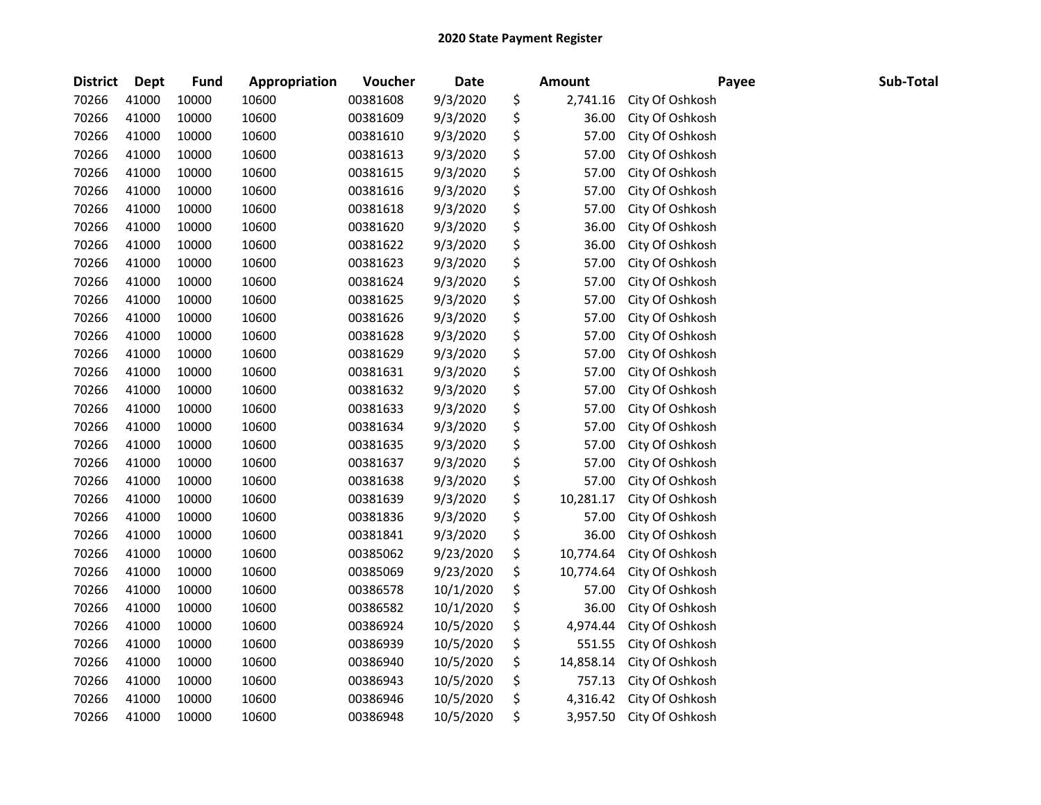# 2020 State Payment Register

| District | Dept | Fund | Appropriation | Voucher | Date | Amount | Payee | Sub-Total |
|---|---|---|---|---|---|---|---|---|
| 70266 | 41000 | 10000 | 10600 | 00381608 | 9/3/2020 | $ 2,741.16 | City Of Oshkosh | |
| 70266 | 41000 | 10000 | 10600 | 00381609 | 9/3/2020 | $ 36.00 | City Of Oshkosh | |
| 70266 | 41000 | 10000 | 10600 | 00381610 | 9/3/2020 | $ 57.00 | City Of Oshkosh | |
| 70266 | 41000 | 10000 | 10600 | 00381613 | 9/3/2020 | $ 57.00 | City Of Oshkosh | |
| 70266 | 41000 | 10000 | 10600 | 00381615 | 9/3/2020 | $ 57.00 | City Of Oshkosh | |
| 70266 | 41000 | 10000 | 10600 | 00381616 | 9/3/2020 | $ 57.00 | City Of Oshkosh | |
| 70266 | 41000 | 10000 | 10600 | 00381618 | 9/3/2020 | $ 57.00 | City Of Oshkosh | |
| 70266 | 41000 | 10000 | 10600 | 00381620 | 9/3/2020 | $ 36.00 | City Of Oshkosh | |
| 70266 | 41000 | 10000 | 10600 | 00381622 | 9/3/2020 | $ 36.00 | City Of Oshkosh | |
| 70266 | 41000 | 10000 | 10600 | 00381623 | 9/3/2020 | $ 57.00 | City Of Oshkosh | |
| 70266 | 41000 | 10000 | 10600 | 00381624 | 9/3/2020 | $ 57.00 | City Of Oshkosh | |
| 70266 | 41000 | 10000 | 10600 | 00381625 | 9/3/2020 | $ 57.00 | City Of Oshkosh | |
| 70266 | 41000 | 10000 | 10600 | 00381626 | 9/3/2020 | $ 57.00 | City Of Oshkosh | |
| 70266 | 41000 | 10000 | 10600 | 00381628 | 9/3/2020 | $ 57.00 | City Of Oshkosh | |
| 70266 | 41000 | 10000 | 10600 | 00381629 | 9/3/2020 | $ 57.00 | City Of Oshkosh | |
| 70266 | 41000 | 10000 | 10600 | 00381631 | 9/3/2020 | $ 57.00 | City Of Oshkosh | |
| 70266 | 41000 | 10000 | 10600 | 00381632 | 9/3/2020 | $ 57.00 | City Of Oshkosh | |
| 70266 | 41000 | 10000 | 10600 | 00381633 | 9/3/2020 | $ 57.00 | City Of Oshkosh | |
| 70266 | 41000 | 10000 | 10600 | 00381634 | 9/3/2020 | $ 57.00 | City Of Oshkosh | |
| 70266 | 41000 | 10000 | 10600 | 00381635 | 9/3/2020 | $ 57.00 | City Of Oshkosh | |
| 70266 | 41000 | 10000 | 10600 | 00381637 | 9/3/2020 | $ 57.00 | City Of Oshkosh | |
| 70266 | 41000 | 10000 | 10600 | 00381638 | 9/3/2020 | $ 57.00 | City Of Oshkosh | |
| 70266 | 41000 | 10000 | 10600 | 00381639 | 9/3/2020 | $ 10,281.17 | City Of Oshkosh | |
| 70266 | 41000 | 10000 | 10600 | 00381836 | 9/3/2020 | $ 57.00 | City Of Oshkosh | |
| 70266 | 41000 | 10000 | 10600 | 00381841 | 9/3/2020 | $ 36.00 | City Of Oshkosh | |
| 70266 | 41000 | 10000 | 10600 | 00385062 | 9/23/2020 | $ 10,774.64 | City Of Oshkosh | |
| 70266 | 41000 | 10000 | 10600 | 00385069 | 9/23/2020 | $ 10,774.64 | City Of Oshkosh | |
| 70266 | 41000 | 10000 | 10600 | 00386578 | 10/1/2020 | $ 57.00 | City Of Oshkosh | |
| 70266 | 41000 | 10000 | 10600 | 00386582 | 10/1/2020 | $ 36.00 | City Of Oshkosh | |
| 70266 | 41000 | 10000 | 10600 | 00386924 | 10/5/2020 | $ 4,974.44 | City Of Oshkosh | |
| 70266 | 41000 | 10000 | 10600 | 00386939 | 10/5/2020 | $ 551.55 | City Of Oshkosh | |
| 70266 | 41000 | 10000 | 10600 | 00386940 | 10/5/2020 | $ 14,858.14 | City Of Oshkosh | |
| 70266 | 41000 | 10000 | 10600 | 00386943 | 10/5/2020 | $ 757.13 | City Of Oshkosh | |
| 70266 | 41000 | 10000 | 10600 | 00386946 | 10/5/2020 | $ 4,316.42 | City Of Oshkosh | |
| 70266 | 41000 | 10000 | 10600 | 00386948 | 10/5/2020 | $ 3,957.50 | City Of Oshkosh | |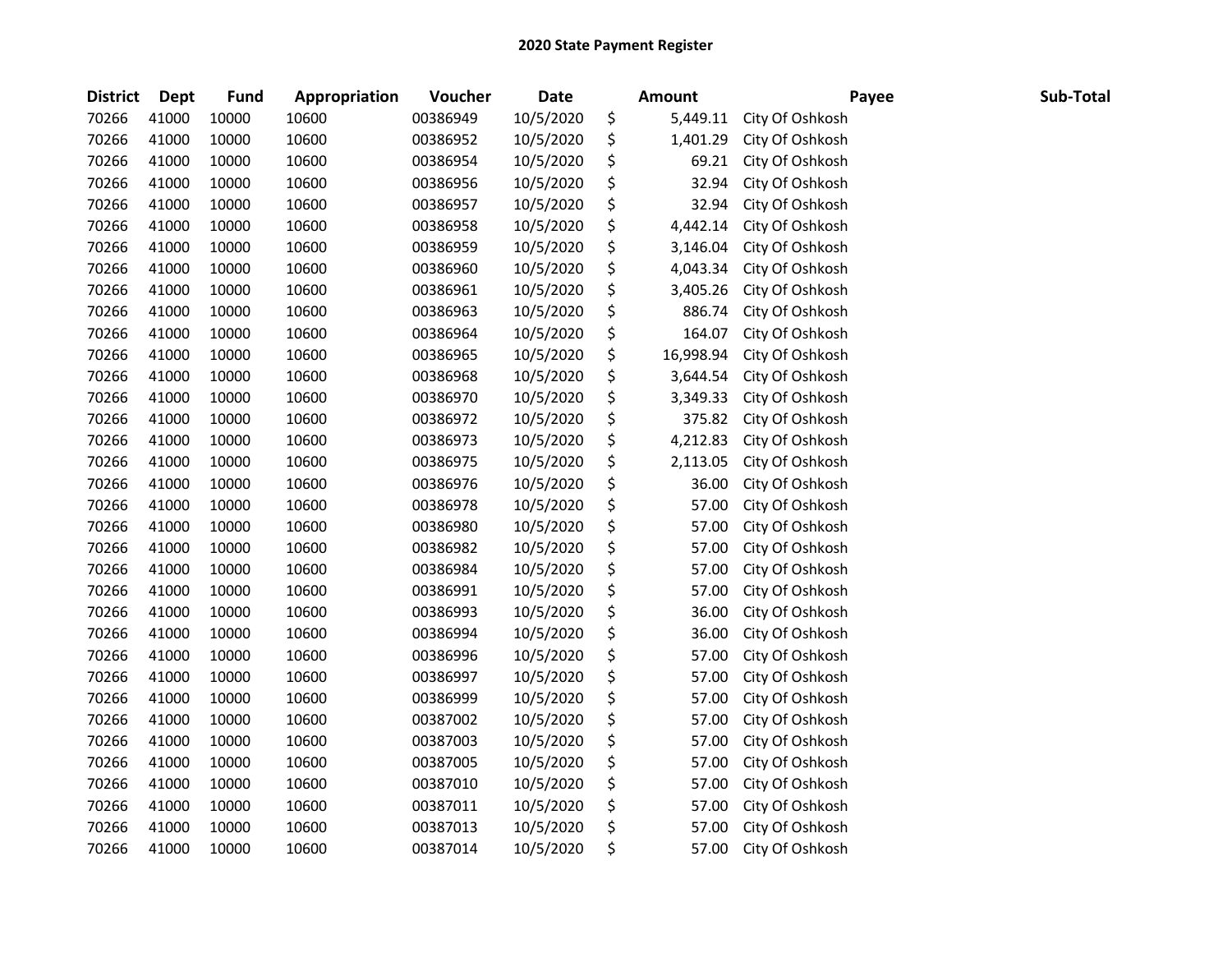# 2020 State Payment Register

| District | Dept | Fund | Appropriation | Voucher | Date | Amount | Payee | Sub-Total |
|---|---|---|---|---|---|---|---|---|
| 70266 | 41000 | 10000 | 10600 | 00386949 | 10/5/2020 | $ 5,449.11 | City Of Oshkosh | |
| 70266 | 41000 | 10000 | 10600 | 00386952 | 10/5/2020 | $ 1,401.29 | City Of Oshkosh | |
| 70266 | 41000 | 10000 | 10600 | 00386954 | 10/5/2020 | $ 69.21 | City Of Oshkosh | |
| 70266 | 41000 | 10000 | 10600 | 00386956 | 10/5/2020 | $ 32.94 | City Of Oshkosh | |
| 70266 | 41000 | 10000 | 10600 | 00386957 | 10/5/2020 | $ 32.94 | City Of Oshkosh | |
| 70266 | 41000 | 10000 | 10600 | 00386958 | 10/5/2020 | $ 4,442.14 | City Of Oshkosh | |
| 70266 | 41000 | 10000 | 10600 | 00386959 | 10/5/2020 | $ 3,146.04 | City Of Oshkosh | |
| 70266 | 41000 | 10000 | 10600 | 00386960 | 10/5/2020 | $ 4,043.34 | City Of Oshkosh | |
| 70266 | 41000 | 10000 | 10600 | 00386961 | 10/5/2020 | $ 3,405.26 | City Of Oshkosh | |
| 70266 | 41000 | 10000 | 10600 | 00386963 | 10/5/2020 | $ 886.74 | City Of Oshkosh | |
| 70266 | 41000 | 10000 | 10600 | 00386964 | 10/5/2020 | $ 164.07 | City Of Oshkosh | |
| 70266 | 41000 | 10000 | 10600 | 00386965 | 10/5/2020 | $ 16,998.94 | City Of Oshkosh | |
| 70266 | 41000 | 10000 | 10600 | 00386968 | 10/5/2020 | $ 3,644.54 | City Of Oshkosh | |
| 70266 | 41000 | 10000 | 10600 | 00386970 | 10/5/2020 | $ 3,349.33 | City Of Oshkosh | |
| 70266 | 41000 | 10000 | 10600 | 00386972 | 10/5/2020 | $ 375.82 | City Of Oshkosh | |
| 70266 | 41000 | 10000 | 10600 | 00386973 | 10/5/2020 | $ 4,212.83 | City Of Oshkosh | |
| 70266 | 41000 | 10000 | 10600 | 00386975 | 10/5/2020 | $ 2,113.05 | City Of Oshkosh | |
| 70266 | 41000 | 10000 | 10600 | 00386976 | 10/5/2020 | $ 36.00 | City Of Oshkosh | |
| 70266 | 41000 | 10000 | 10600 | 00386978 | 10/5/2020 | $ 57.00 | City Of Oshkosh | |
| 70266 | 41000 | 10000 | 10600 | 00386980 | 10/5/2020 | $ 57.00 | City Of Oshkosh | |
| 70266 | 41000 | 10000 | 10600 | 00386982 | 10/5/2020 | $ 57.00 | City Of Oshkosh | |
| 70266 | 41000 | 10000 | 10600 | 00386984 | 10/5/2020 | $ 57.00 | City Of Oshkosh | |
| 70266 | 41000 | 10000 | 10600 | 00386991 | 10/5/2020 | $ 57.00 | City Of Oshkosh | |
| 70266 | 41000 | 10000 | 10600 | 00386993 | 10/5/2020 | $ 36.00 | City Of Oshkosh | |
| 70266 | 41000 | 10000 | 10600 | 00386994 | 10/5/2020 | $ 36.00 | City Of Oshkosh | |
| 70266 | 41000 | 10000 | 10600 | 00386996 | 10/5/2020 | $ 57.00 | City Of Oshkosh | |
| 70266 | 41000 | 10000 | 10600 | 00386997 | 10/5/2020 | $ 57.00 | City Of Oshkosh | |
| 70266 | 41000 | 10000 | 10600 | 00386999 | 10/5/2020 | $ 57.00 | City Of Oshkosh | |
| 70266 | 41000 | 10000 | 10600 | 00387002 | 10/5/2020 | $ 57.00 | City Of Oshkosh | |
| 70266 | 41000 | 10000 | 10600 | 00387003 | 10/5/2020 | $ 57.00 | City Of Oshkosh | |
| 70266 | 41000 | 10000 | 10600 | 00387005 | 10/5/2020 | $ 57.00 | City Of Oshkosh | |
| 70266 | 41000 | 10000 | 10600 | 00387010 | 10/5/2020 | $ 57.00 | City Of Oshkosh | |
| 70266 | 41000 | 10000 | 10600 | 00387011 | 10/5/2020 | $ 57.00 | City Of Oshkosh | |
| 70266 | 41000 | 10000 | 10600 | 00387013 | 10/5/2020 | $ 57.00 | City Of Oshkosh | |
| 70266 | 41000 | 10000 | 10600 | 00387014 | 10/5/2020 | $ 57.00 | City Of Oshkosh | |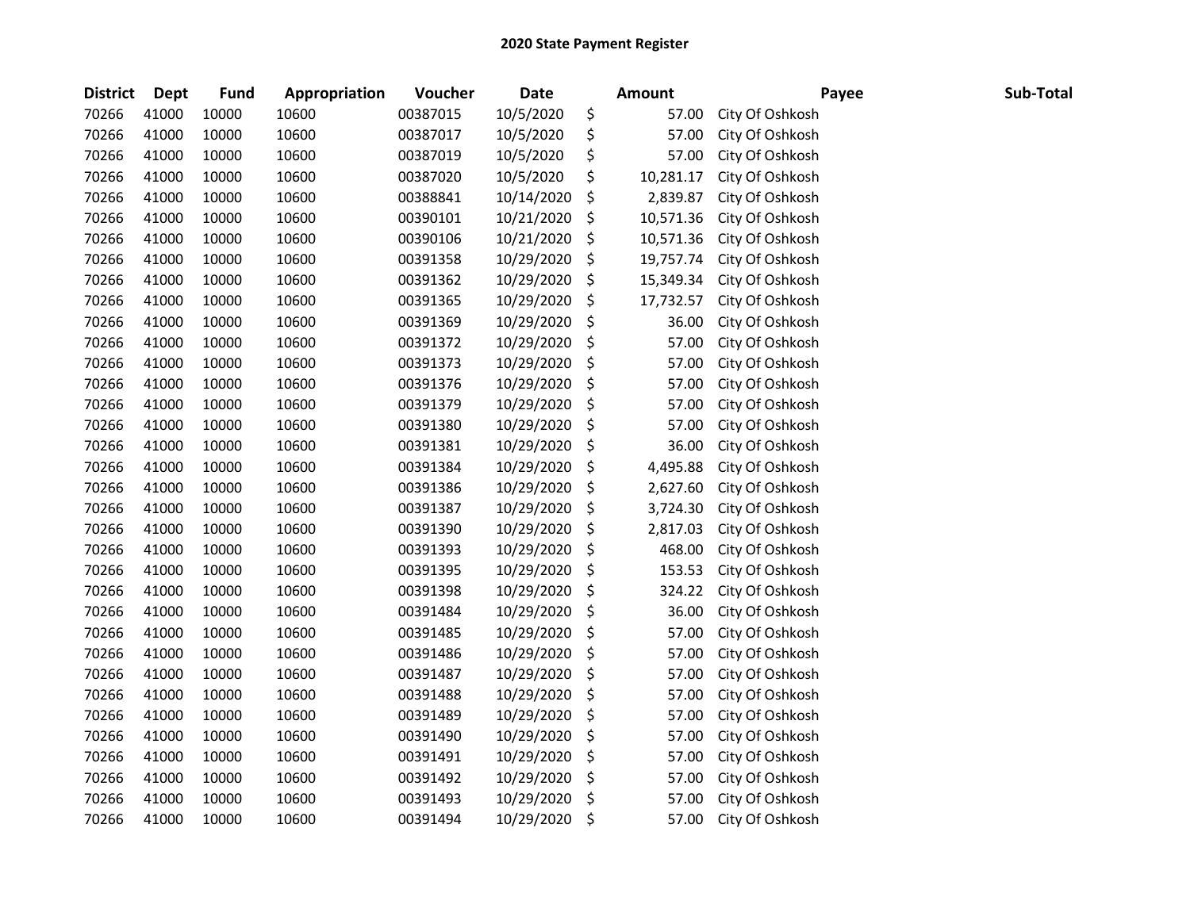## 2020 State Payment Register

| District | Dept | Fund | Appropriation | Voucher | Date | Amount | Payee | Sub-Total |
|---|---|---|---|---|---|---|---|---|
| 70266 | 41000 | 10000 | 10600 | 00387015 | 10/5/2020 | $ 57.00 | City Of Oshkosh | |
| 70266 | 41000 | 10000 | 10600 | 00387017 | 10/5/2020 | $ 57.00 | City Of Oshkosh | |
| 70266 | 41000 | 10000 | 10600 | 00387019 | 10/5/2020 | $ 57.00 | City Of Oshkosh | |
| 70266 | 41000 | 10000 | 10600 | 00387020 | 10/5/2020 | $ 10,281.17 | City Of Oshkosh | |
| 70266 | 41000 | 10000 | 10600 | 00388841 | 10/14/2020 | $ 2,839.87 | City Of Oshkosh | |
| 70266 | 41000 | 10000 | 10600 | 00390101 | 10/21/2020 | $ 10,571.36 | City Of Oshkosh | |
| 70266 | 41000 | 10000 | 10600 | 00390106 | 10/21/2020 | $ 10,571.36 | City Of Oshkosh | |
| 70266 | 41000 | 10000 | 10600 | 00391358 | 10/29/2020 | $ 19,757.74 | City Of Oshkosh | |
| 70266 | 41000 | 10000 | 10600 | 00391362 | 10/29/2020 | $ 15,349.34 | City Of Oshkosh | |
| 70266 | 41000 | 10000 | 10600 | 00391365 | 10/29/2020 | $ 17,732.57 | City Of Oshkosh | |
| 70266 | 41000 | 10000 | 10600 | 00391369 | 10/29/2020 | $ 36.00 | City Of Oshkosh | |
| 70266 | 41000 | 10000 | 10600 | 00391372 | 10/29/2020 | $ 57.00 | City Of Oshkosh | |
| 70266 | 41000 | 10000 | 10600 | 00391373 | 10/29/2020 | $ 57.00 | City Of Oshkosh | |
| 70266 | 41000 | 10000 | 10600 | 00391376 | 10/29/2020 | $ 57.00 | City Of Oshkosh | |
| 70266 | 41000 | 10000 | 10600 | 00391379 | 10/29/2020 | $ 57.00 | City Of Oshkosh | |
| 70266 | 41000 | 10000 | 10600 | 00391380 | 10/29/2020 | $ 57.00 | City Of Oshkosh | |
| 70266 | 41000 | 10000 | 10600 | 00391381 | 10/29/2020 | $ 36.00 | City Of Oshkosh | |
| 70266 | 41000 | 10000 | 10600 | 00391384 | 10/29/2020 | $ 4,495.88 | City Of Oshkosh | |
| 70266 | 41000 | 10000 | 10600 | 00391386 | 10/29/2020 | $ 2,627.60 | City Of Oshkosh | |
| 70266 | 41000 | 10000 | 10600 | 00391387 | 10/29/2020 | $ 3,724.30 | City Of Oshkosh | |
| 70266 | 41000 | 10000 | 10600 | 00391390 | 10/29/2020 | $ 2,817.03 | City Of Oshkosh | |
| 70266 | 41000 | 10000 | 10600 | 00391393 | 10/29/2020 | $ 468.00 | City Of Oshkosh | |
| 70266 | 41000 | 10000 | 10600 | 00391395 | 10/29/2020 | $ 153.53 | City Of Oshkosh | |
| 70266 | 41000 | 10000 | 10600 | 00391398 | 10/29/2020 | $ 324.22 | City Of Oshkosh | |
| 70266 | 41000 | 10000 | 10600 | 00391484 | 10/29/2020 | $ 36.00 | City Of Oshkosh | |
| 70266 | 41000 | 10000 | 10600 | 00391485 | 10/29/2020 | $ 57.00 | City Of Oshkosh | |
| 70266 | 41000 | 10000 | 10600 | 00391486 | 10/29/2020 | $ 57.00 | City Of Oshkosh | |
| 70266 | 41000 | 10000 | 10600 | 00391487 | 10/29/2020 | $ 57.00 | City Of Oshkosh | |
| 70266 | 41000 | 10000 | 10600 | 00391488 | 10/29/2020 | $ 57.00 | City Of Oshkosh | |
| 70266 | 41000 | 10000 | 10600 | 00391489 | 10/29/2020 | $ 57.00 | City Of Oshkosh | |
| 70266 | 41000 | 10000 | 10600 | 00391490 | 10/29/2020 | $ 57.00 | City Of Oshkosh | |
| 70266 | 41000 | 10000 | 10600 | 00391491 | 10/29/2020 | $ 57.00 | City Of Oshkosh | |
| 70266 | 41000 | 10000 | 10600 | 00391492 | 10/29/2020 | $ 57.00 | City Of Oshkosh | |
| 70266 | 41000 | 10000 | 10600 | 00391493 | 10/29/2020 | $ 57.00 | City Of Oshkosh | |
| 70266 | 41000 | 10000 | 10600 | 00391494 | 10/29/2020 | $ 57.00 | City Of Oshkosh | |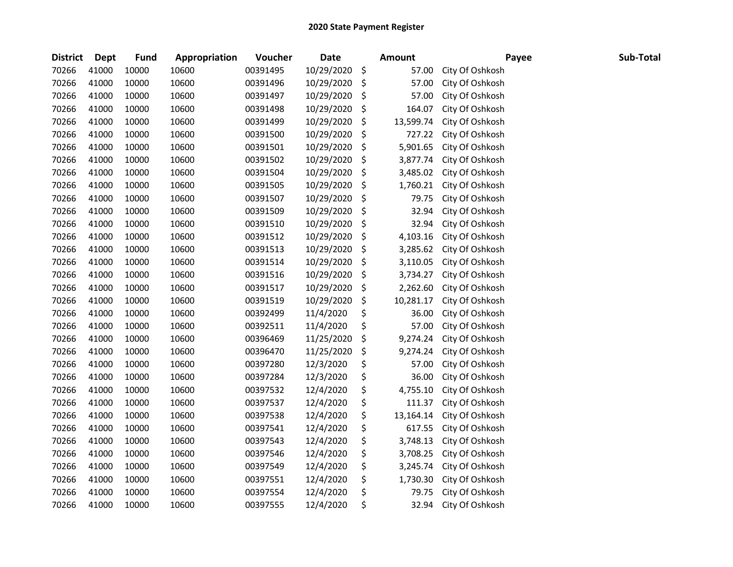## 2020 State Payment Register

| District | Dept | Fund | Appropriation | Voucher | Date | Amount | Payee | Sub-Total |
|---|---|---|---|---|---|---|---|---|
| 70266 | 41000 | 10000 | 10600 | 00391495 | 10/29/2020 | $ 57.00 | City Of Oshkosh | |
| 70266 | 41000 | 10000 | 10600 | 00391496 | 10/29/2020 | $ 57.00 | City Of Oshkosh | |
| 70266 | 41000 | 10000 | 10600 | 00391497 | 10/29/2020 | $ 57.00 | City Of Oshkosh | |
| 70266 | 41000 | 10000 | 10600 | 00391498 | 10/29/2020 | $ 164.07 | City Of Oshkosh | |
| 70266 | 41000 | 10000 | 10600 | 00391499 | 10/29/2020 | $ 13,599.74 | City Of Oshkosh | |
| 70266 | 41000 | 10000 | 10600 | 00391500 | 10/29/2020 | $ 727.22 | City Of Oshkosh | |
| 70266 | 41000 | 10000 | 10600 | 00391501 | 10/29/2020 | $ 5,901.65 | City Of Oshkosh | |
| 70266 | 41000 | 10000 | 10600 | 00391502 | 10/29/2020 | $ 3,877.74 | City Of Oshkosh | |
| 70266 | 41000 | 10000 | 10600 | 00391504 | 10/29/2020 | $ 3,485.02 | City Of Oshkosh | |
| 70266 | 41000 | 10000 | 10600 | 00391505 | 10/29/2020 | $ 1,760.21 | City Of Oshkosh | |
| 70266 | 41000 | 10000 | 10600 | 00391507 | 10/29/2020 | $ 79.75 | City Of Oshkosh | |
| 70266 | 41000 | 10000 | 10600 | 00391509 | 10/29/2020 | $ 32.94 | City Of Oshkosh | |
| 70266 | 41000 | 10000 | 10600 | 00391510 | 10/29/2020 | $ 32.94 | City Of Oshkosh | |
| 70266 | 41000 | 10000 | 10600 | 00391512 | 10/29/2020 | $ 4,103.16 | City Of Oshkosh | |
| 70266 | 41000 | 10000 | 10600 | 00391513 | 10/29/2020 | $ 3,285.62 | City Of Oshkosh | |
| 70266 | 41000 | 10000 | 10600 | 00391514 | 10/29/2020 | $ 3,110.05 | City Of Oshkosh | |
| 70266 | 41000 | 10000 | 10600 | 00391516 | 10/29/2020 | $ 3,734.27 | City Of Oshkosh | |
| 70266 | 41000 | 10000 | 10600 | 00391517 | 10/29/2020 | $ 2,262.60 | City Of Oshkosh | |
| 70266 | 41000 | 10000 | 10600 | 00391519 | 10/29/2020 | $ 10,281.17 | City Of Oshkosh | |
| 70266 | 41000 | 10000 | 10600 | 00392499 | 11/4/2020 | $ 36.00 | City Of Oshkosh | |
| 70266 | 41000 | 10000 | 10600 | 00392511 | 11/4/2020 | $ 57.00 | City Of Oshkosh | |
| 70266 | 41000 | 10000 | 10600 | 00396469 | 11/25/2020 | $ 9,274.24 | City Of Oshkosh | |
| 70266 | 41000 | 10000 | 10600 | 00396470 | 11/25/2020 | $ 9,274.24 | City Of Oshkosh | |
| 70266 | 41000 | 10000 | 10600 | 00397280 | 12/3/2020 | $ 57.00 | City Of Oshkosh | |
| 70266 | 41000 | 10000 | 10600 | 00397284 | 12/3/2020 | $ 36.00 | City Of Oshkosh | |
| 70266 | 41000 | 10000 | 10600 | 00397532 | 12/4/2020 | $ 4,755.10 | City Of Oshkosh | |
| 70266 | 41000 | 10000 | 10600 | 00397537 | 12/4/2020 | $ 111.37 | City Of Oshkosh | |
| 70266 | 41000 | 10000 | 10600 | 00397538 | 12/4/2020 | $ 13,164.14 | City Of Oshkosh | |
| 70266 | 41000 | 10000 | 10600 | 00397541 | 12/4/2020 | $ 617.55 | City Of Oshkosh | |
| 70266 | 41000 | 10000 | 10600 | 00397543 | 12/4/2020 | $ 3,748.13 | City Of Oshkosh | |
| 70266 | 41000 | 10000 | 10600 | 00397546 | 12/4/2020 | $ 3,708.25 | City Of Oshkosh | |
| 70266 | 41000 | 10000 | 10600 | 00397549 | 12/4/2020 | $ 3,245.74 | City Of Oshkosh | |
| 70266 | 41000 | 10000 | 10600 | 00397551 | 12/4/2020 | $ 1,730.30 | City Of Oshkosh | |
| 70266 | 41000 | 10000 | 10600 | 00397554 | 12/4/2020 | $ 79.75 | City Of Oshkosh | |
| 70266 | 41000 | 10000 | 10600 | 00397555 | 12/4/2020 | $ 32.94 | City Of Oshkosh | |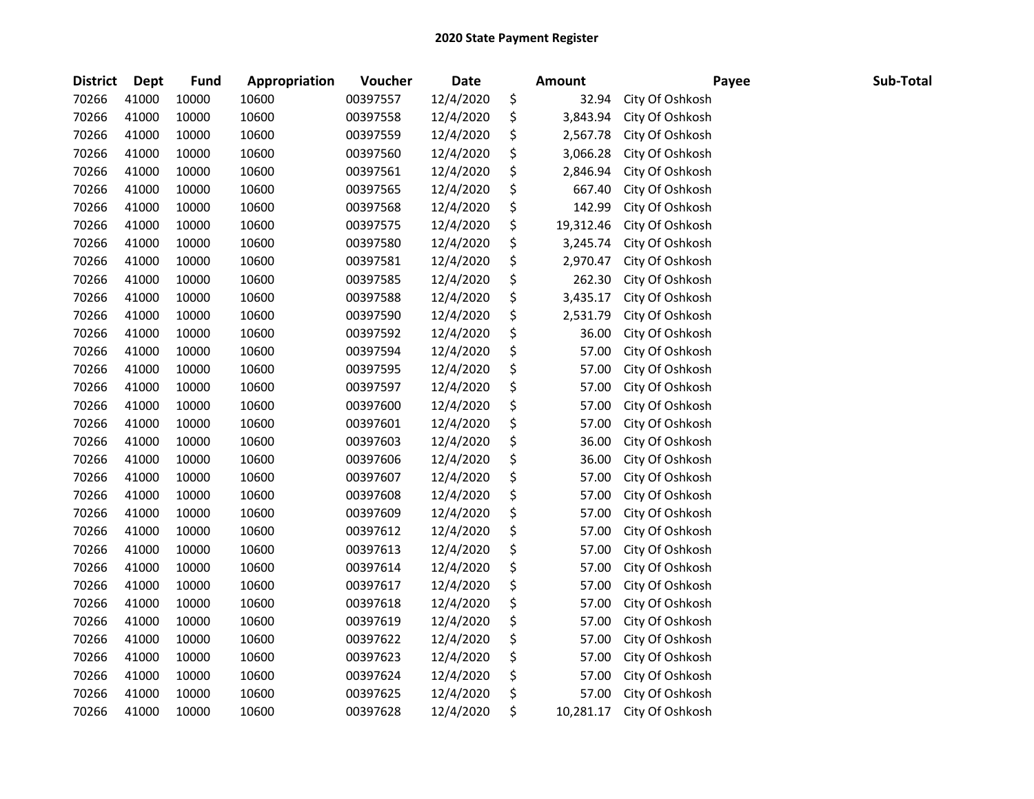# 2020 State Payment Register

| District | Dept | Fund | Appropriation | Voucher | Date | Amount | Payee | Sub-Total |
|---|---|---|---|---|---|---|---|---|
| 70266 | 41000 | 10000 | 10600 | 00397557 | 12/4/2020 | $ 32.94 | City Of Oshkosh | |
| 70266 | 41000 | 10000 | 10600 | 00397558 | 12/4/2020 | $ 3,843.94 | City Of Oshkosh | |
| 70266 | 41000 | 10000 | 10600 | 00397559 | 12/4/2020 | $ 2,567.78 | City Of Oshkosh | |
| 70266 | 41000 | 10000 | 10600 | 00397560 | 12/4/2020 | $ 3,066.28 | City Of Oshkosh | |
| 70266 | 41000 | 10000 | 10600 | 00397561 | 12/4/2020 | $ 2,846.94 | City Of Oshkosh | |
| 70266 | 41000 | 10000 | 10600 | 00397565 | 12/4/2020 | $ 667.40 | City Of Oshkosh | |
| 70266 | 41000 | 10000 | 10600 | 00397568 | 12/4/2020 | $ 142.99 | City Of Oshkosh | |
| 70266 | 41000 | 10000 | 10600 | 00397575 | 12/4/2020 | $ 19,312.46 | City Of Oshkosh | |
| 70266 | 41000 | 10000 | 10600 | 00397580 | 12/4/2020 | $ 3,245.74 | City Of Oshkosh | |
| 70266 | 41000 | 10000 | 10600 | 00397581 | 12/4/2020 | $ 2,970.47 | City Of Oshkosh | |
| 70266 | 41000 | 10000 | 10600 | 00397585 | 12/4/2020 | $ 262.30 | City Of Oshkosh | |
| 70266 | 41000 | 10000 | 10600 | 00397588 | 12/4/2020 | $ 3,435.17 | City Of Oshkosh | |
| 70266 | 41000 | 10000 | 10600 | 00397590 | 12/4/2020 | $ 2,531.79 | City Of Oshkosh | |
| 70266 | 41000 | 10000 | 10600 | 00397592 | 12/4/2020 | $ 36.00 | City Of Oshkosh | |
| 70266 | 41000 | 10000 | 10600 | 00397594 | 12/4/2020 | $ 57.00 | City Of Oshkosh | |
| 70266 | 41000 | 10000 | 10600 | 00397595 | 12/4/2020 | $ 57.00 | City Of Oshkosh | |
| 70266 | 41000 | 10000 | 10600 | 00397597 | 12/4/2020 | $ 57.00 | City Of Oshkosh | |
| 70266 | 41000 | 10000 | 10600 | 00397600 | 12/4/2020 | $ 57.00 | City Of Oshkosh | |
| 70266 | 41000 | 10000 | 10600 | 00397601 | 12/4/2020 | $ 57.00 | City Of Oshkosh | |
| 70266 | 41000 | 10000 | 10600 | 00397603 | 12/4/2020 | $ 36.00 | City Of Oshkosh | |
| 70266 | 41000 | 10000 | 10600 | 00397606 | 12/4/2020 | $ 36.00 | City Of Oshkosh | |
| 70266 | 41000 | 10000 | 10600 | 00397607 | 12/4/2020 | $ 57.00 | City Of Oshkosh | |
| 70266 | 41000 | 10000 | 10600 | 00397608 | 12/4/2020 | $ 57.00 | City Of Oshkosh | |
| 70266 | 41000 | 10000 | 10600 | 00397609 | 12/4/2020 | $ 57.00 | City Of Oshkosh | |
| 70266 | 41000 | 10000 | 10600 | 00397612 | 12/4/2020 | $ 57.00 | City Of Oshkosh | |
| 70266 | 41000 | 10000 | 10600 | 00397613 | 12/4/2020 | $ 57.00 | City Of Oshkosh | |
| 70266 | 41000 | 10000 | 10600 | 00397614 | 12/4/2020 | $ 57.00 | City Of Oshkosh | |
| 70266 | 41000 | 10000 | 10600 | 00397617 | 12/4/2020 | $ 57.00 | City Of Oshkosh | |
| 70266 | 41000 | 10000 | 10600 | 00397618 | 12/4/2020 | $ 57.00 | City Of Oshkosh | |
| 70266 | 41000 | 10000 | 10600 | 00397619 | 12/4/2020 | $ 57.00 | City Of Oshkosh | |
| 70266 | 41000 | 10000 | 10600 | 00397622 | 12/4/2020 | $ 57.00 | City Of Oshkosh | |
| 70266 | 41000 | 10000 | 10600 | 00397623 | 12/4/2020 | $ 57.00 | City Of Oshkosh | |
| 70266 | 41000 | 10000 | 10600 | 00397624 | 12/4/2020 | $ 57.00 | City Of Oshkosh | |
| 70266 | 41000 | 10000 | 10600 | 00397625 | 12/4/2020 | $ 57.00 | City Of Oshkosh | |
| 70266 | 41000 | 10000 | 10600 | 00397628 | 12/4/2020 | $ 10,281.17 | City Of Oshkosh | |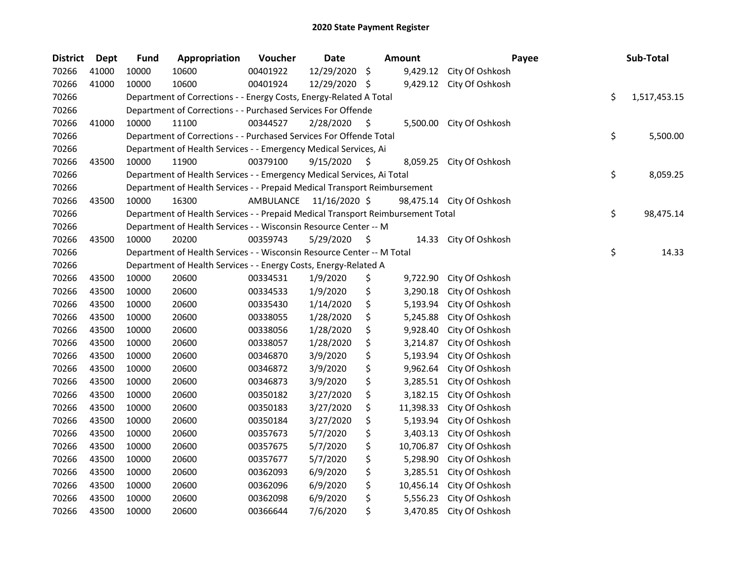## 2020 State Payment Register

| District | Dept | Fund | Appropriation | Voucher | Date | Amount | Payee | Sub-Total |
|---|---|---|---|---|---|---|---|---|
| 70266 | 41000 | 10000 | 10600 | 00401922 | 12/29/2020 | $ 9,429.12 | City Of Oshkosh | |
| 70266 | 41000 | 10000 | 10600 | 00401924 | 12/29/2020 | $ 9,429.12 | City Of Oshkosh | |
| 70266 | | Department of Corrections - - Energy Costs, Energy-Related A Total | | | | | | $ 1,517,453.15 |
| 70266 | | Department of Corrections - - Purchased Services For Offende | | | | | | |
| 70266 | 41000 | 10000 | 11100 | 00344527 | 2/28/2020 | $ 5,500.00 | City Of Oshkosh | |
| 70266 | | Department of Corrections - - Purchased Services For Offende Total | | | | | | $ 5,500.00 |
| 70266 | | Department of Health Services - - Emergency Medical Services, Ai | | | | | | |
| 70266 | 43500 | 10000 | 11900 | 00379100 | 9/15/2020 | $ 8,059.25 | City Of Oshkosh | |
| 70266 | | Department of Health Services - - Emergency Medical Services, Ai Total | | | | | | $ 8,059.25 |
| 70266 | | Department of Health Services - - Prepaid Medical Transport Reimbursement | | | | | | |
| 70266 | 43500 | 10000 | 16300 | AMBULANCE | 11/16/2020 | $ 98,475.14 | City Of Oshkosh | |
| 70266 | | Department of Health Services - - Prepaid Medical Transport Reimbursement Total | | | | | | $ 98,475.14 |
| 70266 | | Department of Health Services - - Wisconsin Resource Center -- M | | | | | | |
| 70266 | 43500 | 10000 | 20200 | 00359743 | 5/29/2020 | $ 14.33 | City Of Oshkosh | |
| 70266 | | Department of Health Services - - Wisconsin Resource Center -- M Total | | | | | | $ 14.33 |
| 70266 | | Department of Health Services - - Energy Costs, Energy-Related A | | | | | | |
| 70266 | 43500 | 10000 | 20600 | 00334531 | 1/9/2020 | $ 9,722.90 | City Of Oshkosh | |
| 70266 | 43500 | 10000 | 20600 | 00334533 | 1/9/2020 | $ 3,290.18 | City Of Oshkosh | |
| 70266 | 43500 | 10000 | 20600 | 00335430 | 1/14/2020 | $ 5,193.94 | City Of Oshkosh | |
| 70266 | 43500 | 10000 | 20600 | 00338055 | 1/28/2020 | $ 5,245.88 | City Of Oshkosh | |
| 70266 | 43500 | 10000 | 20600 | 00338056 | 1/28/2020 | $ 9,928.40 | City Of Oshkosh | |
| 70266 | 43500 | 10000 | 20600 | 00338057 | 1/28/2020 | $ 3,214.87 | City Of Oshkosh | |
| 70266 | 43500 | 10000 | 20600 | 00346870 | 3/9/2020 | $ 5,193.94 | City Of Oshkosh | |
| 70266 | 43500 | 10000 | 20600 | 00346872 | 3/9/2020 | $ 9,962.64 | City Of Oshkosh | |
| 70266 | 43500 | 10000 | 20600 | 00346873 | 3/9/2020 | $ 3,285.51 | City Of Oshkosh | |
| 70266 | 43500 | 10000 | 20600 | 00350182 | 3/27/2020 | $ 3,182.15 | City Of Oshkosh | |
| 70266 | 43500 | 10000 | 20600 | 00350183 | 3/27/2020 | $ 11,398.33 | City Of Oshkosh | |
| 70266 | 43500 | 10000 | 20600 | 00350184 | 3/27/2020 | $ 5,193.94 | City Of Oshkosh | |
| 70266 | 43500 | 10000 | 20600 | 00357673 | 5/7/2020 | $ 3,403.13 | City Of Oshkosh | |
| 70266 | 43500 | 10000 | 20600 | 00357675 | 5/7/2020 | $ 10,706.87 | City Of Oshkosh | |
| 70266 | 43500 | 10000 | 20600 | 00357677 | 5/7/2020 | $ 5,298.90 | City Of Oshkosh | |
| 70266 | 43500 | 10000 | 20600 | 00362093 | 6/9/2020 | $ 3,285.51 | City Of Oshkosh | |
| 70266 | 43500 | 10000 | 20600 | 00362096 | 6/9/2020 | $ 10,456.14 | City Of Oshkosh | |
| 70266 | 43500 | 10000 | 20600 | 00362098 | 6/9/2020 | $ 5,556.23 | City Of Oshkosh | |
| 70266 | 43500 | 10000 | 20600 | 00366644 | 7/6/2020 | $ 3,470.85 | City Of Oshkosh | |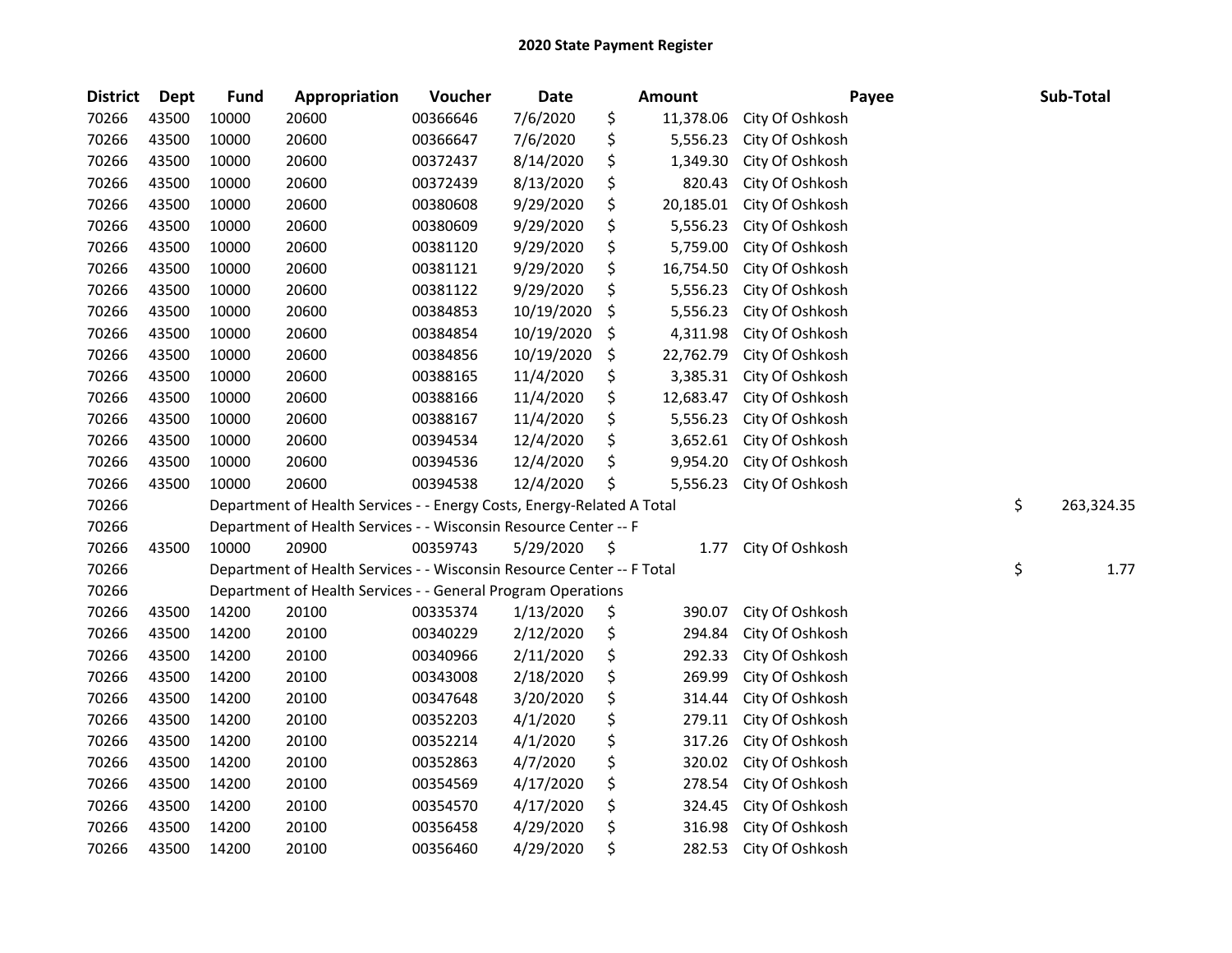# 2020 State Payment Register

| District | Dept | Fund | Appropriation | Voucher | Date | Amount | Payee | Sub-Total |
|---|---|---|---|---|---|---|---|---|
| 70266 | 43500 | 10000 | 20600 | 00366646 | 7/6/2020 | $ 11,378.06 | City Of Oshkosh | |
| 70266 | 43500 | 10000 | 20600 | 00366647 | 7/6/2020 | $ 5,556.23 | City Of Oshkosh | |
| 70266 | 43500 | 10000 | 20600 | 00372437 | 8/14/2020 | $ 1,349.30 | City Of Oshkosh | |
| 70266 | 43500 | 10000 | 20600 | 00372439 | 8/13/2020 | $ 820.43 | City Of Oshkosh | |
| 70266 | 43500 | 10000 | 20600 | 00380608 | 9/29/2020 | $ 20,185.01 | City Of Oshkosh | |
| 70266 | 43500 | 10000 | 20600 | 00380609 | 9/29/2020 | $ 5,556.23 | City Of Oshkosh | |
| 70266 | 43500 | 10000 | 20600 | 00381120 | 9/29/2020 | $ 5,759.00 | City Of Oshkosh | |
| 70266 | 43500 | 10000 | 20600 | 00381121 | 9/29/2020 | $ 16,754.50 | City Of Oshkosh | |
| 70266 | 43500 | 10000 | 20600 | 00381122 | 9/29/2020 | $ 5,556.23 | City Of Oshkosh | |
| 70266 | 43500 | 10000 | 20600 | 00384853 | 10/19/2020 | $ 5,556.23 | City Of Oshkosh | |
| 70266 | 43500 | 10000 | 20600 | 00384854 | 10/19/2020 | $ 4,311.98 | City Of Oshkosh | |
| 70266 | 43500 | 10000 | 20600 | 00384856 | 10/19/2020 | $ 22,762.79 | City Of Oshkosh | |
| 70266 | 43500 | 10000 | 20600 | 00388165 | 11/4/2020 | $ 3,385.31 | City Of Oshkosh | |
| 70266 | 43500 | 10000 | 20600 | 00388166 | 11/4/2020 | $ 12,683.47 | City Of Oshkosh | |
| 70266 | 43500 | 10000 | 20600 | 00388167 | 11/4/2020 | $ 5,556.23 | City Of Oshkosh | |
| 70266 | 43500 | 10000 | 20600 | 00394534 | 12/4/2020 | $ 3,652.61 | City Of Oshkosh | |
| 70266 | 43500 | 10000 | 20600 | 00394536 | 12/4/2020 | $ 9,954.20 | City Of Oshkosh | |
| 70266 | 43500 | 10000 | 20600 | 00394538 | 12/4/2020 | $ 5,556.23 | City Of Oshkosh | |
| 70266 | | Department of Health Services - - Energy Costs, Energy-Related A Total | | | | | | $ 263,324.35 |
| 70266 | | Department of Health Services - - Wisconsin Resource Center -- F | | | | | | |
| 70266 | 43500 | 10000 | 20900 | 00359743 | 5/29/2020 | $ 1.77 | City Of Oshkosh | |
| 70266 | | Department of Health Services - - Wisconsin Resource Center -- F Total | | | | | | $ 1.77 |
| 70266 | | Department of Health Services - - General Program Operations | | | | | | |
| 70266 | 43500 | 14200 | 20100 | 00335374 | 1/13/2020 | $ 390.07 | City Of Oshkosh | |
| 70266 | 43500 | 14200 | 20100 | 00340229 | 2/12/2020 | $ 294.84 | City Of Oshkosh | |
| 70266 | 43500 | 14200 | 20100 | 00340966 | 2/11/2020 | $ 292.33 | City Of Oshkosh | |
| 70266 | 43500 | 14200 | 20100 | 00343008 | 2/18/2020 | $ 269.99 | City Of Oshkosh | |
| 70266 | 43500 | 14200 | 20100 | 00347648 | 3/20/2020 | $ 314.44 | City Of Oshkosh | |
| 70266 | 43500 | 14200 | 20100 | 00352203 | 4/1/2020 | $ 279.11 | City Of Oshkosh | |
| 70266 | 43500 | 14200 | 20100 | 00352214 | 4/1/2020 | $ 317.26 | City Of Oshkosh | |
| 70266 | 43500 | 14200 | 20100 | 00352863 | 4/7/2020 | $ 320.02 | City Of Oshkosh | |
| 70266 | 43500 | 14200 | 20100 | 00354569 | 4/17/2020 | $ 278.54 | City Of Oshkosh | |
| 70266 | 43500 | 14200 | 20100 | 00354570 | 4/17/2020 | $ 324.45 | City Of Oshkosh | |
| 70266 | 43500 | 14200 | 20100 | 00356458 | 4/29/2020 | $ 316.98 | City Of Oshkosh | |
| 70266 | 43500 | 14200 | 20100 | 00356460 | 4/29/2020 | $ 282.53 | City Of Oshkosh | |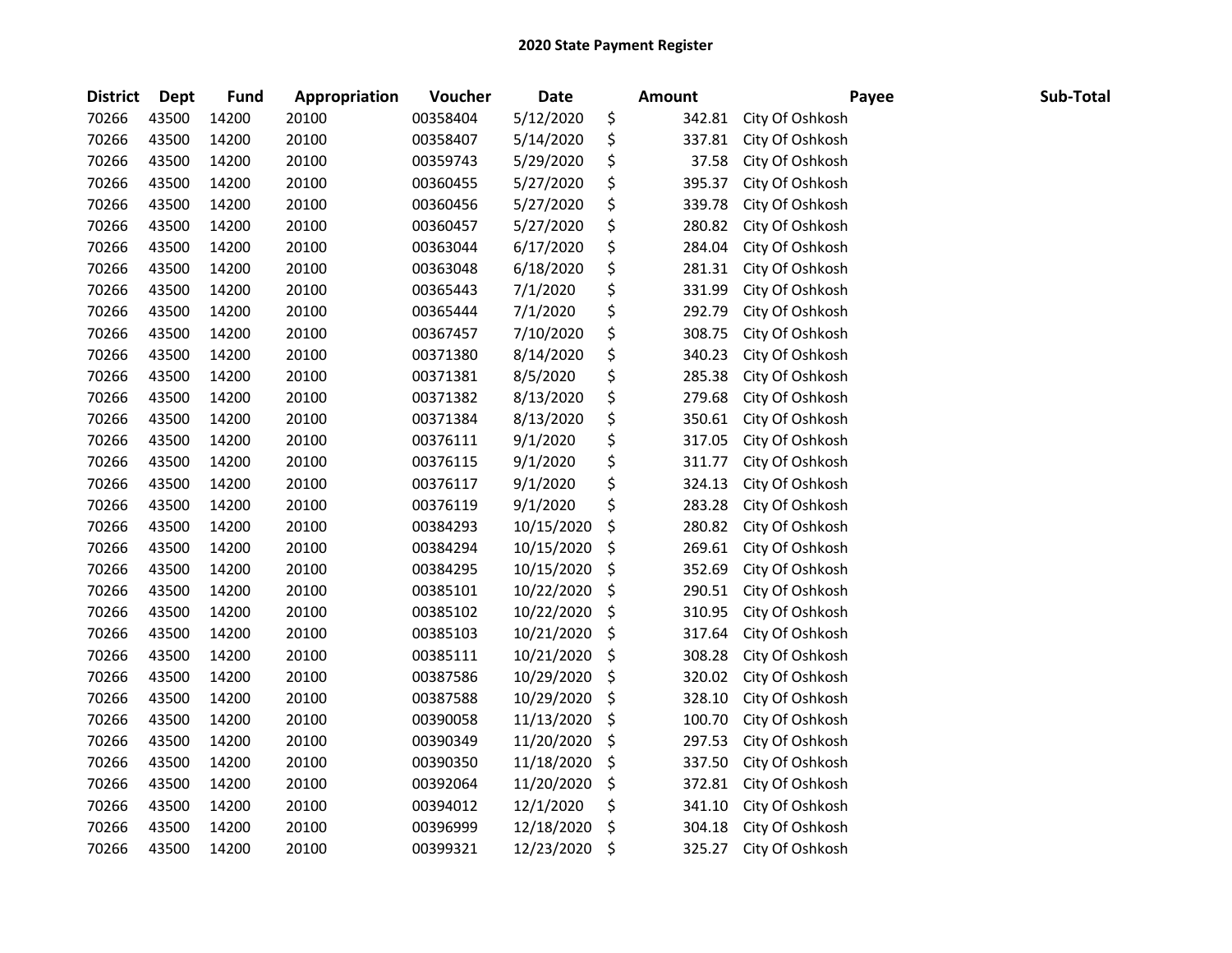# 2020 State Payment Register

| District | Dept | Fund | Appropriation | Voucher | Date | Amount | Payee | Sub-Total |
|---|---|---|---|---|---|---|---|---|
| 70266 | 43500 | 14200 | 20100 | 00358404 | 5/12/2020 | $ 342.81 | City Of Oshkosh | |
| 70266 | 43500 | 14200 | 20100 | 00358407 | 5/14/2020 | $ 337.81 | City Of Oshkosh | |
| 70266 | 43500 | 14200 | 20100 | 00359743 | 5/29/2020 | $ 37.58 | City Of Oshkosh | |
| 70266 | 43500 | 14200 | 20100 | 00360455 | 5/27/2020 | $ 395.37 | City Of Oshkosh | |
| 70266 | 43500 | 14200 | 20100 | 00360456 | 5/27/2020 | $ 339.78 | City Of Oshkosh | |
| 70266 | 43500 | 14200 | 20100 | 00360457 | 5/27/2020 | $ 280.82 | City Of Oshkosh | |
| 70266 | 43500 | 14200 | 20100 | 00363044 | 6/17/2020 | $ 284.04 | City Of Oshkosh | |
| 70266 | 43500 | 14200 | 20100 | 00363048 | 6/18/2020 | $ 281.31 | City Of Oshkosh | |
| 70266 | 43500 | 14200 | 20100 | 00365443 | 7/1/2020 | $ 331.99 | City Of Oshkosh | |
| 70266 | 43500 | 14200 | 20100 | 00365444 | 7/1/2020 | $ 292.79 | City Of Oshkosh | |
| 70266 | 43500 | 14200 | 20100 | 00367457 | 7/10/2020 | $ 308.75 | City Of Oshkosh | |
| 70266 | 43500 | 14200 | 20100 | 00371380 | 8/14/2020 | $ 340.23 | City Of Oshkosh | |
| 70266 | 43500 | 14200 | 20100 | 00371381 | 8/5/2020 | $ 285.38 | City Of Oshkosh | |
| 70266 | 43500 | 14200 | 20100 | 00371382 | 8/13/2020 | $ 279.68 | City Of Oshkosh | |
| 70266 | 43500 | 14200 | 20100 | 00371384 | 8/13/2020 | $ 350.61 | City Of Oshkosh | |
| 70266 | 43500 | 14200 | 20100 | 00376111 | 9/1/2020 | $ 317.05 | City Of Oshkosh | |
| 70266 | 43500 | 14200 | 20100 | 00376115 | 9/1/2020 | $ 311.77 | City Of Oshkosh | |
| 70266 | 43500 | 14200 | 20100 | 00376117 | 9/1/2020 | $ 324.13 | City Of Oshkosh | |
| 70266 | 43500 | 14200 | 20100 | 00376119 | 9/1/2020 | $ 283.28 | City Of Oshkosh | |
| 70266 | 43500 | 14200 | 20100 | 00384293 | 10/15/2020 | $ 280.82 | City Of Oshkosh | |
| 70266 | 43500 | 14200 | 20100 | 00384294 | 10/15/2020 | $ 269.61 | City Of Oshkosh | |
| 70266 | 43500 | 14200 | 20100 | 00384295 | 10/15/2020 | $ 352.69 | City Of Oshkosh | |
| 70266 | 43500 | 14200 | 20100 | 00385101 | 10/22/2020 | $ 290.51 | City Of Oshkosh | |
| 70266 | 43500 | 14200 | 20100 | 00385102 | 10/22/2020 | $ 310.95 | City Of Oshkosh | |
| 70266 | 43500 | 14200 | 20100 | 00385103 | 10/21/2020 | $ 317.64 | City Of Oshkosh | |
| 70266 | 43500 | 14200 | 20100 | 00385111 | 10/21/2020 | $ 308.28 | City Of Oshkosh | |
| 70266 | 43500 | 14200 | 20100 | 00387586 | 10/29/2020 | $ 320.02 | City Of Oshkosh | |
| 70266 | 43500 | 14200 | 20100 | 00387588 | 10/29/2020 | $ 328.10 | City Of Oshkosh | |
| 70266 | 43500 | 14200 | 20100 | 00390058 | 11/13/2020 | $ 100.70 | City Of Oshkosh | |
| 70266 | 43500 | 14200 | 20100 | 00390349 | 11/20/2020 | $ 297.53 | City Of Oshkosh | |
| 70266 | 43500 | 14200 | 20100 | 00390350 | 11/18/2020 | $ 337.50 | City Of Oshkosh | |
| 70266 | 43500 | 14200 | 20100 | 00392064 | 11/20/2020 | $ 372.81 | City Of Oshkosh | |
| 70266 | 43500 | 14200 | 20100 | 00394012 | 12/1/2020 | $ 341.10 | City Of Oshkosh | |
| 70266 | 43500 | 14200 | 20100 | 00396999 | 12/18/2020 | $ 304.18 | City Of Oshkosh | |
| 70266 | 43500 | 14200 | 20100 | 00399321 | 12/23/2020 | $ 325.27 | City Of Oshkosh | |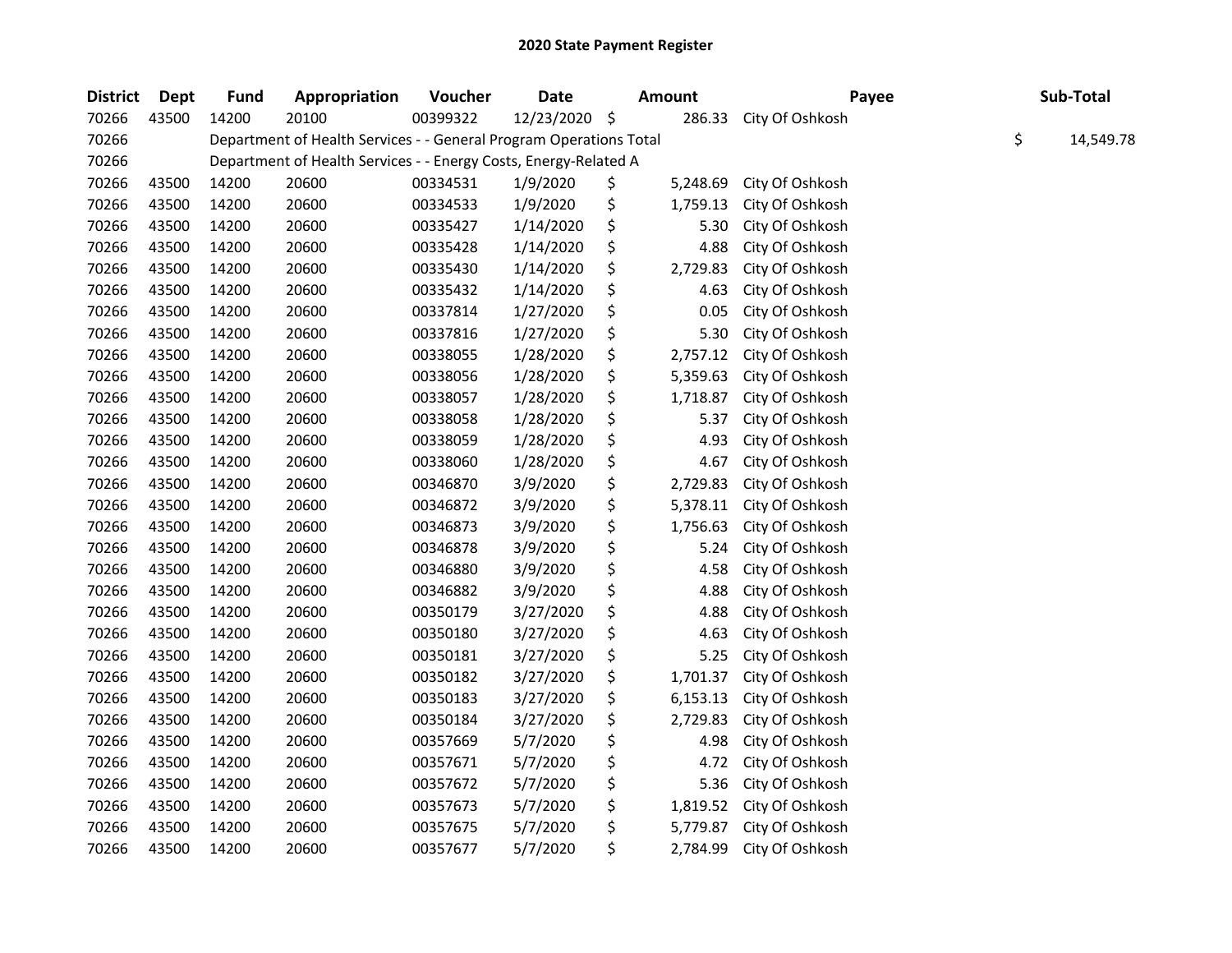## 2020 State Payment Register

| District | Dept | Fund | Appropriation | Voucher | Date | Amount | Payee | Sub-Total |
|---|---|---|---|---|---|---|---|---|
| 70266 | 43500 | 14200 | 20100 | 00399322 | 12/23/2020 | $ 286.33 | City Of Oshkosh | |
| 70266 | | Department of Health Services - - General Program Operations Total | | | | | | $ 14,549.78 |
| 70266 | | Department of Health Services - - Energy Costs, Energy-Related A | | | | | | |
| 70266 | 43500 | 14200 | 20600 | 00334531 | 1/9/2020 | $ 5,248.69 | City Of Oshkosh | |
| 70266 | 43500 | 14200 | 20600 | 00334533 | 1/9/2020 | $ 1,759.13 | City Of Oshkosh | |
| 70266 | 43500 | 14200 | 20600 | 00335427 | 1/14/2020 | $ 5.30 | City Of Oshkosh | |
| 70266 | 43500 | 14200 | 20600 | 00335428 | 1/14/2020 | $ 4.88 | City Of Oshkosh | |
| 70266 | 43500 | 14200 | 20600 | 00335430 | 1/14/2020 | $ 2,729.83 | City Of Oshkosh | |
| 70266 | 43500 | 14200 | 20600 | 00335432 | 1/14/2020 | $ 4.63 | City Of Oshkosh | |
| 70266 | 43500 | 14200 | 20600 | 00337814 | 1/27/2020 | $ 0.05 | City Of Oshkosh | |
| 70266 | 43500 | 14200 | 20600 | 00337816 | 1/27/2020 | $ 5.30 | City Of Oshkosh | |
| 70266 | 43500 | 14200 | 20600 | 00338055 | 1/28/2020 | $ 2,757.12 | City Of Oshkosh | |
| 70266 | 43500 | 14200 | 20600 | 00338056 | 1/28/2020 | $ 5,359.63 | City Of Oshkosh | |
| 70266 | 43500 | 14200 | 20600 | 00338057 | 1/28/2020 | $ 1,718.87 | City Of Oshkosh | |
| 70266 | 43500 | 14200 | 20600 | 00338058 | 1/28/2020 | $ 5.37 | City Of Oshkosh | |
| 70266 | 43500 | 14200 | 20600 | 00338059 | 1/28/2020 | $ 4.93 | City Of Oshkosh | |
| 70266 | 43500 | 14200 | 20600 | 00338060 | 1/28/2020 | $ 4.67 | City Of Oshkosh | |
| 70266 | 43500 | 14200 | 20600 | 00346870 | 3/9/2020 | $ 2,729.83 | City Of Oshkosh | |
| 70266 | 43500 | 14200 | 20600 | 00346872 | 3/9/2020 | $ 5,378.11 | City Of Oshkosh | |
| 70266 | 43500 | 14200 | 20600 | 00346873 | 3/9/2020 | $ 1,756.63 | City Of Oshkosh | |
| 70266 | 43500 | 14200 | 20600 | 00346878 | 3/9/2020 | $ 5.24 | City Of Oshkosh | |
| 70266 | 43500 | 14200 | 20600 | 00346880 | 3/9/2020 | $ 4.58 | City Of Oshkosh | |
| 70266 | 43500 | 14200 | 20600 | 00346882 | 3/9/2020 | $ 4.88 | City Of Oshkosh | |
| 70266 | 43500 | 14200 | 20600 | 00350179 | 3/27/2020 | $ 4.88 | City Of Oshkosh | |
| 70266 | 43500 | 14200 | 20600 | 00350180 | 3/27/2020 | $ 4.63 | City Of Oshkosh | |
| 70266 | 43500 | 14200 | 20600 | 00350181 | 3/27/2020 | $ 5.25 | City Of Oshkosh | |
| 70266 | 43500 | 14200 | 20600 | 00350182 | 3/27/2020 | $ 1,701.37 | City Of Oshkosh | |
| 70266 | 43500 | 14200 | 20600 | 00350183 | 3/27/2020 | $ 6,153.13 | City Of Oshkosh | |
| 70266 | 43500 | 14200 | 20600 | 00350184 | 3/27/2020 | $ 2,729.83 | City Of Oshkosh | |
| 70266 | 43500 | 14200 | 20600 | 00357669 | 5/7/2020 | $ 4.98 | City Of Oshkosh | |
| 70266 | 43500 | 14200 | 20600 | 00357671 | 5/7/2020 | $ 4.72 | City Of Oshkosh | |
| 70266 | 43500 | 14200 | 20600 | 00357672 | 5/7/2020 | $ 5.36 | City Of Oshkosh | |
| 70266 | 43500 | 14200 | 20600 | 00357673 | 5/7/2020 | $ 1,819.52 | City Of Oshkosh | |
| 70266 | 43500 | 14200 | 20600 | 00357675 | 5/7/2020 | $ 5,779.87 | City Of Oshkosh | |
| 70266 | 43500 | 14200 | 20600 | 00357677 | 5/7/2020 | $ 2,784.99 | City Of Oshkosh | |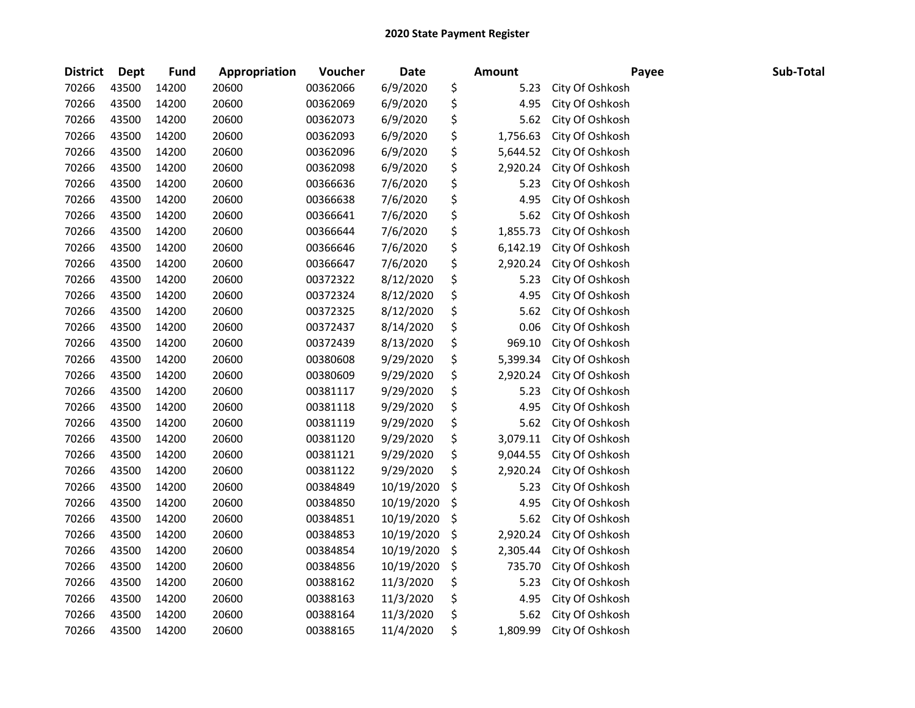# 2020 State Payment Register

| District | Dept | Fund | Appropriation | Voucher | Date | Amount | Payee | Sub-Total |
|---|---|---|---|---|---|---|---|---|
| 70266 | 43500 | 14200 | 20600 | 00362066 | 6/9/2020 | $ 5.23 | City Of Oshkosh | |
| 70266 | 43500 | 14200 | 20600 | 00362069 | 6/9/2020 | $ 4.95 | City Of Oshkosh | |
| 70266 | 43500 | 14200 | 20600 | 00362073 | 6/9/2020 | $ 5.62 | City Of Oshkosh | |
| 70266 | 43500 | 14200 | 20600 | 00362093 | 6/9/2020 | $ 1,756.63 | City Of Oshkosh | |
| 70266 | 43500 | 14200 | 20600 | 00362096 | 6/9/2020 | $ 5,644.52 | City Of Oshkosh | |
| 70266 | 43500 | 14200 | 20600 | 00362098 | 6/9/2020 | $ 2,920.24 | City Of Oshkosh | |
| 70266 | 43500 | 14200 | 20600 | 00366636 | 7/6/2020 | $ 5.23 | City Of Oshkosh | |
| 70266 | 43500 | 14200 | 20600 | 00366638 | 7/6/2020 | $ 4.95 | City Of Oshkosh | |
| 70266 | 43500 | 14200 | 20600 | 00366641 | 7/6/2020 | $ 5.62 | City Of Oshkosh | |
| 70266 | 43500 | 14200 | 20600 | 00366644 | 7/6/2020 | $ 1,855.73 | City Of Oshkosh | |
| 70266 | 43500 | 14200 | 20600 | 00366646 | 7/6/2020 | $ 6,142.19 | City Of Oshkosh | |
| 70266 | 43500 | 14200 | 20600 | 00366647 | 7/6/2020 | $ 2,920.24 | City Of Oshkosh | |
| 70266 | 43500 | 14200 | 20600 | 00372322 | 8/12/2020 | $ 5.23 | City Of Oshkosh | |
| 70266 | 43500 | 14200 | 20600 | 00372324 | 8/12/2020 | $ 4.95 | City Of Oshkosh | |
| 70266 | 43500 | 14200 | 20600 | 00372325 | 8/12/2020 | $ 5.62 | City Of Oshkosh | |
| 70266 | 43500 | 14200 | 20600 | 00372437 | 8/14/2020 | $ 0.06 | City Of Oshkosh | |
| 70266 | 43500 | 14200 | 20600 | 00372439 | 8/13/2020 | $ 969.10 | City Of Oshkosh | |
| 70266 | 43500 | 14200 | 20600 | 00380608 | 9/29/2020 | $ 5,399.34 | City Of Oshkosh | |
| 70266 | 43500 | 14200 | 20600 | 00380609 | 9/29/2020 | $ 2,920.24 | City Of Oshkosh | |
| 70266 | 43500 | 14200 | 20600 | 00381117 | 9/29/2020 | $ 5.23 | City Of Oshkosh | |
| 70266 | 43500 | 14200 | 20600 | 00381118 | 9/29/2020 | $ 4.95 | City Of Oshkosh | |
| 70266 | 43500 | 14200 | 20600 | 00381119 | 9/29/2020 | $ 5.62 | City Of Oshkosh | |
| 70266 | 43500 | 14200 | 20600 | 00381120 | 9/29/2020 | $ 3,079.11 | City Of Oshkosh | |
| 70266 | 43500 | 14200 | 20600 | 00381121 | 9/29/2020 | $ 9,044.55 | City Of Oshkosh | |
| 70266 | 43500 | 14200 | 20600 | 00381122 | 9/29/2020 | $ 2,920.24 | City Of Oshkosh | |
| 70266 | 43500 | 14200 | 20600 | 00384849 | 10/19/2020 | $ 5.23 | City Of Oshkosh | |
| 70266 | 43500 | 14200 | 20600 | 00384850 | 10/19/2020 | $ 4.95 | City Of Oshkosh | |
| 70266 | 43500 | 14200 | 20600 | 00384851 | 10/19/2020 | $ 5.62 | City Of Oshkosh | |
| 70266 | 43500 | 14200 | 20600 | 00384853 | 10/19/2020 | $ 2,920.24 | City Of Oshkosh | |
| 70266 | 43500 | 14200 | 20600 | 00384854 | 10/19/2020 | $ 2,305.44 | City Of Oshkosh | |
| 70266 | 43500 | 14200 | 20600 | 00384856 | 10/19/2020 | $ 735.70 | City Of Oshkosh | |
| 70266 | 43500 | 14200 | 20600 | 00388162 | 11/3/2020 | $ 5.23 | City Of Oshkosh | |
| 70266 | 43500 | 14200 | 20600 | 00388163 | 11/3/2020 | $ 4.95 | City Of Oshkosh | |
| 70266 | 43500 | 14200 | 20600 | 00388164 | 11/3/2020 | $ 5.62 | City Of Oshkosh | |
| 70266 | 43500 | 14200 | 20600 | 00388165 | 11/4/2020 | $ 1,809.99 | City Of Oshkosh | |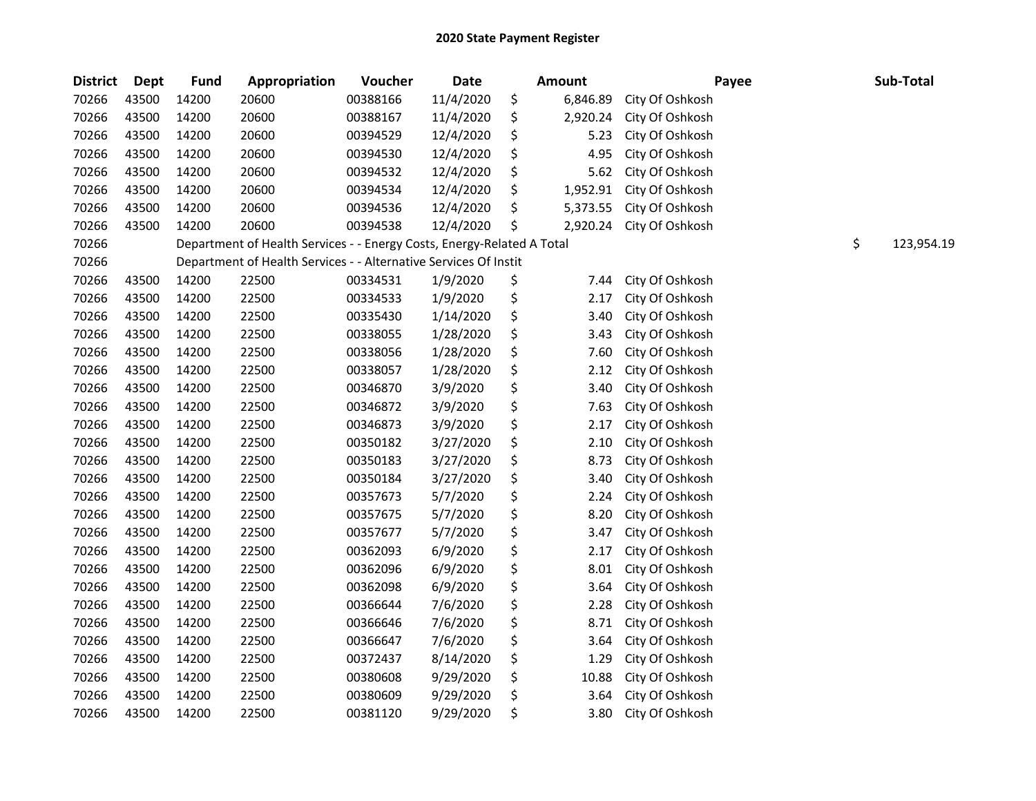# 2020 State Payment Register

| District | Dept | Fund | Appropriation | Voucher | Date | Amount | Payee | Sub-Total |
|---|---|---|---|---|---|---|---|---|
| 70266 | 43500 | 14200 | 20600 | 00388166 | 11/4/2020 | $ 6,846.89 | City Of Oshkosh | |
| 70266 | 43500 | 14200 | 20600 | 00388167 | 11/4/2020 | $ 2,920.24 | City Of Oshkosh | |
| 70266 | 43500 | 14200 | 20600 | 00394529 | 12/4/2020 | $ 5.23 | City Of Oshkosh | |
| 70266 | 43500 | 14200 | 20600 | 00394530 | 12/4/2020 | $ 4.95 | City Of Oshkosh | |
| 70266 | 43500 | 14200 | 20600 | 00394532 | 12/4/2020 | $ 5.62 | City Of Oshkosh | |
| 70266 | 43500 | 14200 | 20600 | 00394534 | 12/4/2020 | $ 1,952.91 | City Of Oshkosh | |
| 70266 | 43500 | 14200 | 20600 | 00394536 | 12/4/2020 | $ 5,373.55 | City Of Oshkosh | |
| 70266 | 43500 | 14200 | 20600 | 00394538 | 12/4/2020 | $ 2,920.24 | City Of Oshkosh | |
| 70266 | | Department of Health Services - - Energy Costs, Energy-Related A Total | | | | | | $ 123,954.19 |
| 70266 | | Department of Health Services - - Alternative Services Of Instit | | | | | | |
| 70266 | 43500 | 14200 | 22500 | 00334531 | 1/9/2020 | $ 7.44 | City Of Oshkosh | |
| 70266 | 43500 | 14200 | 22500 | 00334533 | 1/9/2020 | $ 2.17 | City Of Oshkosh | |
| 70266 | 43500 | 14200 | 22500 | 00335430 | 1/14/2020 | $ 3.40 | City Of Oshkosh | |
| 70266 | 43500 | 14200 | 22500 | 00338055 | 1/28/2020 | $ 3.43 | City Of Oshkosh | |
| 70266 | 43500 | 14200 | 22500 | 00338056 | 1/28/2020 | $ 7.60 | City Of Oshkosh | |
| 70266 | 43500 | 14200 | 22500 | 00338057 | 1/28/2020 | $ 2.12 | City Of Oshkosh | |
| 70266 | 43500 | 14200 | 22500 | 00346870 | 3/9/2020 | $ 3.40 | City Of Oshkosh | |
| 70266 | 43500 | 14200 | 22500 | 00346872 | 3/9/2020 | $ 7.63 | City Of Oshkosh | |
| 70266 | 43500 | 14200 | 22500 | 00346873 | 3/9/2020 | $ 2.17 | City Of Oshkosh | |
| 70266 | 43500 | 14200 | 22500 | 00350182 | 3/27/2020 | $ 2.10 | City Of Oshkosh | |
| 70266 | 43500 | 14200 | 22500 | 00350183 | 3/27/2020 | $ 8.73 | City Of Oshkosh | |
| 70266 | 43500 | 14200 | 22500 | 00350184 | 3/27/2020 | $ 3.40 | City Of Oshkosh | |
| 70266 | 43500 | 14200 | 22500 | 00357673 | 5/7/2020 | $ 2.24 | City Of Oshkosh | |
| 70266 | 43500 | 14200 | 22500 | 00357675 | 5/7/2020 | $ 8.20 | City Of Oshkosh | |
| 70266 | 43500 | 14200 | 22500 | 00357677 | 5/7/2020 | $ 3.47 | City Of Oshkosh | |
| 70266 | 43500 | 14200 | 22500 | 00362093 | 6/9/2020 | $ 2.17 | City Of Oshkosh | |
| 70266 | 43500 | 14200 | 22500 | 00362096 | 6/9/2020 | $ 8.01 | City Of Oshkosh | |
| 70266 | 43500 | 14200 | 22500 | 00362098 | 6/9/2020 | $ 3.64 | City Of Oshkosh | |
| 70266 | 43500 | 14200 | 22500 | 00366644 | 7/6/2020 | $ 2.28 | City Of Oshkosh | |
| 70266 | 43500 | 14200 | 22500 | 00366646 | 7/6/2020 | $ 8.71 | City Of Oshkosh | |
| 70266 | 43500 | 14200 | 22500 | 00366647 | 7/6/2020 | $ 3.64 | City Of Oshkosh | |
| 70266 | 43500 | 14200 | 22500 | 00372437 | 8/14/2020 | $ 1.29 | City Of Oshkosh | |
| 70266 | 43500 | 14200 | 22500 | 00380608 | 9/29/2020 | $ 10.88 | City Of Oshkosh | |
| 70266 | 43500 | 14200 | 22500 | 00380609 | 9/29/2020 | $ 3.64 | City Of Oshkosh | |
| 70266 | 43500 | 14200 | 22500 | 00381120 | 9/29/2020 | $ 3.80 | City Of Oshkosh | |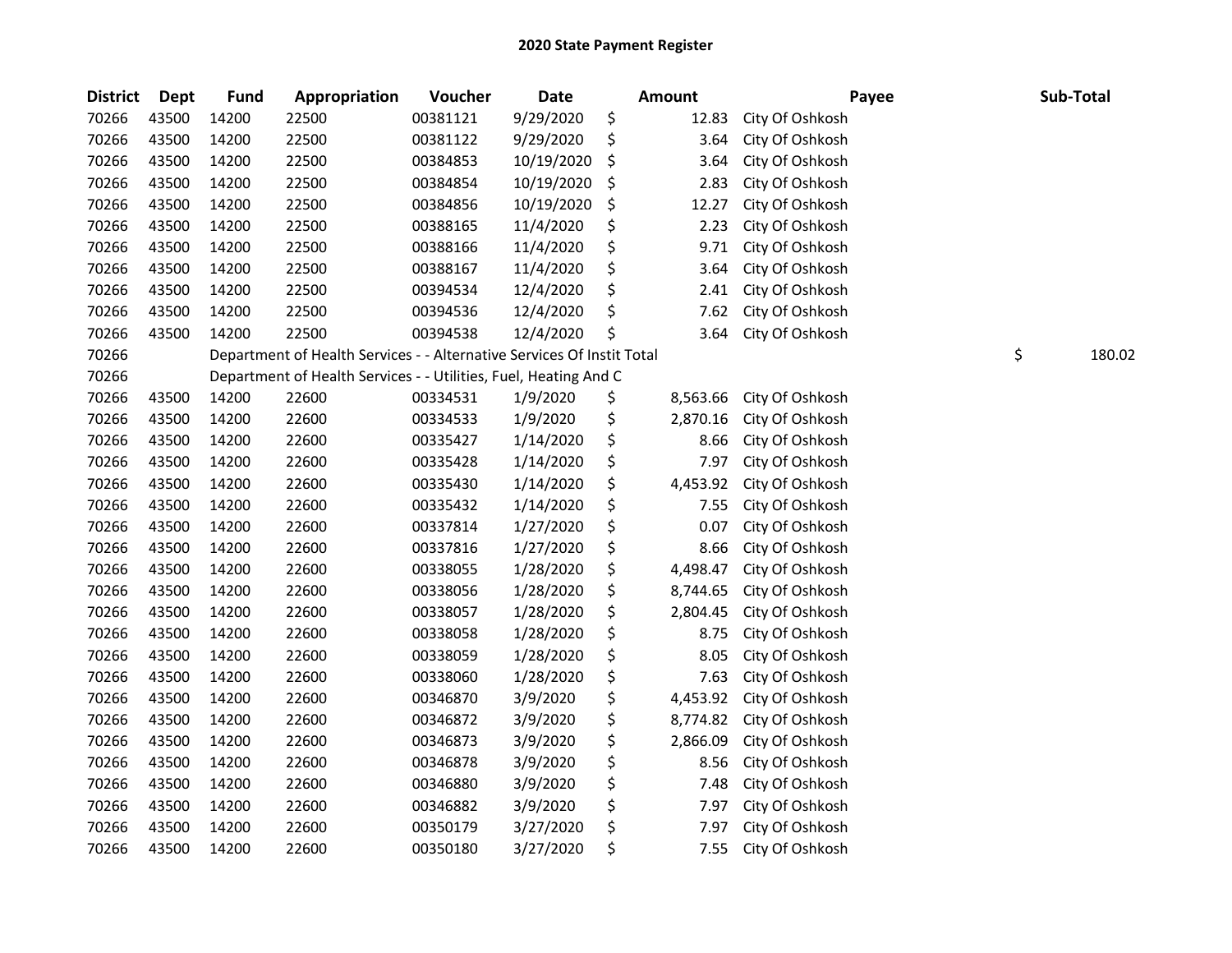# 2020 State Payment Register

| District | Dept | Fund | Appropriation | Voucher | Date | Amount | Payee | Sub-Total |
|---|---|---|---|---|---|---|---|---|
| 70266 | 43500 | 14200 | 22500 | 00381121 | 9/29/2020 | $ 12.83 | City Of Oshkosh | |
| 70266 | 43500 | 14200 | 22500 | 00381122 | 9/29/2020 | $ 3.64 | City Of Oshkosh | |
| 70266 | 43500 | 14200 | 22500 | 00384853 | 10/19/2020 | $ 3.64 | City Of Oshkosh | |
| 70266 | 43500 | 14200 | 22500 | 00384854 | 10/19/2020 | $ 2.83 | City Of Oshkosh | |
| 70266 | 43500 | 14200 | 22500 | 00384856 | 10/19/2020 | $ 12.27 | City Of Oshkosh | |
| 70266 | 43500 | 14200 | 22500 | 00388165 | 11/4/2020 | $ 2.23 | City Of Oshkosh | |
| 70266 | 43500 | 14200 | 22500 | 00388166 | 11/4/2020 | $ 9.71 | City Of Oshkosh | |
| 70266 | 43500 | 14200 | 22500 | 00388167 | 11/4/2020 | $ 3.64 | City Of Oshkosh | |
| 70266 | 43500 | 14200 | 22500 | 00394534 | 12/4/2020 | $ 2.41 | City Of Oshkosh | |
| 70266 | 43500 | 14200 | 22500 | 00394536 | 12/4/2020 | $ 7.62 | City Of Oshkosh | |
| 70266 | 43500 | 14200 | 22500 | 00394538 | 12/4/2020 | $ 3.64 | City Of Oshkosh | |
| 70266 | | Department of Health Services - - Alternative Services Of Instit Total | | | | | | $ 180.02 |
| 70266 | | Department of Health Services - - Utilities, Fuel, Heating And C | | | | | | |
| 70266 | 43500 | 14200 | 22600 | 00334531 | 1/9/2020 | $ 8,563.66 | City Of Oshkosh | |
| 70266 | 43500 | 14200 | 22600 | 00334533 | 1/9/2020 | $ 2,870.16 | City Of Oshkosh | |
| 70266 | 43500 | 14200 | 22600 | 00335427 | 1/14/2020 | $ 8.66 | City Of Oshkosh | |
| 70266 | 43500 | 14200 | 22600 | 00335428 | 1/14/2020 | $ 7.97 | City Of Oshkosh | |
| 70266 | 43500 | 14200 | 22600 | 00335430 | 1/14/2020 | $ 4,453.92 | City Of Oshkosh | |
| 70266 | 43500 | 14200 | 22600 | 00335432 | 1/14/2020 | $ 7.55 | City Of Oshkosh | |
| 70266 | 43500 | 14200 | 22600 | 00337814 | 1/27/2020 | $ 0.07 | City Of Oshkosh | |
| 70266 | 43500 | 14200 | 22600 | 00337816 | 1/27/2020 | $ 8.66 | City Of Oshkosh | |
| 70266 | 43500 | 14200 | 22600 | 00338055 | 1/28/2020 | $ 4,498.47 | City Of Oshkosh | |
| 70266 | 43500 | 14200 | 22600 | 00338056 | 1/28/2020 | $ 8,744.65 | City Of Oshkosh | |
| 70266 | 43500 | 14200 | 22600 | 00338057 | 1/28/2020 | $ 2,804.45 | City Of Oshkosh | |
| 70266 | 43500 | 14200 | 22600 | 00338058 | 1/28/2020 | $ 8.75 | City Of Oshkosh | |
| 70266 | 43500 | 14200 | 22600 | 00338059 | 1/28/2020 | $ 8.05 | City Of Oshkosh | |
| 70266 | 43500 | 14200 | 22600 | 00338060 | 1/28/2020 | $ 7.63 | City Of Oshkosh | |
| 70266 | 43500 | 14200 | 22600 | 00346870 | 3/9/2020 | $ 4,453.92 | City Of Oshkosh | |
| 70266 | 43500 | 14200 | 22600 | 00346872 | 3/9/2020 | $ 8,774.82 | City Of Oshkosh | |
| 70266 | 43500 | 14200 | 22600 | 00346873 | 3/9/2020 | $ 2,866.09 | City Of Oshkosh | |
| 70266 | 43500 | 14200 | 22600 | 00346878 | 3/9/2020 | $ 8.56 | City Of Oshkosh | |
| 70266 | 43500 | 14200 | 22600 | 00346880 | 3/9/2020 | $ 7.48 | City Of Oshkosh | |
| 70266 | 43500 | 14200 | 22600 | 00346882 | 3/9/2020 | $ 7.97 | City Of Oshkosh | |
| 70266 | 43500 | 14200 | 22600 | 00350179 | 3/27/2020 | $ 7.97 | City Of Oshkosh | |
| 70266 | 43500 | 14200 | 22600 | 00350180 | 3/27/2020 | $ 7.55 | City Of Oshkosh | |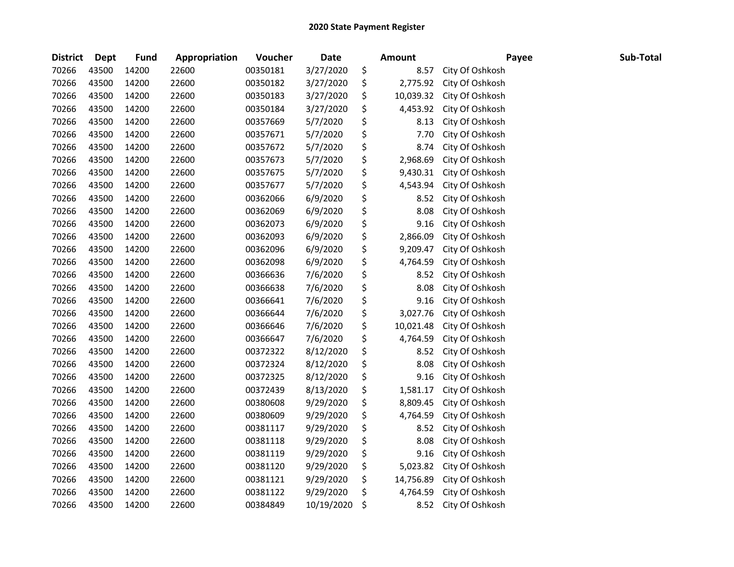**2020 State Payment Register**

| District | Dept | Fund | Appropriation | Voucher | Date | Amount | Payee | Sub-Total |
|---|---|---|---|---|---|---|---|---|
| 70266 | 43500 | 14200 | 22600 | 00350181 | 3/27/2020 | $ 8.57 | City Of Oshkosh | |
| 70266 | 43500 | 14200 | 22600 | 00350182 | 3/27/2020 | $ 2,775.92 | City Of Oshkosh | |
| 70266 | 43500 | 14200 | 22600 | 00350183 | 3/27/2020 | $ 10,039.32 | City Of Oshkosh | |
| 70266 | 43500 | 14200 | 22600 | 00350184 | 3/27/2020 | $ 4,453.92 | City Of Oshkosh | |
| 70266 | 43500 | 14200 | 22600 | 00357669 | 5/7/2020 | $ 8.13 | City Of Oshkosh | |
| 70266 | 43500 | 14200 | 22600 | 00357671 | 5/7/2020 | $ 7.70 | City Of Oshkosh | |
| 70266 | 43500 | 14200 | 22600 | 00357672 | 5/7/2020 | $ 8.74 | City Of Oshkosh | |
| 70266 | 43500 | 14200 | 22600 | 00357673 | 5/7/2020 | $ 2,968.69 | City Of Oshkosh | |
| 70266 | 43500 | 14200 | 22600 | 00357675 | 5/7/2020 | $ 9,430.31 | City Of Oshkosh | |
| 70266 | 43500 | 14200 | 22600 | 00357677 | 5/7/2020 | $ 4,543.94 | City Of Oshkosh | |
| 70266 | 43500 | 14200 | 22600 | 00362066 | 6/9/2020 | $ 8.52 | City Of Oshkosh | |
| 70266 | 43500 | 14200 | 22600 | 00362069 | 6/9/2020 | $ 8.08 | City Of Oshkosh | |
| 70266 | 43500 | 14200 | 22600 | 00362073 | 6/9/2020 | $ 9.16 | City Of Oshkosh | |
| 70266 | 43500 | 14200 | 22600 | 00362093 | 6/9/2020 | $ 2,866.09 | City Of Oshkosh | |
| 70266 | 43500 | 14200 | 22600 | 00362096 | 6/9/2020 | $ 9,209.47 | City Of Oshkosh | |
| 70266 | 43500 | 14200 | 22600 | 00362098 | 6/9/2020 | $ 4,764.59 | City Of Oshkosh | |
| 70266 | 43500 | 14200 | 22600 | 00366636 | 7/6/2020 | $ 8.52 | City Of Oshkosh | |
| 70266 | 43500 | 14200 | 22600 | 00366638 | 7/6/2020 | $ 8.08 | City Of Oshkosh | |
| 70266 | 43500 | 14200 | 22600 | 00366641 | 7/6/2020 | $ 9.16 | City Of Oshkosh | |
| 70266 | 43500 | 14200 | 22600 | 00366644 | 7/6/2020 | $ 3,027.76 | City Of Oshkosh | |
| 70266 | 43500 | 14200 | 22600 | 00366646 | 7/6/2020 | $ 10,021.48 | City Of Oshkosh | |
| 70266 | 43500 | 14200 | 22600 | 00366647 | 7/6/2020 | $ 4,764.59 | City Of Oshkosh | |
| 70266 | 43500 | 14200 | 22600 | 00372322 | 8/12/2020 | $ 8.52 | City Of Oshkosh | |
| 70266 | 43500 | 14200 | 22600 | 00372324 | 8/12/2020 | $ 8.08 | City Of Oshkosh | |
| 70266 | 43500 | 14200 | 22600 | 00372325 | 8/12/2020 | $ 9.16 | City Of Oshkosh | |
| 70266 | 43500 | 14200 | 22600 | 00372439 | 8/13/2020 | $ 1,581.17 | City Of Oshkosh | |
| 70266 | 43500 | 14200 | 22600 | 00380608 | 9/29/2020 | $ 8,809.45 | City Of Oshkosh | |
| 70266 | 43500 | 14200 | 22600 | 00380609 | 9/29/2020 | $ 4,764.59 | City Of Oshkosh | |
| 70266 | 43500 | 14200 | 22600 | 00381117 | 9/29/2020 | $ 8.52 | City Of Oshkosh | |
| 70266 | 43500 | 14200 | 22600 | 00381118 | 9/29/2020 | $ 8.08 | City Of Oshkosh | |
| 70266 | 43500 | 14200 | 22600 | 00381119 | 9/29/2020 | $ 9.16 | City Of Oshkosh | |
| 70266 | 43500 | 14200 | 22600 | 00381120 | 9/29/2020 | $ 5,023.82 | City Of Oshkosh | |
| 70266 | 43500 | 14200 | 22600 | 00381121 | 9/29/2020 | $ 14,756.89 | City Of Oshkosh | |
| 70266 | 43500 | 14200 | 22600 | 00381122 | 9/29/2020 | $ 4,764.59 | City Of Oshkosh | |
| 70266 | 43500 | 14200 | 22600 | 00384849 | 10/19/2020 | $ 8.52 | City Of Oshkosh | |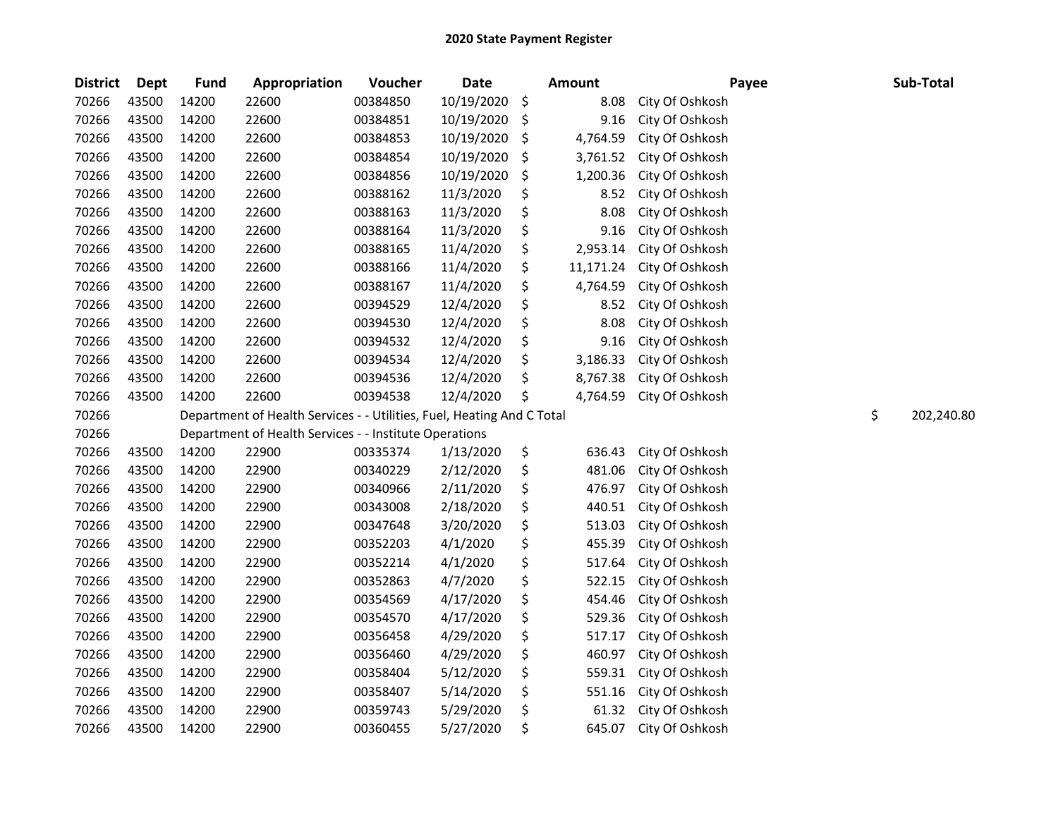## 2020 State Payment Register

| District | Dept | Fund | Appropriation | Voucher | Date | Amount | Payee | Sub-Total |
|---|---|---|---|---|---|---|---|---|
| 70266 | 43500 | 14200 | 22600 | 00384850 | 10/19/2020 | $ 8.08 | City Of Oshkosh | |
| 70266 | 43500 | 14200 | 22600 | 00384851 | 10/19/2020 | $ 9.16 | City Of Oshkosh | |
| 70266 | 43500 | 14200 | 22600 | 00384853 | 10/19/2020 | $ 4,764.59 | City Of Oshkosh | |
| 70266 | 43500 | 14200 | 22600 | 00384854 | 10/19/2020 | $ 3,761.52 | City Of Oshkosh | |
| 70266 | 43500 | 14200 | 22600 | 00384856 | 10/19/2020 | $ 1,200.36 | City Of Oshkosh | |
| 70266 | 43500 | 14200 | 22600 | 00388162 | 11/3/2020 | $ 8.52 | City Of Oshkosh | |
| 70266 | 43500 | 14200 | 22600 | 00388163 | 11/3/2020 | $ 8.08 | City Of Oshkosh | |
| 70266 | 43500 | 14200 | 22600 | 00388164 | 11/3/2020 | $ 9.16 | City Of Oshkosh | |
| 70266 | 43500 | 14200 | 22600 | 00388165 | 11/4/2020 | $ 2,953.14 | City Of Oshkosh | |
| 70266 | 43500 | 14200 | 22600 | 00388166 | 11/4/2020 | $ 11,171.24 | City Of Oshkosh | |
| 70266 | 43500 | 14200 | 22600 | 00388167 | 11/4/2020 | $ 4,764.59 | City Of Oshkosh | |
| 70266 | 43500 | 14200 | 22600 | 00394529 | 12/4/2020 | $ 8.52 | City Of Oshkosh | |
| 70266 | 43500 | 14200 | 22600 | 00394530 | 12/4/2020 | $ 8.08 | City Of Oshkosh | |
| 70266 | 43500 | 14200 | 22600 | 00394532 | 12/4/2020 | $ 9.16 | City Of Oshkosh | |
| 70266 | 43500 | 14200 | 22600 | 00394534 | 12/4/2020 | $ 3,186.33 | City Of Oshkosh | |
| 70266 | 43500 | 14200 | 22600 | 00394536 | 12/4/2020 | $ 8,767.38 | City Of Oshkosh | |
| 70266 | 43500 | 14200 | 22600 | 00394538 | 12/4/2020 | $ 4,764.59 | City Of Oshkosh | |
| 70266 | | Department of Health Services - - Utilities, Fuel, Heating And C Total | | | | | | $ 202,240.80 |
| 70266 | | Department of Health Services - - Institute Operations | | | | | | |
| 70266 | 43500 | 14200 | 22900 | 00335374 | 1/13/2020 | $ 636.43 | City Of Oshkosh | |
| 70266 | 43500 | 14200 | 22900 | 00340229 | 2/12/2020 | $ 481.06 | City Of Oshkosh | |
| 70266 | 43500 | 14200 | 22900 | 00340966 | 2/11/2020 | $ 476.97 | City Of Oshkosh | |
| 70266 | 43500 | 14200 | 22900 | 00343008 | 2/18/2020 | $ 440.51 | City Of Oshkosh | |
| 70266 | 43500 | 14200 | 22900 | 00347648 | 3/20/2020 | $ 513.03 | City Of Oshkosh | |
| 70266 | 43500 | 14200 | 22900 | 00352203 | 4/1/2020 | $ 455.39 | City Of Oshkosh | |
| 70266 | 43500 | 14200 | 22900 | 00352214 | 4/1/2020 | $ 517.64 | City Of Oshkosh | |
| 70266 | 43500 | 14200 | 22900 | 00352863 | 4/7/2020 | $ 522.15 | City Of Oshkosh | |
| 70266 | 43500 | 14200 | 22900 | 00354569 | 4/17/2020 | $ 454.46 | City Of Oshkosh | |
| 70266 | 43500 | 14200 | 22900 | 00354570 | 4/17/2020 | $ 529.36 | City Of Oshkosh | |
| 70266 | 43500 | 14200 | 22900 | 00356458 | 4/29/2020 | $ 517.17 | City Of Oshkosh | |
| 70266 | 43500 | 14200 | 22900 | 00356460 | 4/29/2020 | $ 460.97 | City Of Oshkosh | |
| 70266 | 43500 | 14200 | 22900 | 00358404 | 5/12/2020 | $ 559.31 | City Of Oshkosh | |
| 70266 | 43500 | 14200 | 22900 | 00358407 | 5/14/2020 | $ 551.16 | City Of Oshkosh | |
| 70266 | 43500 | 14200 | 22900 | 00359743 | 5/29/2020 | $ 61.32 | City Of Oshkosh | |
| 70266 | 43500 | 14200 | 22900 | 00360455 | 5/27/2020 | $ 645.07 | City Of Oshkosh | |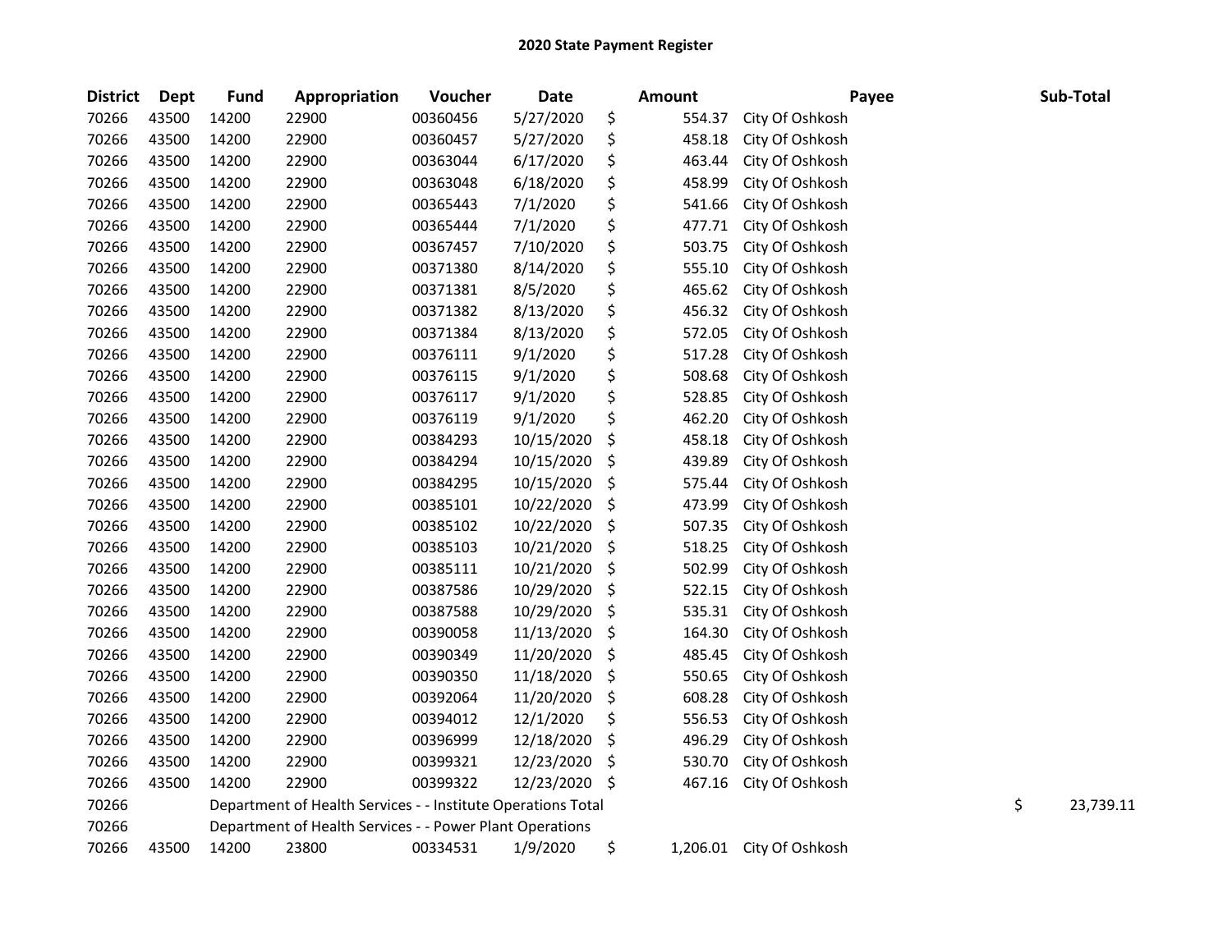## 2020 State Payment Register

| District | Dept | Fund | Appropriation | Voucher | Date | Amount | Payee | Sub-Total |
|---|---|---|---|---|---|---|---|---|
| 70266 | 43500 | 14200 | 22900 | 00360456 | 5/27/2020 | $ 554.37 | City Of Oshkosh | |
| 70266 | 43500 | 14200 | 22900 | 00360457 | 5/27/2020 | $ 458.18 | City Of Oshkosh | |
| 70266 | 43500 | 14200 | 22900 | 00363044 | 6/17/2020 | $ 463.44 | City Of Oshkosh | |
| 70266 | 43500 | 14200 | 22900 | 00363048 | 6/18/2020 | $ 458.99 | City Of Oshkosh | |
| 70266 | 43500 | 14200 | 22900 | 00365443 | 7/1/2020 | $ 541.66 | City Of Oshkosh | |
| 70266 | 43500 | 14200 | 22900 | 00365444 | 7/1/2020 | $ 477.71 | City Of Oshkosh | |
| 70266 | 43500 | 14200 | 22900 | 00367457 | 7/10/2020 | $ 503.75 | City Of Oshkosh | |
| 70266 | 43500 | 14200 | 22900 | 00371380 | 8/14/2020 | $ 555.10 | City Of Oshkosh | |
| 70266 | 43500 | 14200 | 22900 | 00371381 | 8/5/2020 | $ 465.62 | City Of Oshkosh | |
| 70266 | 43500 | 14200 | 22900 | 00371382 | 8/13/2020 | $ 456.32 | City Of Oshkosh | |
| 70266 | 43500 | 14200 | 22900 | 00371384 | 8/13/2020 | $ 572.05 | City Of Oshkosh | |
| 70266 | 43500 | 14200 | 22900 | 00376111 | 9/1/2020 | $ 517.28 | City Of Oshkosh | |
| 70266 | 43500 | 14200 | 22900 | 00376115 | 9/1/2020 | $ 508.68 | City Of Oshkosh | |
| 70266 | 43500 | 14200 | 22900 | 00376117 | 9/1/2020 | $ 528.85 | City Of Oshkosh | |
| 70266 | 43500 | 14200 | 22900 | 00376119 | 9/1/2020 | $ 462.20 | City Of Oshkosh | |
| 70266 | 43500 | 14200 | 22900 | 00384293 | 10/15/2020 | $ 458.18 | City Of Oshkosh | |
| 70266 | 43500 | 14200 | 22900 | 00384294 | 10/15/2020 | $ 439.89 | City Of Oshkosh | |
| 70266 | 43500 | 14200 | 22900 | 00384295 | 10/15/2020 | $ 575.44 | City Of Oshkosh | |
| 70266 | 43500 | 14200 | 22900 | 00385101 | 10/22/2020 | $ 473.99 | City Of Oshkosh | |
| 70266 | 43500 | 14200 | 22900 | 00385102 | 10/22/2020 | $ 507.35 | City Of Oshkosh | |
| 70266 | 43500 | 14200 | 22900 | 00385103 | 10/21/2020 | $ 518.25 | City Of Oshkosh | |
| 70266 | 43500 | 14200 | 22900 | 00385111 | 10/21/2020 | $ 502.99 | City Of Oshkosh | |
| 70266 | 43500 | 14200 | 22900 | 00387586 | 10/29/2020 | $ 522.15 | City Of Oshkosh | |
| 70266 | 43500 | 14200 | 22900 | 00387588 | 10/29/2020 | $ 535.31 | City Of Oshkosh | |
| 70266 | 43500 | 14200 | 22900 | 00390058 | 11/13/2020 | $ 164.30 | City Of Oshkosh | |
| 70266 | 43500 | 14200 | 22900 | 00390349 | 11/20/2020 | $ 485.45 | City Of Oshkosh | |
| 70266 | 43500 | 14200 | 22900 | 00390350 | 11/18/2020 | $ 550.65 | City Of Oshkosh | |
| 70266 | 43500 | 14200 | 22900 | 00392064 | 11/20/2020 | $ 608.28 | City Of Oshkosh | |
| 70266 | 43500 | 14200 | 22900 | 00394012 | 12/1/2020 | $ 556.53 | City Of Oshkosh | |
| 70266 | 43500 | 14200 | 22900 | 00396999 | 12/18/2020 | $ 496.29 | City Of Oshkosh | |
| 70266 | 43500 | 14200 | 22900 | 00399321 | 12/23/2020 | $ 530.70 | City Of Oshkosh | |
| 70266 | 43500 | 14200 | 22900 | 00399322 | 12/23/2020 | $ 467.16 | City Of Oshkosh | |
| 70266 | | Department of Health Services - - Institute Operations Total | | | | | | $ 23,739.11 |
| 70266 | | Department of Health Services - - Power Plant Operations | | | | | | |
| 70266 | 43500 | 14200 | 23800 | 00334531 | 1/9/2020 | $ 1,206.01 | City Of Oshkosh | |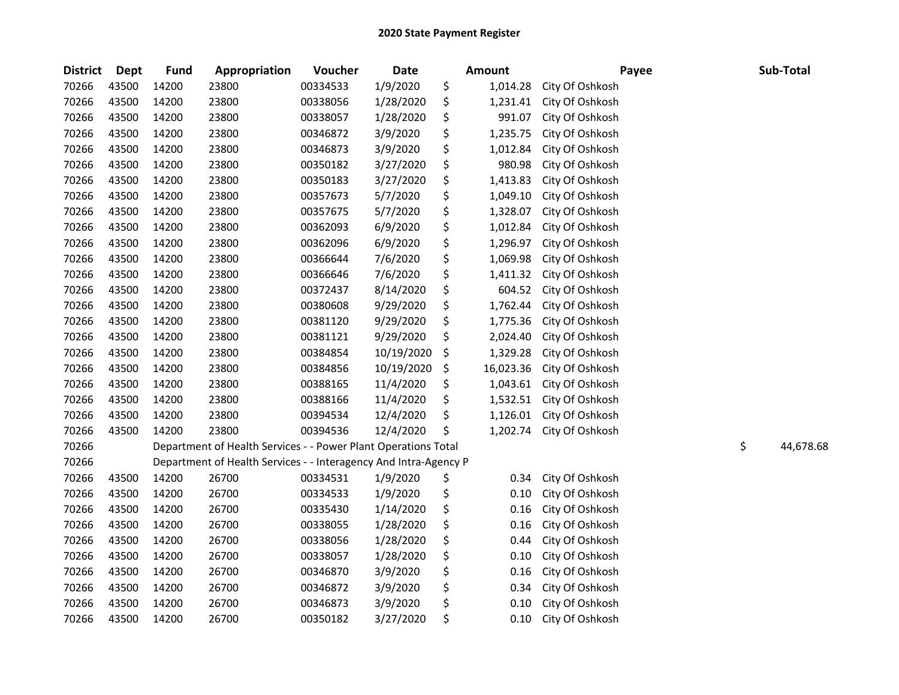# 2020 State Payment Register

| District | Dept | Fund | Appropriation | Voucher | Date | Amount | Payee | Sub-Total |
|---|---|---|---|---|---|---|---|---|
| 70266 | 43500 | 14200 | 23800 | 00334533 | 1/9/2020 | $ 1,014.28 | City Of Oshkosh | |
| 70266 | 43500 | 14200 | 23800 | 00338056 | 1/28/2020 | $ 1,231.41 | City Of Oshkosh | |
| 70266 | 43500 | 14200 | 23800 | 00338057 | 1/28/2020 | $ 991.07 | City Of Oshkosh | |
| 70266 | 43500 | 14200 | 23800 | 00346872 | 3/9/2020 | $ 1,235.75 | City Of Oshkosh | |
| 70266 | 43500 | 14200 | 23800 | 00346873 | 3/9/2020 | $ 1,012.84 | City Of Oshkosh | |
| 70266 | 43500 | 14200 | 23800 | 00350182 | 3/27/2020 | $ 980.98 | City Of Oshkosh | |
| 70266 | 43500 | 14200 | 23800 | 00350183 | 3/27/2020 | $ 1,413.83 | City Of Oshkosh | |
| 70266 | 43500 | 14200 | 23800 | 00357673 | 5/7/2020 | $ 1,049.10 | City Of Oshkosh | |
| 70266 | 43500 | 14200 | 23800 | 00357675 | 5/7/2020 | $ 1,328.07 | City Of Oshkosh | |
| 70266 | 43500 | 14200 | 23800 | 00362093 | 6/9/2020 | $ 1,012.84 | City Of Oshkosh | |
| 70266 | 43500 | 14200 | 23800 | 00362096 | 6/9/2020 | $ 1,296.97 | City Of Oshkosh | |
| 70266 | 43500 | 14200 | 23800 | 00366644 | 7/6/2020 | $ 1,069.98 | City Of Oshkosh | |
| 70266 | 43500 | 14200 | 23800 | 00366646 | 7/6/2020 | $ 1,411.32 | City Of Oshkosh | |
| 70266 | 43500 | 14200 | 23800 | 00372437 | 8/14/2020 | $ 604.52 | City Of Oshkosh | |
| 70266 | 43500 | 14200 | 23800 | 00380608 | 9/29/2020 | $ 1,762.44 | City Of Oshkosh | |
| 70266 | 43500 | 14200 | 23800 | 00381120 | 9/29/2020 | $ 1,775.36 | City Of Oshkosh | |
| 70266 | 43500 | 14200 | 23800 | 00381121 | 9/29/2020 | $ 2,024.40 | City Of Oshkosh | |
| 70266 | 43500 | 14200 | 23800 | 00384854 | 10/19/2020 | $ 1,329.28 | City Of Oshkosh | |
| 70266 | 43500 | 14200 | 23800 | 00384856 | 10/19/2020 | $ 16,023.36 | City Of Oshkosh | |
| 70266 | 43500 | 14200 | 23800 | 00388165 | 11/4/2020 | $ 1,043.61 | City Of Oshkosh | |
| 70266 | 43500 | 14200 | 23800 | 00388166 | 11/4/2020 | $ 1,532.51 | City Of Oshkosh | |
| 70266 | 43500 | 14200 | 23800 | 00394534 | 12/4/2020 | $ 1,126.01 | City Of Oshkosh | |
| 70266 | 43500 | 14200 | 23800 | 00394536 | 12/4/2020 | $ 1,202.74 | City Of Oshkosh | |
| 70266 | | Department of Health Services - - Power Plant Operations Total | | | | | | $ 44,678.68 |
| 70266 | | Department of Health Services - - Interagency And Intra-Agency P | | | | | | |
| 70266 | 43500 | 14200 | 26700 | 00334531 | 1/9/2020 | $ 0.34 | City Of Oshkosh | |
| 70266 | 43500 | 14200 | 26700 | 00334533 | 1/9/2020 | $ 0.10 | City Of Oshkosh | |
| 70266 | 43500 | 14200 | 26700 | 00335430 | 1/14/2020 | $ 0.16 | City Of Oshkosh | |
| 70266 | 43500 | 14200 | 26700 | 00338055 | 1/28/2020 | $ 0.16 | City Of Oshkosh | |
| 70266 | 43500 | 14200 | 26700 | 00338056 | 1/28/2020 | $ 0.44 | City Of Oshkosh | |
| 70266 | 43500 | 14200 | 26700 | 00338057 | 1/28/2020 | $ 0.10 | City Of Oshkosh | |
| 70266 | 43500 | 14200 | 26700 | 00346870 | 3/9/2020 | $ 0.16 | City Of Oshkosh | |
| 70266 | 43500 | 14200 | 26700 | 00346872 | 3/9/2020 | $ 0.34 | City Of Oshkosh | |
| 70266 | 43500 | 14200 | 26700 | 00346873 | 3/9/2020 | $ 0.10 | City Of Oshkosh | |
| 70266 | 43500 | 14200 | 26700 | 00350182 | 3/27/2020 | $ 0.10 | City Of Oshkosh | |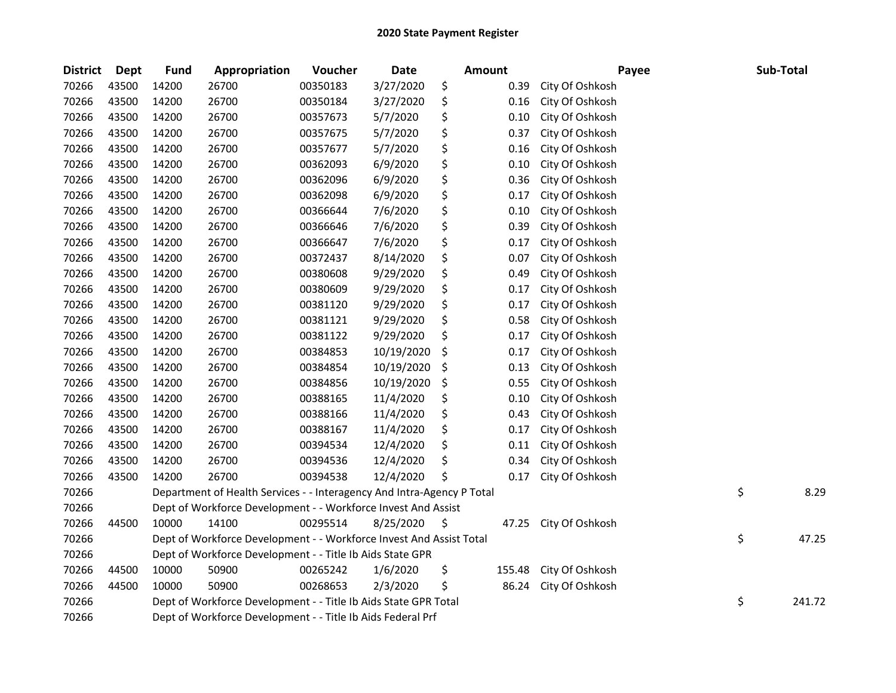# 2020 State Payment Register

| District | Dept | Fund | Appropriation | Voucher | Date | Amount | Payee | Sub-Total |
|---|---|---|---|---|---|---|---|---|
| 70266 | 43500 | 14200 | 26700 | 00350183 | 3/27/2020 | $ 0.39 | City Of Oshkosh | |
| 70266 | 43500 | 14200 | 26700 | 00350184 | 3/27/2020 | $ 0.16 | City Of Oshkosh | |
| 70266 | 43500 | 14200 | 26700 | 00357673 | 5/7/2020 | $ 0.10 | City Of Oshkosh | |
| 70266 | 43500 | 14200 | 26700 | 00357675 | 5/7/2020 | $ 0.37 | City Of Oshkosh | |
| 70266 | 43500 | 14200 | 26700 | 00357677 | 5/7/2020 | $ 0.16 | City Of Oshkosh | |
| 70266 | 43500 | 14200 | 26700 | 00362093 | 6/9/2020 | $ 0.10 | City Of Oshkosh | |
| 70266 | 43500 | 14200 | 26700 | 00362096 | 6/9/2020 | $ 0.36 | City Of Oshkosh | |
| 70266 | 43500 | 14200 | 26700 | 00362098 | 6/9/2020 | $ 0.17 | City Of Oshkosh | |
| 70266 | 43500 | 14200 | 26700 | 00366644 | 7/6/2020 | $ 0.10 | City Of Oshkosh | |
| 70266 | 43500 | 14200 | 26700 | 00366646 | 7/6/2020 | $ 0.39 | City Of Oshkosh | |
| 70266 | 43500 | 14200 | 26700 | 00366647 | 7/6/2020 | $ 0.17 | City Of Oshkosh | |
| 70266 | 43500 | 14200 | 26700 | 00372437 | 8/14/2020 | $ 0.07 | City Of Oshkosh | |
| 70266 | 43500 | 14200 | 26700 | 00380608 | 9/29/2020 | $ 0.49 | City Of Oshkosh | |
| 70266 | 43500 | 14200 | 26700 | 00380609 | 9/29/2020 | $ 0.17 | City Of Oshkosh | |
| 70266 | 43500 | 14200 | 26700 | 00381120 | 9/29/2020 | $ 0.17 | City Of Oshkosh | |
| 70266 | 43500 | 14200 | 26700 | 00381121 | 9/29/2020 | $ 0.58 | City Of Oshkosh | |
| 70266 | 43500 | 14200 | 26700 | 00381122 | 9/29/2020 | $ 0.17 | City Of Oshkosh | |
| 70266 | 43500 | 14200 | 26700 | 00384853 | 10/19/2020 | $ 0.17 | City Of Oshkosh | |
| 70266 | 43500 | 14200 | 26700 | 00384854 | 10/19/2020 | $ 0.13 | City Of Oshkosh | |
| 70266 | 43500 | 14200 | 26700 | 00384856 | 10/19/2020 | $ 0.55 | City Of Oshkosh | |
| 70266 | 43500 | 14200 | 26700 | 00388165 | 11/4/2020 | $ 0.10 | City Of Oshkosh | |
| 70266 | 43500 | 14200 | 26700 | 00388166 | 11/4/2020 | $ 0.43 | City Of Oshkosh | |
| 70266 | 43500 | 14200 | 26700 | 00388167 | 11/4/2020 | $ 0.17 | City Of Oshkosh | |
| 70266 | 43500 | 14200 | 26700 | 00394534 | 12/4/2020 | $ 0.11 | City Of Oshkosh | |
| 70266 | 43500 | 14200 | 26700 | 00394536 | 12/4/2020 | $ 0.34 | City Of Oshkosh | |
| 70266 | 43500 | 14200 | 26700 | 00394538 | 12/4/2020 | $ 0.17 | City Of Oshkosh | |
| 70266 | | Department of Health Services - - Interagency And Intra-Agency P Total | | | | | | $ 8.29 |
| 70266 | | Dept of Workforce Development - - Workforce Invest And Assist | | | | | | |
| 70266 | 44500 | 10000 | 14100 | 00295514 | 8/25/2020 | $ 47.25 | City Of Oshkosh | |
| 70266 | | Dept of Workforce Development - - Workforce Invest And Assist Total | | | | | | $ 47.25 |
| 70266 | | Dept of Workforce Development - - Title Ib Aids State GPR | | | | | | |
| 70266 | 44500 | 10000 | 50900 | 00265242 | 1/6/2020 | $ 155.48 | City Of Oshkosh | |
| 70266 | 44500 | 10000 | 50900 | 00268653 | 2/3/2020 | $ 86.24 | City Of Oshkosh | |
| 70266 | | Dept of Workforce Development - - Title Ib Aids State GPR Total | | | | | | $ 241.72 |
| 70266 | | Dept of Workforce Development - - Title Ib Aids Federal Prf | | | | | | |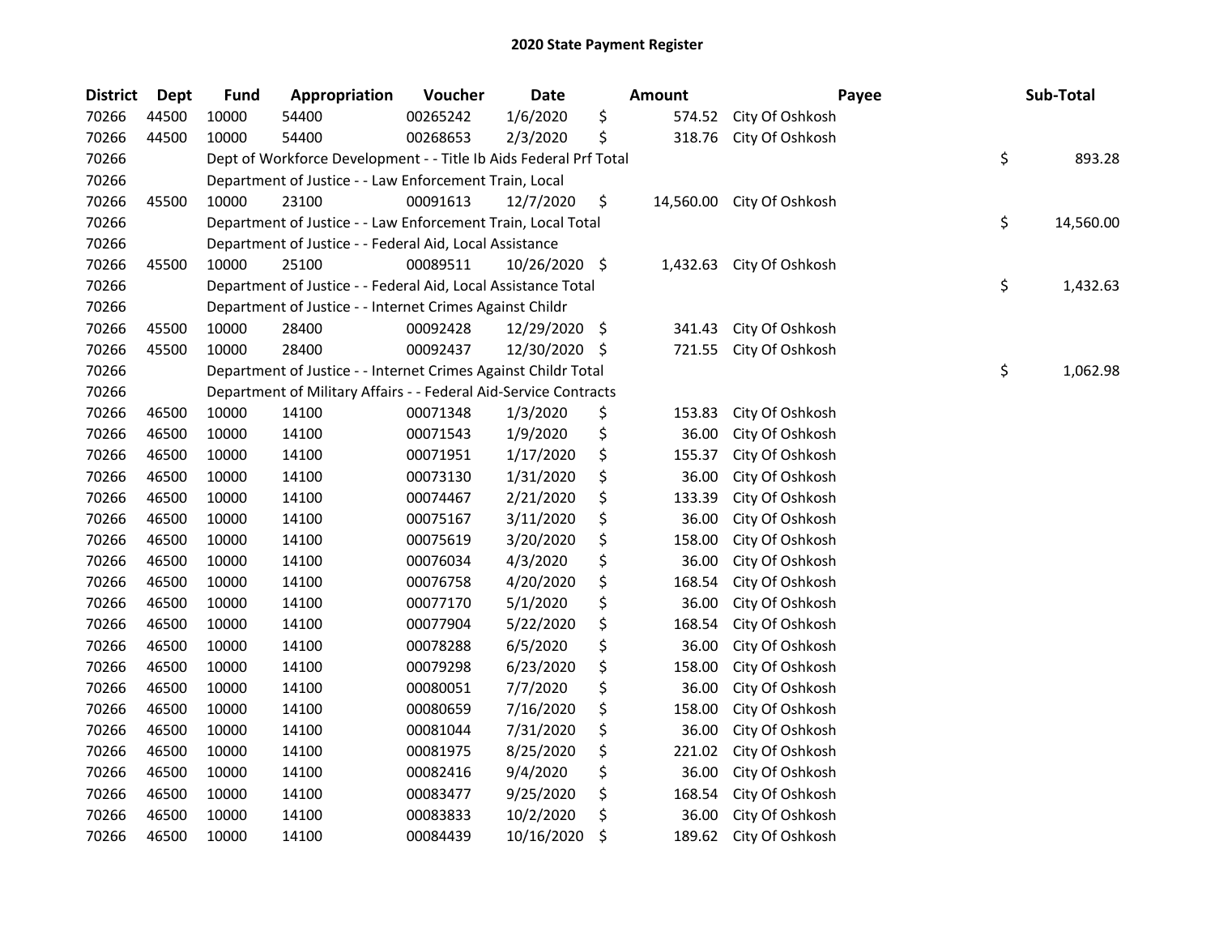## 2020 State Payment Register

| District | Dept | Fund | Appropriation | Voucher | Date | Amount | Payee | Sub-Total |
|---|---|---|---|---|---|---|---|---|
| 70266 | 44500 | 10000 | 54400 | 00265242 | 1/6/2020 | $ 574.52 | City Of Oshkosh | |
| 70266 | 44500 | 10000 | 54400 | 00268653 | 2/3/2020 | $ 318.76 | City Of Oshkosh | |
| 70266 | | Dept of Workforce Development - - Title Ib Aids Federal Prf Total | | | | | | $ 893.28 |
| 70266 | | Department of Justice - - Law Enforcement Train, Local | | | | | | |
| 70266 | 45500 | 10000 | 23100 | 00091613 | 12/7/2020 | $ 14,560.00 | City Of Oshkosh | |
| 70266 | | Department of Justice - - Law Enforcement Train, Local Total | | | | | | $ 14,560.00 |
| 70266 | | Department of Justice - - Federal Aid, Local Assistance | | | | | | |
| 70266 | 45500 | 10000 | 25100 | 00089511 | 10/26/2020 | $ 1,432.63 | City Of Oshkosh | |
| 70266 | | Department of Justice - - Federal Aid, Local Assistance Total | | | | | | $ 1,432.63 |
| 70266 | | Department of Justice - - Internet Crimes Against Childr | | | | | | |
| 70266 | 45500 | 10000 | 28400 | 00092428 | 12/29/2020 | $ 341.43 | City Of Oshkosh | |
| 70266 | 45500 | 10000 | 28400 | 00092437 | 12/30/2020 | $ 721.55 | City Of Oshkosh | |
| 70266 | | Department of Justice - - Internet Crimes Against Childr Total | | | | | | $ 1,062.98 |
| 70266 | | Department of Military Affairs - - Federal Aid-Service Contracts | | | | | | |
| 70266 | 46500 | 10000 | 14100 | 00071348 | 1/3/2020 | $ 153.83 | City Of Oshkosh | |
| 70266 | 46500 | 10000 | 14100 | 00071543 | 1/9/2020 | $ 36.00 | City Of Oshkosh | |
| 70266 | 46500 | 10000 | 14100 | 00071951 | 1/17/2020 | $ 155.37 | City Of Oshkosh | |
| 70266 | 46500 | 10000 | 14100 | 00073130 | 1/31/2020 | $ 36.00 | City Of Oshkosh | |
| 70266 | 46500 | 10000 | 14100 | 00074467 | 2/21/2020 | $ 133.39 | City Of Oshkosh | |
| 70266 | 46500 | 10000 | 14100 | 00075167 | 3/11/2020 | $ 36.00 | City Of Oshkosh | |
| 70266 | 46500 | 10000 | 14100 | 00075619 | 3/20/2020 | $ 158.00 | City Of Oshkosh | |
| 70266 | 46500 | 10000 | 14100 | 00076034 | 4/3/2020 | $ 36.00 | City Of Oshkosh | |
| 70266 | 46500 | 10000 | 14100 | 00076758 | 4/20/2020 | $ 168.54 | City Of Oshkosh | |
| 70266 | 46500 | 10000 | 14100 | 00077170 | 5/1/2020 | $ 36.00 | City Of Oshkosh | |
| 70266 | 46500 | 10000 | 14100 | 00077904 | 5/22/2020 | $ 168.54 | City Of Oshkosh | |
| 70266 | 46500 | 10000 | 14100 | 00078288 | 6/5/2020 | $ 36.00 | City Of Oshkosh | |
| 70266 | 46500 | 10000 | 14100 | 00079298 | 6/23/2020 | $ 158.00 | City Of Oshkosh | |
| 70266 | 46500 | 10000 | 14100 | 00080051 | 7/7/2020 | $ 36.00 | City Of Oshkosh | |
| 70266 | 46500 | 10000 | 14100 | 00080659 | 7/16/2020 | $ 158.00 | City Of Oshkosh | |
| 70266 | 46500 | 10000 | 14100 | 00081044 | 7/31/2020 | $ 36.00 | City Of Oshkosh | |
| 70266 | 46500 | 10000 | 14100 | 00081975 | 8/25/2020 | $ 221.02 | City Of Oshkosh | |
| 70266 | 46500 | 10000 | 14100 | 00082416 | 9/4/2020 | $ 36.00 | City Of Oshkosh | |
| 70266 | 46500 | 10000 | 14100 | 00083477 | 9/25/2020 | $ 168.54 | City Of Oshkosh | |
| 70266 | 46500 | 10000 | 14100 | 00083833 | 10/2/2020 | $ 36.00 | City Of Oshkosh | |
| 70266 | 46500 | 10000 | 14100 | 00084439 | 10/16/2020 | $ 189.62 | City Of Oshkosh | |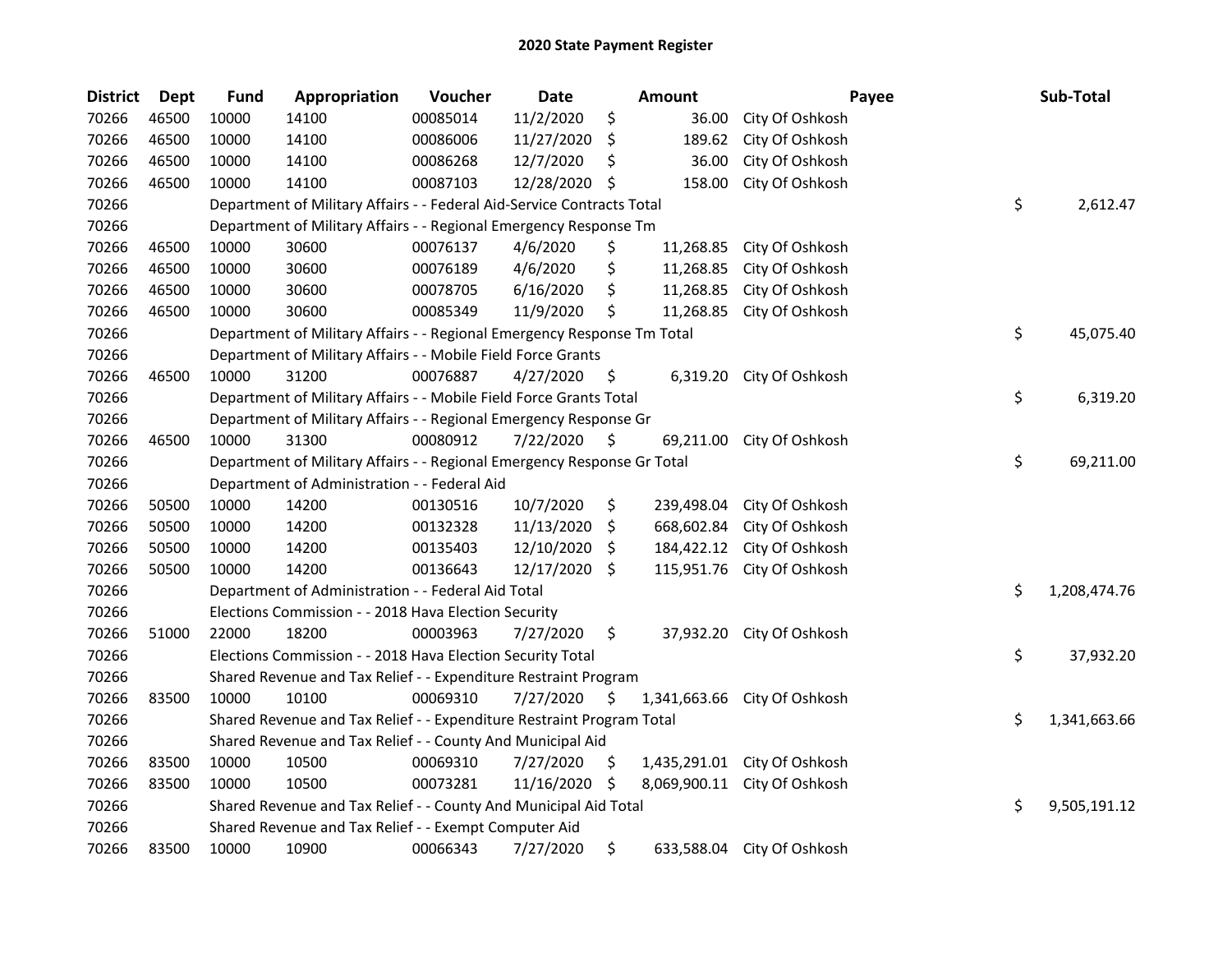# 2020 State Payment Register

| District | Dept | Fund | Appropriation | Voucher | Date | Amount | Payee | Sub-Total |
|---|---|---|---|---|---|---|---|---|
| 70266 | 46500 | 10000 | 14100 | 00085014 | 11/2/2020 | $ 36.00 | City Of Oshkosh | |
| 70266 | 46500 | 10000 | 14100 | 00086006 | 11/27/2020 | $ 189.62 | City Of Oshkosh | |
| 70266 | 46500 | 10000 | 14100 | 00086268 | 12/7/2020 | $ 36.00 | City Of Oshkosh | |
| 70266 | 46500 | 10000 | 14100 | 00087103 | 12/28/2020 | $ 158.00 | City Of Oshkosh | |
| 70266 | | Department of Military Affairs - - Federal Aid-Service Contracts Total | | | | | | $ 2,612.47 |
| 70266 | | Department of Military Affairs - - Regional Emergency Response Tm | | | | | | |
| 70266 | 46500 | 10000 | 30600 | 00076137 | 4/6/2020 | $ 11,268.85 | City Of Oshkosh | |
| 70266 | 46500 | 10000 | 30600 | 00076189 | 4/6/2020 | $ 11,268.85 | City Of Oshkosh | |
| 70266 | 46500 | 10000 | 30600 | 00078705 | 6/16/2020 | $ 11,268.85 | City Of Oshkosh | |
| 70266 | 46500 | 10000 | 30600 | 00085349 | 11/9/2020 | $ 11,268.85 | City Of Oshkosh | |
| 70266 | | Department of Military Affairs - - Regional Emergency Response Tm Total | | | | | | $ 45,075.40 |
| 70266 | | Department of Military Affairs - - Mobile Field Force Grants | | | | | | |
| 70266 | 46500 | 10000 | 31200 | 00076887 | 4/27/2020 | $ 6,319.20 | City Of Oshkosh | |
| 70266 | | Department of Military Affairs - - Mobile Field Force Grants Total | | | | | | $ 6,319.20 |
| 70266 | | Department of Military Affairs - - Regional Emergency Response Gr | | | | | | |
| 70266 | 46500 | 10000 | 31300 | 00080912 | 7/22/2020 | $ 69,211.00 | City Of Oshkosh | |
| 70266 | | Department of Military Affairs - - Regional Emergency Response Gr Total | | | | | | $ 69,211.00 |
| 70266 | | Department of Administration - - Federal Aid | | | | | | |
| 70266 | 50500 | 10000 | 14200 | 00130516 | 10/7/2020 | $ 239,498.04 | City Of Oshkosh | |
| 70266 | 50500 | 10000 | 14200 | 00132328 | 11/13/2020 | $ 668,602.84 | City Of Oshkosh | |
| 70266 | 50500 | 10000 | 14200 | 00135403 | 12/10/2020 | $ 184,422.12 | City Of Oshkosh | |
| 70266 | 50500 | 10000 | 14200 | 00136643 | 12/17/2020 | $ 115,951.76 | City Of Oshkosh | |
| 70266 | | Department of Administration - - Federal Aid Total | | | | | | $ 1,208,474.76 |
| 70266 | | Elections Commission - - 2018 Hava Election Security | | | | | | |
| 70266 | 51000 | 22000 | 18200 | 00003963 | 7/27/2020 | $ 37,932.20 | City Of Oshkosh | |
| 70266 | | Elections Commission - - 2018 Hava Election Security Total | | | | | | $ 37,932.20 |
| 70266 | | Shared Revenue and Tax Relief - - Expenditure Restraint Program | | | | | | |
| 70266 | 83500 | 10000 | 10100 | 00069310 | 7/27/2020 | $ 1,341,663.66 | City Of Oshkosh | |
| 70266 | | Shared Revenue and Tax Relief - - Expenditure Restraint Program Total | | | | | | $ 1,341,663.66 |
| 70266 | | Shared Revenue and Tax Relief - - County And Municipal Aid | | | | | | |
| 70266 | 83500 | 10000 | 10500 | 00069310 | 7/27/2020 | $ 1,435,291.01 | City Of Oshkosh | |
| 70266 | 83500 | 10000 | 10500 | 00073281 | 11/16/2020 | $ 8,069,900.11 | City Of Oshkosh | |
| 70266 | | Shared Revenue and Tax Relief - - County And Municipal Aid Total | | | | | | $ 9,505,191.12 |
| 70266 | | Shared Revenue and Tax Relief - - Exempt Computer Aid | | | | | | |
| 70266 | 83500 | 10000 | 10900 | 00066343 | 7/27/2020 | $ 633,588.04 | City Of Oshkosh | |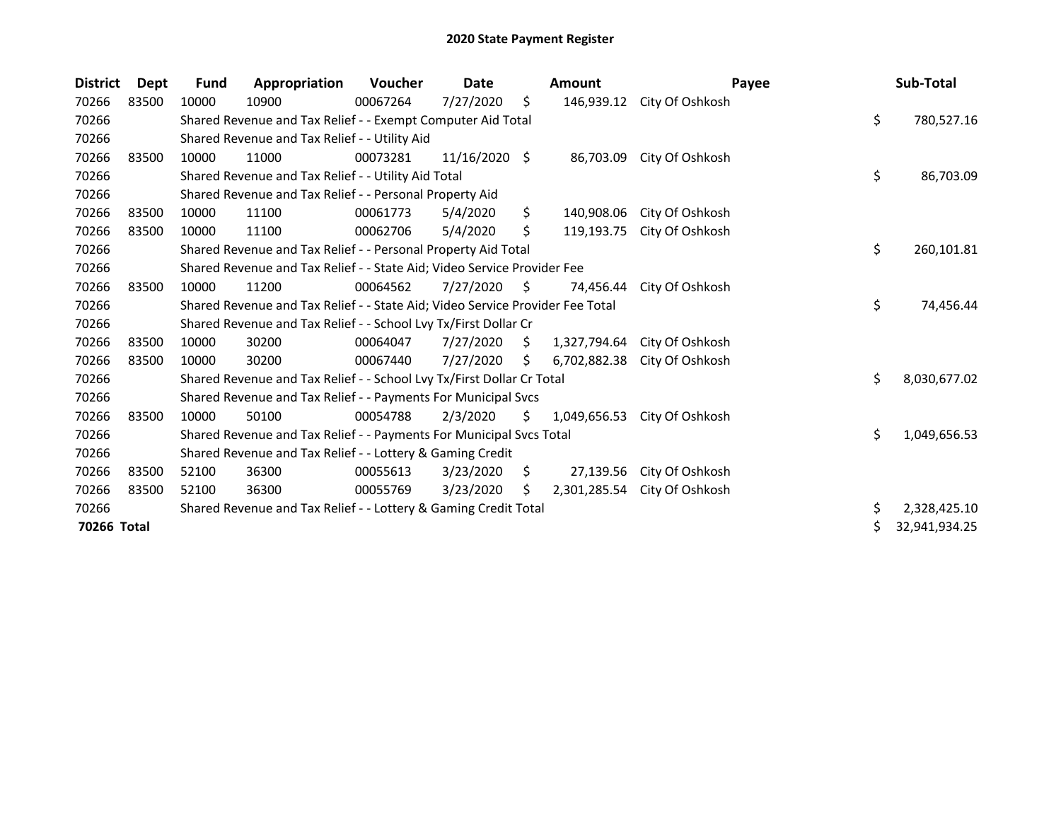# 2020 State Payment Register

| District | Dept | Fund | Appropriation | Voucher | Date | Amount | Payee | Sub-Total |
|---|---|---|---|---|---|---|---|---|
| 70266 | 83500 | 10000 | 10900 | 00067264 | 7/27/2020 | $ 146,939.12 | City Of Oshkosh | |
| 70266 | | Shared Revenue and Tax Relief - - Exempt Computer Aid Total | | | | | | $ 780,527.16 |
| 70266 | | Shared Revenue and Tax Relief - - Utility Aid | | | | | | |
| 70266 | 83500 | 10000 | 11000 | 00073281 | 11/16/2020 | $ 86,703.09 | City Of Oshkosh | |
| 70266 | | Shared Revenue and Tax Relief - - Utility Aid Total | | | | | | $ 86,703.09 |
| 70266 | | Shared Revenue and Tax Relief - - Personal Property Aid | | | | | | |
| 70266 | 83500 | 10000 | 11100 | 00061773 | 5/4/2020 | $ 140,908.06 | City Of Oshkosh | |
| 70266 | 83500 | 10000 | 11100 | 00062706 | 5/4/2020 | $ 119,193.75 | City Of Oshkosh | |
| 70266 | | Shared Revenue and Tax Relief - - Personal Property Aid Total | | | | | | $ 260,101.81 |
| 70266 | | Shared Revenue and Tax Relief - - State Aid; Video Service Provider Fee | | | | | | |
| 70266 | 83500 | 10000 | 11200 | 00064562 | 7/27/2020 | $ 74,456.44 | City Of Oshkosh | |
| 70266 | | Shared Revenue and Tax Relief - - State Aid; Video Service Provider Fee Total | | | | | | $ 74,456.44 |
| 70266 | | Shared Revenue and Tax Relief - - School Lvy Tx/First Dollar Cr | | | | | | |
| 70266 | 83500 | 10000 | 30200 | 00064047 | 7/27/2020 | $ 1,327,794.64 | City Of Oshkosh | |
| 70266 | 83500 | 10000 | 30200 | 00067440 | 7/27/2020 | $ 6,702,882.38 | City Of Oshkosh | |
| 70266 | | Shared Revenue and Tax Relief - - School Lvy Tx/First Dollar Cr Total | | | | | | $ 8,030,677.02 |
| 70266 | | Shared Revenue and Tax Relief - - Payments For Municipal Svcs | | | | | | |
| 70266 | 83500 | 10000 | 50100 | 00054788 | 2/3/2020 | $ 1,049,656.53 | City Of Oshkosh | |
| 70266 | | Shared Revenue and Tax Relief - - Payments For Municipal Svcs Total | | | | | | $ 1,049,656.53 |
| 70266 | | Shared Revenue and Tax Relief - - Lottery & Gaming Credit | | | | | | |
| 70266 | 83500 | 52100 | 36300 | 00055613 | 3/23/2020 | $ 27,139.56 | City Of Oshkosh | |
| 70266 | 83500 | 52100 | 36300 | 00055769 | 3/23/2020 | $ 2,301,285.54 | City Of Oshkosh | |
| 70266 | | Shared Revenue and Tax Relief - - Lottery & Gaming Credit Total | | | | | | $ 2,328,425.10 |
| **70266 Total** | | | | | | | | $ 32,941,934.25 |